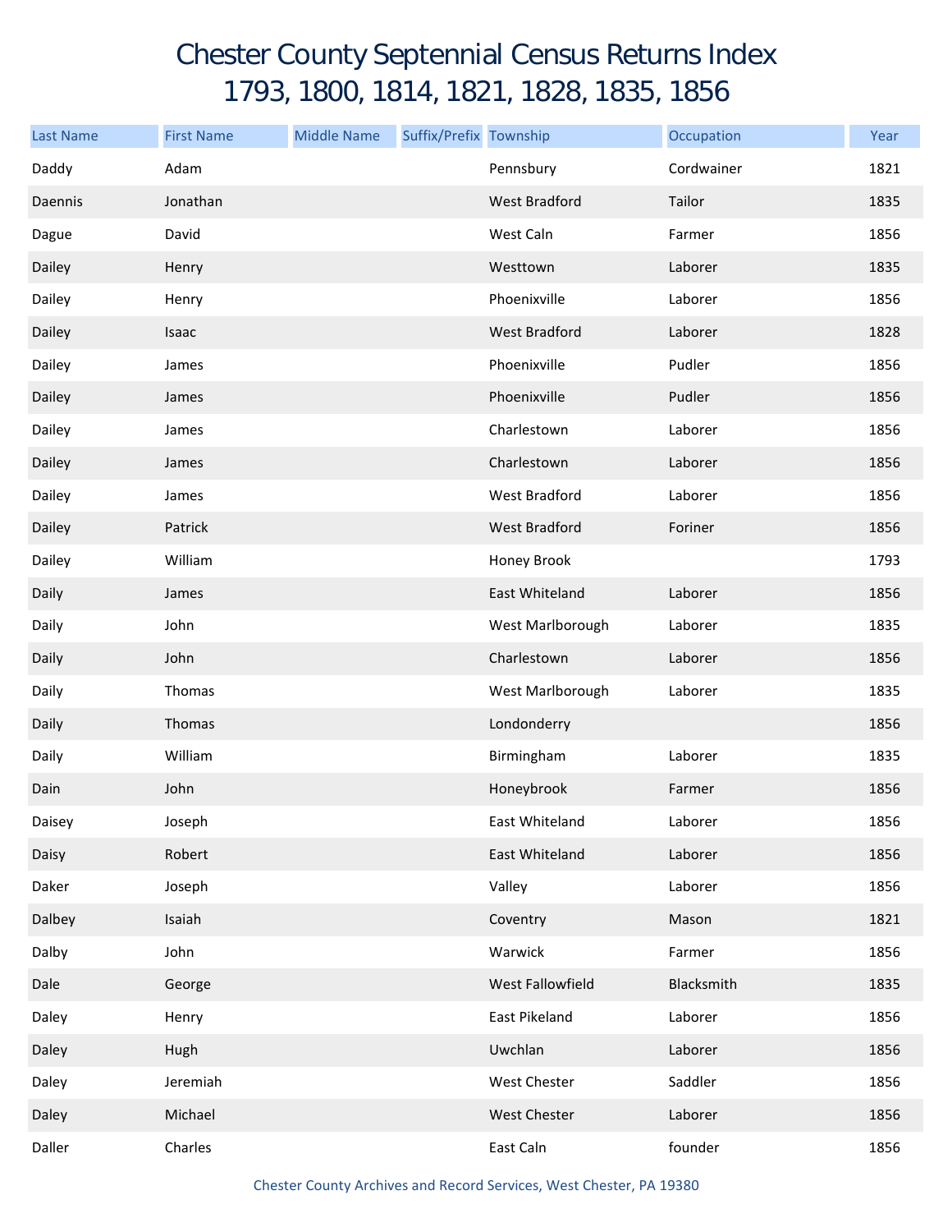# Chester County Septennial Census Returns Index
## 1793, 1800, 1814, 1821, 1828, 1835, 1856

| Last Name | First Name | Middle Name | Suffix/Prefix | Township | Occupation | Year |
|---|---|---|---|---|---|---|
| Daddy | Adam | | | Pennsbury | Cordwainer | 1821 |
| Daennis | Jonathan | | | West Bradford | Tailor | 1835 |
| Dague | David | | | West Caln | Farmer | 1856 |
| Dailey | Henry | | | Westtown | Laborer | 1835 |
| Dailey | Henry | | | Phoenixville | Laborer | 1856 |
| Dailey | Isaac | | | West Bradford | Laborer | 1828 |
| Dailey | James | | | Phoenixville | Pudler | 1856 |
| Dailey | James | | | Phoenixville | Pudler | 1856 |
| Dailey | James | | | Charlestown | Laborer | 1856 |
| Dailey | James | | | Charlestown | Laborer | 1856 |
| Dailey | James | | | West Bradford | Laborer | 1856 |
| Dailey | Patrick | | | West Bradford | Foriner | 1856 |
| Dailey | William | | | Honey Brook | | 1793 |
| Daily | James | | | East Whiteland | Laborer | 1856 |
| Daily | John | | | West Marlborough | Laborer | 1835 |
| Daily | John | | | Charlestown | Laborer | 1856 |
| Daily | Thomas | | | West Marlborough | Laborer | 1835 |
| Daily | Thomas | | | Londonderry | | 1856 |
| Daily | William | | | Birmingham | Laborer | 1835 |
| Dain | John | | | Honeybrook | Farmer | 1856 |
| Daisey | Joseph | | | East Whiteland | Laborer | 1856 |
| Daisy | Robert | | | East Whiteland | Laborer | 1856 |
| Daker | Joseph | | | Valley | Laborer | 1856 |
| Dalbey | Isaiah | | | Coventry | Mason | 1821 |
| Dalby | John | | | Warwick | Farmer | 1856 |
| Dale | George | | | West Fallowfield | Blacksmith | 1835 |
| Daley | Henry | | | East Pikeland | Laborer | 1856 |
| Daley | Hugh | | | Uwchlan | Laborer | 1856 |
| Daley | Jeremiah | | | West Chester | Saddler | 1856 |
| Daley | Michael | | | West Chester | Laborer | 1856 |
| Daller | Charles | | | East Caln | founder | 1856 |

Chester County Archives and Record Services, West Chester, PA 19380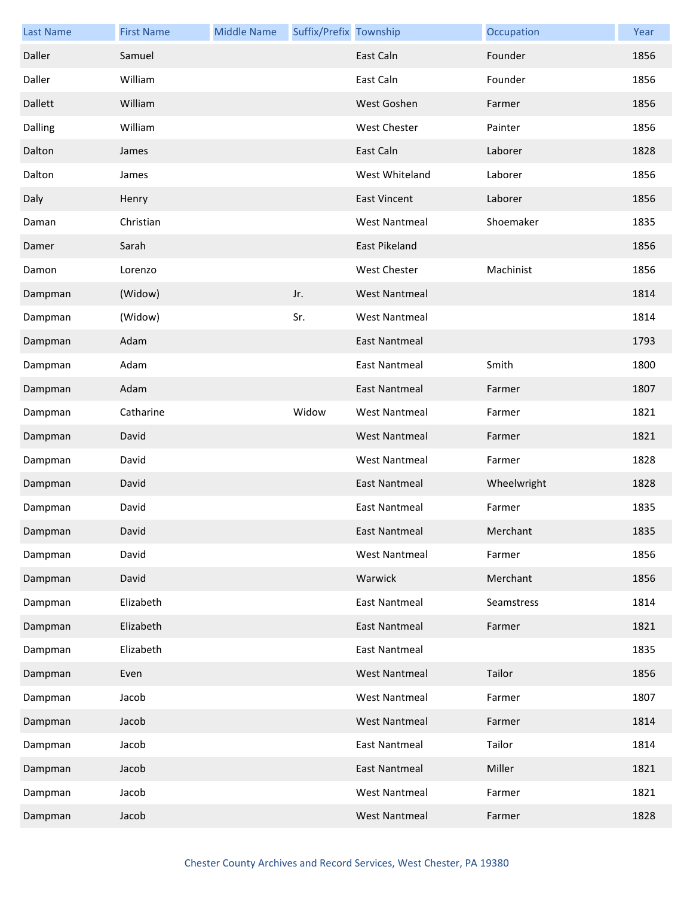| Last Name | First Name | Middle Name | Suffix/Prefix | Township | Occupation | Year |
| --- | --- | --- | --- | --- | --- | --- |
| Daller | Samuel | | | East Caln | Founder | 1856 |
| Daller | William | | | East Caln | Founder | 1856 |
| Dallett | William | | | West Goshen | Farmer | 1856 |
| Dalling | William | | | West Chester | Painter | 1856 |
| Dalton | James | | | East Caln | Laborer | 1828 |
| Dalton | James | | | West Whiteland | Laborer | 1856 |
| Daly | Henry | | | East Vincent | Laborer | 1856 |
| Daman | Christian | | | West Nantmeal | Shoemaker | 1835 |
| Damer | Sarah | | | East Pikeland | | 1856 |
| Damon | Lorenzo | | | West Chester | Machinist | 1856 |
| Dampman | (Widow) | | Jr. | West Nantmeal | | 1814 |
| Dampman | (Widow) | | Sr. | West Nantmeal | | 1814 |
| Dampman | Adam | | | East Nantmeal | | 1793 |
| Dampman | Adam | | | East Nantmeal | Smith | 1800 |
| Dampman | Adam | | | East Nantmeal | Farmer | 1807 |
| Dampman | Catharine | | Widow | West Nantmeal | Farmer | 1821 |
| Dampman | David | | | West Nantmeal | Farmer | 1821 |
| Dampman | David | | | West Nantmeal | Farmer | 1828 |
| Dampman | David | | | East Nantmeal | Wheelwright | 1828 |
| Dampman | David | | | East Nantmeal | Farmer | 1835 |
| Dampman | David | | | East Nantmeal | Merchant | 1835 |
| Dampman | David | | | West Nantmeal | Farmer | 1856 |
| Dampman | David | | | Warwick | Merchant | 1856 |
| Dampman | Elizabeth | | | East Nantmeal | Seamstress | 1814 |
| Dampman | Elizabeth | | | East Nantmeal | Farmer | 1821 |
| Dampman | Elizabeth | | | East Nantmeal | | 1835 |
| Dampman | Even | | | West Nantmeal | Tailor | 1856 |
| Dampman | Jacob | | | West Nantmeal | Farmer | 1807 |
| Dampman | Jacob | | | West Nantmeal | Farmer | 1814 |
| Dampman | Jacob | | | East Nantmeal | Tailor | 1814 |
| Dampman | Jacob | | | East Nantmeal | Miller | 1821 |
| Dampman | Jacob | | | West Nantmeal | Farmer | 1821 |
| Dampman | Jacob | | | West Nantmeal | Farmer | 1828 |

Chester County Archives and Record Services, West Chester, PA 19380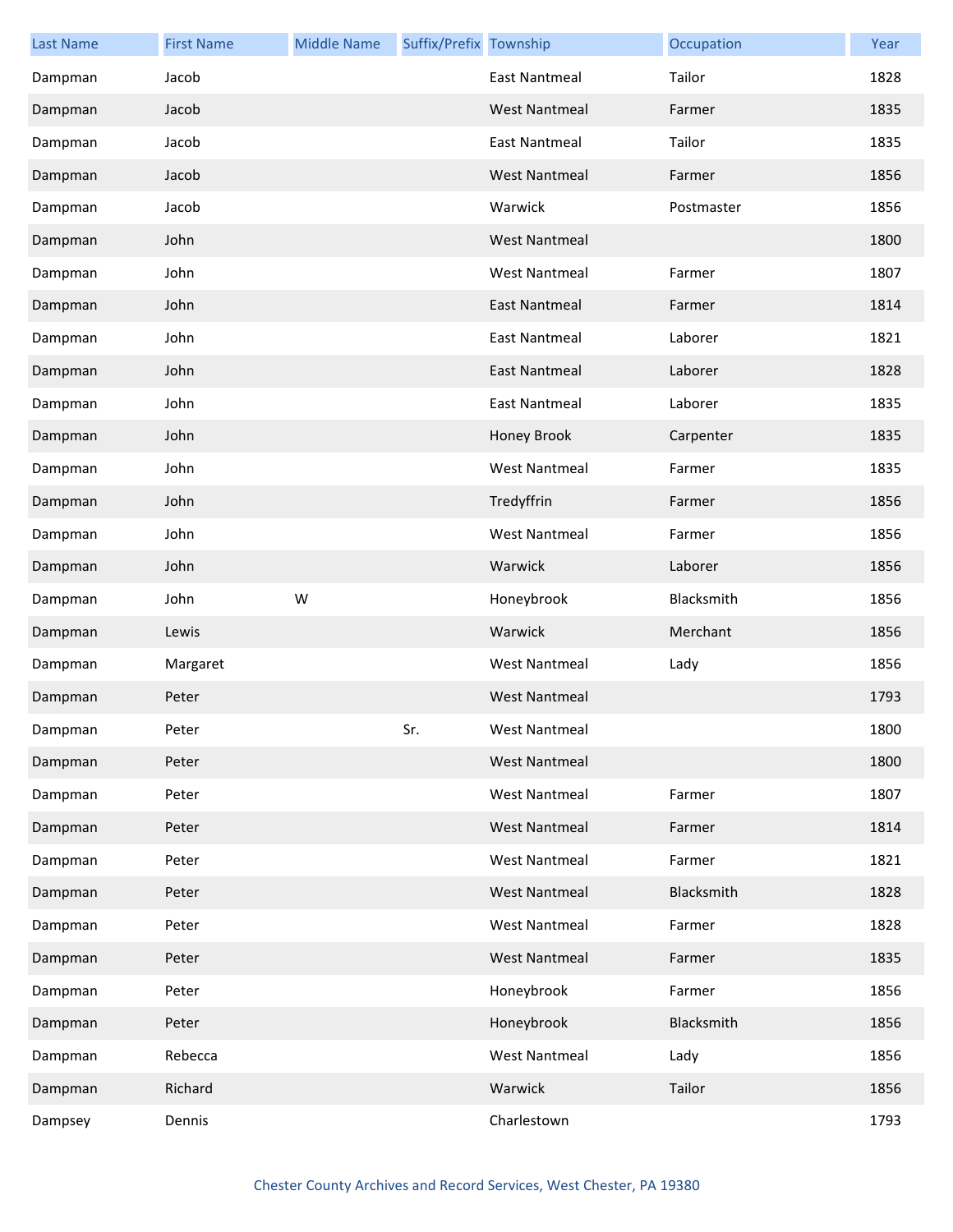| Last Name | First Name | Middle Name | Suffix/Prefix | Township | Occupation | Year |
| --- | --- | --- | --- | --- | --- | --- |
| Dampman | Jacob | | | East Nantmeal | Tailor | 1828 |
| Dampman | Jacob | | | West Nantmeal | Farmer | 1835 |
| Dampman | Jacob | | | East Nantmeal | Tailor | 1835 |
| Dampman | Jacob | | | West Nantmeal | Farmer | 1856 |
| Dampman | Jacob | | | Warwick | Postmaster | 1856 |
| Dampman | John | | | West Nantmeal | | 1800 |
| Dampman | John | | | West Nantmeal | Farmer | 1807 |
| Dampman | John | | | East Nantmeal | Farmer | 1814 |
| Dampman | John | | | East Nantmeal | Laborer | 1821 |
| Dampman | John | | | East Nantmeal | Laborer | 1828 |
| Dampman | John | | | East Nantmeal | Laborer | 1835 |
| Dampman | John | | | Honey Brook | Carpenter | 1835 |
| Dampman | John | | | West Nantmeal | Farmer | 1835 |
| Dampman | John | | | Tredyffrin | Farmer | 1856 |
| Dampman | John | | | West Nantmeal | Farmer | 1856 |
| Dampman | John | | | Warwick | Laborer | 1856 |
| Dampman | John | W | | Honeybrook | Blacksmith | 1856 |
| Dampman | Lewis | | | Warwick | Merchant | 1856 |
| Dampman | Margaret | | | West Nantmeal | Lady | 1856 |
| Dampman | Peter | | | West Nantmeal | | 1793 |
| Dampman | Peter | | Sr. | West Nantmeal | | 1800 |
| Dampman | Peter | | | West Nantmeal | | 1800 |
| Dampman | Peter | | | West Nantmeal | Farmer | 1807 |
| Dampman | Peter | | | West Nantmeal | Farmer | 1814 |
| Dampman | Peter | | | West Nantmeal | Farmer | 1821 |
| Dampman | Peter | | | West Nantmeal | Blacksmith | 1828 |
| Dampman | Peter | | | West Nantmeal | Farmer | 1828 |
| Dampman | Peter | | | West Nantmeal | Farmer | 1835 |
| Dampman | Peter | | | Honeybrook | Farmer | 1856 |
| Dampman | Peter | | | Honeybrook | Blacksmith | 1856 |
| Dampman | Rebecca | | | West Nantmeal | Lady | 1856 |
| Dampman | Richard | | | Warwick | Tailor | 1856 |
| Dampsey | Dennis | | | Charlestown | | 1793 |

Chester County Archives and Record Services, West Chester, PA 19380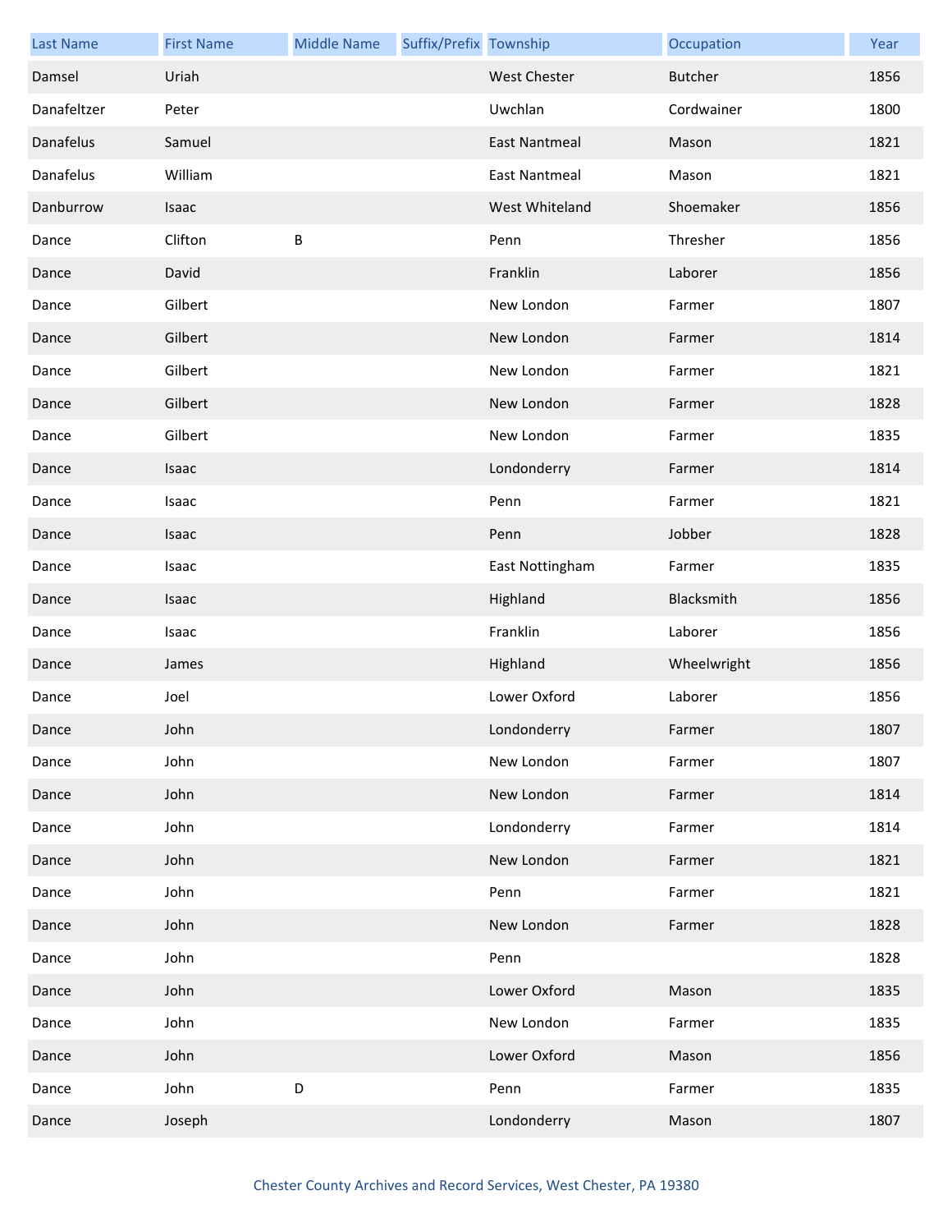| Last Name | First Name | Middle Name | Suffix/Prefix | Township | Occupation | Year |
|---|---|---|---|---|---|---|
| Damsel | Uriah | | | West Chester | Butcher | 1856 |
| Danafeltzer | Peter | | | Uwchlan | Cordwainer | 1800 |
| Danafelus | Samuel | | | East Nantmeal | Mason | 1821 |
| Danafelus | William | | | East Nantmeal | Mason | 1821 |
| Danburrow | Isaac | | | West Whiteland | Shoemaker | 1856 |
| Dance | Clifton | B | | Penn | Thresher | 1856 |
| Dance | David | | | Franklin | Laborer | 1856 |
| Dance | Gilbert | | | New London | Farmer | 1807 |
| Dance | Gilbert | | | New London | Farmer | 1814 |
| Dance | Gilbert | | | New London | Farmer | 1821 |
| Dance | Gilbert | | | New London | Farmer | 1828 |
| Dance | Gilbert | | | New London | Farmer | 1835 |
| Dance | Isaac | | | Londonderry | Farmer | 1814 |
| Dance | Isaac | | | Penn | Farmer | 1821 |
| Dance | Isaac | | | Penn | Jobber | 1828 |
| Dance | Isaac | | | East Nottingham | Farmer | 1835 |
| Dance | Isaac | | | Highland | Blacksmith | 1856 |
| Dance | Isaac | | | Franklin | Laborer | 1856 |
| Dance | James | | | Highland | Wheelwright | 1856 |
| Dance | Joel | | | Lower Oxford | Laborer | 1856 |
| Dance | John | | | Londonderry | Farmer | 1807 |
| Dance | John | | | New London | Farmer | 1807 |
| Dance | John | | | New London | Farmer | 1814 |
| Dance | John | | | Londonderry | Farmer | 1814 |
| Dance | John | | | New London | Farmer | 1821 |
| Dance | John | | | Penn | Farmer | 1821 |
| Dance | John | | | New London | Farmer | 1828 |
| Dance | John | | | Penn | | 1828 |
| Dance | John | | | Lower Oxford | Mason | 1835 |
| Dance | John | | | New London | Farmer | 1835 |
| Dance | John | | | Lower Oxford | Mason | 1856 |
| Dance | John | D | | Penn | Farmer | 1835 |
| Dance | Joseph | | | Londonderry | Mason | 1807 |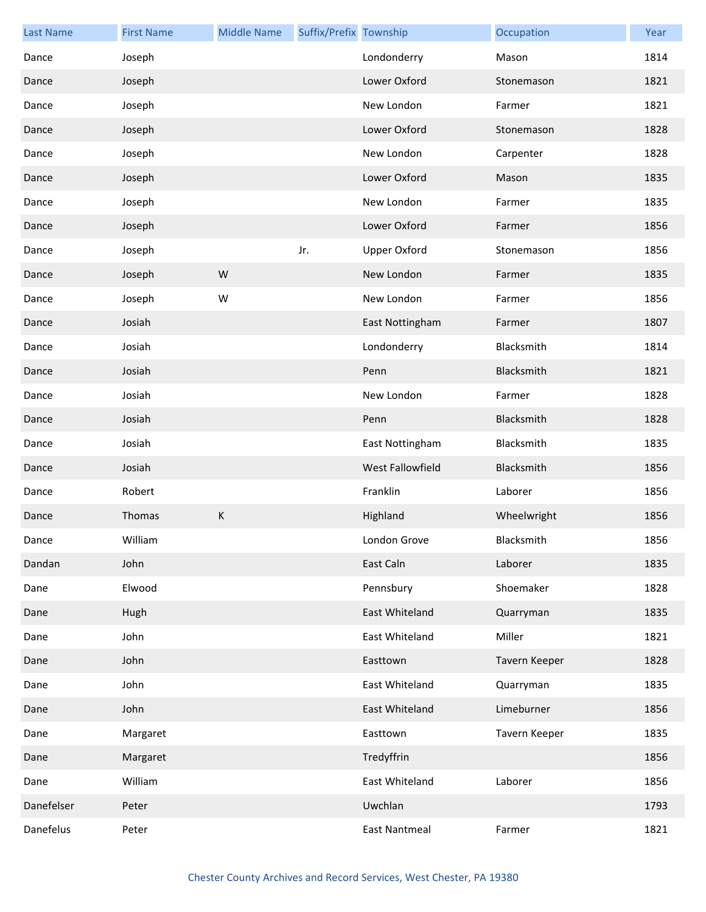| Last Name | First Name | Middle Name | Suffix/Prefix | Township | Occupation | Year |
|---|---|---|---|---|---|---|
| Dance | Joseph | | | Londonderry | Mason | 1814 |
| Dance | Joseph | | | Lower Oxford | Stonemason | 1821 |
| Dance | Joseph | | | New London | Farmer | 1821 |
| Dance | Joseph | | | Lower Oxford | Stonemason | 1828 |
| Dance | Joseph | | | New London | Carpenter | 1828 |
| Dance | Joseph | | | Lower Oxford | Mason | 1835 |
| Dance | Joseph | | | New London | Farmer | 1835 |
| Dance | Joseph | | | Lower Oxford | Farmer | 1856 |
| Dance | Joseph | | Jr. | Upper Oxford | Stonemason | 1856 |
| Dance | Joseph | W | | New London | Farmer | 1835 |
| Dance | Joseph | W | | New London | Farmer | 1856 |
| Dance | Josiah | | | East Nottingham | Farmer | 1807 |
| Dance | Josiah | | | Londonderry | Blacksmith | 1814 |
| Dance | Josiah | | | Penn | Blacksmith | 1821 |
| Dance | Josiah | | | New London | Farmer | 1828 |
| Dance | Josiah | | | Penn | Blacksmith | 1828 |
| Dance | Josiah | | | East Nottingham | Blacksmith | 1835 |
| Dance | Josiah | | | West Fallowfield | Blacksmith | 1856 |
| Dance | Robert | | | Franklin | Laborer | 1856 |
| Dance | Thomas | K | | Highland | Wheelwright | 1856 |
| Dance | William | | | London Grove | Blacksmith | 1856 |
| Dandan | John | | | East Caln | Laborer | 1835 |
| Dane | Elwood | | | Pennsbury | Shoemaker | 1828 |
| Dane | Hugh | | | East Whiteland | Quarryman | 1835 |
| Dane | John | | | East Whiteland | Miller | 1821 |
| Dane | John | | | Easttown | Tavern Keeper | 1828 |
| Dane | John | | | East Whiteland | Quarryman | 1835 |
| Dane | John | | | East Whiteland | Limeburner | 1856 |
| Dane | Margaret | | | Easttown | Tavern Keeper | 1835 |
| Dane | Margaret | | | Tredyffrin | | 1856 |
| Dane | William | | | East Whiteland | Laborer | 1856 |
| Danefelser | Peter | | | Uwchlan | | 1793 |
| Danefelus | Peter | | | East Nantmeal | Farmer | 1821 |

Chester County Archives and Record Services, West Chester, PA 19380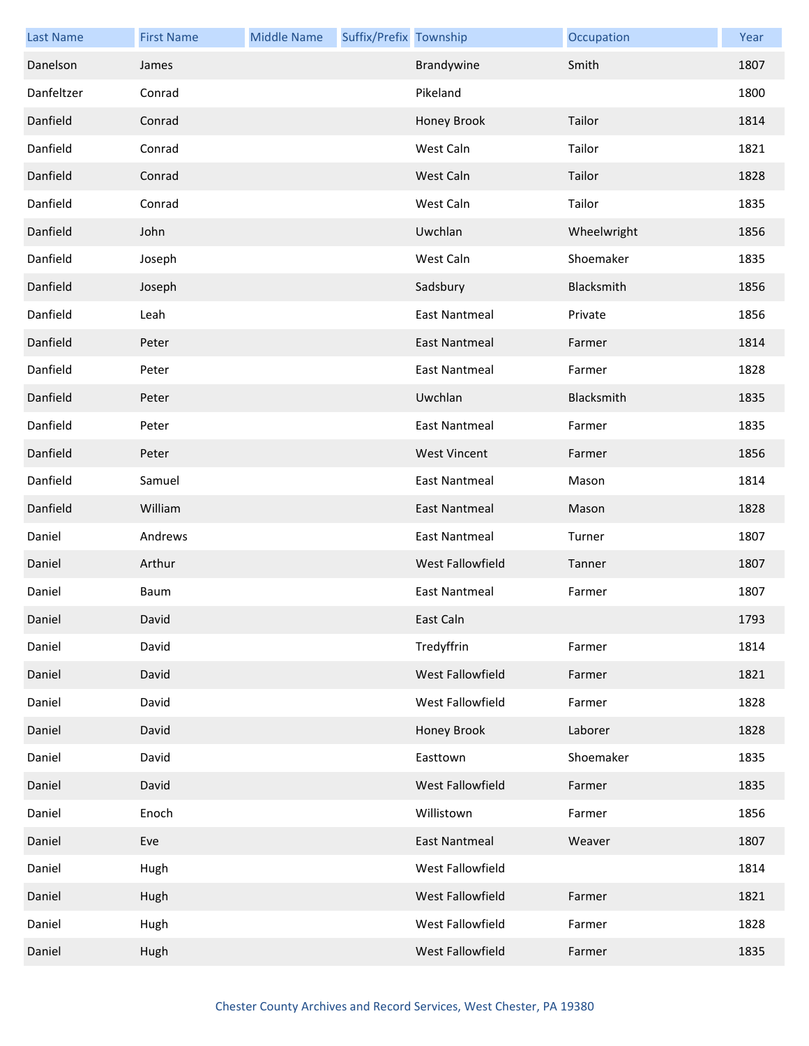| Last Name | First Name | Middle Name | Suffix/Prefix | Township | Occupation | Year |
|---|---|---|---|---|---|---|
| Danelson | James | | | Brandywine | Smith | 1807 |
| Danfeltzer | Conrad | | | Pikeland | | 1800 |
| Danfield | Conrad | | | Honey Brook | Tailor | 1814 |
| Danfield | Conrad | | | West Caln | Tailor | 1821 |
| Danfield | Conrad | | | West Caln | Tailor | 1828 |
| Danfield | Conrad | | | West Caln | Tailor | 1835 |
| Danfield | John | | | Uwchlan | Wheelwright | 1856 |
| Danfield | Joseph | | | West Caln | Shoemaker | 1835 |
| Danfield | Joseph | | | Sadsbury | Blacksmith | 1856 |
| Danfield | Leah | | | East Nantmeal | Private | 1856 |
| Danfield | Peter | | | East Nantmeal | Farmer | 1814 |
| Danfield | Peter | | | East Nantmeal | Farmer | 1828 |
| Danfield | Peter | | | Uwchlan | Blacksmith | 1835 |
| Danfield | Peter | | | East Nantmeal | Farmer | 1835 |
| Danfield | Peter | | | West Vincent | Farmer | 1856 |
| Danfield | Samuel | | | East Nantmeal | Mason | 1814 |
| Danfield | William | | | East Nantmeal | Mason | 1828 |
| Daniel | Andrews | | | East Nantmeal | Turner | 1807 |
| Daniel | Arthur | | | West Fallowfield | Tanner | 1807 |
| Daniel | Baum | | | East Nantmeal | Farmer | 1807 |
| Daniel | David | | | East Caln | | 1793 |
| Daniel | David | | | Tredyffrin | Farmer | 1814 |
| Daniel | David | | | West Fallowfield | Farmer | 1821 |
| Daniel | David | | | West Fallowfield | Farmer | 1828 |
| Daniel | David | | | Honey Brook | Laborer | 1828 |
| Daniel | David | | | Easttown | Shoemaker | 1835 |
| Daniel | David | | | West Fallowfield | Farmer | 1835 |
| Daniel | Enoch | | | Willistown | Farmer | 1856 |
| Daniel | Eve | | | East Nantmeal | Weaver | 1807 |
| Daniel | Hugh | | | West Fallowfield | | 1814 |
| Daniel | Hugh | | | West Fallowfield | Farmer | 1821 |
| Daniel | Hugh | | | West Fallowfield | Farmer | 1828 |
| Daniel | Hugh | | | West Fallowfield | Farmer | 1835 |

Chester County Archives and Record Services, West Chester, PA 19380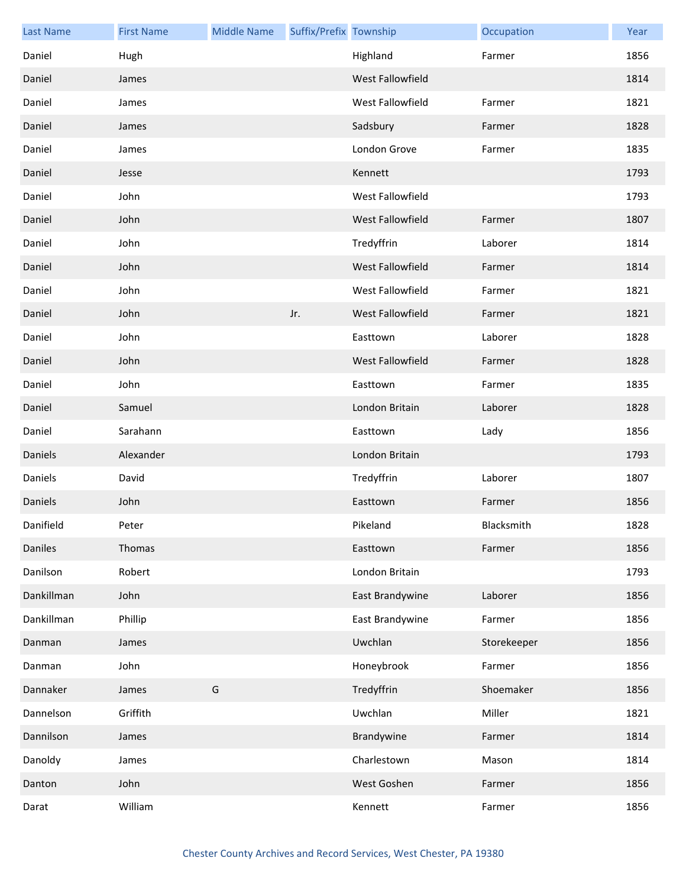| Last Name | First Name | Middle Name | Suffix/Prefix | Township | Occupation | Year |
|---|---|---|---|---|---|---|
| Daniel | Hugh | | | Highland | Farmer | 1856 |
| Daniel | James | | | West Fallowfield | | 1814 |
| Daniel | James | | | West Fallowfield | Farmer | 1821 |
| Daniel | James | | | Sadsbury | Farmer | 1828 |
| Daniel | James | | | London Grove | Farmer | 1835 |
| Daniel | Jesse | | | Kennett | | 1793 |
| Daniel | John | | | West Fallowfield | | 1793 |
| Daniel | John | | | West Fallowfield | Farmer | 1807 |
| Daniel | John | | | Tredyffrin | Laborer | 1814 |
| Daniel | John | | | West Fallowfield | Farmer | 1814 |
| Daniel | John | | | West Fallowfield | Farmer | 1821 |
| Daniel | John | | Jr. | West Fallowfield | Farmer | 1821 |
| Daniel | John | | | Easttown | Laborer | 1828 |
| Daniel | John | | | West Fallowfield | Farmer | 1828 |
| Daniel | John | | | Easttown | Farmer | 1835 |
| Daniel | Samuel | | | London Britain | Laborer | 1828 |
| Daniel | Sarahann | | | Easttown | Lady | 1856 |
| Daniels | Alexander | | | London Britain | | 1793 |
| Daniels | David | | | Tredyffrin | Laborer | 1807 |
| Daniels | John | | | Easttown | Farmer | 1856 |
| Danifield | Peter | | | Pikeland | Blacksmith | 1828 |
| Daniles | Thomas | | | Easttown | Farmer | 1856 |
| Danilson | Robert | | | London Britain | | 1793 |
| Dankillman | John | | | East Brandywine | Laborer | 1856 |
| Dankillman | Phillip | | | East Brandywine | Farmer | 1856 |
| Danman | James | | | Uwchlan | Storekeeper | 1856 |
| Danman | John | | | Honeybrook | Farmer | 1856 |
| Dannaker | James | G | | Tredyffrin | Shoemaker | 1856 |
| Dannelson | Griffith | | | Uwchlan | Miller | 1821 |
| Dannilson | James | | | Brandywine | Farmer | 1814 |
| Danoldy | James | | | Charlestown | Mason | 1814 |
| Danton | John | | | West Goshen | Farmer | 1856 |
| Darat | William | | | Kennett | Farmer | 1856 |

Chester County Archives and Record Services, West Chester, PA 19380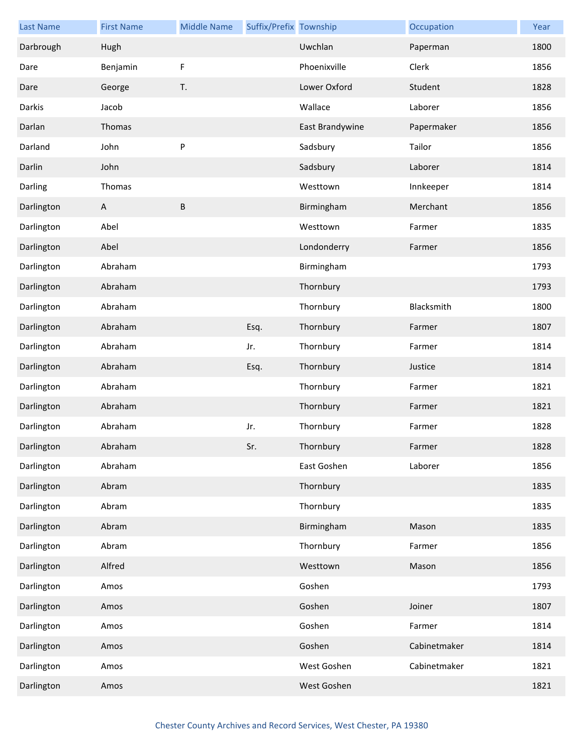| Last Name | First Name | Middle Name | Suffix/Prefix | Township | Occupation | Year |
|---|---|---|---|---|---|---|
| Darbrough | Hugh | | | Uwchlan | Paperman | 1800 |
| Dare | Benjamin | F | | Phoenixville | Clerk | 1856 |
| Dare | George | T. | | Lower Oxford | Student | 1828 |
| Darkis | Jacob | | | Wallace | Laborer | 1856 |
| Darlan | Thomas | | | East Brandywine | Papermaker | 1856 |
| Darland | John | P | | Sadsbury | Tailor | 1856 |
| Darlin | John | | | Sadsbury | Laborer | 1814 |
| Darling | Thomas | | | Westtown | Innkeeper | 1814 |
| Darlington | A | B | | Birmingham | Merchant | 1856 |
| Darlington | Abel | | | Westtown | Farmer | 1835 |
| Darlington | Abel | | | Londonderry | Farmer | 1856 |
| Darlington | Abraham | | | Birmingham | | 1793 |
| Darlington | Abraham | | | Thornbury | | 1793 |
| Darlington | Abraham | | | Thornbury | Blacksmith | 1800 |
| Darlington | Abraham | | Esq. | Thornbury | Farmer | 1807 |
| Darlington | Abraham | | Jr. | Thornbury | Farmer | 1814 |
| Darlington | Abraham | | Esq. | Thornbury | Justice | 1814 |
| Darlington | Abraham | | | Thornbury | Farmer | 1821 |
| Darlington | Abraham | | | Thornbury | Farmer | 1821 |
| Darlington | Abraham | | Jr. | Thornbury | Farmer | 1828 |
| Darlington | Abraham | | Sr. | Thornbury | Farmer | 1828 |
| Darlington | Abraham | | | East Goshen | Laborer | 1856 |
| Darlington | Abram | | | Thornbury | | 1835 |
| Darlington | Abram | | | Thornbury | | 1835 |
| Darlington | Abram | | | Birmingham | Mason | 1835 |
| Darlington | Abram | | | Thornbury | Farmer | 1856 |
| Darlington | Alfred | | | Westtown | Mason | 1856 |
| Darlington | Amos | | | Goshen | | 1793 |
| Darlington | Amos | | | Goshen | Joiner | 1807 |
| Darlington | Amos | | | Goshen | Farmer | 1814 |
| Darlington | Amos | | | Goshen | Cabinetmaker | 1814 |
| Darlington | Amos | | | West Goshen | Cabinetmaker | 1821 |
| Darlington | Amos | | | West Goshen | | 1821 |

Chester County Archives and Record Services, West Chester, PA 19380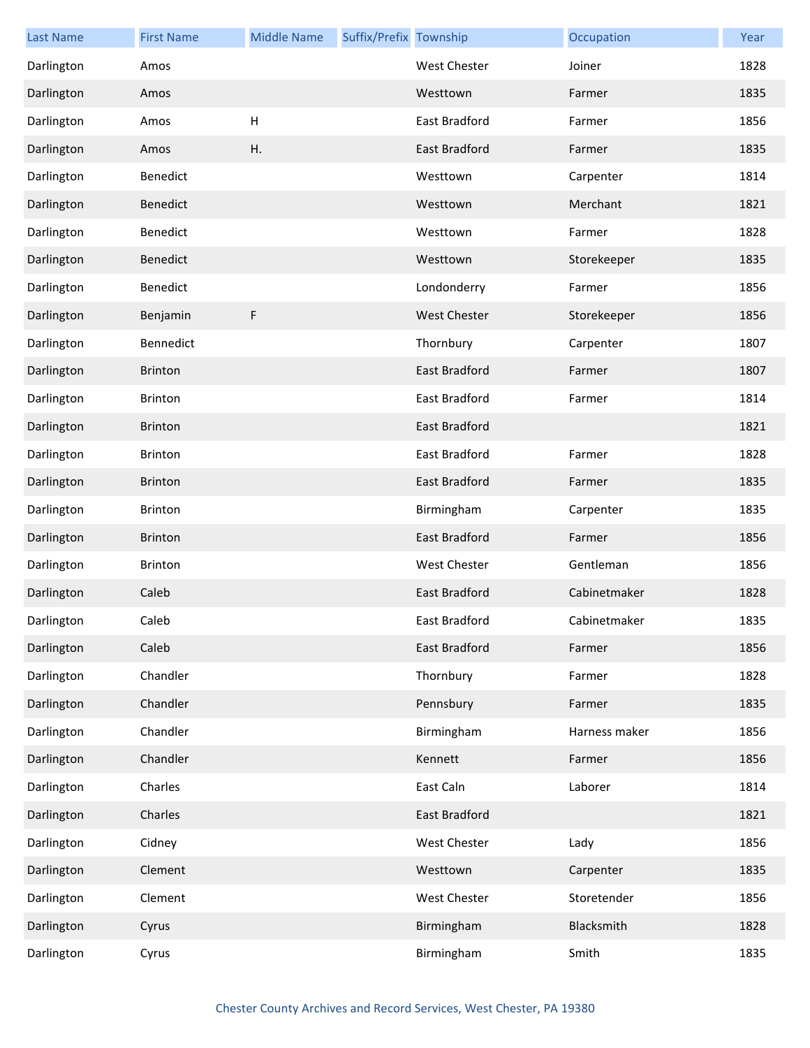| Last Name | First Name | Middle Name | Suffix/Prefix | Township | Occupation | Year |
|---|---|---|---|---|---|---|
| Darlington | Amos | | | West Chester | Joiner | 1828 |
| Darlington | Amos | | | Westtown | Farmer | 1835 |
| Darlington | Amos | H | | East Bradford | Farmer | 1856 |
| Darlington | Amos | H. | | East Bradford | Farmer | 1835 |
| Darlington | Benedict | | | Westtown | Carpenter | 1814 |
| Darlington | Benedict | | | Westtown | Merchant | 1821 |
| Darlington | Benedict | | | Westtown | Farmer | 1828 |
| Darlington | Benedict | | | Westtown | Storekeeper | 1835 |
| Darlington | Benedict | | | Londonderry | Farmer | 1856 |
| Darlington | Benjamin | F | | West Chester | Storekeeper | 1856 |
| Darlington | Bennedict | | | Thornbury | Carpenter | 1807 |
| Darlington | Brinton | | | East Bradford | Farmer | 1807 |
| Darlington | Brinton | | | East Bradford | Farmer | 1814 |
| Darlington | Brinton | | | East Bradford | | 1821 |
| Darlington | Brinton | | | East Bradford | Farmer | 1828 |
| Darlington | Brinton | | | East Bradford | Farmer | 1835 |
| Darlington | Brinton | | | Birmingham | Carpenter | 1835 |
| Darlington | Brinton | | | East Bradford | Farmer | 1856 |
| Darlington | Brinton | | | West Chester | Gentleman | 1856 |
| Darlington | Caleb | | | East Bradford | Cabinetmaker | 1828 |
| Darlington | Caleb | | | East Bradford | Cabinetmaker | 1835 |
| Darlington | Caleb | | | East Bradford | Farmer | 1856 |
| Darlington | Chandler | | | Thornbury | Farmer | 1828 |
| Darlington | Chandler | | | Pennsbury | Farmer | 1835 |
| Darlington | Chandler | | | Birmingham | Harness maker | 1856 |
| Darlington | Chandler | | | Kennett | Farmer | 1856 |
| Darlington | Charles | | | East Caln | Laborer | 1814 |
| Darlington | Charles | | | East Bradford | | 1821 |
| Darlington | Cidney | | | West Chester | Lady | 1856 |
| Darlington | Clement | | | Westtown | Carpenter | 1835 |
| Darlington | Clement | | | West Chester | Storetender | 1856 |
| Darlington | Cyrus | | | Birmingham | Blacksmith | 1828 |
| Darlington | Cyrus | | | Birmingham | Smith | 1835 |

Chester County Archives and Record Services, West Chester, PA 19380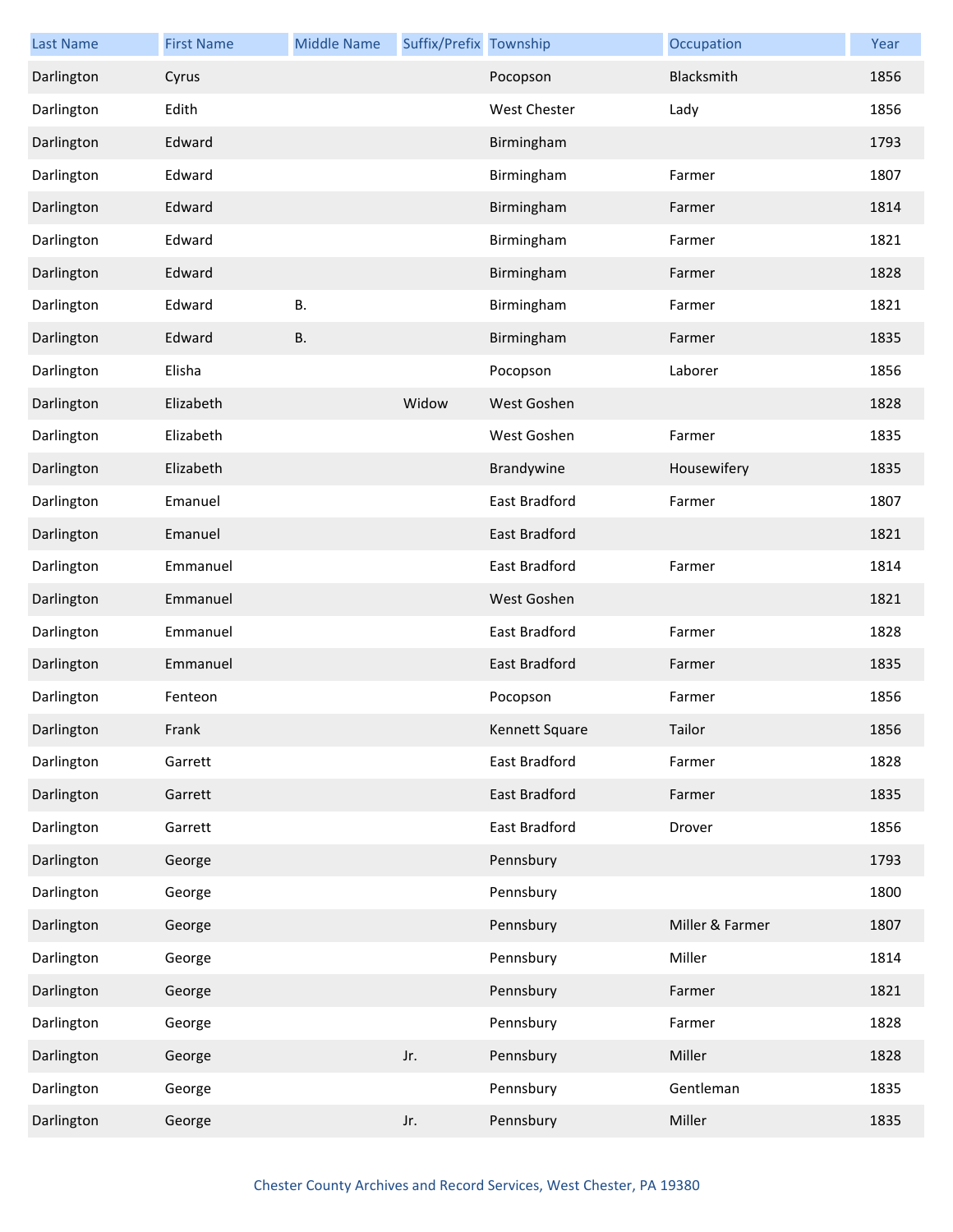| Last Name | First Name | Middle Name | Suffix/Prefix | Township | Occupation | Year |
|---|---|---|---|---|---|---|
| Darlington | Cyrus | | | Pocopson | Blacksmith | 1856 |
| Darlington | Edith | | | West Chester | Lady | 1856 |
| Darlington | Edward | | | Birmingham | | 1793 |
| Darlington | Edward | | | Birmingham | Farmer | 1807 |
| Darlington | Edward | | | Birmingham | Farmer | 1814 |
| Darlington | Edward | | | Birmingham | Farmer | 1821 |
| Darlington | Edward | | | Birmingham | Farmer | 1828 |
| Darlington | Edward | B. | | Birmingham | Farmer | 1821 |
| Darlington | Edward | B. | | Birmingham | Farmer | 1835 |
| Darlington | Elisha | | | Pocopson | Laborer | 1856 |
| Darlington | Elizabeth | | Widow | West Goshen | | 1828 |
| Darlington | Elizabeth | | | West Goshen | Farmer | 1835 |
| Darlington | Elizabeth | | | Brandywine | Housewifery | 1835 |
| Darlington | Emanuel | | | East Bradford | Farmer | 1807 |
| Darlington | Emanuel | | | East Bradford | | 1821 |
| Darlington | Emmanuel | | | East Bradford | Farmer | 1814 |
| Darlington | Emmanuel | | | West Goshen | | 1821 |
| Darlington | Emmanuel | | | East Bradford | Farmer | 1828 |
| Darlington | Emmanuel | | | East Bradford | Farmer | 1835 |
| Darlington | Fenteon | | | Pocopson | Farmer | 1856 |
| Darlington | Frank | | | Kennett Square | Tailor | 1856 |
| Darlington | Garrett | | | East Bradford | Farmer | 1828 |
| Darlington | Garrett | | | East Bradford | Farmer | 1835 |
| Darlington | Garrett | | | East Bradford | Drover | 1856 |
| Darlington | George | | | Pennsbury | | 1793 |
| Darlington | George | | | Pennsbury | | 1800 |
| Darlington | George | | | Pennsbury | Miller & Farmer | 1807 |
| Darlington | George | | | Pennsbury | Miller | 1814 |
| Darlington | George | | | Pennsbury | Farmer | 1821 |
| Darlington | George | | | Pennsbury | Farmer | 1828 |
| Darlington | George | | Jr. | Pennsbury | Miller | 1828 |
| Darlington | George | | | Pennsbury | Gentleman | 1835 |
| Darlington | George | | Jr. | Pennsbury | Miller | 1835 |

Chester County Archives and Record Services, West Chester, PA 19380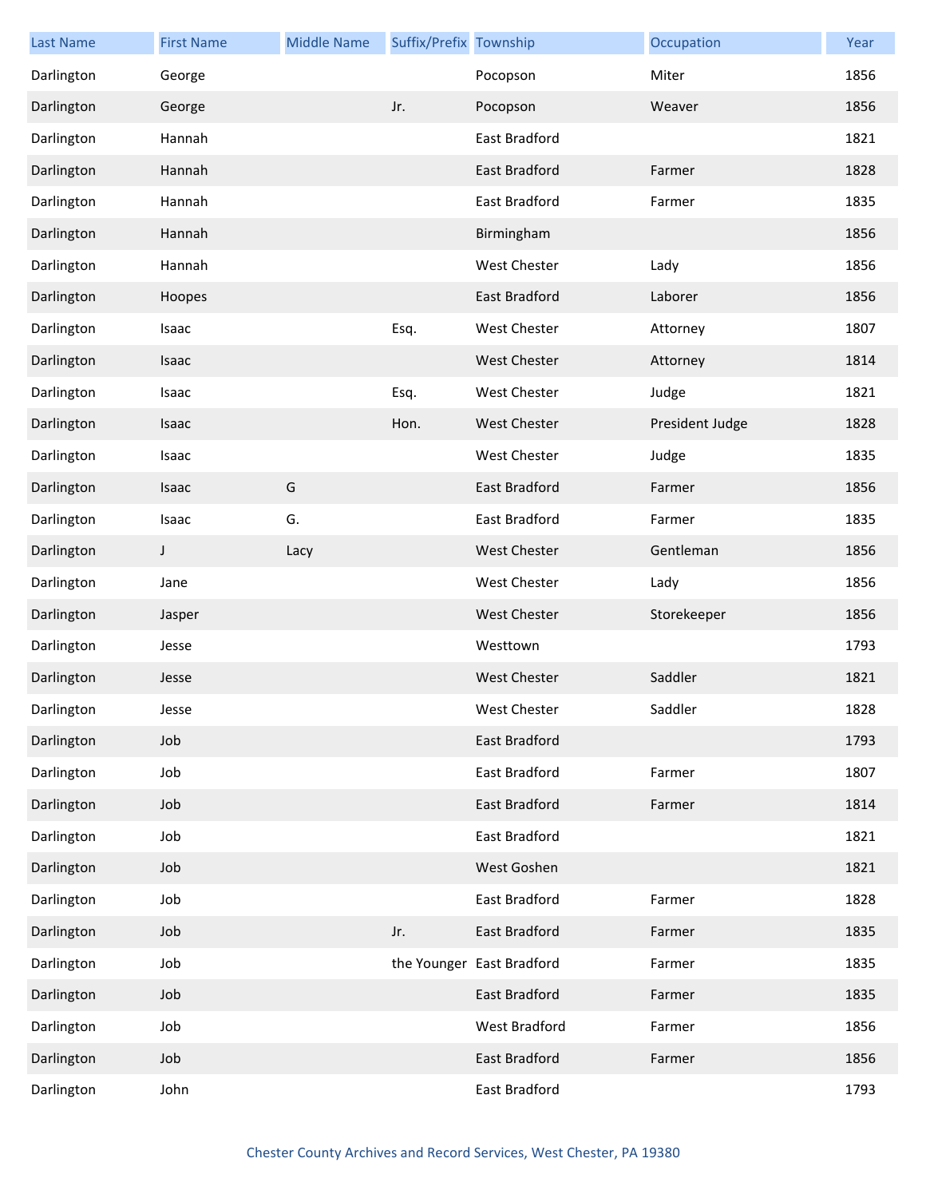| Last Name | First Name | Middle Name | Suffix/Prefix | Township | Occupation | Year |
|---|---|---|---|---|---|---|
| Darlington | George | | | Pocopson | Miter | 1856 |
| Darlington | George | | Jr. | Pocopson | Weaver | 1856 |
| Darlington | Hannah | | | East Bradford | | 1821 |
| Darlington | Hannah | | | East Bradford | Farmer | 1828 |
| Darlington | Hannah | | | East Bradford | Farmer | 1835 |
| Darlington | Hannah | | | Birmingham | | 1856 |
| Darlington | Hannah | | | West Chester | Lady | 1856 |
| Darlington | Hoopes | | | East Bradford | Laborer | 1856 |
| Darlington | Isaac | | Esq. | West Chester | Attorney | 1807 |
| Darlington | Isaac | | | West Chester | Attorney | 1814 |
| Darlington | Isaac | | Esq. | West Chester | Judge | 1821 |
| Darlington | Isaac | | Hon. | West Chester | President Judge | 1828 |
| Darlington | Isaac | | | West Chester | Judge | 1835 |
| Darlington | Isaac | G | | East Bradford | Farmer | 1856 |
| Darlington | Isaac | G. | | East Bradford | Farmer | 1835 |
| Darlington | J | Lacy | | West Chester | Gentleman | 1856 |
| Darlington | Jane | | | West Chester | Lady | 1856 |
| Darlington | Jasper | | | West Chester | Storekeeper | 1856 |
| Darlington | Jesse | | | Westtown | | 1793 |
| Darlington | Jesse | | | West Chester | Saddler | 1821 |
| Darlington | Jesse | | | West Chester | Saddler | 1828 |
| Darlington | Job | | | East Bradford | | 1793 |
| Darlington | Job | | | East Bradford | Farmer | 1807 |
| Darlington | Job | | | East Bradford | Farmer | 1814 |
| Darlington | Job | | | East Bradford | | 1821 |
| Darlington | Job | | | West Goshen | | 1821 |
| Darlington | Job | | | East Bradford | Farmer | 1828 |
| Darlington | Job | | Jr. | East Bradford | Farmer | 1835 |
| Darlington | Job | | the Younger | East Bradford | Farmer | 1835 |
| Darlington | Job | | | East Bradford | Farmer | 1835 |
| Darlington | Job | | | West Bradford | Farmer | 1856 |
| Darlington | Job | | | East Bradford | Farmer | 1856 |
| Darlington | John | | | East Bradford | | 1793 |

Chester County Archives and Record Services, West Chester, PA 19380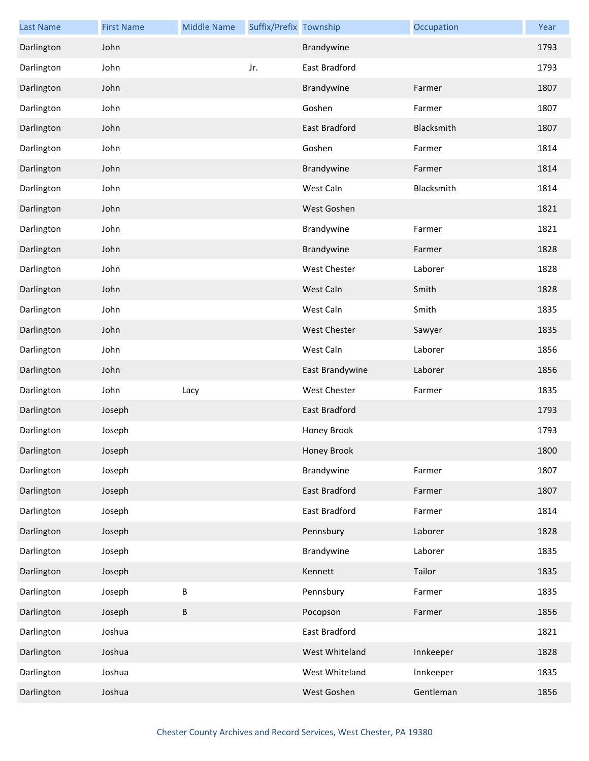| Last Name | First Name | Middle Name | Suffix/Prefix | Township | Occupation | Year |
| --- | --- | --- | --- | --- | --- | --- |
| Darlington | John | | | Brandywine | | 1793 |
| Darlington | John | | Jr. | East Bradford | | 1793 |
| Darlington | John | | | Brandywine | Farmer | 1807 |
| Darlington | John | | | Goshen | Farmer | 1807 |
| Darlington | John | | | East Bradford | Blacksmith | 1807 |
| Darlington | John | | | Goshen | Farmer | 1814 |
| Darlington | John | | | Brandywine | Farmer | 1814 |
| Darlington | John | | | West Caln | Blacksmith | 1814 |
| Darlington | John | | | West Goshen | | 1821 |
| Darlington | John | | | Brandywine | Farmer | 1821 |
| Darlington | John | | | Brandywine | Farmer | 1828 |
| Darlington | John | | | West Chester | Laborer | 1828 |
| Darlington | John | | | West Caln | Smith | 1828 |
| Darlington | John | | | West Caln | Smith | 1835 |
| Darlington | John | | | West Chester | Sawyer | 1835 |
| Darlington | John | | | West Caln | Laborer | 1856 |
| Darlington | John | | | East Brandywine | Laborer | 1856 |
| Darlington | John | Lacy | | West Chester | Farmer | 1835 |
| Darlington | Joseph | | | East Bradford | | 1793 |
| Darlington | Joseph | | | Honey Brook | | 1793 |
| Darlington | Joseph | | | Honey Brook | | 1800 |
| Darlington | Joseph | | | Brandywine | Farmer | 1807 |
| Darlington | Joseph | | | East Bradford | Farmer | 1807 |
| Darlington | Joseph | | | East Bradford | Farmer | 1814 |
| Darlington | Joseph | | | Pennsbury | Laborer | 1828 |
| Darlington | Joseph | | | Brandywine | Laborer | 1835 |
| Darlington | Joseph | | | Kennett | Tailor | 1835 |
| Darlington | Joseph | B | | Pennsbury | Farmer | 1835 |
| Darlington | Joseph | B | | Pocopson | Farmer | 1856 |
| Darlington | Joshua | | | East Bradford | | 1821 |
| Darlington | Joshua | | | West Whiteland | Innkeeper | 1828 |
| Darlington | Joshua | | | West Whiteland | Innkeeper | 1835 |
| Darlington | Joshua | | | West Goshen | Gentleman | 1856 |

Chester County Archives and Record Services, West Chester, PA 19380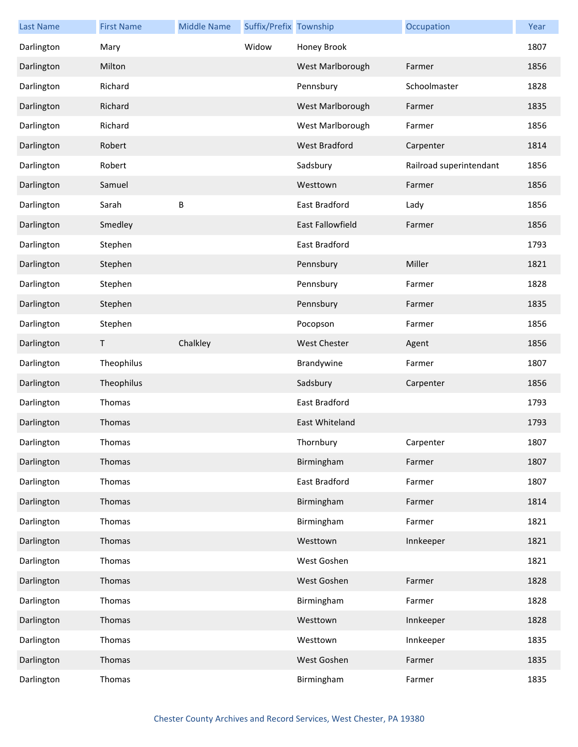| Last Name | First Name | Middle Name | Suffix/Prefix | Township | Occupation | Year |
|---|---|---|---|---|---|---|
| Darlington | Mary | | Widow | Honey Brook | | 1807 |
| Darlington | Milton | | | West Marlborough | Farmer | 1856 |
| Darlington | Richard | | | Pennsbury | Schoolmaster | 1828 |
| Darlington | Richard | | | West Marlborough | Farmer | 1835 |
| Darlington | Richard | | | West Marlborough | Farmer | 1856 |
| Darlington | Robert | | | West Bradford | Carpenter | 1814 |
| Darlington | Robert | | | Sadsbury | Railroad superintendant | 1856 |
| Darlington | Samuel | | | Westtown | Farmer | 1856 |
| Darlington | Sarah | B | | East Bradford | Lady | 1856 |
| Darlington | Smedley | | | East Fallowfield | Farmer | 1856 |
| Darlington | Stephen | | | East Bradford | | 1793 |
| Darlington | Stephen | | | Pennsbury | Miller | 1821 |
| Darlington | Stephen | | | Pennsbury | Farmer | 1828 |
| Darlington | Stephen | | | Pennsbury | Farmer | 1835 |
| Darlington | Stephen | | | Pocopson | Farmer | 1856 |
| Darlington | T | Chalkley | | West Chester | Agent | 1856 |
| Darlington | Theophilus | | | Brandywine | Farmer | 1807 |
| Darlington | Theophilus | | | Sadsbury | Carpenter | 1856 |
| Darlington | Thomas | | | East Bradford | | 1793 |
| Darlington | Thomas | | | East Whiteland | | 1793 |
| Darlington | Thomas | | | Thornbury | Carpenter | 1807 |
| Darlington | Thomas | | | Birmingham | Farmer | 1807 |
| Darlington | Thomas | | | East Bradford | Farmer | 1807 |
| Darlington | Thomas | | | Birmingham | Farmer | 1814 |
| Darlington | Thomas | | | Birmingham | Farmer | 1821 |
| Darlington | Thomas | | | Westtown | Innkeeper | 1821 |
| Darlington | Thomas | | | West Goshen | | 1821 |
| Darlington | Thomas | | | West Goshen | Farmer | 1828 |
| Darlington | Thomas | | | Birmingham | Farmer | 1828 |
| Darlington | Thomas | | | Westtown | Innkeeper | 1828 |
| Darlington | Thomas | | | Westtown | Innkeeper | 1835 |
| Darlington | Thomas | | | West Goshen | Farmer | 1835 |
| Darlington | Thomas | | | Birmingham | Farmer | 1835 |

Chester County Archives and Record Services, West Chester, PA 19380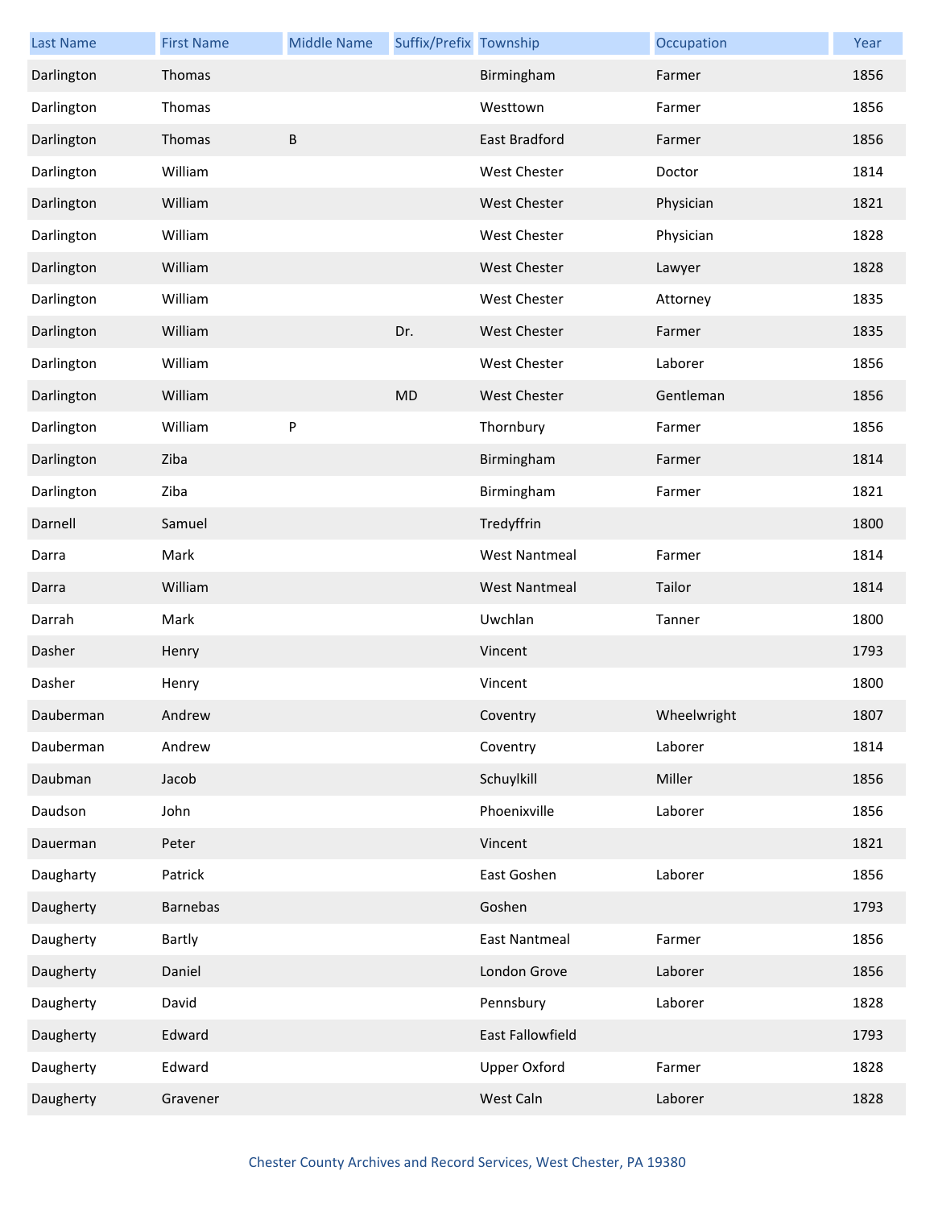| Last Name | First Name | Middle Name | Suffix/Prefix | Township | Occupation | Year |
|---|---|---|---|---|---|---|
| Darlington | Thomas | | | Birmingham | Farmer | 1856 |
| Darlington | Thomas | | | Westtown | Farmer | 1856 |
| Darlington | Thomas | B | | East Bradford | Farmer | 1856 |
| Darlington | William | | | West Chester | Doctor | 1814 |
| Darlington | William | | | West Chester | Physician | 1821 |
| Darlington | William | | | West Chester | Physician | 1828 |
| Darlington | William | | | West Chester | Lawyer | 1828 |
| Darlington | William | | | West Chester | Attorney | 1835 |
| Darlington | William | | Dr. | West Chester | Farmer | 1835 |
| Darlington | William | | | West Chester | Laborer | 1856 |
| Darlington | William | | MD | West Chester | Gentleman | 1856 |
| Darlington | William | P | | Thornbury | Farmer | 1856 |
| Darlington | Ziba | | | Birmingham | Farmer | 1814 |
| Darlington | Ziba | | | Birmingham | Farmer | 1821 |
| Darnell | Samuel | | | Tredyffrin | | 1800 |
| Darra | Mark | | | West Nantmeal | Farmer | 1814 |
| Darra | William | | | West Nantmeal | Tailor | 1814 |
| Darrah | Mark | | | Uwchlan | Tanner | 1800 |
| Dasher | Henry | | | Vincent | | 1793 |
| Dasher | Henry | | | Vincent | | 1800 |
| Dauberman | Andrew | | | Coventry | Wheelwright | 1807 |
| Dauberman | Andrew | | | Coventry | Laborer | 1814 |
| Daubman | Jacob | | | Schuylkill | Miller | 1856 |
| Daudson | John | | | Phoenixville | Laborer | 1856 |
| Dauerman | Peter | | | Vincent | | 1821 |
| Daugharty | Patrick | | | East Goshen | Laborer | 1856 |
| Daugherty | Barnebas | | | Goshen | | 1793 |
| Daugherty | Bartly | | | East Nantmeal | Farmer | 1856 |
| Daugherty | Daniel | | | London Grove | Laborer | 1856 |
| Daugherty | David | | | Pennsbury | Laborer | 1828 |
| Daugherty | Edward | | | East Fallowfield | | 1793 |
| Daugherty | Edward | | | Upper Oxford | Farmer | 1828 |
| Daugherty | Gravener | | | West Caln | Laborer | 1828 |

Chester County Archives and Record Services, West Chester, PA 19380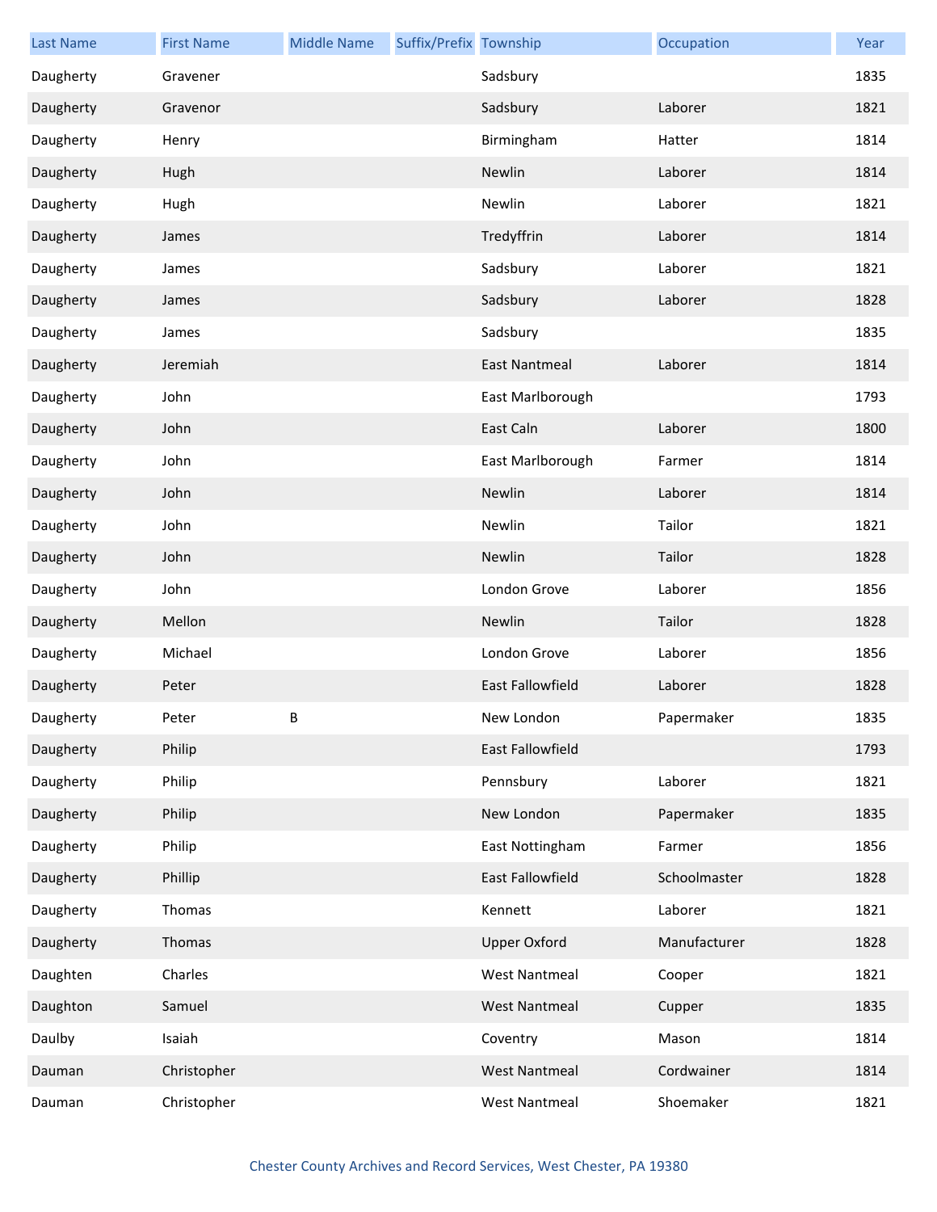| Last Name | First Name | Middle Name | Suffix/Prefix | Township | Occupation | Year |
| --- | --- | --- | --- | --- | --- | --- |
| Daugherty | Gravener | | | Sadsbury | | 1835 |
| Daugherty | Gravenor | | | Sadsbury | Laborer | 1821 |
| Daugherty | Henry | | | Birmingham | Hatter | 1814 |
| Daugherty | Hugh | | | Newlin | Laborer | 1814 |
| Daugherty | Hugh | | | Newlin | Laborer | 1821 |
| Daugherty | James | | | Tredyffrin | Laborer | 1814 |
| Daugherty | James | | | Sadsbury | Laborer | 1821 |
| Daugherty | James | | | Sadsbury | Laborer | 1828 |
| Daugherty | James | | | Sadsbury | | 1835 |
| Daugherty | Jeremiah | | | East Nantmeal | Laborer | 1814 |
| Daugherty | John | | | East Marlborough | | 1793 |
| Daugherty | John | | | East Caln | Laborer | 1800 |
| Daugherty | John | | | East Marlborough | Farmer | 1814 |
| Daugherty | John | | | Newlin | Laborer | 1814 |
| Daugherty | John | | | Newlin | Tailor | 1821 |
| Daugherty | John | | | Newlin | Tailor | 1828 |
| Daugherty | John | | | London Grove | Laborer | 1856 |
| Daugherty | Mellon | | | Newlin | Tailor | 1828 |
| Daugherty | Michael | | | London Grove | Laborer | 1856 |
| Daugherty | Peter | | | East Fallowfield | Laborer | 1828 |
| Daugherty | Peter | B | | New London | Papermaker | 1835 |
| Daugherty | Philip | | | East Fallowfield | | 1793 |
| Daugherty | Philip | | | Pennsbury | Laborer | 1821 |
| Daugherty | Philip | | | New London | Papermaker | 1835 |
| Daugherty | Philip | | | East Nottingham | Farmer | 1856 |
| Daugherty | Phillip | | | East Fallowfield | Schoolmaster | 1828 |
| Daugherty | Thomas | | | Kennett | Laborer | 1821 |
| Daugherty | Thomas | | | Upper Oxford | Manufacturer | 1828 |
| Daughten | Charles | | | West Nantmeal | Cooper | 1821 |
| Daughton | Samuel | | | West Nantmeal | Cupper | 1835 |
| Daulby | Isaiah | | | Coventry | Mason | 1814 |
| Dauman | Christopher | | | West Nantmeal | Cordwainer | 1814 |
| Dauman | Christopher | | | West Nantmeal | Shoemaker | 1821 |

Chester County Archives and Record Services, West Chester, PA 19380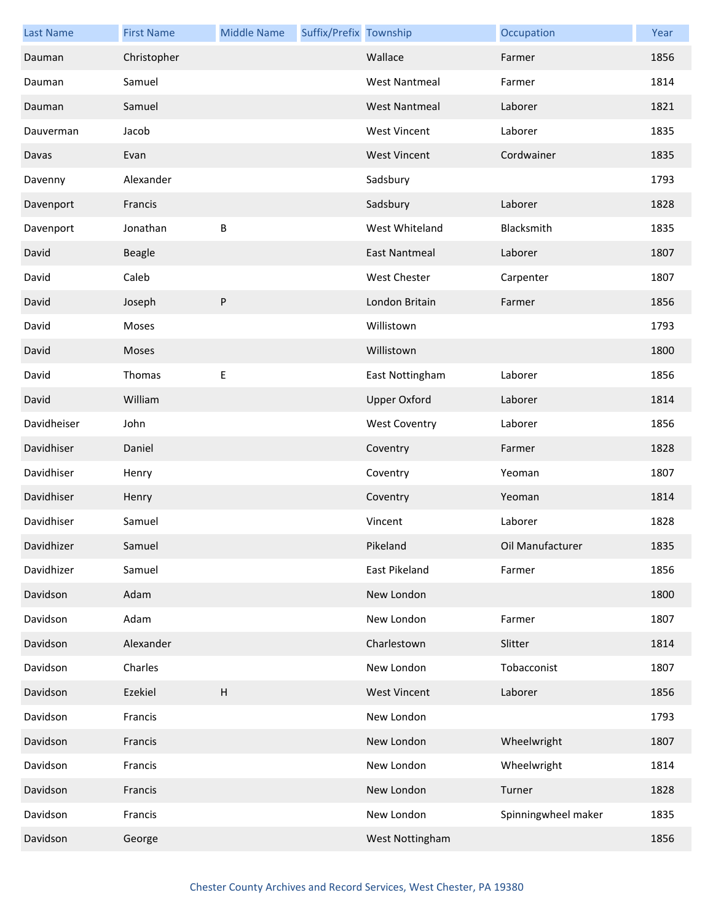| Last Name | First Name | Middle Name | Suffix/Prefix | Township | Occupation | Year |
|---|---|---|---|---|---|---|
| Dauman | Christopher | | | Wallace | Farmer | 1856 |
| Dauman | Samuel | | | West Nantmeal | Farmer | 1814 |
| Dauman | Samuel | | | West Nantmeal | Laborer | 1821 |
| Dauverman | Jacob | | | West Vincent | Laborer | 1835 |
| Davas | Evan | | | West Vincent | Cordwainer | 1835 |
| Davenny | Alexander | | | Sadsbury | | 1793 |
| Davenport | Francis | | | Sadsbury | Laborer | 1828 |
| Davenport | Jonathan | B | | West Whiteland | Blacksmith | 1835 |
| David | Beagle | | | East Nantmeal | Laborer | 1807 |
| David | Caleb | | | West Chester | Carpenter | 1807 |
| David | Joseph | P | | London Britain | Farmer | 1856 |
| David | Moses | | | Willistown | | 1793 |
| David | Moses | | | Willistown | | 1800 |
| David | Thomas | E | | East Nottingham | Laborer | 1856 |
| David | William | | | Upper Oxford | Laborer | 1814 |
| Davidheiser | John | | | West Coventry | Laborer | 1856 |
| Davidhiser | Daniel | | | Coventry | Farmer | 1828 |
| Davidhiser | Henry | | | Coventry | Yeoman | 1807 |
| Davidhiser | Henry | | | Coventry | Yeoman | 1814 |
| Davidhiser | Samuel | | | Vincent | Laborer | 1828 |
| Davidhizer | Samuel | | | Pikeland | Oil Manufacturer | 1835 |
| Davidhizer | Samuel | | | East Pikeland | Farmer | 1856 |
| Davidson | Adam | | | New London | | 1800 |
| Davidson | Adam | | | New London | Farmer | 1807 |
| Davidson | Alexander | | | Charlestown | Slitter | 1814 |
| Davidson | Charles | | | New London | Tobacconist | 1807 |
| Davidson | Ezekiel | H | | West Vincent | Laborer | 1856 |
| Davidson | Francis | | | New London | | 1793 |
| Davidson | Francis | | | New London | Wheelwright | 1807 |
| Davidson | Francis | | | New London | Wheelwright | 1814 |
| Davidson | Francis | | | New London | Turner | 1828 |
| Davidson | Francis | | | New London | Spinningwheel maker | 1835 |
| Davidson | George | | | West Nottingham | | 1856 |

Chester County Archives and Record Services, West Chester, PA 19380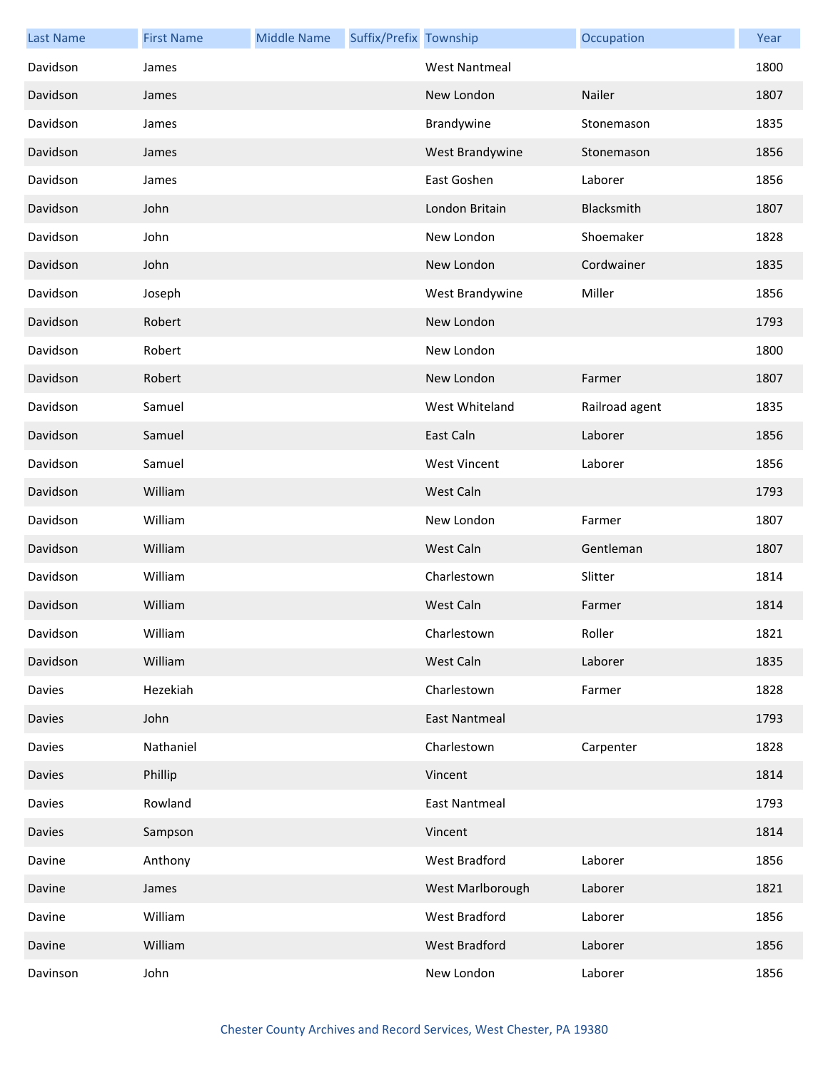| Last Name | First Name | Middle Name | Suffix/Prefix | Township | Occupation | Year |
| --- | --- | --- | --- | --- | --- | --- |
| Davidson | James | | | West Nantmeal | | 1800 |
| Davidson | James | | | New London | Nailer | 1807 |
| Davidson | James | | | Brandywine | Stonemason | 1835 |
| Davidson | James | | | West Brandywine | Stonemason | 1856 |
| Davidson | James | | | East Goshen | Laborer | 1856 |
| Davidson | John | | | London Britain | Blacksmith | 1807 |
| Davidson | John | | | New London | Shoemaker | 1828 |
| Davidson | John | | | New London | Cordwainer | 1835 |
| Davidson | Joseph | | | West Brandywine | Miller | 1856 |
| Davidson | Robert | | | New London | | 1793 |
| Davidson | Robert | | | New London | | 1800 |
| Davidson | Robert | | | New London | Farmer | 1807 |
| Davidson | Samuel | | | West Whiteland | Railroad agent | 1835 |
| Davidson | Samuel | | | East Caln | Laborer | 1856 |
| Davidson | Samuel | | | West Vincent | Laborer | 1856 |
| Davidson | William | | | West Caln | | 1793 |
| Davidson | William | | | New London | Farmer | 1807 |
| Davidson | William | | | West Caln | Gentleman | 1807 |
| Davidson | William | | | Charlestown | Slitter | 1814 |
| Davidson | William | | | West Caln | Farmer | 1814 |
| Davidson | William | | | Charlestown | Roller | 1821 |
| Davidson | William | | | West Caln | Laborer | 1835 |
| Davies | Hezekiah | | | Charlestown | Farmer | 1828 |
| Davies | John | | | East Nantmeal | | 1793 |
| Davies | Nathaniel | | | Charlestown | Carpenter | 1828 |
| Davies | Phillip | | | Vincent | | 1814 |
| Davies | Rowland | | | East Nantmeal | | 1793 |
| Davies | Sampson | | | Vincent | | 1814 |
| Davine | Anthony | | | West Bradford | Laborer | 1856 |
| Davine | James | | | West Marlborough | Laborer | 1821 |
| Davine | William | | | West Bradford | Laborer | 1856 |
| Davine | William | | | West Bradford | Laborer | 1856 |
| Davinson | John | | | New London | Laborer | 1856 |

Chester County Archives and Record Services, West Chester, PA 19380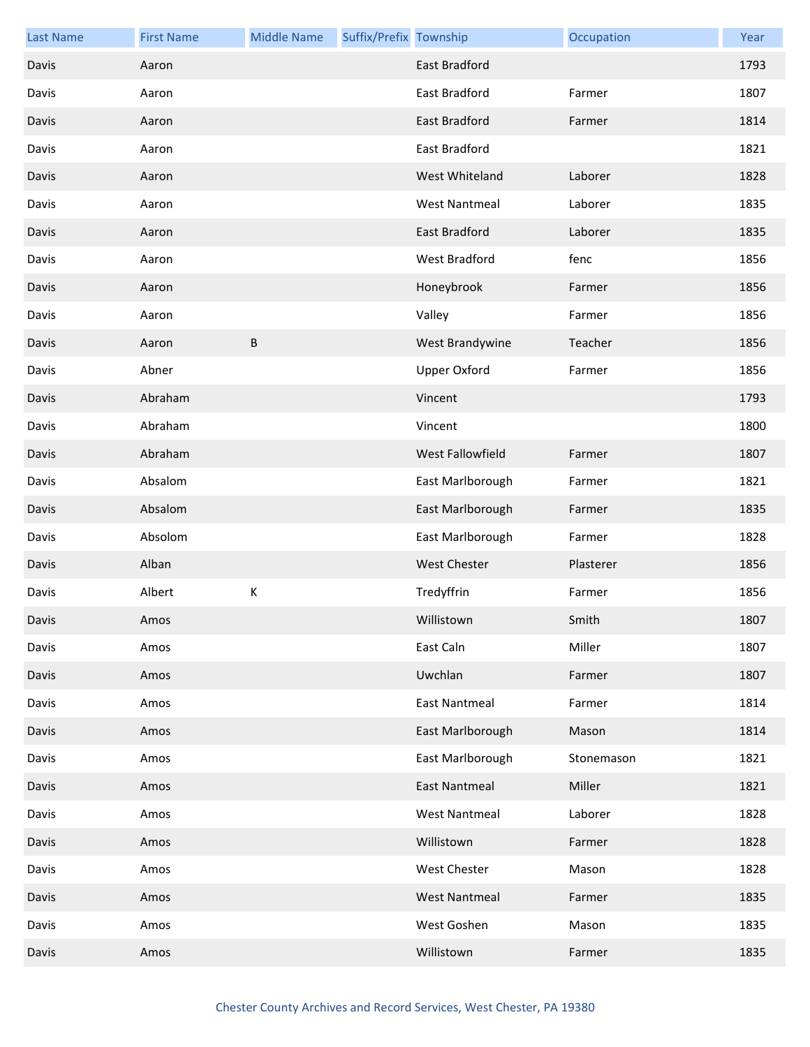| Last Name | First Name | Middle Name | Suffix/Prefix | Township | Occupation | Year |
|---|---|---|---|---|---|---|
| Davis | Aaron | | | East Bradford | | 1793 |
| Davis | Aaron | | | East Bradford | Farmer | 1807 |
| Davis | Aaron | | | East Bradford | Farmer | 1814 |
| Davis | Aaron | | | East Bradford | | 1821 |
| Davis | Aaron | | | West Whiteland | Laborer | 1828 |
| Davis | Aaron | | | West Nantmeal | Laborer | 1835 |
| Davis | Aaron | | | East Bradford | Laborer | 1835 |
| Davis | Aaron | | | West Bradford | fenc | 1856 |
| Davis | Aaron | | | Honeybrook | Farmer | 1856 |
| Davis | Aaron | | | Valley | Farmer | 1856 |
| Davis | Aaron | B | | West Brandywine | Teacher | 1856 |
| Davis | Abner | | | Upper Oxford | Farmer | 1856 |
| Davis | Abraham | | | Vincent | | 1793 |
| Davis | Abraham | | | Vincent | | 1800 |
| Davis | Abraham | | | West Fallowfield | Farmer | 1807 |
| Davis | Absalom | | | East Marlborough | Farmer | 1821 |
| Davis | Absalom | | | East Marlborough | Farmer | 1835 |
| Davis | Absolom | | | East Marlborough | Farmer | 1828 |
| Davis | Alban | | | West Chester | Plasterer | 1856 |
| Davis | Albert | K | | Tredyffrin | Farmer | 1856 |
| Davis | Amos | | | Willistown | Smith | 1807 |
| Davis | Amos | | | East Caln | Miller | 1807 |
| Davis | Amos | | | Uwchlan | Farmer | 1807 |
| Davis | Amos | | | East Nantmeal | Farmer | 1814 |
| Davis | Amos | | | East Marlborough | Mason | 1814 |
| Davis | Amos | | | East Marlborough | Stonemason | 1821 |
| Davis | Amos | | | East Nantmeal | Miller | 1821 |
| Davis | Amos | | | West Nantmeal | Laborer | 1828 |
| Davis | Amos | | | Willistown | Farmer | 1828 |
| Davis | Amos | | | West Chester | Mason | 1828 |
| Davis | Amos | | | West Nantmeal | Farmer | 1835 |
| Davis | Amos | | | West Goshen | Mason | 1835 |
| Davis | Amos | | | Willistown | Farmer | 1835 |

Chester County Archives and Record Services, West Chester, PA 19380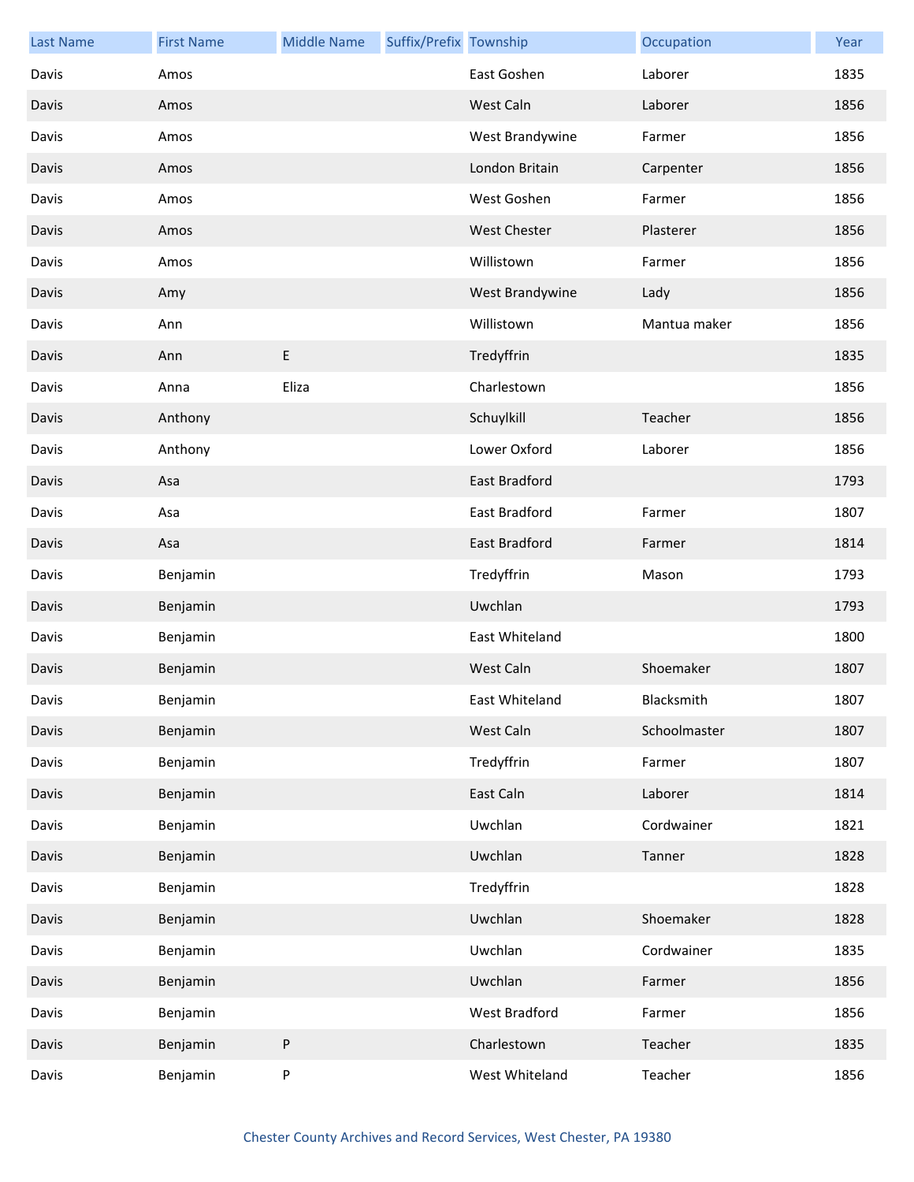| Last Name | First Name | Middle Name | Suffix/Prefix | Township | Occupation | Year |
|---|---|---|---|---|---|---|
| Davis | Amos | | | East Goshen | Laborer | 1835 |
| Davis | Amos | | | West Caln | Laborer | 1856 |
| Davis | Amos | | | West Brandywine | Farmer | 1856 |
| Davis | Amos | | | London Britain | Carpenter | 1856 |
| Davis | Amos | | | West Goshen | Farmer | 1856 |
| Davis | Amos | | | West Chester | Plasterer | 1856 |
| Davis | Amos | | | Willistown | Farmer | 1856 |
| Davis | Amy | | | West Brandywine | Lady | 1856 |
| Davis | Ann | | | Willistown | Mantua maker | 1856 |
| Davis | Ann | E | | Tredyffrin | | 1835 |
| Davis | Anna | Eliza | | Charlestown | | 1856 |
| Davis | Anthony | | | Schuylkill | Teacher | 1856 |
| Davis | Anthony | | | Lower Oxford | Laborer | 1856 |
| Davis | Asa | | | East Bradford | | 1793 |
| Davis | Asa | | | East Bradford | Farmer | 1807 |
| Davis | Asa | | | East Bradford | Farmer | 1814 |
| Davis | Benjamin | | | Tredyffrin | Mason | 1793 |
| Davis | Benjamin | | | Uwchlan | | 1793 |
| Davis | Benjamin | | | East Whiteland | | 1800 |
| Davis | Benjamin | | | West Caln | Shoemaker | 1807 |
| Davis | Benjamin | | | East Whiteland | Blacksmith | 1807 |
| Davis | Benjamin | | | West Caln | Schoolmaster | 1807 |
| Davis | Benjamin | | | Tredyffrin | Farmer | 1807 |
| Davis | Benjamin | | | East Caln | Laborer | 1814 |
| Davis | Benjamin | | | Uwchlan | Cordwainer | 1821 |
| Davis | Benjamin | | | Uwchlan | Tanner | 1828 |
| Davis | Benjamin | | | Tredyffrin | | 1828 |
| Davis | Benjamin | | | Uwchlan | Shoemaker | 1828 |
| Davis | Benjamin | | | Uwchlan | Cordwainer | 1835 |
| Davis | Benjamin | | | Uwchlan | Farmer | 1856 |
| Davis | Benjamin | | | West Bradford | Farmer | 1856 |
| Davis | Benjamin | P | | Charlestown | Teacher | 1835 |
| Davis | Benjamin | P | | West Whiteland | Teacher | 1856 |

Chester County Archives and Record Services, West Chester, PA 19380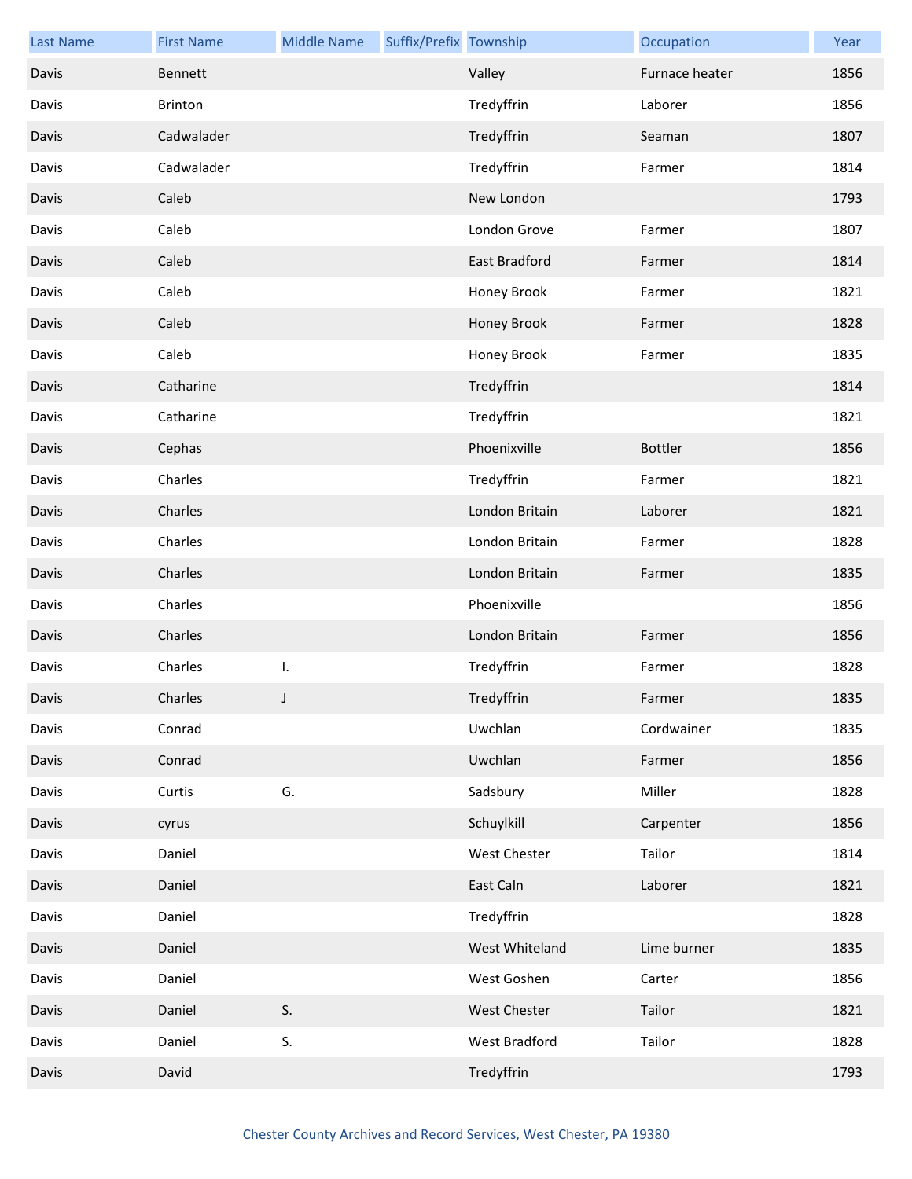| Last Name | First Name | Middle Name | Suffix/Prefix | Township | Occupation | Year |
|---|---|---|---|---|---|---|
| Davis | Bennett | | | Valley | Furnace heater | 1856 |
| Davis | Brinton | | | Tredyffrin | Laborer | 1856 |
| Davis | Cadwalader | | | Tredyffrin | Seaman | 1807 |
| Davis | Cadwalader | | | Tredyffrin | Farmer | 1814 |
| Davis | Caleb | | | New London | | 1793 |
| Davis | Caleb | | | London Grove | Farmer | 1807 |
| Davis | Caleb | | | East Bradford | Farmer | 1814 |
| Davis | Caleb | | | Honey Brook | Farmer | 1821 |
| Davis | Caleb | | | Honey Brook | Farmer | 1828 |
| Davis | Caleb | | | Honey Brook | Farmer | 1835 |
| Davis | Catharine | | | Tredyffrin | | 1814 |
| Davis | Catharine | | | Tredyffrin | | 1821 |
| Davis | Cephas | | | Phoenixville | Bottler | 1856 |
| Davis | Charles | | | Tredyffrin | Farmer | 1821 |
| Davis | Charles | | | London Britain | Laborer | 1821 |
| Davis | Charles | | | London Britain | Farmer | 1828 |
| Davis | Charles | | | London Britain | Farmer | 1835 |
| Davis | Charles | | | Phoenixville | | 1856 |
| Davis | Charles | | | London Britain | Farmer | 1856 |
| Davis | Charles | I. | | Tredyffrin | Farmer | 1828 |
| Davis | Charles | J | | Tredyffrin | Farmer | 1835 |
| Davis | Conrad | | | Uwchlan | Cordwainer | 1835 |
| Davis | Conrad | | | Uwchlan | Farmer | 1856 |
| Davis | Curtis | G. | | Sadsbury | Miller | 1828 |
| Davis | cyrus | | | Schuylkill | Carpenter | 1856 |
| Davis | Daniel | | | West Chester | Tailor | 1814 |
| Davis | Daniel | | | East Caln | Laborer | 1821 |
| Davis | Daniel | | | Tredyffrin | | 1828 |
| Davis | Daniel | | | West Whiteland | Lime burner | 1835 |
| Davis | Daniel | | | West Goshen | Carter | 1856 |
| Davis | Daniel | S. | | West Chester | Tailor | 1821 |
| Davis | Daniel | S. | | West Bradford | Tailor | 1828 |
| Davis | David | | | Tredyffrin | | 1793 |

Chester County Archives and Record Services, West Chester, PA 19380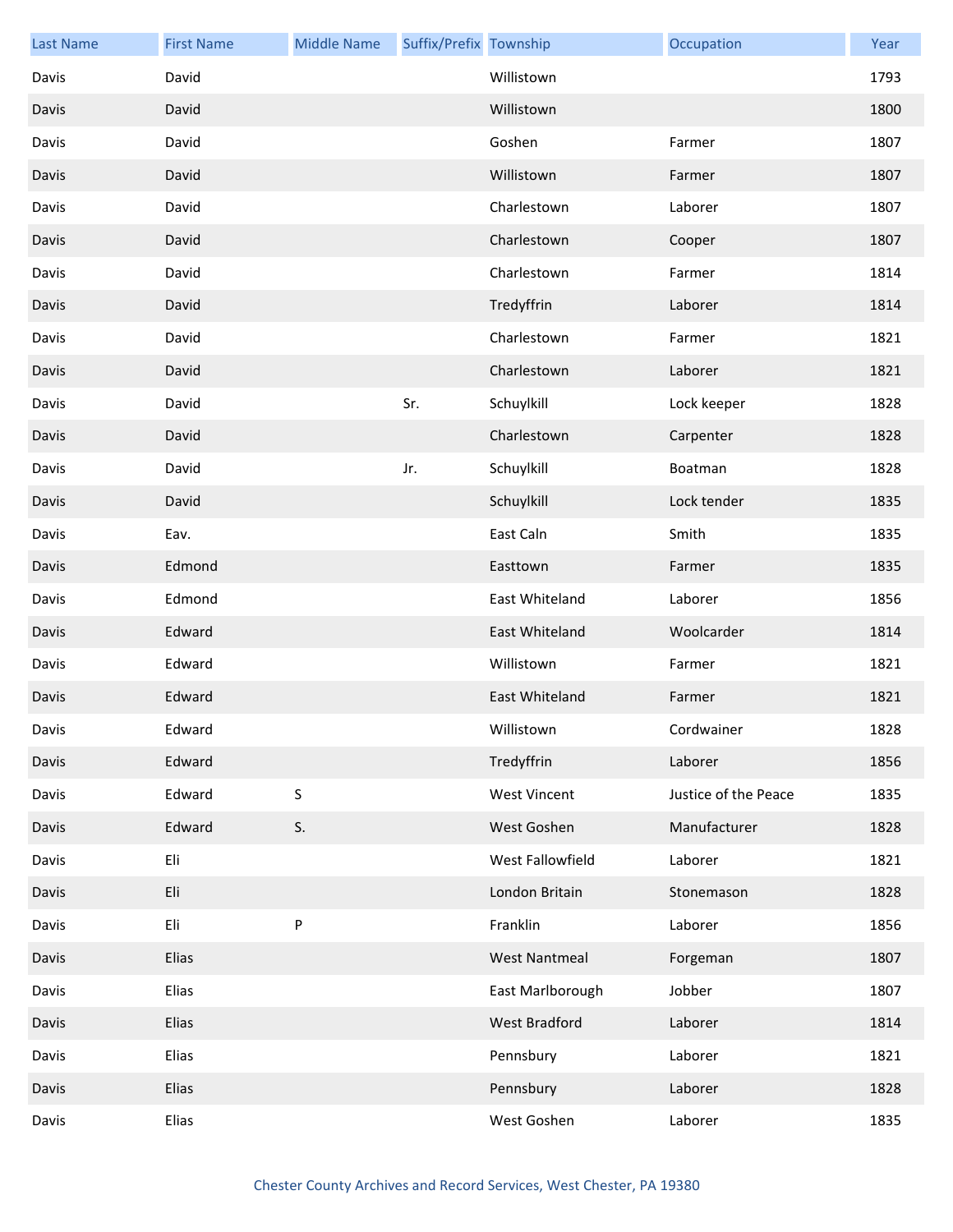| Last Name | First Name | Middle Name | Suffix/Prefix | Township | Occupation | Year |
|---|---|---|---|---|---|---|
| Davis | David | | | Willistown | | 1793 |
| Davis | David | | | Willistown | | 1800 |
| Davis | David | | | Goshen | Farmer | 1807 |
| Davis | David | | | Willistown | Farmer | 1807 |
| Davis | David | | | Charlestown | Laborer | 1807 |
| Davis | David | | | Charlestown | Cooper | 1807 |
| Davis | David | | | Charlestown | Farmer | 1814 |
| Davis | David | | | Tredyffrin | Laborer | 1814 |
| Davis | David | | | Charlestown | Farmer | 1821 |
| Davis | David | | | Charlestown | Laborer | 1821 |
| Davis | David | | Sr. | Schuylkill | Lock keeper | 1828 |
| Davis | David | | | Charlestown | Carpenter | 1828 |
| Davis | David | | Jr. | Schuylkill | Boatman | 1828 |
| Davis | David | | | Schuylkill | Lock tender | 1835 |
| Davis | Eav. | | | East Caln | Smith | 1835 |
| Davis | Edmond | | | Easttown | Farmer | 1835 |
| Davis | Edmond | | | East Whiteland | Laborer | 1856 |
| Davis | Edward | | | East Whiteland | Woolcarder | 1814 |
| Davis | Edward | | | Willistown | Farmer | 1821 |
| Davis | Edward | | | East Whiteland | Farmer | 1821 |
| Davis | Edward | | | Willistown | Cordwainer | 1828 |
| Davis | Edward | | | Tredyffrin | Laborer | 1856 |
| Davis | Edward | S | | West Vincent | Justice of the Peace | 1835 |
| Davis | Edward | S. | | West Goshen | Manufacturer | 1828 |
| Davis | Eli | | | West Fallowfield | Laborer | 1821 |
| Davis | Eli | | | London Britain | Stonemason | 1828 |
| Davis | Eli | P | | Franklin | Laborer | 1856 |
| Davis | Elias | | | West Nantmeal | Forgeman | 1807 |
| Davis | Elias | | | East Marlborough | Jobber | 1807 |
| Davis | Elias | | | West Bradford | Laborer | 1814 |
| Davis | Elias | | | Pennsbury | Laborer | 1821 |
| Davis | Elias | | | Pennsbury | Laborer | 1828 |
| Davis | Elias | | | West Goshen | Laborer | 1835 |

Chester County Archives and Record Services, West Chester, PA 19380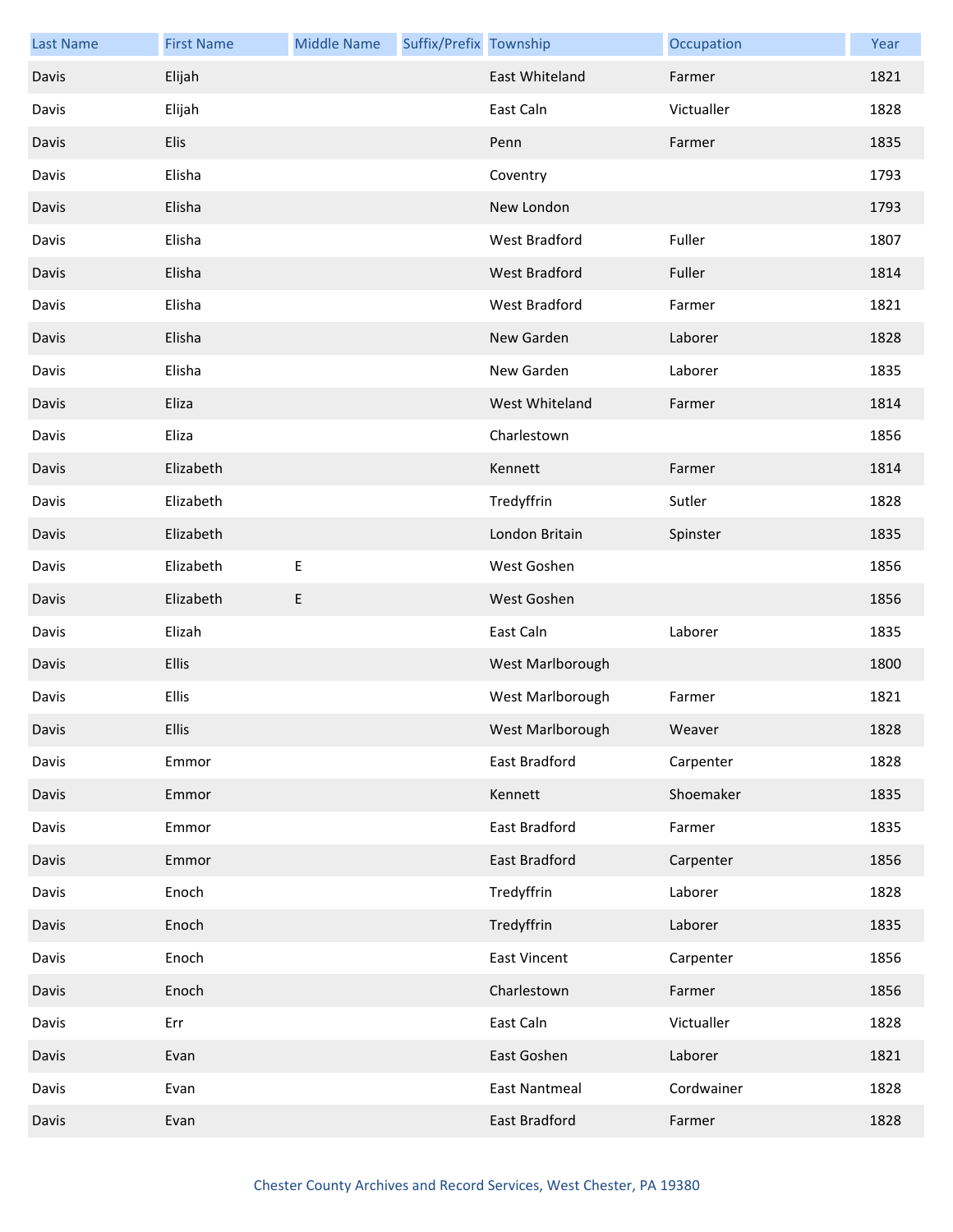| Last Name | First Name | Middle Name | Suffix/Prefix | Township | Occupation | Year |
|---|---|---|---|---|---|---|
| Davis | Elijah | | | East Whiteland | Farmer | 1821 |
| Davis | Elijah | | | East Caln | Victualler | 1828 |
| Davis | Elis | | | Penn | Farmer | 1835 |
| Davis | Elisha | | | Coventry | | 1793 |
| Davis | Elisha | | | New London | | 1793 |
| Davis | Elisha | | | West Bradford | Fuller | 1807 |
| Davis | Elisha | | | West Bradford | Fuller | 1814 |
| Davis | Elisha | | | West Bradford | Farmer | 1821 |
| Davis | Elisha | | | New Garden | Laborer | 1828 |
| Davis | Elisha | | | New Garden | Laborer | 1835 |
| Davis | Eliza | | | West Whiteland | Farmer | 1814 |
| Davis | Eliza | | | Charlestown | | 1856 |
| Davis | Elizabeth | | | Kennett | Farmer | 1814 |
| Davis | Elizabeth | | | Tredyffrin | Sutler | 1828 |
| Davis | Elizabeth | | | London Britain | Spinster | 1835 |
| Davis | Elizabeth | E | | West Goshen | | 1856 |
| Davis | Elizabeth | E | | West Goshen | | 1856 |
| Davis | Elizah | | | East Caln | Laborer | 1835 |
| Davis | Ellis | | | West Marlborough | | 1800 |
| Davis | Ellis | | | West Marlborough | Farmer | 1821 |
| Davis | Ellis | | | West Marlborough | Weaver | 1828 |
| Davis | Emmor | | | East Bradford | Carpenter | 1828 |
| Davis | Emmor | | | Kennett | Shoemaker | 1835 |
| Davis | Emmor | | | East Bradford | Farmer | 1835 |
| Davis | Emmor | | | East Bradford | Carpenter | 1856 |
| Davis | Enoch | | | Tredyffrin | Laborer | 1828 |
| Davis | Enoch | | | Tredyffrin | Laborer | 1835 |
| Davis | Enoch | | | East Vincent | Carpenter | 1856 |
| Davis | Enoch | | | Charlestown | Farmer | 1856 |
| Davis | Err | | | East Caln | Victualler | 1828 |
| Davis | Evan | | | East Goshen | Laborer | 1821 |
| Davis | Evan | | | East Nantmeal | Cordwainer | 1828 |
| Davis | Evan | | | East Bradford | Farmer | 1828 |

Chester County Archives and Record Services, West Chester, PA 19380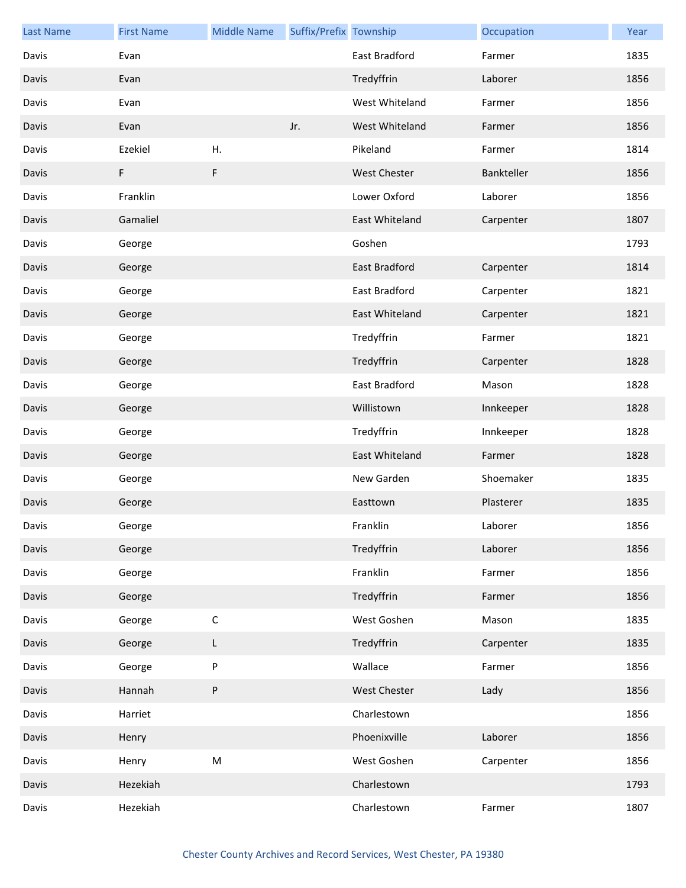| Last Name | First Name | Middle Name | Suffix/Prefix | Township | Occupation | Year |
|---|---|---|---|---|---|---|
| Davis | Evan | | | East Bradford | Farmer | 1835 |
| Davis | Evan | | | Tredyffrin | Laborer | 1856 |
| Davis | Evan | | | West Whiteland | Farmer | 1856 |
| Davis | Evan | | Jr. | West Whiteland | Farmer | 1856 |
| Davis | Ezekiel | H. | | Pikeland | Farmer | 1814 |
| Davis | F | F | | West Chester | Bankteller | 1856 |
| Davis | Franklin | | | Lower Oxford | Laborer | 1856 |
| Davis | Gamaliel | | | East Whiteland | Carpenter | 1807 |
| Davis | George | | | Goshen | | 1793 |
| Davis | George | | | East Bradford | Carpenter | 1814 |
| Davis | George | | | East Bradford | Carpenter | 1821 |
| Davis | George | | | East Whiteland | Carpenter | 1821 |
| Davis | George | | | Tredyffrin | Farmer | 1821 |
| Davis | George | | | Tredyffrin | Carpenter | 1828 |
| Davis | George | | | East Bradford | Mason | 1828 |
| Davis | George | | | Willistown | Innkeeper | 1828 |
| Davis | George | | | Tredyffrin | Innkeeper | 1828 |
| Davis | George | | | East Whiteland | Farmer | 1828 |
| Davis | George | | | New Garden | Shoemaker | 1835 |
| Davis | George | | | Easttown | Plasterer | 1835 |
| Davis | George | | | Franklin | Laborer | 1856 |
| Davis | George | | | Tredyffrin | Laborer | 1856 |
| Davis | George | | | Franklin | Farmer | 1856 |
| Davis | George | | | Tredyffrin | Farmer | 1856 |
| Davis | George | C | | West Goshen | Mason | 1835 |
| Davis | George | L | | Tredyffrin | Carpenter | 1835 |
| Davis | George | P | | Wallace | Farmer | 1856 |
| Davis | Hannah | P | | West Chester | Lady | 1856 |
| Davis | Harriet | | | Charlestown | | 1856 |
| Davis | Henry | | | Phoenixville | Laborer | 1856 |
| Davis | Henry | M | | West Goshen | Carpenter | 1856 |
| Davis | Hezekiah | | | Charlestown | | 1793 |
| Davis | Hezekiah | | | Charlestown | Farmer | 1807 |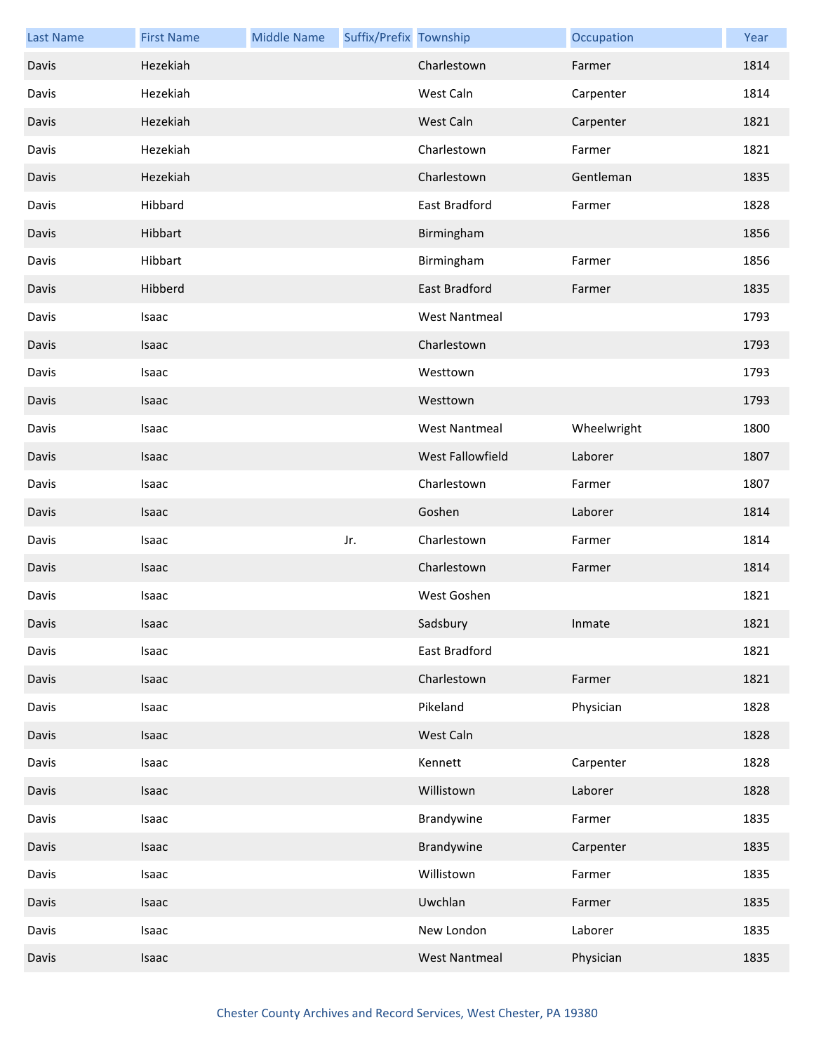| Last Name | First Name | Middle Name | Suffix/Prefix | Township | Occupation | Year |
|---|---|---|---|---|---|---|
| Davis | Hezekiah | | | Charlestown | Farmer | 1814 |
| Davis | Hezekiah | | | West Caln | Carpenter | 1814 |
| Davis | Hezekiah | | | West Caln | Carpenter | 1821 |
| Davis | Hezekiah | | | Charlestown | Farmer | 1821 |
| Davis | Hezekiah | | | Charlestown | Gentleman | 1835 |
| Davis | Hibbard | | | East Bradford | Farmer | 1828 |
| Davis | Hibbart | | | Birmingham | | 1856 |
| Davis | Hibbart | | | Birmingham | Farmer | 1856 |
| Davis | Hibberd | | | East Bradford | Farmer | 1835 |
| Davis | Isaac | | | West Nantmeal | | 1793 |
| Davis | Isaac | | | Charlestown | | 1793 |
| Davis | Isaac | | | Westtown | | 1793 |
| Davis | Isaac | | | Westtown | | 1793 |
| Davis | Isaac | | | West Nantmeal | Wheelwright | 1800 |
| Davis | Isaac | | | West Fallowfield | Laborer | 1807 |
| Davis | Isaac | | | Charlestown | Farmer | 1807 |
| Davis | Isaac | | | Goshen | Laborer | 1814 |
| Davis | Isaac | | Jr. | Charlestown | Farmer | 1814 |
| Davis | Isaac | | | Charlestown | Farmer | 1814 |
| Davis | Isaac | | | West Goshen | | 1821 |
| Davis | Isaac | | | Sadsbury | Inmate | 1821 |
| Davis | Isaac | | | East Bradford | | 1821 |
| Davis | Isaac | | | Charlestown | Farmer | 1821 |
| Davis | Isaac | | | Pikeland | Physician | 1828 |
| Davis | Isaac | | | West Caln | | 1828 |
| Davis | Isaac | | | Kennett | Carpenter | 1828 |
| Davis | Isaac | | | Willistown | Laborer | 1828 |
| Davis | Isaac | | | Brandywine | Farmer | 1835 |
| Davis | Isaac | | | Brandywine | Carpenter | 1835 |
| Davis | Isaac | | | Willistown | Farmer | 1835 |
| Davis | Isaac | | | Uwchlan | Farmer | 1835 |
| Davis | Isaac | | | New London | Laborer | 1835 |
| Davis | Isaac | | | West Nantmeal | Physician | 1835 |

Chester County Archives and Record Services, West Chester, PA 19380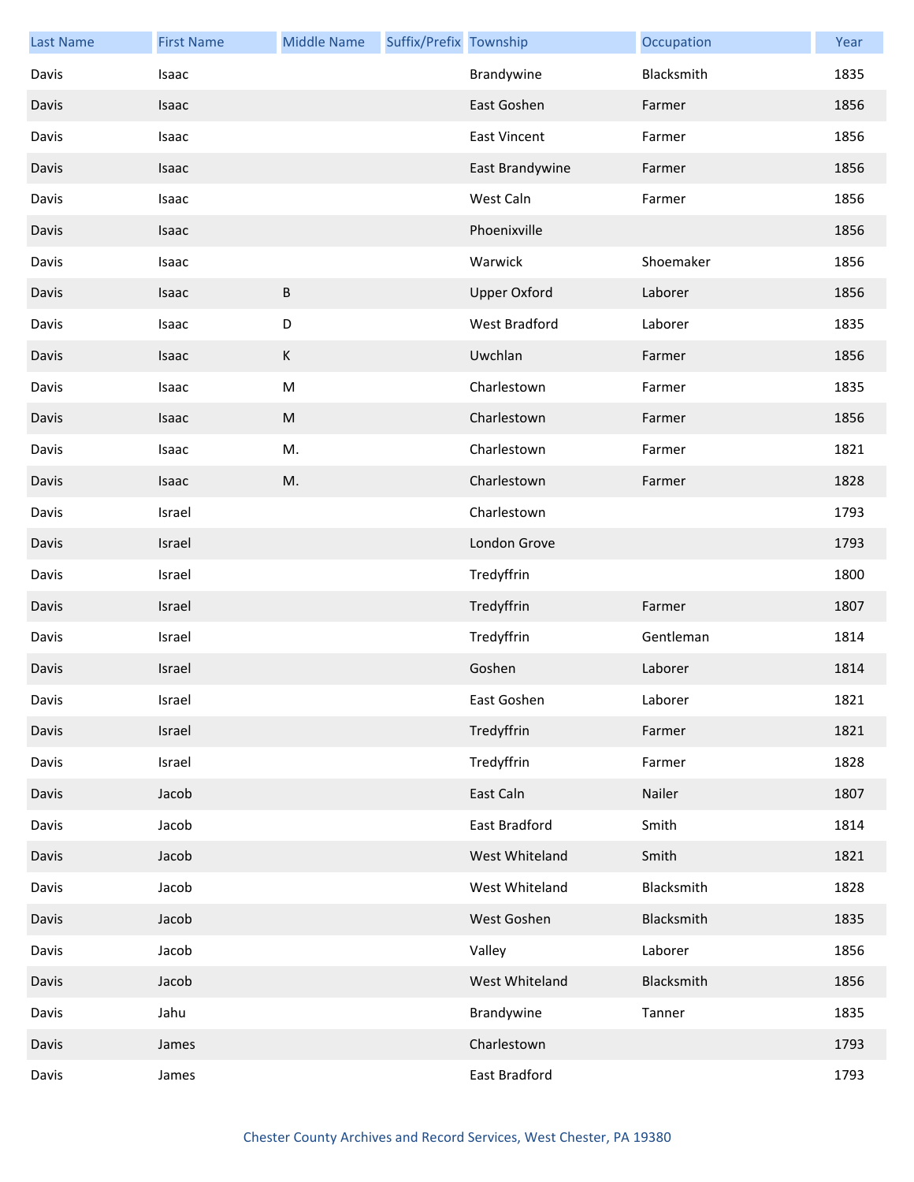| Last Name | First Name | Middle Name | Suffix/Prefix | Township | Occupation | Year |
|---|---|---|---|---|---|---|
| Davis | Isaac | | | Brandywine | Blacksmith | 1835 |
| Davis | Isaac | | | East Goshen | Farmer | 1856 |
| Davis | Isaac | | | East Vincent | Farmer | 1856 |
| Davis | Isaac | | | East Brandywine | Farmer | 1856 |
| Davis | Isaac | | | West Caln | Farmer | 1856 |
| Davis | Isaac | | | Phoenixville | | 1856 |
| Davis | Isaac | | | Warwick | Shoemaker | 1856 |
| Davis | Isaac | B | | Upper Oxford | Laborer | 1856 |
| Davis | Isaac | D | | West Bradford | Laborer | 1835 |
| Davis | Isaac | K | | Uwchlan | Farmer | 1856 |
| Davis | Isaac | M | | Charlestown | Farmer | 1835 |
| Davis | Isaac | M | | Charlestown | Farmer | 1856 |
| Davis | Isaac | M. | | Charlestown | Farmer | 1821 |
| Davis | Isaac | M. | | Charlestown | Farmer | 1828 |
| Davis | Israel | | | Charlestown | | 1793 |
| Davis | Israel | | | London Grove | | 1793 |
| Davis | Israel | | | Tredyffrin | | 1800 |
| Davis | Israel | | | Tredyffrin | Farmer | 1807 |
| Davis | Israel | | | Tredyffrin | Gentleman | 1814 |
| Davis | Israel | | | Goshen | Laborer | 1814 |
| Davis | Israel | | | East Goshen | Laborer | 1821 |
| Davis | Israel | | | Tredyffrin | Farmer | 1821 |
| Davis | Israel | | | Tredyffrin | Farmer | 1828 |
| Davis | Jacob | | | East Caln | Nailer | 1807 |
| Davis | Jacob | | | East Bradford | Smith | 1814 |
| Davis | Jacob | | | West Whiteland | Smith | 1821 |
| Davis | Jacob | | | West Whiteland | Blacksmith | 1828 |
| Davis | Jacob | | | West Goshen | Blacksmith | 1835 |
| Davis | Jacob | | | Valley | Laborer | 1856 |
| Davis | Jacob | | | West Whiteland | Blacksmith | 1856 |
| Davis | Jahu | | | Brandywine | Tanner | 1835 |
| Davis | James | | | Charlestown | | 1793 |
| Davis | James | | | East Bradford | | 1793 |

Chester County Archives and Record Services, West Chester, PA 19380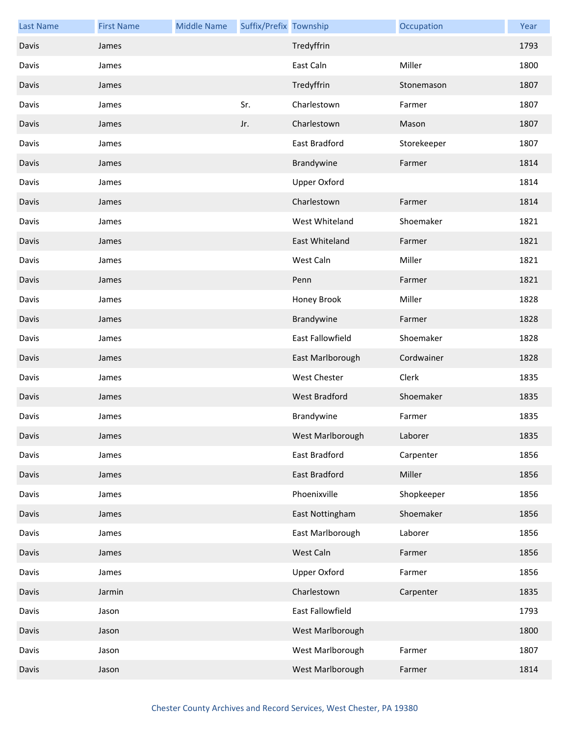| Last Name | First Name | Middle Name | Suffix/Prefix | Township | Occupation | Year |
|---|---|---|---|---|---|---|
| Davis | James | | | Tredyffrin | | 1793 |
| Davis | James | | | East Caln | Miller | 1800 |
| Davis | James | | | Tredyffrin | Stonemason | 1807 |
| Davis | James | | Sr. | Charlestown | Farmer | 1807 |
| Davis | James | | Jr. | Charlestown | Mason | 1807 |
| Davis | James | | | East Bradford | Storekeeper | 1807 |
| Davis | James | | | Brandywine | Farmer | 1814 |
| Davis | James | | | Upper Oxford | | 1814 |
| Davis | James | | | Charlestown | Farmer | 1814 |
| Davis | James | | | West Whiteland | Shoemaker | 1821 |
| Davis | James | | | East Whiteland | Farmer | 1821 |
| Davis | James | | | West Caln | Miller | 1821 |
| Davis | James | | | Penn | Farmer | 1821 |
| Davis | James | | | Honey Brook | Miller | 1828 |
| Davis | James | | | Brandywine | Farmer | 1828 |
| Davis | James | | | East Fallowfield | Shoemaker | 1828 |
| Davis | James | | | East Marlborough | Cordwainer | 1828 |
| Davis | James | | | West Chester | Clerk | 1835 |
| Davis | James | | | West Bradford | Shoemaker | 1835 |
| Davis | James | | | Brandywine | Farmer | 1835 |
| Davis | James | | | West Marlborough | Laborer | 1835 |
| Davis | James | | | East Bradford | Carpenter | 1856 |
| Davis | James | | | East Bradford | Miller | 1856 |
| Davis | James | | | Phoenixville | Shopkeeper | 1856 |
| Davis | James | | | East Nottingham | Shoemaker | 1856 |
| Davis | James | | | East Marlborough | Laborer | 1856 |
| Davis | James | | | West Caln | Farmer | 1856 |
| Davis | James | | | Upper Oxford | Farmer | 1856 |
| Davis | Jarmin | | | Charlestown | Carpenter | 1835 |
| Davis | Jason | | | East Fallowfield | | 1793 |
| Davis | Jason | | | West Marlborough | | 1800 |
| Davis | Jason | | | West Marlborough | Farmer | 1807 |
| Davis | Jason | | | West Marlborough | Farmer | 1814 |

Chester County Archives and Record Services, West Chester, PA 19380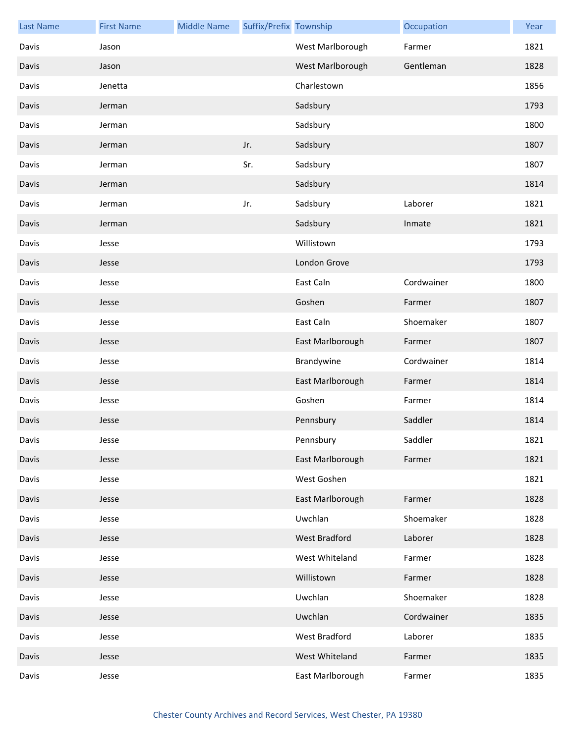| Last Name | First Name | Middle Name | Suffix/Prefix | Township | Occupation | Year |
|---|---|---|---|---|---|---|
| Davis | Jason | | | West Marlborough | Farmer | 1821 |
| Davis | Jason | | | West Marlborough | Gentleman | 1828 |
| Davis | Jenetta | | | Charlestown | | 1856 |
| Davis | Jerman | | | Sadsbury | | 1793 |
| Davis | Jerman | | | Sadsbury | | 1800 |
| Davis | Jerman | | Jr. | Sadsbury | | 1807 |
| Davis | Jerman | | Sr. | Sadsbury | | 1807 |
| Davis | Jerman | | | Sadsbury | | 1814 |
| Davis | Jerman | | Jr. | Sadsbury | Laborer | 1821 |
| Davis | Jerman | | | Sadsbury | Inmate | 1821 |
| Davis | Jesse | | | Willistown | | 1793 |
| Davis | Jesse | | | London Grove | | 1793 |
| Davis | Jesse | | | East Caln | Cordwainer | 1800 |
| Davis | Jesse | | | Goshen | Farmer | 1807 |
| Davis | Jesse | | | East Caln | Shoemaker | 1807 |
| Davis | Jesse | | | East Marlborough | Farmer | 1807 |
| Davis | Jesse | | | Brandywine | Cordwainer | 1814 |
| Davis | Jesse | | | East Marlborough | Farmer | 1814 |
| Davis | Jesse | | | Goshen | Farmer | 1814 |
| Davis | Jesse | | | Pennsbury | Saddler | 1814 |
| Davis | Jesse | | | Pennsbury | Saddler | 1821 |
| Davis | Jesse | | | East Marlborough | Farmer | 1821 |
| Davis | Jesse | | | West Goshen | | 1821 |
| Davis | Jesse | | | East Marlborough | Farmer | 1828 |
| Davis | Jesse | | | Uwchlan | Shoemaker | 1828 |
| Davis | Jesse | | | West Bradford | Laborer | 1828 |
| Davis | Jesse | | | West Whiteland | Farmer | 1828 |
| Davis | Jesse | | | Willistown | Farmer | 1828 |
| Davis | Jesse | | | Uwchlan | Shoemaker | 1828 |
| Davis | Jesse | | | Uwchlan | Cordwainer | 1835 |
| Davis | Jesse | | | West Bradford | Laborer | 1835 |
| Davis | Jesse | | | West Whiteland | Farmer | 1835 |
| Davis | Jesse | | | East Marlborough | Farmer | 1835 |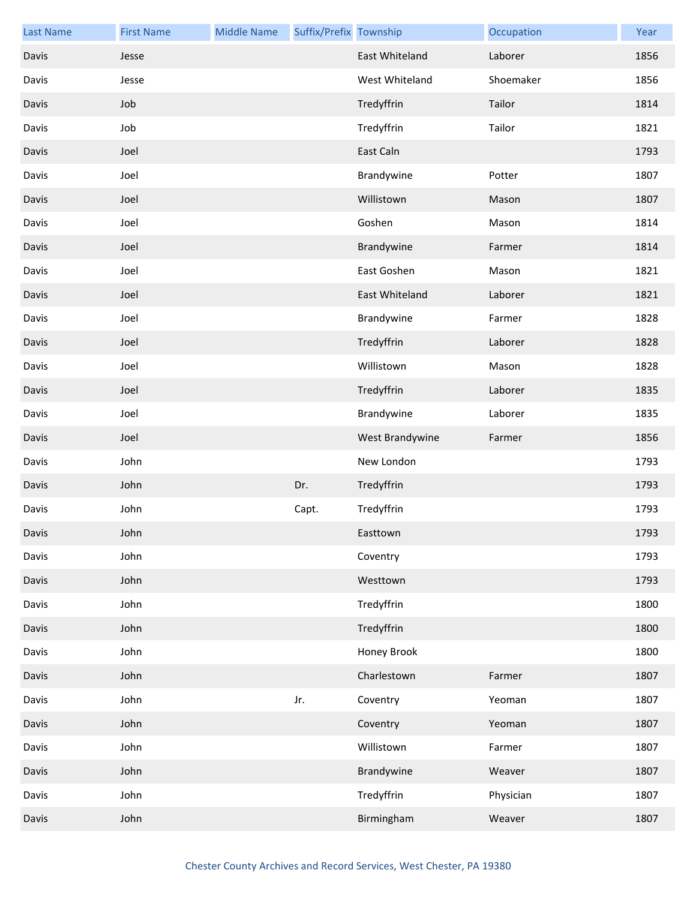| Last Name | First Name | Middle Name | Suffix/Prefix | Township | Occupation | Year |
| --- | --- | --- | --- | --- | --- | --- |
| Davis | Jesse | | | East Whiteland | Laborer | 1856 |
| Davis | Jesse | | | West Whiteland | Shoemaker | 1856 |
| Davis | Job | | | Tredyffrin | Tailor | 1814 |
| Davis | Job | | | Tredyffrin | Tailor | 1821 |
| Davis | Joel | | | East Caln | | 1793 |
| Davis | Joel | | | Brandywine | Potter | 1807 |
| Davis | Joel | | | Willistown | Mason | 1807 |
| Davis | Joel | | | Goshen | Mason | 1814 |
| Davis | Joel | | | Brandywine | Farmer | 1814 |
| Davis | Joel | | | East Goshen | Mason | 1821 |
| Davis | Joel | | | East Whiteland | Laborer | 1821 |
| Davis | Joel | | | Brandywine | Farmer | 1828 |
| Davis | Joel | | | Tredyffrin | Laborer | 1828 |
| Davis | Joel | | | Willistown | Mason | 1828 |
| Davis | Joel | | | Tredyffrin | Laborer | 1835 |
| Davis | Joel | | | Brandywine | Laborer | 1835 |
| Davis | Joel | | | West Brandywine | Farmer | 1856 |
| Davis | John | | | New London | | 1793 |
| Davis | John | | Dr. | Tredyffrin | | 1793 |
| Davis | John | | Capt. | Tredyffrin | | 1793 |
| Davis | John | | | Easttown | | 1793 |
| Davis | John | | | Coventry | | 1793 |
| Davis | John | | | Westtown | | 1793 |
| Davis | John | | | Tredyffrin | | 1800 |
| Davis | John | | | Tredyffrin | | 1800 |
| Davis | John | | | Honey Brook | | 1800 |
| Davis | John | | | Charlestown | Farmer | 1807 |
| Davis | John | | Jr. | Coventry | Yeoman | 1807 |
| Davis | John | | | Coventry | Yeoman | 1807 |
| Davis | John | | | Willistown | Farmer | 1807 |
| Davis | John | | | Brandywine | Weaver | 1807 |
| Davis | John | | | Tredyffrin | Physician | 1807 |
| Davis | John | | | Birmingham | Weaver | 1807 |

Chester County Archives and Record Services, West Chester, PA 19380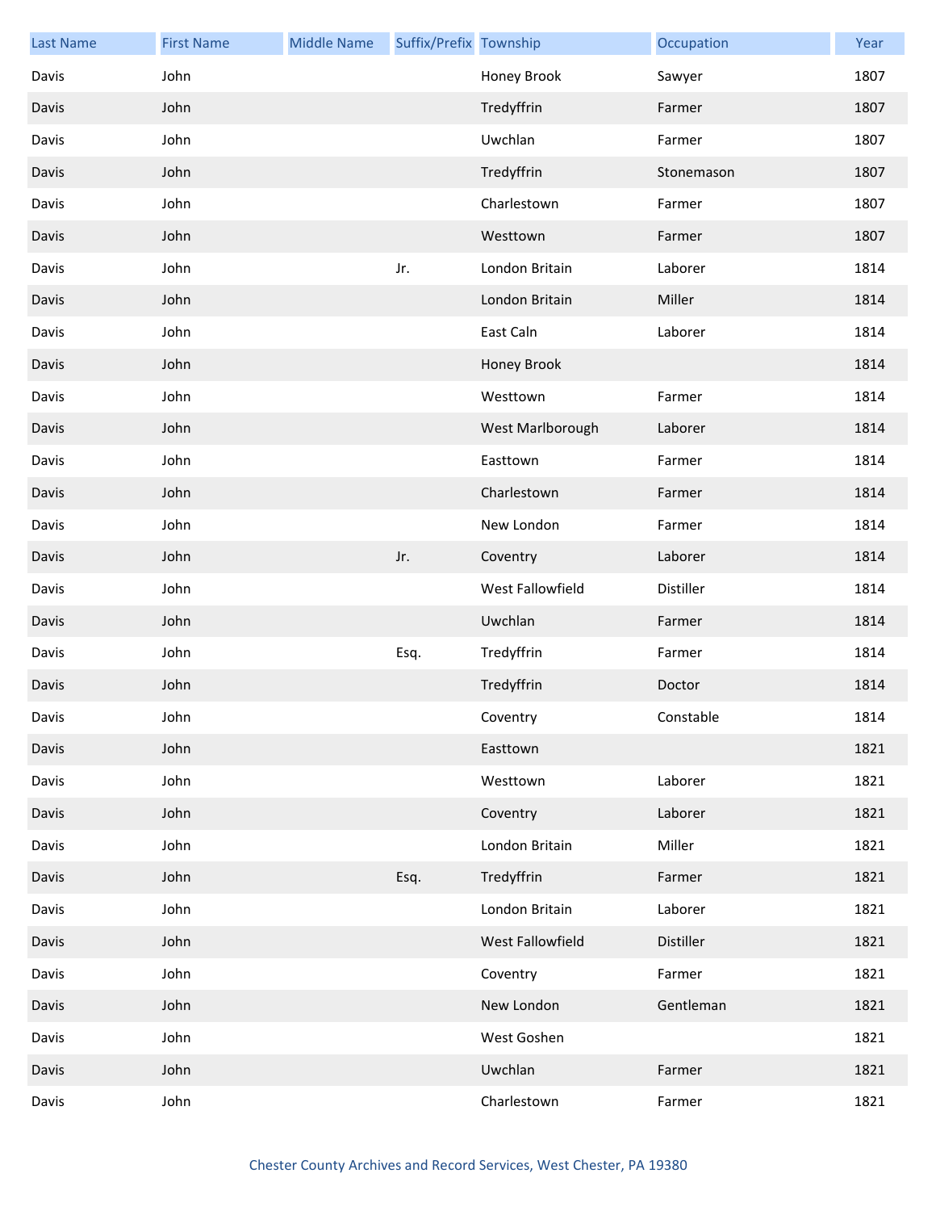| Last Name | First Name | Middle Name | Suffix/Prefix | Township | Occupation | Year |
|---|---|---|---|---|---|---|
| Davis | John | | | Honey Brook | Sawyer | 1807 |
| Davis | John | | | Tredyffrin | Farmer | 1807 |
| Davis | John | | | Uwchlan | Farmer | 1807 |
| Davis | John | | | Tredyffrin | Stonemason | 1807 |
| Davis | John | | | Charlestown | Farmer | 1807 |
| Davis | John | | | Westtown | Farmer | 1807 |
| Davis | John | | Jr. | London Britain | Laborer | 1814 |
| Davis | John | | | London Britain | Miller | 1814 |
| Davis | John | | | East Caln | Laborer | 1814 |
| Davis | John | | | Honey Brook | | 1814 |
| Davis | John | | | Westtown | Farmer | 1814 |
| Davis | John | | | West Marlborough | Laborer | 1814 |
| Davis | John | | | Easttown | Farmer | 1814 |
| Davis | John | | | Charlestown | Farmer | 1814 |
| Davis | John | | | New London | Farmer | 1814 |
| Davis | John | | Jr. | Coventry | Laborer | 1814 |
| Davis | John | | | West Fallowfield | Distiller | 1814 |
| Davis | John | | | Uwchlan | Farmer | 1814 |
| Davis | John | | Esq. | Tredyffrin | Farmer | 1814 |
| Davis | John | | | Tredyffrin | Doctor | 1814 |
| Davis | John | | | Coventry | Constable | 1814 |
| Davis | John | | | Easttown | | 1821 |
| Davis | John | | | Westtown | Laborer | 1821 |
| Davis | John | | | Coventry | Laborer | 1821 |
| Davis | John | | | London Britain | Miller | 1821 |
| Davis | John | | Esq. | Tredyffrin | Farmer | 1821 |
| Davis | John | | | London Britain | Laborer | 1821 |
| Davis | John | | | West Fallowfield | Distiller | 1821 |
| Davis | John | | | Coventry | Farmer | 1821 |
| Davis | John | | | New London | Gentleman | 1821 |
| Davis | John | | | West Goshen | | 1821 |
| Davis | John | | | Uwchlan | Farmer | 1821 |
| Davis | John | | | Charlestown | Farmer | 1821 |

Chester County Archives and Record Services, West Chester, PA 19380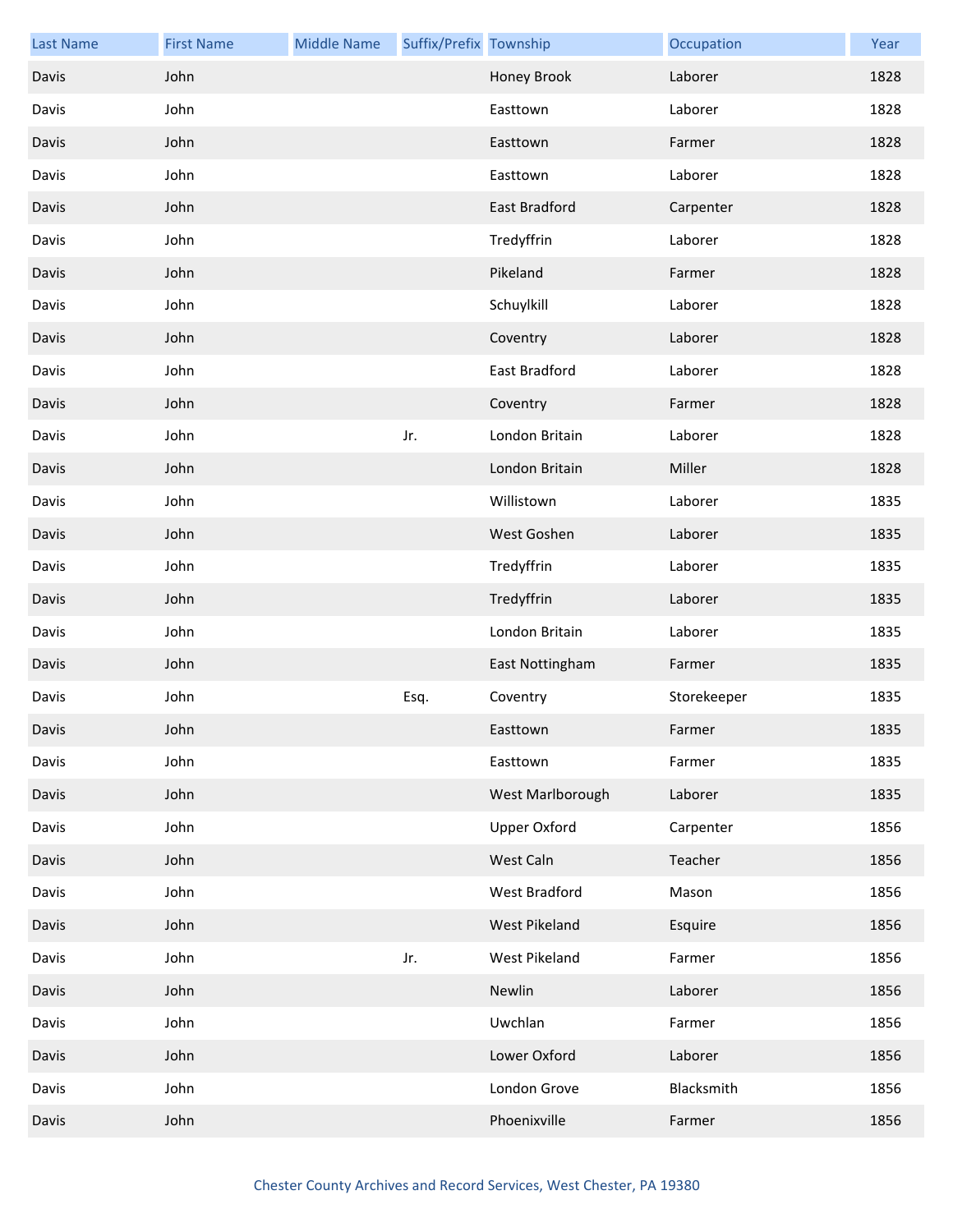| Last Name | First Name | Middle Name | Suffix/Prefix | Township | Occupation | Year |
|---|---|---|---|---|---|---|
| Davis | John | | | Honey Brook | Laborer | 1828 |
| Davis | John | | | Easttown | Laborer | 1828 |
| Davis | John | | | Easttown | Farmer | 1828 |
| Davis | John | | | Easttown | Laborer | 1828 |
| Davis | John | | | East Bradford | Carpenter | 1828 |
| Davis | John | | | Tredyffrin | Laborer | 1828 |
| Davis | John | | | Pikeland | Farmer | 1828 |
| Davis | John | | | Schuylkill | Laborer | 1828 |
| Davis | John | | | Coventry | Laborer | 1828 |
| Davis | John | | | East Bradford | Laborer | 1828 |
| Davis | John | | | Coventry | Farmer | 1828 |
| Davis | John | | Jr. | London Britain | Laborer | 1828 |
| Davis | John | | | London Britain | Miller | 1828 |
| Davis | John | | | Willistown | Laborer | 1835 |
| Davis | John | | | West Goshen | Laborer | 1835 |
| Davis | John | | | Tredyffrin | Laborer | 1835 |
| Davis | John | | | Tredyffrin | Laborer | 1835 |
| Davis | John | | | London Britain | Laborer | 1835 |
| Davis | John | | | East Nottingham | Farmer | 1835 |
| Davis | John | | Esq. | Coventry | Storekeeper | 1835 |
| Davis | John | | | Easttown | Farmer | 1835 |
| Davis | John | | | Easttown | Farmer | 1835 |
| Davis | John | | | West Marlborough | Laborer | 1835 |
| Davis | John | | | Upper Oxford | Carpenter | 1856 |
| Davis | John | | | West Caln | Teacher | 1856 |
| Davis | John | | | West Bradford | Mason | 1856 |
| Davis | John | | | West Pikeland | Esquire | 1856 |
| Davis | John | | Jr. | West Pikeland | Farmer | 1856 |
| Davis | John | | | Newlin | Laborer | 1856 |
| Davis | John | | | Uwchlan | Farmer | 1856 |
| Davis | John | | | Lower Oxford | Laborer | 1856 |
| Davis | John | | | London Grove | Blacksmith | 1856 |
| Davis | John | | | Phoenixville | Farmer | 1856 |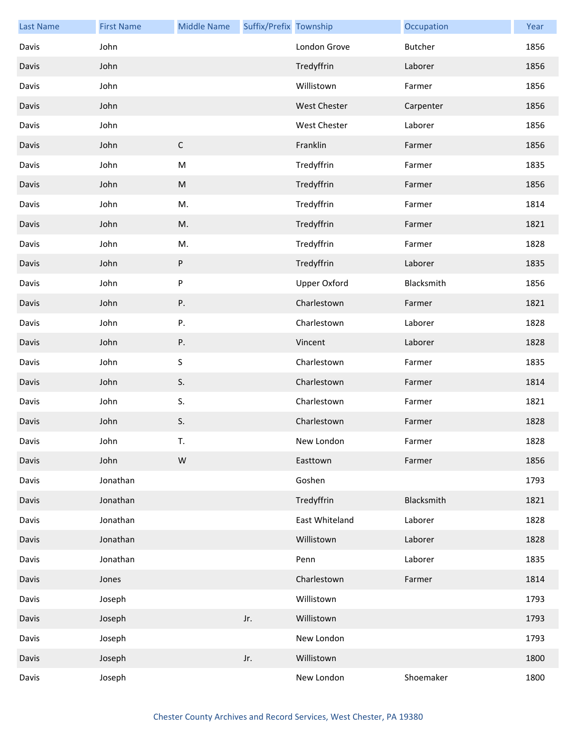| Last Name | First Name | Middle Name | Suffix/Prefix | Township | Occupation | Year |
|---|---|---|---|---|---|---|
| Davis | John | | | London Grove | Butcher | 1856 |
| Davis | John | | | Tredyffrin | Laborer | 1856 |
| Davis | John | | | Willistown | Farmer | 1856 |
| Davis | John | | | West Chester | Carpenter | 1856 |
| Davis | John | | | West Chester | Laborer | 1856 |
| Davis | John | C | | Franklin | Farmer | 1856 |
| Davis | John | M | | Tredyffrin | Farmer | 1835 |
| Davis | John | M | | Tredyffrin | Farmer | 1856 |
| Davis | John | M. | | Tredyffrin | Farmer | 1814 |
| Davis | John | M. | | Tredyffrin | Farmer | 1821 |
| Davis | John | M. | | Tredyffrin | Farmer | 1828 |
| Davis | John | P | | Tredyffrin | Laborer | 1835 |
| Davis | John | P | | Upper Oxford | Blacksmith | 1856 |
| Davis | John | P. | | Charlestown | Farmer | 1821 |
| Davis | John | P. | | Charlestown | Laborer | 1828 |
| Davis | John | P. | | Vincent | Laborer | 1828 |
| Davis | John | S | | Charlestown | Farmer | 1835 |
| Davis | John | S. | | Charlestown | Farmer | 1814 |
| Davis | John | S. | | Charlestown | Farmer | 1821 |
| Davis | John | S. | | Charlestown | Farmer | 1828 |
| Davis | John | T. | | New London | Farmer | 1828 |
| Davis | John | W | | Easttown | Farmer | 1856 |
| Davis | Jonathan | | | Goshen | | 1793 |
| Davis | Jonathan | | | Tredyffrin | Blacksmith | 1821 |
| Davis | Jonathan | | | East Whiteland | Laborer | 1828 |
| Davis | Jonathan | | | Willistown | Laborer | 1828 |
| Davis | Jonathan | | | Penn | Laborer | 1835 |
| Davis | Jones | | | Charlestown | Farmer | 1814 |
| Davis | Joseph | | | Willistown | | 1793 |
| Davis | Joseph | | Jr. | Willistown | | 1793 |
| Davis | Joseph | | | New London | | 1793 |
| Davis | Joseph | | Jr. | Willistown | | 1800 |
| Davis | Joseph | | | New London | Shoemaker | 1800 |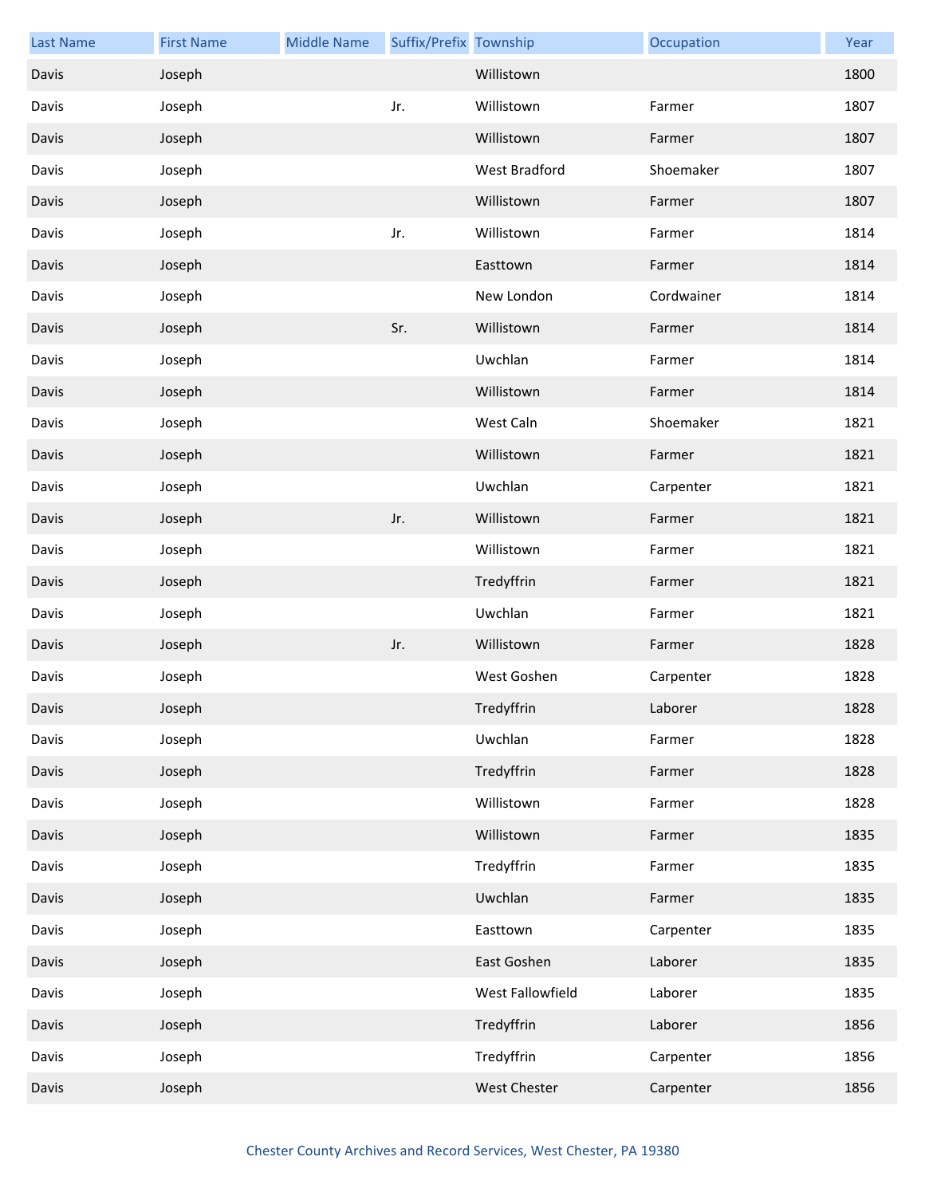| Last Name | First Name | Middle Name | Suffix/Prefix | Township | Occupation | Year |
| --- | --- | --- | --- | --- | --- | --- |
| Davis | Joseph | | | Willistown | | 1800 |
| Davis | Joseph | | Jr. | Willistown | Farmer | 1807 |
| Davis | Joseph | | | Willistown | Farmer | 1807 |
| Davis | Joseph | | | West Bradford | Shoemaker | 1807 |
| Davis | Joseph | | | Willistown | Farmer | 1807 |
| Davis | Joseph | | Jr. | Willistown | Farmer | 1814 |
| Davis | Joseph | | | Easttown | Farmer | 1814 |
| Davis | Joseph | | | New London | Cordwainer | 1814 |
| Davis | Joseph | | Sr. | Willistown | Farmer | 1814 |
| Davis | Joseph | | | Uwchlan | Farmer | 1814 |
| Davis | Joseph | | | Willistown | Farmer | 1814 |
| Davis | Joseph | | | West Caln | Shoemaker | 1821 |
| Davis | Joseph | | | Willistown | Farmer | 1821 |
| Davis | Joseph | | | Uwchlan | Carpenter | 1821 |
| Davis | Joseph | | Jr. | Willistown | Farmer | 1821 |
| Davis | Joseph | | | Willistown | Farmer | 1821 |
| Davis | Joseph | | | Tredyffrin | Farmer | 1821 |
| Davis | Joseph | | | Uwchlan | Farmer | 1821 |
| Davis | Joseph | | Jr. | Willistown | Farmer | 1828 |
| Davis | Joseph | | | West Goshen | Carpenter | 1828 |
| Davis | Joseph | | | Tredyffrin | Laborer | 1828 |
| Davis | Joseph | | | Uwchlan | Farmer | 1828 |
| Davis | Joseph | | | Tredyffrin | Farmer | 1828 |
| Davis | Joseph | | | Willistown | Farmer | 1828 |
| Davis | Joseph | | | Willistown | Farmer | 1835 |
| Davis | Joseph | | | Tredyffrin | Farmer | 1835 |
| Davis | Joseph | | | Uwchlan | Farmer | 1835 |
| Davis | Joseph | | | Easttown | Carpenter | 1835 |
| Davis | Joseph | | | East Goshen | Laborer | 1835 |
| Davis | Joseph | | | West Fallowfield | Laborer | 1835 |
| Davis | Joseph | | | Tredyffrin | Laborer | 1856 |
| Davis | Joseph | | | Tredyffrin | Carpenter | 1856 |
| Davis | Joseph | | | West Chester | Carpenter | 1856 |

Chester County Archives and Record Services, West Chester, PA 19380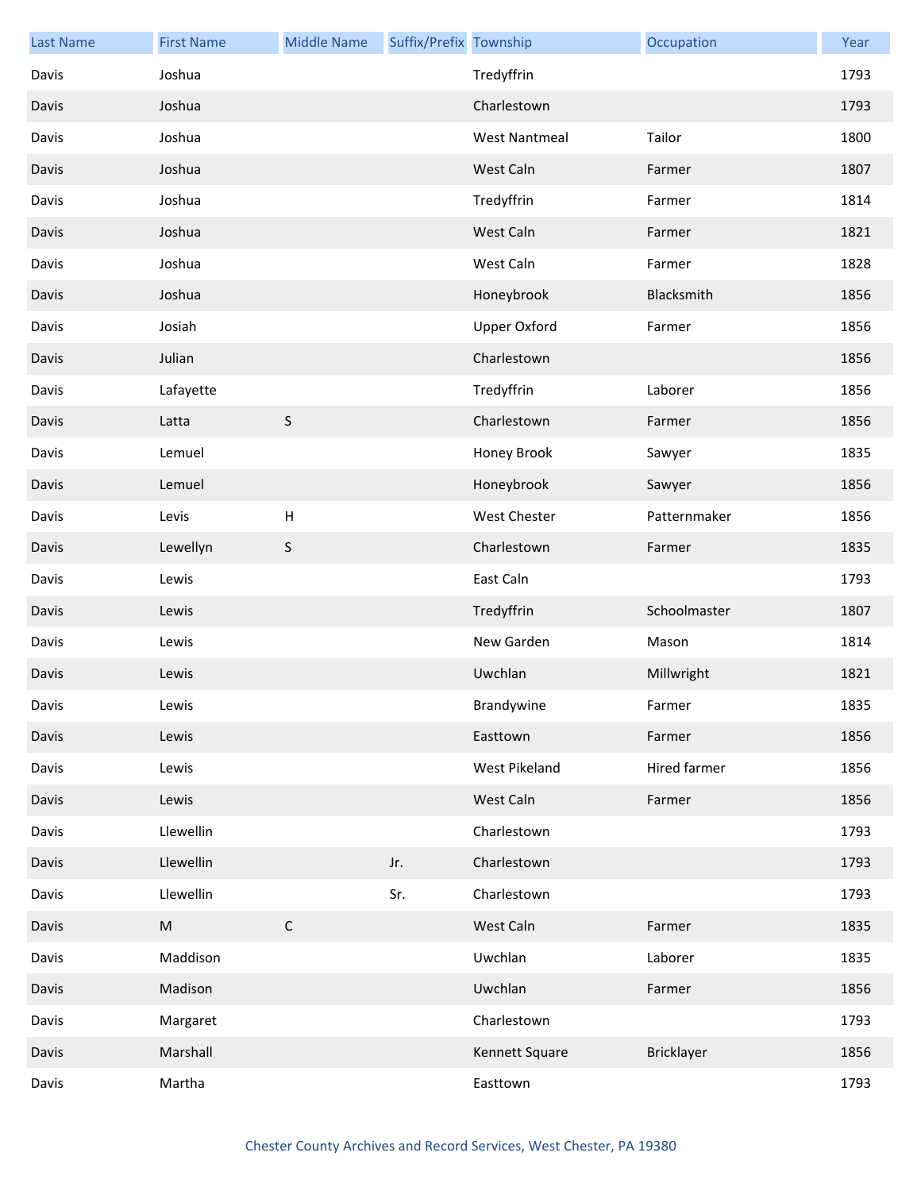| Last Name | First Name | Middle Name | Suffix/Prefix | Township | Occupation | Year |
|---|---|---|---|---|---|---|
| Davis | Joshua | | | Tredyffrin | | 1793 |
| Davis | Joshua | | | Charlestown | | 1793 |
| Davis | Joshua | | | West Nantmeal | Tailor | 1800 |
| Davis | Joshua | | | West Caln | Farmer | 1807 |
| Davis | Joshua | | | Tredyffrin | Farmer | 1814 |
| Davis | Joshua | | | West Caln | Farmer | 1821 |
| Davis | Joshua | | | West Caln | Farmer | 1828 |
| Davis | Joshua | | | Honeybrook | Blacksmith | 1856 |
| Davis | Josiah | | | Upper Oxford | Farmer | 1856 |
| Davis | Julian | | | Charlestown | | 1856 |
| Davis | Lafayette | | | Tredyffrin | Laborer | 1856 |
| Davis | Latta | S | | Charlestown | Farmer | 1856 |
| Davis | Lemuel | | | Honey Brook | Sawyer | 1835 |
| Davis | Lemuel | | | Honeybrook | Sawyer | 1856 |
| Davis | Levis | H | | West Chester | Patternmaker | 1856 |
| Davis | Lewellyn | S | | Charlestown | Farmer | 1835 |
| Davis | Lewis | | | East Caln | | 1793 |
| Davis | Lewis | | | Tredyffrin | Schoolmaster | 1807 |
| Davis | Lewis | | | New Garden | Mason | 1814 |
| Davis | Lewis | | | Uwchlan | Millwright | 1821 |
| Davis | Lewis | | | Brandywine | Farmer | 1835 |
| Davis | Lewis | | | Easttown | Farmer | 1856 |
| Davis | Lewis | | | West Pikeland | Hired farmer | 1856 |
| Davis | Lewis | | | West Caln | Farmer | 1856 |
| Davis | Llewellin | | | Charlestown | | 1793 |
| Davis | Llewellin | | Jr. | Charlestown | | 1793 |
| Davis | Llewellin | | Sr. | Charlestown | | 1793 |
| Davis | M | C | | West Caln | Farmer | 1835 |
| Davis | Maddison | | | Uwchlan | Laborer | 1835 |
| Davis | Madison | | | Uwchlan | Farmer | 1856 |
| Davis | Margaret | | | Charlestown | | 1793 |
| Davis | Marshall | | | Kennett Square | Bricklayer | 1856 |
| Davis | Martha | | | Easttown | | 1793 |

Chester County Archives and Record Services, West Chester, PA 19380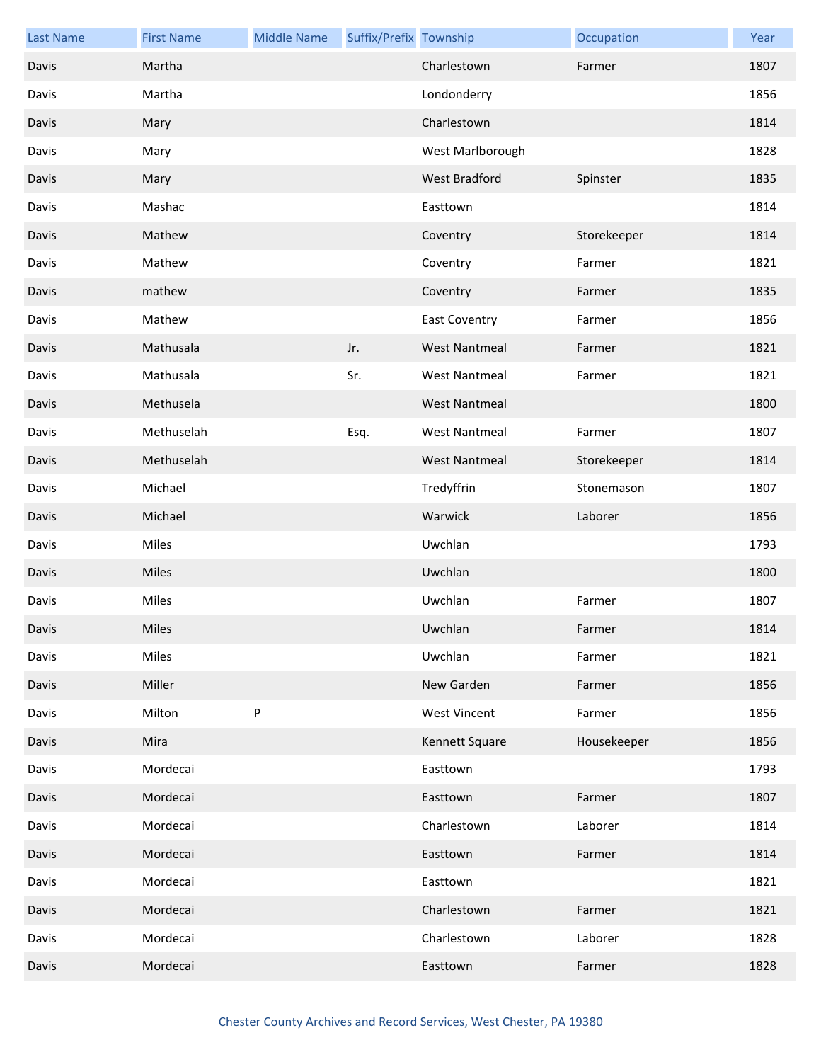| Last Name | First Name | Middle Name | Suffix/Prefix | Township | Occupation | Year |
|---|---|---|---|---|---|---|
| Davis | Martha | | | Charlestown | Farmer | 1807 |
| Davis | Martha | | | Londonderry | | 1856 |
| Davis | Mary | | | Charlestown | | 1814 |
| Davis | Mary | | | West Marlborough | | 1828 |
| Davis | Mary | | | West Bradford | Spinster | 1835 |
| Davis | Mashac | | | Easttown | | 1814 |
| Davis | Mathew | | | Coventry | Storekeeper | 1814 |
| Davis | Mathew | | | Coventry | Farmer | 1821 |
| Davis | mathew | | | Coventry | Farmer | 1835 |
| Davis | Mathew | | | East Coventry | Farmer | 1856 |
| Davis | Mathusala | | Jr. | West Nantmeal | Farmer | 1821 |
| Davis | Mathusala | | Sr. | West Nantmeal | Farmer | 1821 |
| Davis | Methusela | | | West Nantmeal | | 1800 |
| Davis | Methuselah | | Esq. | West Nantmeal | Farmer | 1807 |
| Davis | Methuselah | | | West Nantmeal | Storekeeper | 1814 |
| Davis | Michael | | | Tredyffrin | Stonemason | 1807 |
| Davis | Michael | | | Warwick | Laborer | 1856 |
| Davis | Miles | | | Uwchlan | | 1793 |
| Davis | Miles | | | Uwchlan | | 1800 |
| Davis | Miles | | | Uwchlan | Farmer | 1807 |
| Davis | Miles | | | Uwchlan | Farmer | 1814 |
| Davis | Miles | | | Uwchlan | Farmer | 1821 |
| Davis | Miller | | | New Garden | Farmer | 1856 |
| Davis | Milton | P | | West Vincent | Farmer | 1856 |
| Davis | Mira | | | Kennett Square | Housekeeper | 1856 |
| Davis | Mordecai | | | Easttown | | 1793 |
| Davis | Mordecai | | | Easttown | Farmer | 1807 |
| Davis | Mordecai | | | Charlestown | Laborer | 1814 |
| Davis | Mordecai | | | Easttown | Farmer | 1814 |
| Davis | Mordecai | | | Easttown | | 1821 |
| Davis | Mordecai | | | Charlestown | Farmer | 1821 |
| Davis | Mordecai | | | Charlestown | Laborer | 1828 |
| Davis | Mordecai | | | Easttown | Farmer | 1828 |

Chester County Archives and Record Services, West Chester, PA 19380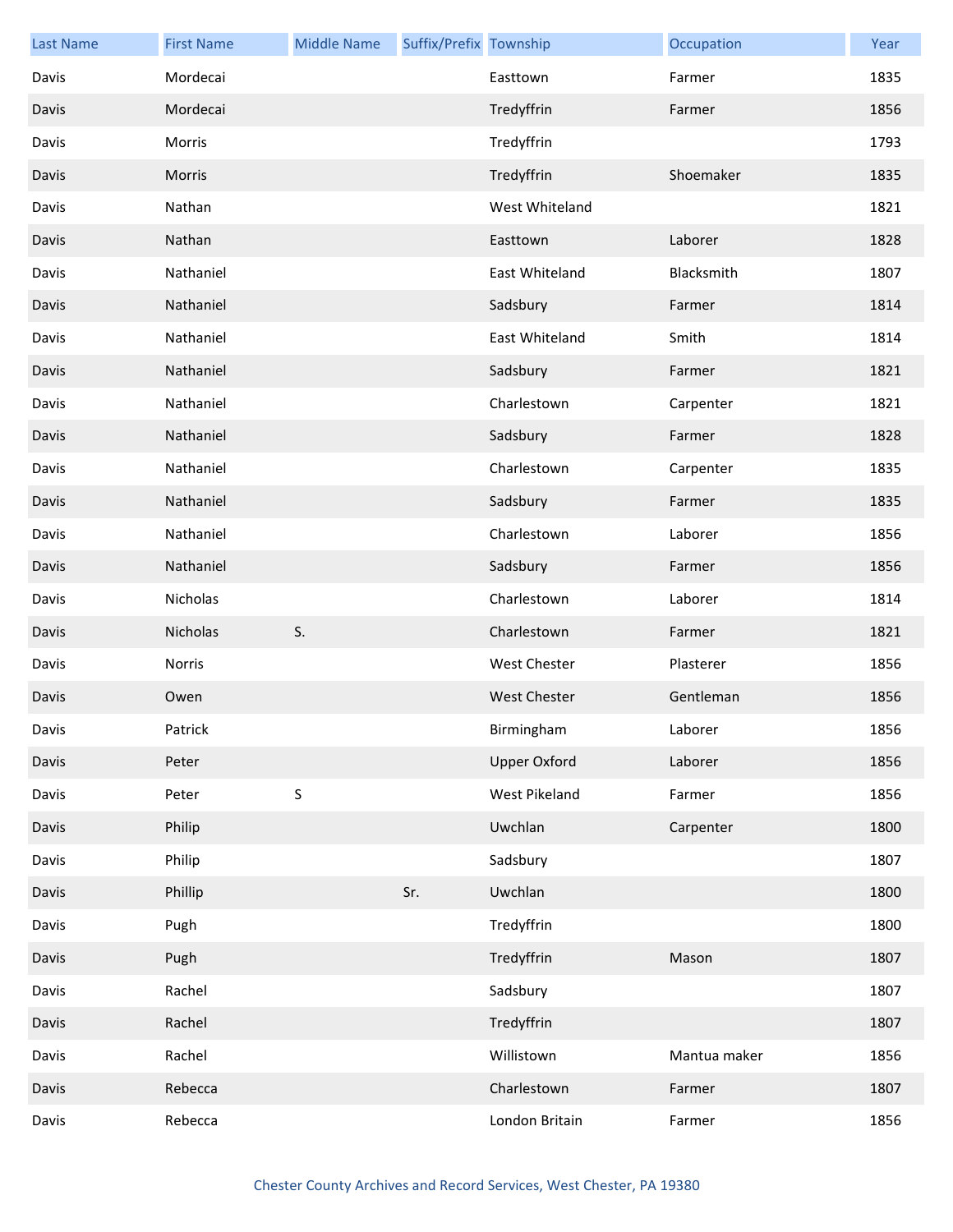| Last Name | First Name | Middle Name | Suffix/Prefix | Township | Occupation | Year |
|---|---|---|---|---|---|---|
| Davis | Mordecai | | | Easttown | Farmer | 1835 |
| Davis | Mordecai | | | Tredyffrin | Farmer | 1856 |
| Davis | Morris | | | Tredyffrin | | 1793 |
| Davis | Morris | | | Tredyffrin | Shoemaker | 1835 |
| Davis | Nathan | | | West Whiteland | | 1821 |
| Davis | Nathan | | | Easttown | Laborer | 1828 |
| Davis | Nathaniel | | | East Whiteland | Blacksmith | 1807 |
| Davis | Nathaniel | | | Sadsbury | Farmer | 1814 |
| Davis | Nathaniel | | | East Whiteland | Smith | 1814 |
| Davis | Nathaniel | | | Sadsbury | Farmer | 1821 |
| Davis | Nathaniel | | | Charlestown | Carpenter | 1821 |
| Davis | Nathaniel | | | Sadsbury | Farmer | 1828 |
| Davis | Nathaniel | | | Charlestown | Carpenter | 1835 |
| Davis | Nathaniel | | | Sadsbury | Farmer | 1835 |
| Davis | Nathaniel | | | Charlestown | Laborer | 1856 |
| Davis | Nathaniel | | | Sadsbury | Farmer | 1856 |
| Davis | Nicholas | | | Charlestown | Laborer | 1814 |
| Davis | Nicholas | S. | | Charlestown | Farmer | 1821 |
| Davis | Norris | | | West Chester | Plasterer | 1856 |
| Davis | Owen | | | West Chester | Gentleman | 1856 |
| Davis | Patrick | | | Birmingham | Laborer | 1856 |
| Davis | Peter | | | Upper Oxford | Laborer | 1856 |
| Davis | Peter | S | | West Pikeland | Farmer | 1856 |
| Davis | Philip | | | Uwchlan | Carpenter | 1800 |
| Davis | Philip | | | Sadsbury | | 1807 |
| Davis | Phillip | | Sr. | Uwchlan | | 1800 |
| Davis | Pugh | | | Tredyffrin | | 1800 |
| Davis | Pugh | | | Tredyffrin | Mason | 1807 |
| Davis | Rachel | | | Sadsbury | | 1807 |
| Davis | Rachel | | | Tredyffrin | | 1807 |
| Davis | Rachel | | | Willistown | Mantua maker | 1856 |
| Davis | Rebecca | | | Charlestown | Farmer | 1807 |
| Davis | Rebecca | | | London Britain | Farmer | 1856 |

Chester County Archives and Record Services, West Chester, PA 19380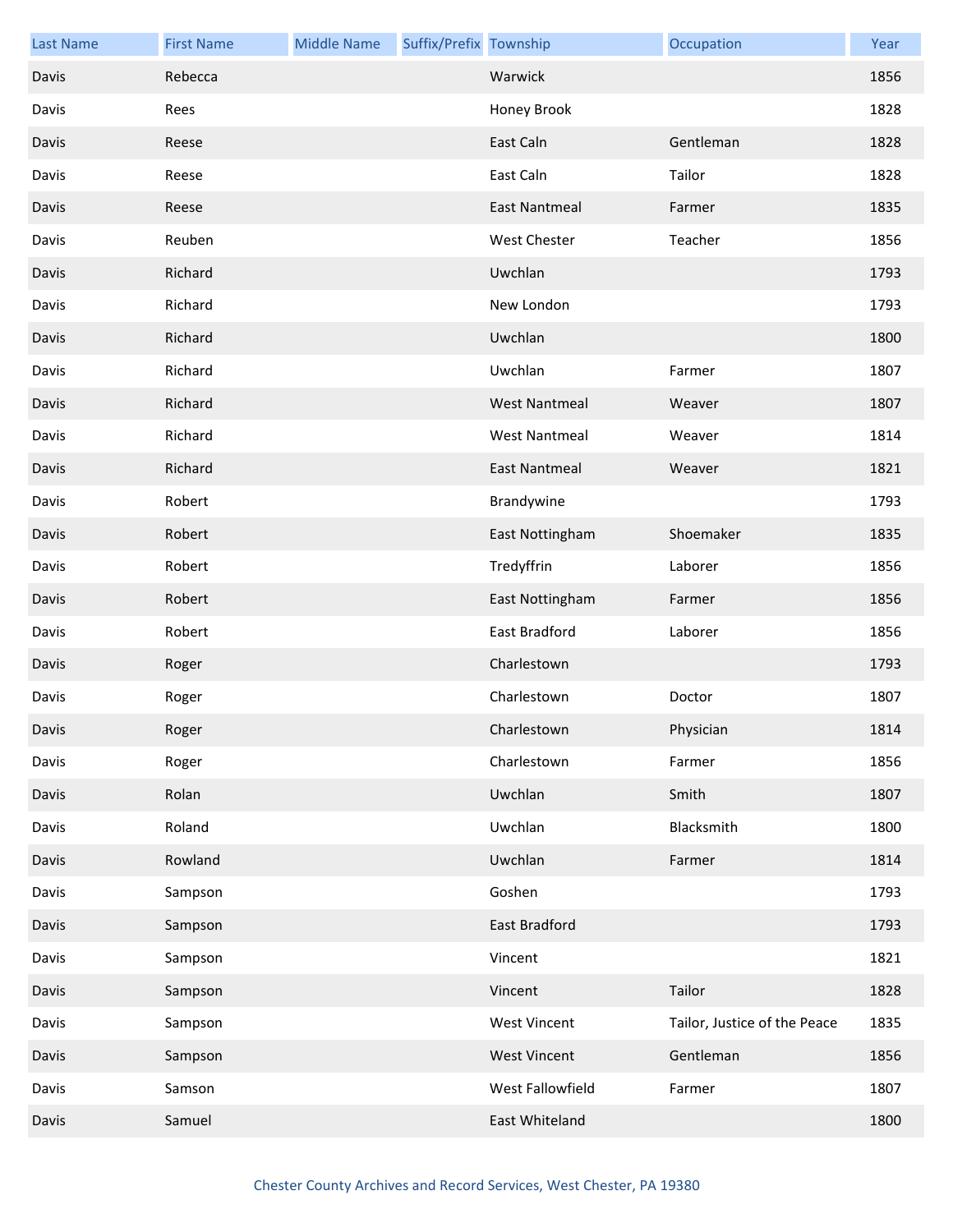| Last Name | First Name | Middle Name | Suffix/Prefix | Township | Occupation | Year |
|---|---|---|---|---|---|---|
| Davis | Rebecca | | | Warwick | | 1856 |
| Davis | Rees | | | Honey Brook | | 1828 |
| Davis | Reese | | | East Caln | Gentleman | 1828 |
| Davis | Reese | | | East Caln | Tailor | 1828 |
| Davis | Reese | | | East Nantmeal | Farmer | 1835 |
| Davis | Reuben | | | West Chester | Teacher | 1856 |
| Davis | Richard | | | Uwchlan | | 1793 |
| Davis | Richard | | | New London | | 1793 |
| Davis | Richard | | | Uwchlan | | 1800 |
| Davis | Richard | | | Uwchlan | Farmer | 1807 |
| Davis | Richard | | | West Nantmeal | Weaver | 1807 |
| Davis | Richard | | | West Nantmeal | Weaver | 1814 |
| Davis | Richard | | | East Nantmeal | Weaver | 1821 |
| Davis | Robert | | | Brandywine | | 1793 |
| Davis | Robert | | | East Nottingham | Shoemaker | 1835 |
| Davis | Robert | | | Tredyffrin | Laborer | 1856 |
| Davis | Robert | | | East Nottingham | Farmer | 1856 |
| Davis | Robert | | | East Bradford | Laborer | 1856 |
| Davis | Roger | | | Charlestown | | 1793 |
| Davis | Roger | | | Charlestown | Doctor | 1807 |
| Davis | Roger | | | Charlestown | Physician | 1814 |
| Davis | Roger | | | Charlestown | Farmer | 1856 |
| Davis | Rolan | | | Uwchlan | Smith | 1807 |
| Davis | Roland | | | Uwchlan | Blacksmith | 1800 |
| Davis | Rowland | | | Uwchlan | Farmer | 1814 |
| Davis | Sampson | | | Goshen | | 1793 |
| Davis | Sampson | | | East Bradford | | 1793 |
| Davis | Sampson | | | Vincent | | 1821 |
| Davis | Sampson | | | Vincent | Tailor | 1828 |
| Davis | Sampson | | | West Vincent | Tailor, Justice of the Peace | 1835 |
| Davis | Sampson | | | West Vincent | Gentleman | 1856 |
| Davis | Samson | | | West Fallowfield | Farmer | 1807 |
| Davis | Samuel | | | East Whiteland | | 1800 |

Chester County Archives and Record Services, West Chester, PA 19380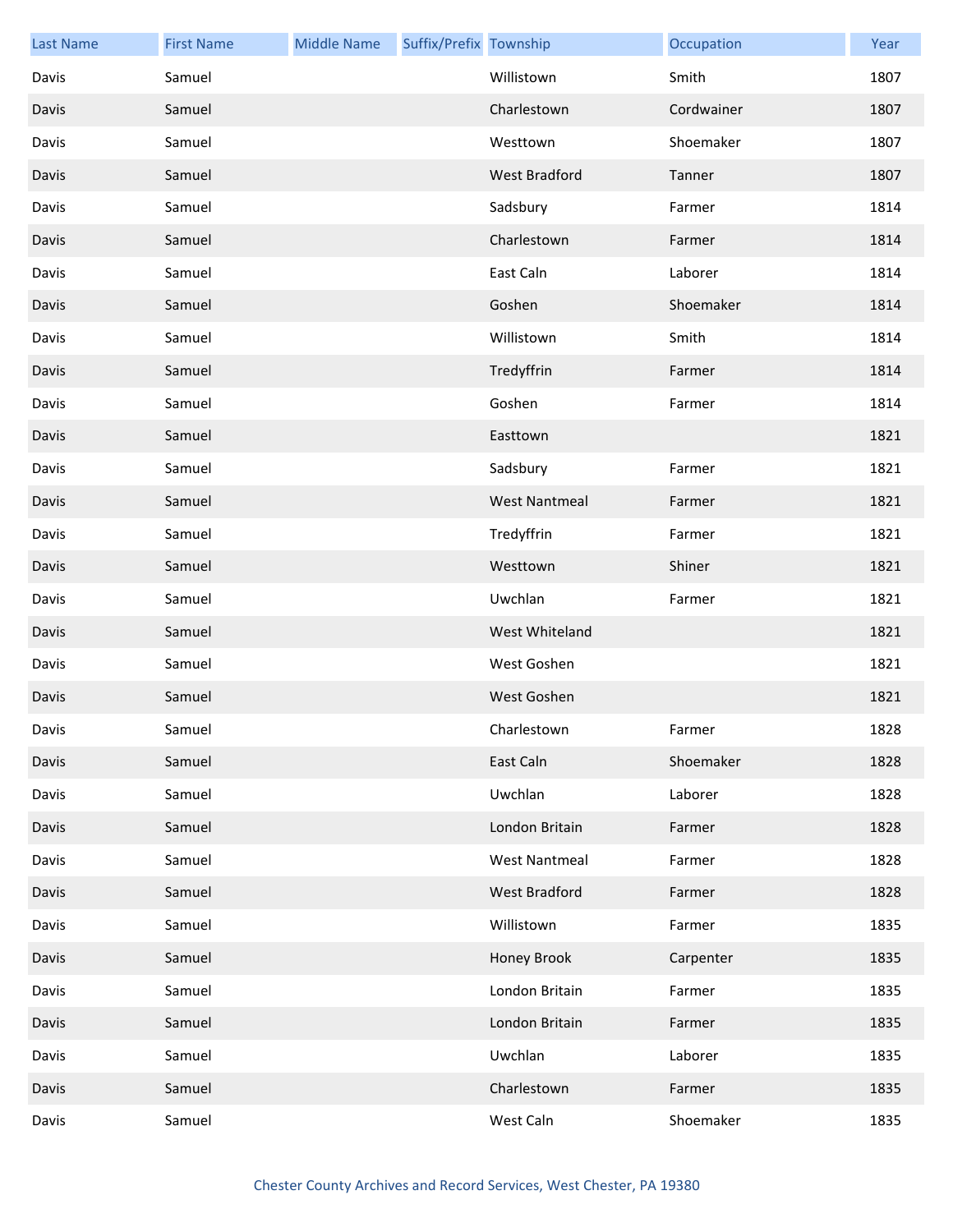| Last Name | First Name | Middle Name | Suffix/Prefix | Township | Occupation | Year |
|---|---|---|---|---|---|---|
| Davis | Samuel | | | Willistown | Smith | 1807 |
| Davis | Samuel | | | Charlestown | Cordwainer | 1807 |
| Davis | Samuel | | | Westtown | Shoemaker | 1807 |
| Davis | Samuel | | | West Bradford | Tanner | 1807 |
| Davis | Samuel | | | Sadsbury | Farmer | 1814 |
| Davis | Samuel | | | Charlestown | Farmer | 1814 |
| Davis | Samuel | | | East Caln | Laborer | 1814 |
| Davis | Samuel | | | Goshen | Shoemaker | 1814 |
| Davis | Samuel | | | Willistown | Smith | 1814 |
| Davis | Samuel | | | Tredyffrin | Farmer | 1814 |
| Davis | Samuel | | | Goshen | Farmer | 1814 |
| Davis | Samuel | | | Easttown | | 1821 |
| Davis | Samuel | | | Sadsbury | Farmer | 1821 |
| Davis | Samuel | | | West Nantmeal | Farmer | 1821 |
| Davis | Samuel | | | Tredyffrin | Farmer | 1821 |
| Davis | Samuel | | | Westtown | Shiner | 1821 |
| Davis | Samuel | | | Uwchlan | Farmer | 1821 |
| Davis | Samuel | | | West Whiteland | | 1821 |
| Davis | Samuel | | | West Goshen | | 1821 |
| Davis | Samuel | | | West Goshen | | 1821 |
| Davis | Samuel | | | Charlestown | Farmer | 1828 |
| Davis | Samuel | | | East Caln | Shoemaker | 1828 |
| Davis | Samuel | | | Uwchlan | Laborer | 1828 |
| Davis | Samuel | | | London Britain | Farmer | 1828 |
| Davis | Samuel | | | West Nantmeal | Farmer | 1828 |
| Davis | Samuel | | | West Bradford | Farmer | 1828 |
| Davis | Samuel | | | Willistown | Farmer | 1835 |
| Davis | Samuel | | | Honey Brook | Carpenter | 1835 |
| Davis | Samuel | | | London Britain | Farmer | 1835 |
| Davis | Samuel | | | London Britain | Farmer | 1835 |
| Davis | Samuel | | | Uwchlan | Laborer | 1835 |
| Davis | Samuel | | | Charlestown | Farmer | 1835 |
| Davis | Samuel | | | West Caln | Shoemaker | 1835 |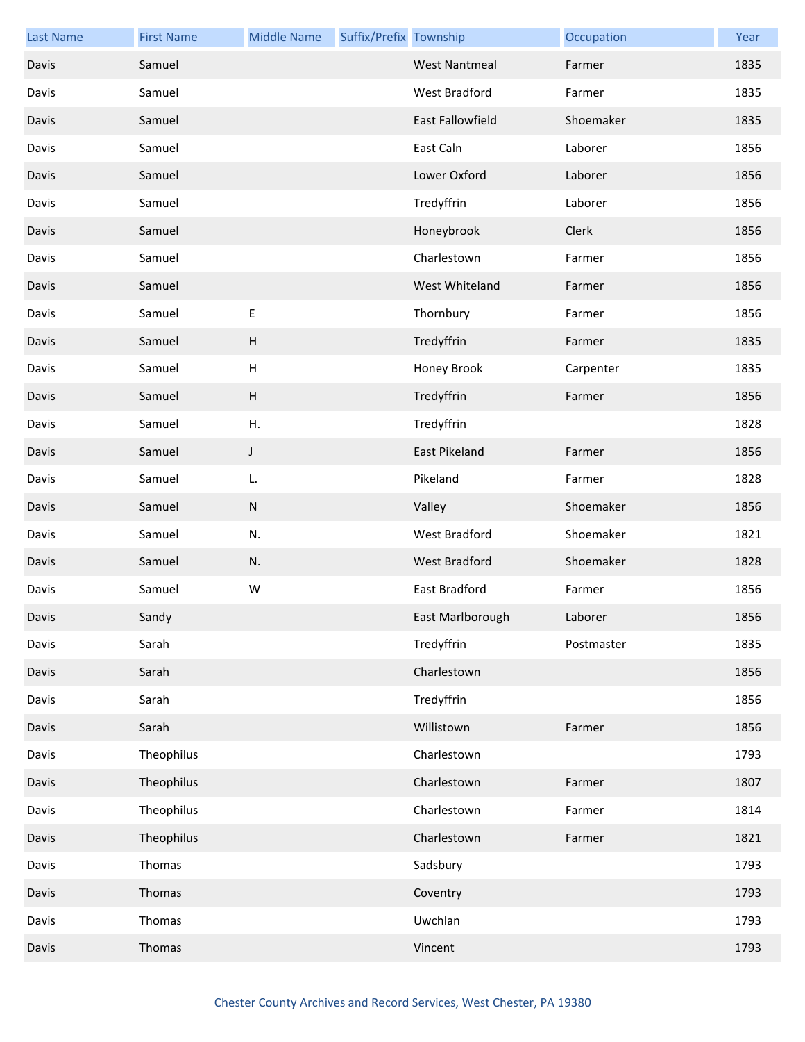| Last Name | First Name | Middle Name | Suffix/Prefix | Township | Occupation | Year |
|---|---|---|---|---|---|---|
| Davis | Samuel | | | West Nantmeal | Farmer | 1835 |
| Davis | Samuel | | | West Bradford | Farmer | 1835 |
| Davis | Samuel | | | East Fallowfield | Shoemaker | 1835 |
| Davis | Samuel | | | East Caln | Laborer | 1856 |
| Davis | Samuel | | | Lower Oxford | Laborer | 1856 |
| Davis | Samuel | | | Tredyffrin | Laborer | 1856 |
| Davis | Samuel | | | Honeybrook | Clerk | 1856 |
| Davis | Samuel | | | Charlestown | Farmer | 1856 |
| Davis | Samuel | | | West Whiteland | Farmer | 1856 |
| Davis | Samuel | E | | Thornbury | Farmer | 1856 |
| Davis | Samuel | H | | Tredyffrin | Farmer | 1835 |
| Davis | Samuel | H | | Honey Brook | Carpenter | 1835 |
| Davis | Samuel | H | | Tredyffrin | Farmer | 1856 |
| Davis | Samuel | H. | | Tredyffrin | | 1828 |
| Davis | Samuel | J | | East Pikeland | Farmer | 1856 |
| Davis | Samuel | L. | | Pikeland | Farmer | 1828 |
| Davis | Samuel | N | | Valley | Shoemaker | 1856 |
| Davis | Samuel | N. | | West Bradford | Shoemaker | 1821 |
| Davis | Samuel | N. | | West Bradford | Shoemaker | 1828 |
| Davis | Samuel | W | | East Bradford | Farmer | 1856 |
| Davis | Sandy | | | East Marlborough | Laborer | 1856 |
| Davis | Sarah | | | Tredyffrin | Postmaster | 1835 |
| Davis | Sarah | | | Charlestown | | 1856 |
| Davis | Sarah | | | Tredyffrin | | 1856 |
| Davis | Sarah | | | Willistown | Farmer | 1856 |
| Davis | Theophilus | | | Charlestown | | 1793 |
| Davis | Theophilus | | | Charlestown | Farmer | 1807 |
| Davis | Theophilus | | | Charlestown | Farmer | 1814 |
| Davis | Theophilus | | | Charlestown | Farmer | 1821 |
| Davis | Thomas | | | Sadsbury | | 1793 |
| Davis | Thomas | | | Coventry | | 1793 |
| Davis | Thomas | | | Uwchlan | | 1793 |
| Davis | Thomas | | | Vincent | | 1793 |

Chester County Archives and Record Services, West Chester, PA 19380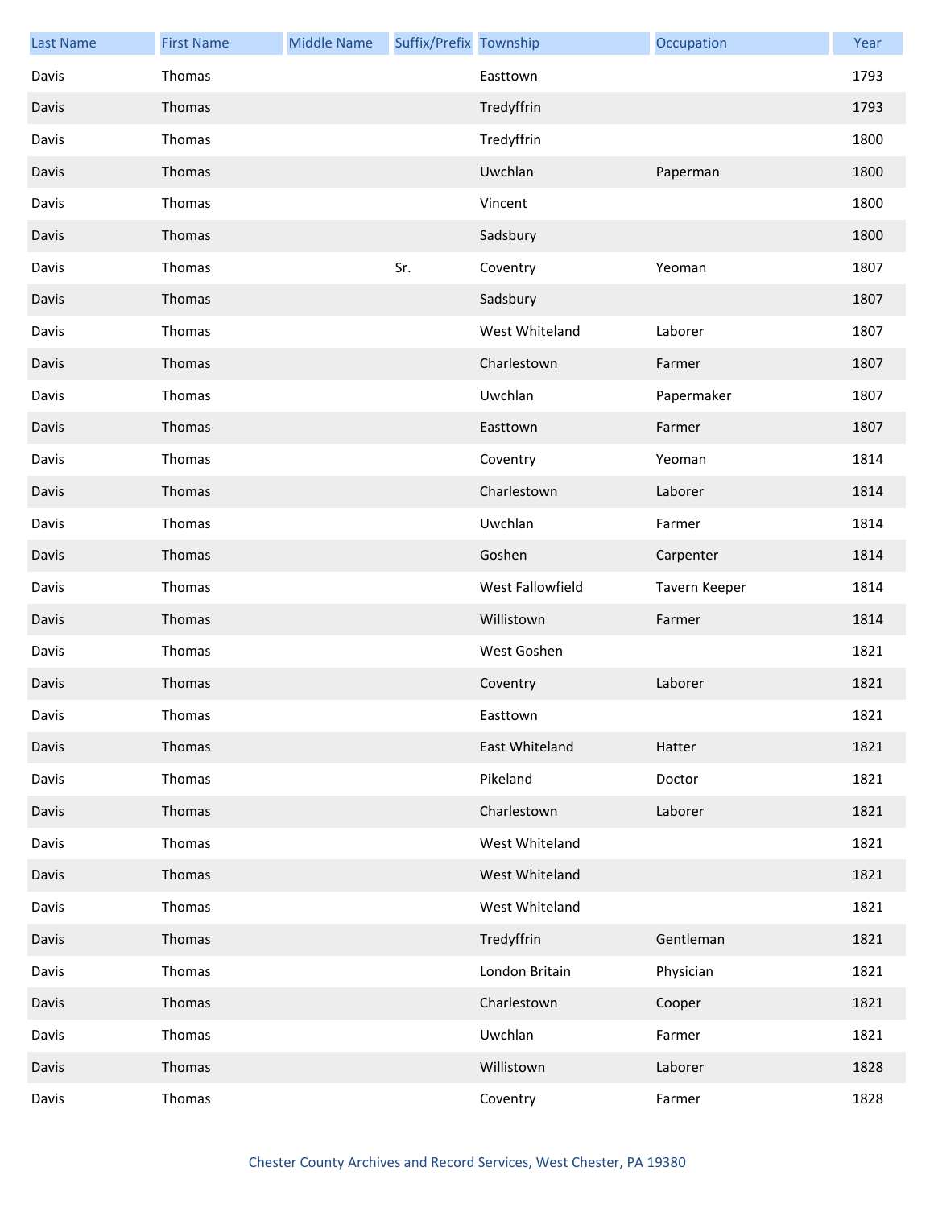| Last Name | First Name | Middle Name | Suffix/Prefix | Township | Occupation | Year |
|---|---|---|---|---|---|---|
| Davis | Thomas | | | Easttown | | 1793 |
| Davis | Thomas | | | Tredyffrin | | 1793 |
| Davis | Thomas | | | Tredyffrin | | 1800 |
| Davis | Thomas | | | Uwchlan | Paperman | 1800 |
| Davis | Thomas | | | Vincent | | 1800 |
| Davis | Thomas | | | Sadsbury | | 1800 |
| Davis | Thomas | | Sr. | Coventry | Yeoman | 1807 |
| Davis | Thomas | | | Sadsbury | | 1807 |
| Davis | Thomas | | | West Whiteland | Laborer | 1807 |
| Davis | Thomas | | | Charlestown | Farmer | 1807 |
| Davis | Thomas | | | Uwchlan | Papermaker | 1807 |
| Davis | Thomas | | | Easttown | Farmer | 1807 |
| Davis | Thomas | | | Coventry | Yeoman | 1814 |
| Davis | Thomas | | | Charlestown | Laborer | 1814 |
| Davis | Thomas | | | Uwchlan | Farmer | 1814 |
| Davis | Thomas | | | Goshen | Carpenter | 1814 |
| Davis | Thomas | | | West Fallowfield | Tavern Keeper | 1814 |
| Davis | Thomas | | | Willistown | Farmer | 1814 |
| Davis | Thomas | | | West Goshen | | 1821 |
| Davis | Thomas | | | Coventry | Laborer | 1821 |
| Davis | Thomas | | | Easttown | | 1821 |
| Davis | Thomas | | | East Whiteland | Hatter | 1821 |
| Davis | Thomas | | | Pikeland | Doctor | 1821 |
| Davis | Thomas | | | Charlestown | Laborer | 1821 |
| Davis | Thomas | | | West Whiteland | | 1821 |
| Davis | Thomas | | | West Whiteland | | 1821 |
| Davis | Thomas | | | West Whiteland | | 1821 |
| Davis | Thomas | | | Tredyffrin | Gentleman | 1821 |
| Davis | Thomas | | | London Britain | Physician | 1821 |
| Davis | Thomas | | | Charlestown | Cooper | 1821 |
| Davis | Thomas | | | Uwchlan | Farmer | 1821 |
| Davis | Thomas | | | Willistown | Laborer | 1828 |
| Davis | Thomas | | | Coventry | Farmer | 1828 |

Chester County Archives and Record Services, West Chester, PA 19380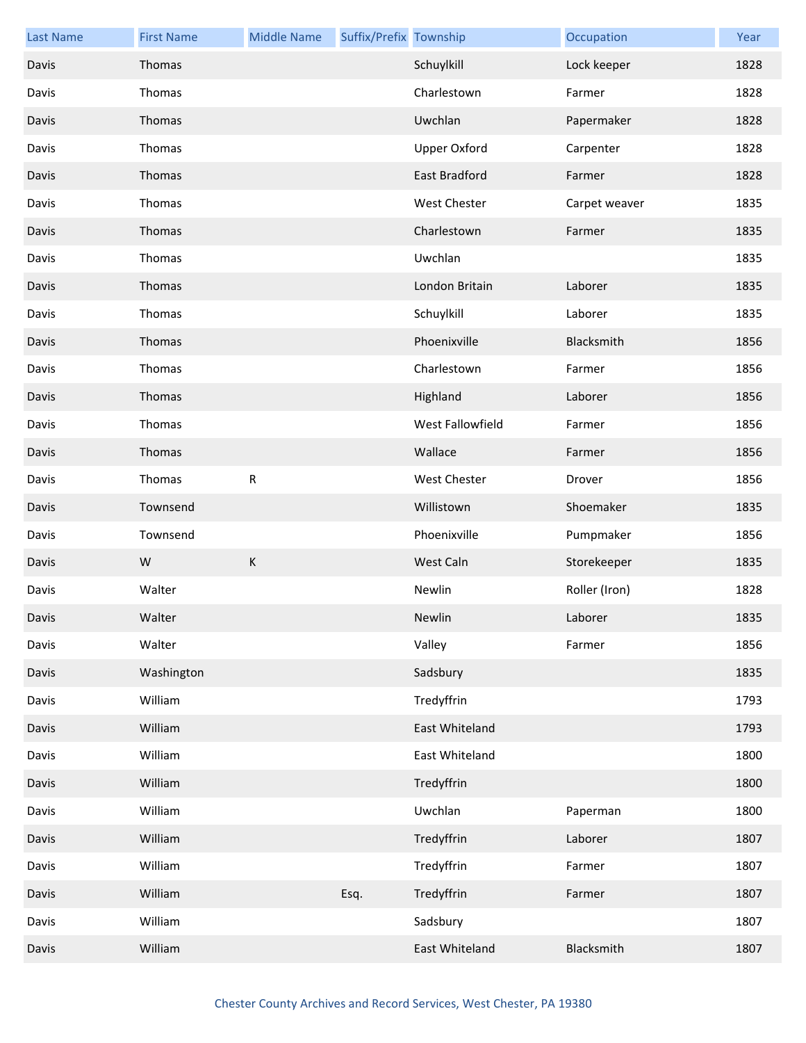| Last Name | First Name | Middle Name | Suffix/Prefix | Township | Occupation | Year |
|---|---|---|---|---|---|---|
| Davis | Thomas | | | Schuylkill | Lock keeper | 1828 |
| Davis | Thomas | | | Charlestown | Farmer | 1828 |
| Davis | Thomas | | | Uwchlan | Papermaker | 1828 |
| Davis | Thomas | | | Upper Oxford | Carpenter | 1828 |
| Davis | Thomas | | | East Bradford | Farmer | 1828 |
| Davis | Thomas | | | West Chester | Carpet weaver | 1835 |
| Davis | Thomas | | | Charlestown | Farmer | 1835 |
| Davis | Thomas | | | Uwchlan | | 1835 |
| Davis | Thomas | | | London Britain | Laborer | 1835 |
| Davis | Thomas | | | Schuylkill | Laborer | 1835 |
| Davis | Thomas | | | Phoenixville | Blacksmith | 1856 |
| Davis | Thomas | | | Charlestown | Farmer | 1856 |
| Davis | Thomas | | | Highland | Laborer | 1856 |
| Davis | Thomas | | | West Fallowfield | Farmer | 1856 |
| Davis | Thomas | | | Wallace | Farmer | 1856 |
| Davis | Thomas | R | | West Chester | Drover | 1856 |
| Davis | Townsend | | | Willistown | Shoemaker | 1835 |
| Davis | Townsend | | | Phoenixville | Pumpmaker | 1856 |
| Davis | W | K | | West Caln | Storekeeper | 1835 |
| Davis | Walter | | | Newlin | Roller (Iron) | 1828 |
| Davis | Walter | | | Newlin | Laborer | 1835 |
| Davis | Walter | | | Valley | Farmer | 1856 |
| Davis | Washington | | | Sadsbury | | 1835 |
| Davis | William | | | Tredyffrin | | 1793 |
| Davis | William | | | East Whiteland | | 1793 |
| Davis | William | | | East Whiteland | | 1800 |
| Davis | William | | | Tredyffrin | | 1800 |
| Davis | William | | | Uwchlan | Paperman | 1800 |
| Davis | William | | | Tredyffrin | Laborer | 1807 |
| Davis | William | | | Tredyffrin | Farmer | 1807 |
| Davis | William | | Esq. | Tredyffrin | Farmer | 1807 |
| Davis | William | | | Sadsbury | | 1807 |
| Davis | William | | | East Whiteland | Blacksmith | 1807 |

Chester County Archives and Record Services, West Chester, PA 19380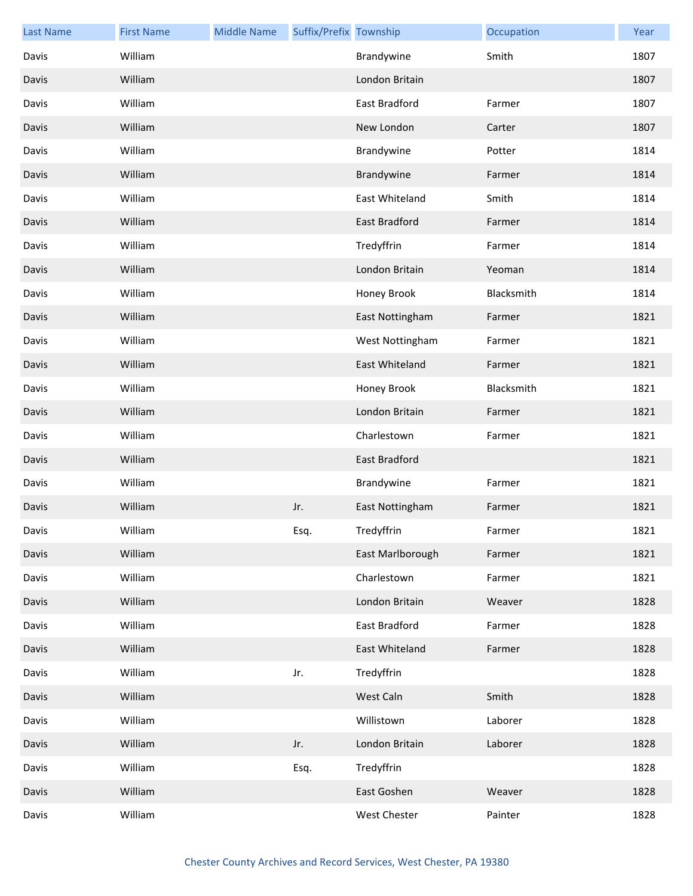| Last Name | First Name | Middle Name | Suffix/Prefix | Township | Occupation | Year |
| --- | --- | --- | --- | --- | --- | --- |
| Davis | William | | | Brandywine | Smith | 1807 |
| Davis | William | | | London Britain | | 1807 |
| Davis | William | | | East Bradford | Farmer | 1807 |
| Davis | William | | | New London | Carter | 1807 |
| Davis | William | | | Brandywine | Potter | 1814 |
| Davis | William | | | Brandywine | Farmer | 1814 |
| Davis | William | | | East Whiteland | Smith | 1814 |
| Davis | William | | | East Bradford | Farmer | 1814 |
| Davis | William | | | Tredyffrin | Farmer | 1814 |
| Davis | William | | | London Britain | Yeoman | 1814 |
| Davis | William | | | Honey Brook | Blacksmith | 1814 |
| Davis | William | | | East Nottingham | Farmer | 1821 |
| Davis | William | | | West Nottingham | Farmer | 1821 |
| Davis | William | | | East Whiteland | Farmer | 1821 |
| Davis | William | | | Honey Brook | Blacksmith | 1821 |
| Davis | William | | | London Britain | Farmer | 1821 |
| Davis | William | | | Charlestown | Farmer | 1821 |
| Davis | William | | | East Bradford | | 1821 |
| Davis | William | | | Brandywine | Farmer | 1821 |
| Davis | William | | Jr. | East Nottingham | Farmer | 1821 |
| Davis | William | | Esq. | Tredyffrin | Farmer | 1821 |
| Davis | William | | | East Marlborough | Farmer | 1821 |
| Davis | William | | | Charlestown | Farmer | 1821 |
| Davis | William | | | London Britain | Weaver | 1828 |
| Davis | William | | | East Bradford | Farmer | 1828 |
| Davis | William | | | East Whiteland | Farmer | 1828 |
| Davis | William | | Jr. | Tredyffrin | | 1828 |
| Davis | William | | | West Caln | Smith | 1828 |
| Davis | William | | | Willistown | Laborer | 1828 |
| Davis | William | | Jr. | London Britain | Laborer | 1828 |
| Davis | William | | Esq. | Tredyffrin | | 1828 |
| Davis | William | | | East Goshen | Weaver | 1828 |
| Davis | William | | | West Chester | Painter | 1828 |

Chester County Archives and Record Services, West Chester, PA 19380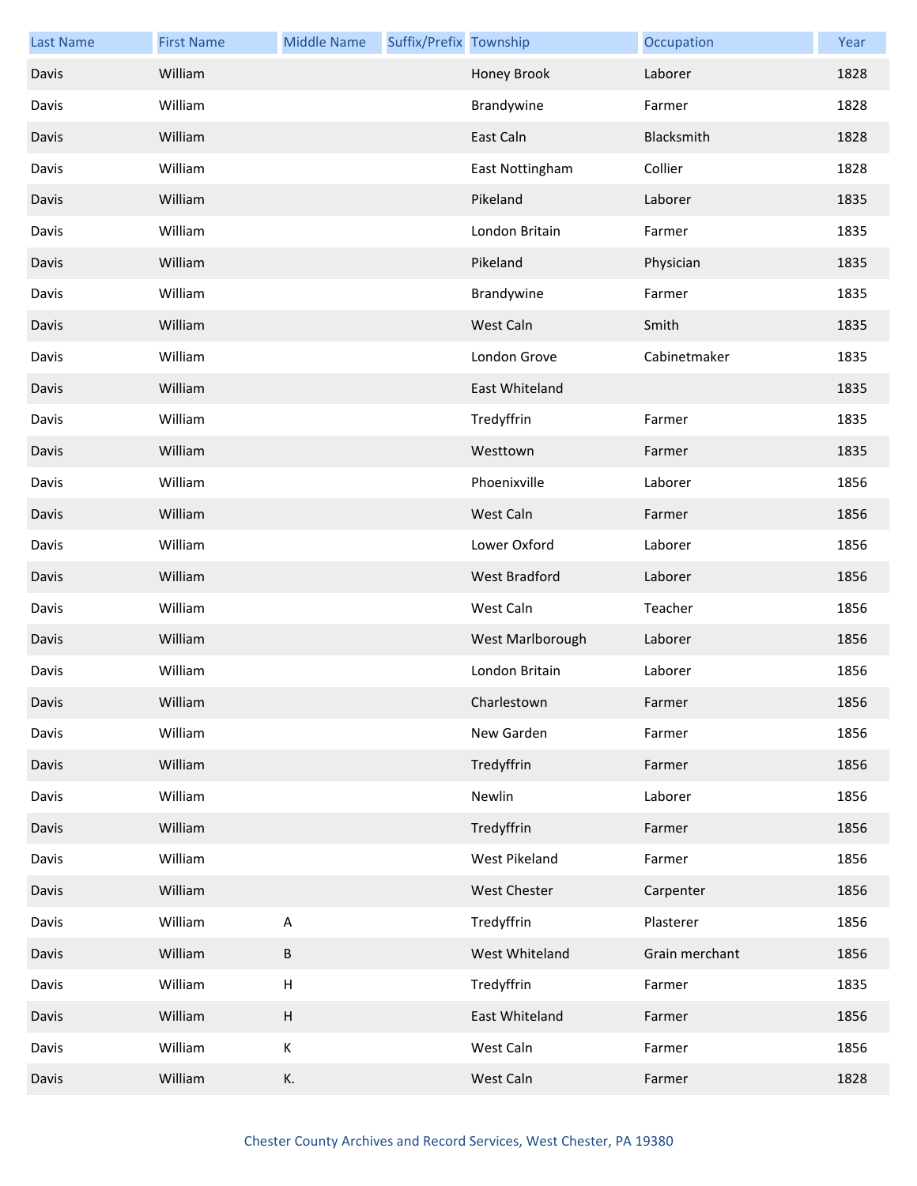| Last Name | First Name | Middle Name | Suffix/Prefix | Township | Occupation | Year |
|---|---|---|---|---|---|---|
| Davis | William | | | Honey Brook | Laborer | 1828 |
| Davis | William | | | Brandywine | Farmer | 1828 |
| Davis | William | | | East Caln | Blacksmith | 1828 |
| Davis | William | | | East Nottingham | Collier | 1828 |
| Davis | William | | | Pikeland | Laborer | 1835 |
| Davis | William | | | London Britain | Farmer | 1835 |
| Davis | William | | | Pikeland | Physician | 1835 |
| Davis | William | | | Brandywine | Farmer | 1835 |
| Davis | William | | | West Caln | Smith | 1835 |
| Davis | William | | | London Grove | Cabinetmaker | 1835 |
| Davis | William | | | East Whiteland | | 1835 |
| Davis | William | | | Tredyffrin | Farmer | 1835 |
| Davis | William | | | Westtown | Farmer | 1835 |
| Davis | William | | | Phoenixville | Laborer | 1856 |
| Davis | William | | | West Caln | Farmer | 1856 |
| Davis | William | | | Lower Oxford | Laborer | 1856 |
| Davis | William | | | West Bradford | Laborer | 1856 |
| Davis | William | | | West Caln | Teacher | 1856 |
| Davis | William | | | West Marlborough | Laborer | 1856 |
| Davis | William | | | London Britain | Laborer | 1856 |
| Davis | William | | | Charlestown | Farmer | 1856 |
| Davis | William | | | New Garden | Farmer | 1856 |
| Davis | William | | | Tredyffrin | Farmer | 1856 |
| Davis | William | | | Newlin | Laborer | 1856 |
| Davis | William | | | Tredyffrin | Farmer | 1856 |
| Davis | William | | | West Pikeland | Farmer | 1856 |
| Davis | William | | | West Chester | Carpenter | 1856 |
| Davis | William | A | | Tredyffrin | Plasterer | 1856 |
| Davis | William | B | | West Whiteland | Grain merchant | 1856 |
| Davis | William | H | | Tredyffrin | Farmer | 1835 |
| Davis | William | H | | East Whiteland | Farmer | 1856 |
| Davis | William | K | | West Caln | Farmer | 1856 |
| Davis | William | K. | | West Caln | Farmer | 1828 |

Chester County Archives and Record Services, West Chester, PA 19380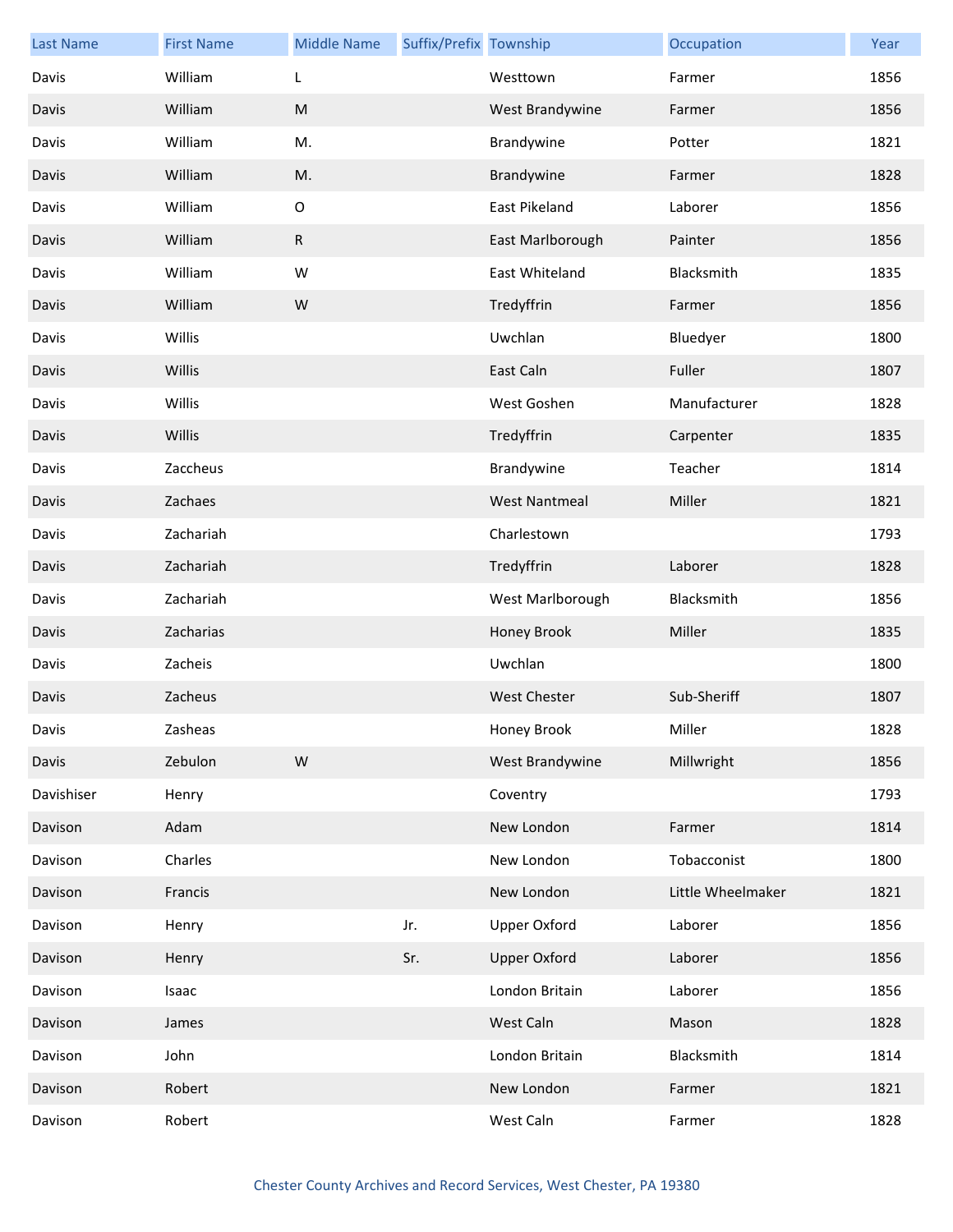| Last Name | First Name | Middle Name | Suffix/Prefix | Township | Occupation | Year |
|---|---|---|---|---|---|---|
| Davis | William | L | | Westtown | Farmer | 1856 |
| Davis | William | M | | West Brandywine | Farmer | 1856 |
| Davis | William | M. | | Brandywine | Potter | 1821 |
| Davis | William | M. | | Brandywine | Farmer | 1828 |
| Davis | William | O | | East Pikeland | Laborer | 1856 |
| Davis | William | R | | East Marlborough | Painter | 1856 |
| Davis | William | W | | East Whiteland | Blacksmith | 1835 |
| Davis | William | W | | Tredyffrin | Farmer | 1856 |
| Davis | Willis | | | Uwchlan | Bluedyer | 1800 |
| Davis | Willis | | | East Caln | Fuller | 1807 |
| Davis | Willis | | | West Goshen | Manufacturer | 1828 |
| Davis | Willis | | | Tredyffrin | Carpenter | 1835 |
| Davis | Zaccheus | | | Brandywine | Teacher | 1814 |
| Davis | Zachaes | | | West Nantmeal | Miller | 1821 |
| Davis | Zachariah | | | Charlestown | | 1793 |
| Davis | Zachariah | | | Tredyffrin | Laborer | 1828 |
| Davis | Zachariah | | | West Marlborough | Blacksmith | 1856 |
| Davis | Zacharias | | | Honey Brook | Miller | 1835 |
| Davis | Zacheis | | | Uwchlan | | 1800 |
| Davis | Zacheus | | | West Chester | Sub-Sheriff | 1807 |
| Davis | Zasheas | | | Honey Brook | Miller | 1828 |
| Davis | Zebulon | W | | West Brandywine | Millwright | 1856 |
| Davishiser | Henry | | | Coventry | | 1793 |
| Davison | Adam | | | New London | Farmer | 1814 |
| Davison | Charles | | | New London | Tobacconist | 1800 |
| Davison | Francis | | | New London | Little Wheelmaker | 1821 |
| Davison | Henry | | Jr. | Upper Oxford | Laborer | 1856 |
| Davison | Henry | | Sr. | Upper Oxford | Laborer | 1856 |
| Davison | Isaac | | | London Britain | Laborer | 1856 |
| Davison | James | | | West Caln | Mason | 1828 |
| Davison | John | | | London Britain | Blacksmith | 1814 |
| Davison | Robert | | | New London | Farmer | 1821 |
| Davison | Robert | | | West Caln | Farmer | 1828 |

Chester County Archives and Record Services, West Chester, PA 19380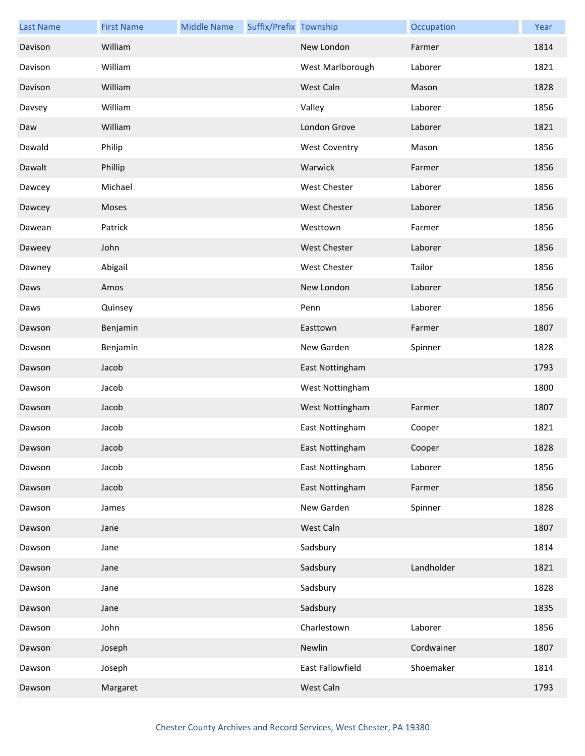| Last Name | First Name | Middle Name | Suffix/Prefix | Township | Occupation | Year |
|---|---|---|---|---|---|---|
| Davison | William | | | New London | Farmer | 1814 |
| Davison | William | | | West Marlborough | Laborer | 1821 |
| Davison | William | | | West Caln | Mason | 1828 |
| Davsey | William | | | Valley | Laborer | 1856 |
| Daw | William | | | London Grove | Laborer | 1821 |
| Dawald | Philip | | | West Coventry | Mason | 1856 |
| Dawalt | Phillip | | | Warwick | Farmer | 1856 |
| Dawcey | Michael | | | West Chester | Laborer | 1856 |
| Dawcey | Moses | | | West Chester | Laborer | 1856 |
| Dawean | Patrick | | | Westtown | Farmer | 1856 |
| Daweey | John | | | West Chester | Laborer | 1856 |
| Dawney | Abigail | | | West Chester | Tailor | 1856 |
| Daws | Amos | | | New London | Laborer | 1856 |
| Daws | Quinsey | | | Penn | Laborer | 1856 |
| Dawson | Benjamin | | | Easttown | Farmer | 1807 |
| Dawson | Benjamin | | | New Garden | Spinner | 1828 |
| Dawson | Jacob | | | East Nottingham | | 1793 |
| Dawson | Jacob | | | West Nottingham | | 1800 |
| Dawson | Jacob | | | West Nottingham | Farmer | 1807 |
| Dawson | Jacob | | | East Nottingham | Cooper | 1821 |
| Dawson | Jacob | | | East Nottingham | Cooper | 1828 |
| Dawson | Jacob | | | East Nottingham | Laborer | 1856 |
| Dawson | Jacob | | | East Nottingham | Farmer | 1856 |
| Dawson | James | | | New Garden | Spinner | 1828 |
| Dawson | Jane | | | West Caln | | 1807 |
| Dawson | Jane | | | Sadsbury | | 1814 |
| Dawson | Jane | | | Sadsbury | Landholder | 1821 |
| Dawson | Jane | | | Sadsbury | | 1828 |
| Dawson | Jane | | | Sadsbury | | 1835 |
| Dawson | John | | | Charlestown | Laborer | 1856 |
| Dawson | Joseph | | | Newlin | Cordwainer | 1807 |
| Dawson | Joseph | | | East Fallowfield | Shoemaker | 1814 |
| Dawson | Margaret | | | West Caln | | 1793 |

Chester County Archives and Record Services, West Chester, PA 19380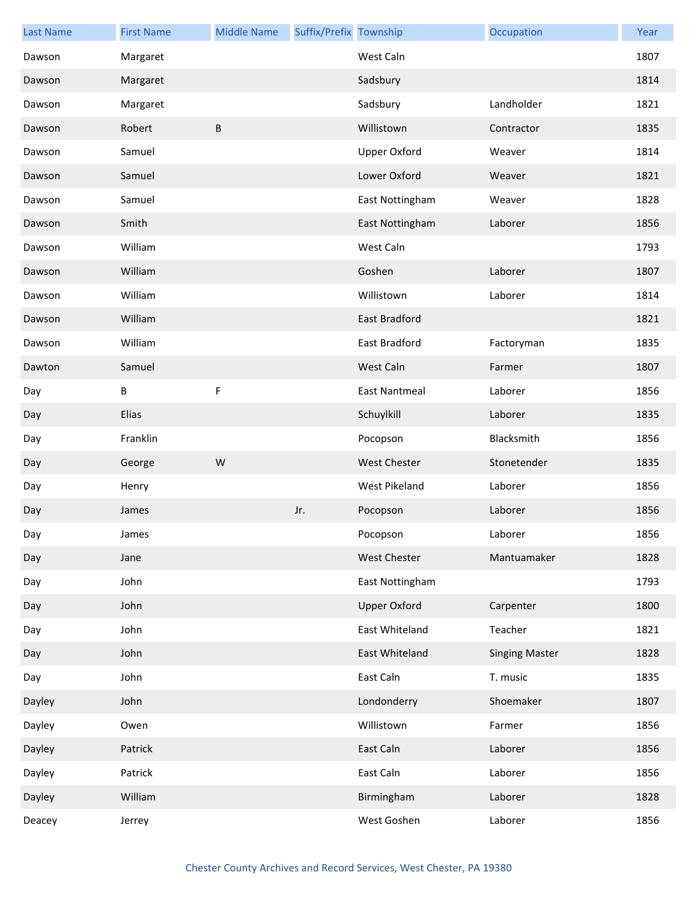| Last Name | First Name | Middle Name | Suffix/Prefix | Township | Occupation | Year |
|---|---|---|---|---|---|---|
| Dawson | Margaret | | | West Caln | | 1807 |
| Dawson | Margaret | | | Sadsbury | | 1814 |
| Dawson | Margaret | | | Sadsbury | Landholder | 1821 |
| Dawson | Robert | B | | Willistown | Contractor | 1835 |
| Dawson | Samuel | | | Upper Oxford | Weaver | 1814 |
| Dawson | Samuel | | | Lower Oxford | Weaver | 1821 |
| Dawson | Samuel | | | East Nottingham | Weaver | 1828 |
| Dawson | Smith | | | East Nottingham | Laborer | 1856 |
| Dawson | William | | | West Caln | | 1793 |
| Dawson | William | | | Goshen | Laborer | 1807 |
| Dawson | William | | | Willistown | Laborer | 1814 |
| Dawson | William | | | East Bradford | | 1821 |
| Dawson | William | | | East Bradford | Factoryman | 1835 |
| Dawton | Samuel | | | West Caln | Farmer | 1807 |
| Day | B | F | | East Nantmeal | Laborer | 1856 |
| Day | Elias | | | Schuylkill | Laborer | 1835 |
| Day | Franklin | | | Pocopson | Blacksmith | 1856 |
| Day | George | W | | West Chester | Stonetender | 1835 |
| Day | Henry | | | West Pikeland | Laborer | 1856 |
| Day | James | | Jr. | Pocopson | Laborer | 1856 |
| Day | James | | | Pocopson | Laborer | 1856 |
| Day | Jane | | | West Chester | Mantuamaker | 1828 |
| Day | John | | | East Nottingham | | 1793 |
| Day | John | | | Upper Oxford | Carpenter | 1800 |
| Day | John | | | East Whiteland | Teacher | 1821 |
| Day | John | | | East Whiteland | Singing Master | 1828 |
| Day | John | | | East Caln | T. music | 1835 |
| Dayley | John | | | Londonderry | Shoemaker | 1807 |
| Dayley | Owen | | | Willistown | Farmer | 1856 |
| Dayley | Patrick | | | East Caln | Laborer | 1856 |
| Dayley | Patrick | | | East Caln | Laborer | 1856 |
| Dayley | William | | | Birmingham | Laborer | 1828 |
| Deacey | Jerrey | | | West Goshen | Laborer | 1856 |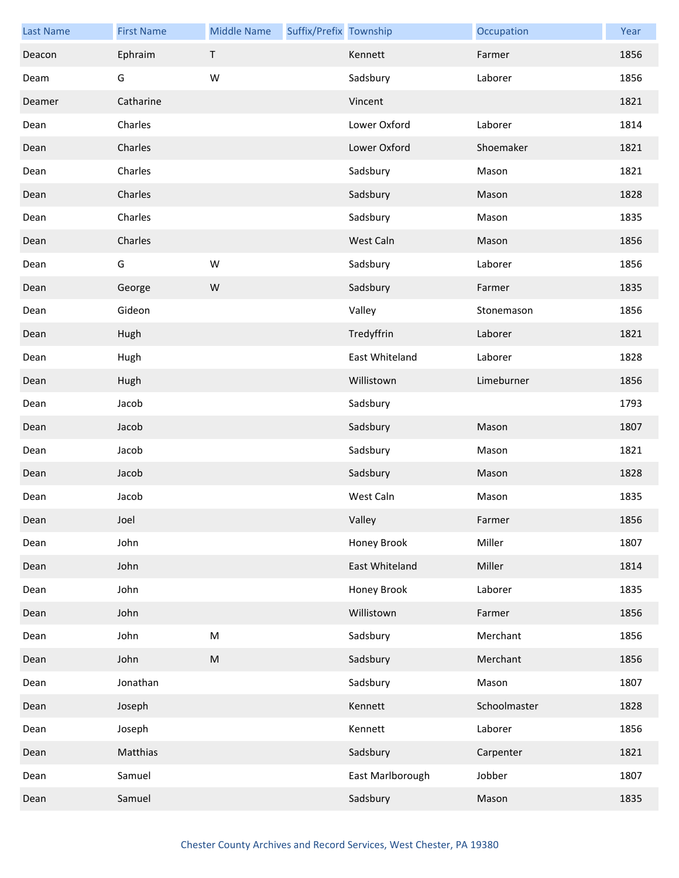| Last Name | First Name | Middle Name | Suffix/Prefix | Township | Occupation | Year |
|---|---|---|---|---|---|---|
| Deacon | Ephraim | T | | Kennett | Farmer | 1856 |
| Deam | G | W | | Sadsbury | Laborer | 1856 |
| Deamer | Catharine | | | Vincent | | 1821 |
| Dean | Charles | | | Lower Oxford | Laborer | 1814 |
| Dean | Charles | | | Lower Oxford | Shoemaker | 1821 |
| Dean | Charles | | | Sadsbury | Mason | 1821 |
| Dean | Charles | | | Sadsbury | Mason | 1828 |
| Dean | Charles | | | Sadsbury | Mason | 1835 |
| Dean | Charles | | | West Caln | Mason | 1856 |
| Dean | G | W | | Sadsbury | Laborer | 1856 |
| Dean | George | W | | Sadsbury | Farmer | 1835 |
| Dean | Gideon | | | Valley | Stonemason | 1856 |
| Dean | Hugh | | | Tredyffrin | Laborer | 1821 |
| Dean | Hugh | | | East Whiteland | Laborer | 1828 |
| Dean | Hugh | | | Willistown | Limeburner | 1856 |
| Dean | Jacob | | | Sadsbury | | 1793 |
| Dean | Jacob | | | Sadsbury | Mason | 1807 |
| Dean | Jacob | | | Sadsbury | Mason | 1821 |
| Dean | Jacob | | | Sadsbury | Mason | 1828 |
| Dean | Jacob | | | West Caln | Mason | 1835 |
| Dean | Joel | | | Valley | Farmer | 1856 |
| Dean | John | | | Honey Brook | Miller | 1807 |
| Dean | John | | | East Whiteland | Miller | 1814 |
| Dean | John | | | Honey Brook | Laborer | 1835 |
| Dean | John | | | Willistown | Farmer | 1856 |
| Dean | John | M | | Sadsbury | Merchant | 1856 |
| Dean | John | M | | Sadsbury | Merchant | 1856 |
| Dean | Jonathan | | | Sadsbury | Mason | 1807 |
| Dean | Joseph | | | Kennett | Schoolmaster | 1828 |
| Dean | Joseph | | | Kennett | Laborer | 1856 |
| Dean | Matthias | | | Sadsbury | Carpenter | 1821 |
| Dean | Samuel | | | East Marlborough | Jobber | 1807 |
| Dean | Samuel | | | Sadsbury | Mason | 1835 |

Chester County Archives and Record Services, West Chester, PA 19380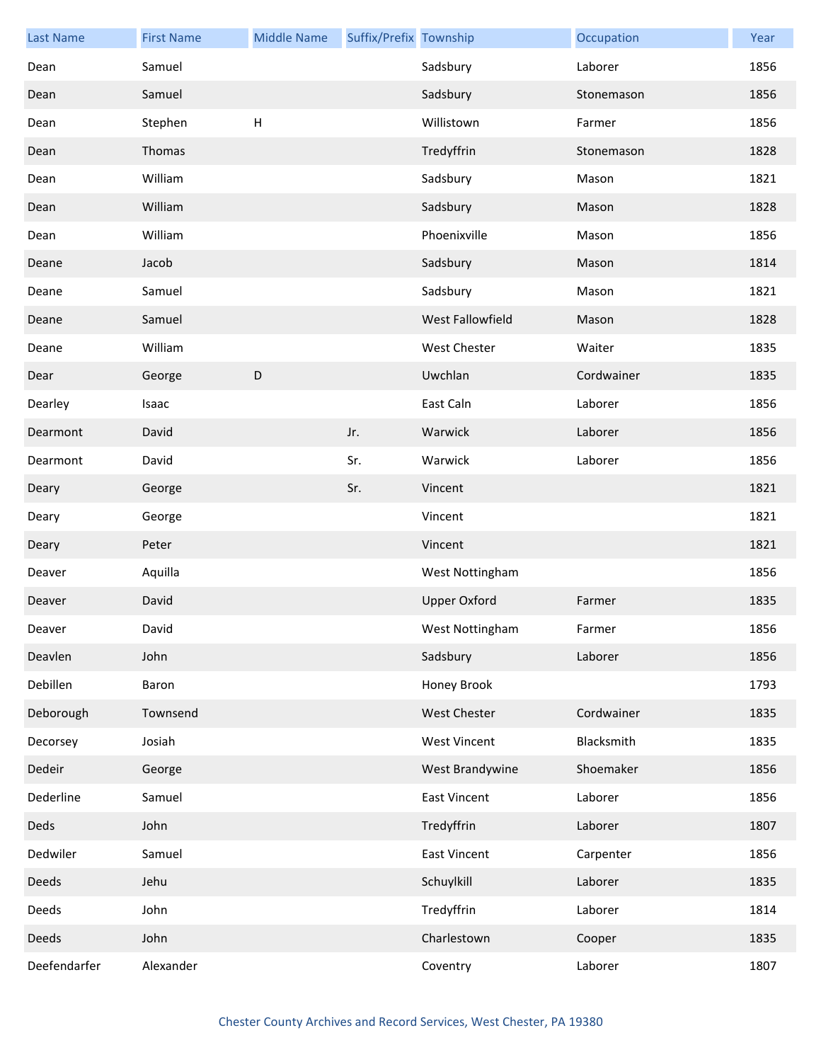| Last Name | First Name | Middle Name | Suffix/Prefix | Township | Occupation | Year |
|---|---|---|---|---|---|---|
| Dean | Samuel | | | Sadsbury | Laborer | 1856 |
| Dean | Samuel | | | Sadsbury | Stonemason | 1856 |
| Dean | Stephen | H | | Willistown | Farmer | 1856 |
| Dean | Thomas | | | Tredyffrin | Stonemason | 1828 |
| Dean | William | | | Sadsbury | Mason | 1821 |
| Dean | William | | | Sadsbury | Mason | 1828 |
| Dean | William | | | Phoenixville | Mason | 1856 |
| Deane | Jacob | | | Sadsbury | Mason | 1814 |
| Deane | Samuel | | | Sadsbury | Mason | 1821 |
| Deane | Samuel | | | West Fallowfield | Mason | 1828 |
| Deane | William | | | West Chester | Waiter | 1835 |
| Dear | George | D | | Uwchlan | Cordwainer | 1835 |
| Dearley | Isaac | | | East Caln | Laborer | 1856 |
| Dearmont | David | | Jr. | Warwick | Laborer | 1856 |
| Dearmont | David | | Sr. | Warwick | Laborer | 1856 |
| Deary | George | | Sr. | Vincent | | 1821 |
| Deary | George | | | Vincent | | 1821 |
| Deary | Peter | | | Vincent | | 1821 |
| Deaver | Aquilla | | | West Nottingham | | 1856 |
| Deaver | David | | | Upper Oxford | Farmer | 1835 |
| Deaver | David | | | West Nottingham | Farmer | 1856 |
| Deavlen | John | | | Sadsbury | Laborer | 1856 |
| Debillen | Baron | | | Honey Brook | | 1793 |
| Deborough | Townsend | | | West Chester | Cordwainer | 1835 |
| Decorsey | Josiah | | | West Vincent | Blacksmith | 1835 |
| Dedeir | George | | | West Brandywine | Shoemaker | 1856 |
| Dederline | Samuel | | | East Vincent | Laborer | 1856 |
| Deds | John | | | Tredyffrin | Laborer | 1807 |
| Dedwiler | Samuel | | | East Vincent | Carpenter | 1856 |
| Deeds | Jehu | | | Schuylkill | Laborer | 1835 |
| Deeds | John | | | Tredyffrin | Laborer | 1814 |
| Deeds | John | | | Charlestown | Cooper | 1835 |
| Deefendarfer | Alexander | | | Coventry | Laborer | 1807 |

Chester County Archives and Record Services, West Chester, PA 19380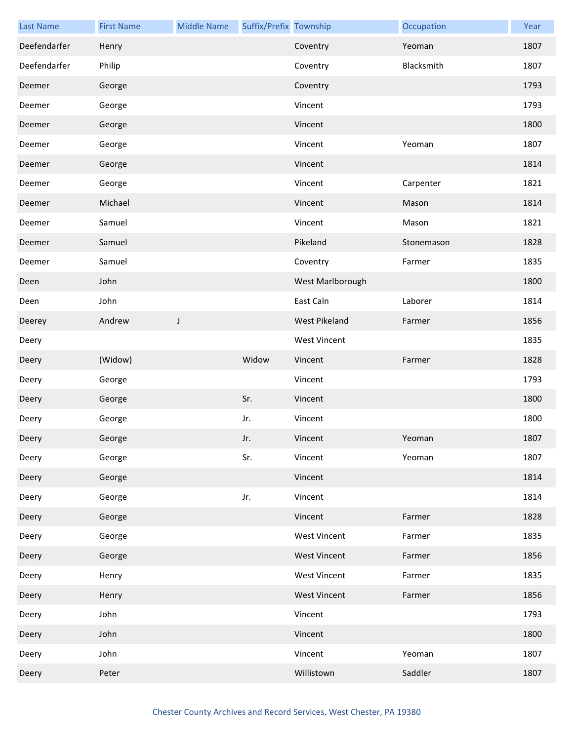| Last Name | First Name | Middle Name | Suffix/Prefix | Township | Occupation | Year |
|---|---|---|---|---|---|---|
| Deefendarfer | Henry | | | Coventry | Yeoman | 1807 |
| Deefendarfer | Philip | | | Coventry | Blacksmith | 1807 |
| Deemer | George | | | Coventry | | 1793 |
| Deemer | George | | | Vincent | | 1793 |
| Deemer | George | | | Vincent | | 1800 |
| Deemer | George | | | Vincent | Yeoman | 1807 |
| Deemer | George | | | Vincent | | 1814 |
| Deemer | George | | | Vincent | Carpenter | 1821 |
| Deemer | Michael | | | Vincent | Mason | 1814 |
| Deemer | Samuel | | | Vincent | Mason | 1821 |
| Deemer | Samuel | | | Pikeland | Stonemason | 1828 |
| Deemer | Samuel | | | Coventry | Farmer | 1835 |
| Deen | John | | | West Marlborough | | 1800 |
| Deen | John | | | East Caln | Laborer | 1814 |
| Deerey | Andrew | J | | West Pikeland | Farmer | 1856 |
| Deery | | | | West Vincent | | 1835 |
| Deery | (Widow) | | Widow | Vincent | Farmer | 1828 |
| Deery | George | | | Vincent | | 1793 |
| Deery | George | | Sr. | Vincent | | 1800 |
| Deery | George | | Jr. | Vincent | | 1800 |
| Deery | George | | Jr. | Vincent | Yeoman | 1807 |
| Deery | George | | Sr. | Vincent | Yeoman | 1807 |
| Deery | George | | | Vincent | | 1814 |
| Deery | George | | Jr. | Vincent | | 1814 |
| Deery | George | | | Vincent | Farmer | 1828 |
| Deery | George | | | West Vincent | Farmer | 1835 |
| Deery | George | | | West Vincent | Farmer | 1856 |
| Deery | Henry | | | West Vincent | Farmer | 1835 |
| Deery | Henry | | | West Vincent | Farmer | 1856 |
| Deery | John | | | Vincent | | 1793 |
| Deery | John | | | Vincent | | 1800 |
| Deery | John | | | Vincent | Yeoman | 1807 |
| Deery | Peter | | | Willistown | Saddler | 1807 |

Chester County Archives and Record Services, West Chester, PA 19380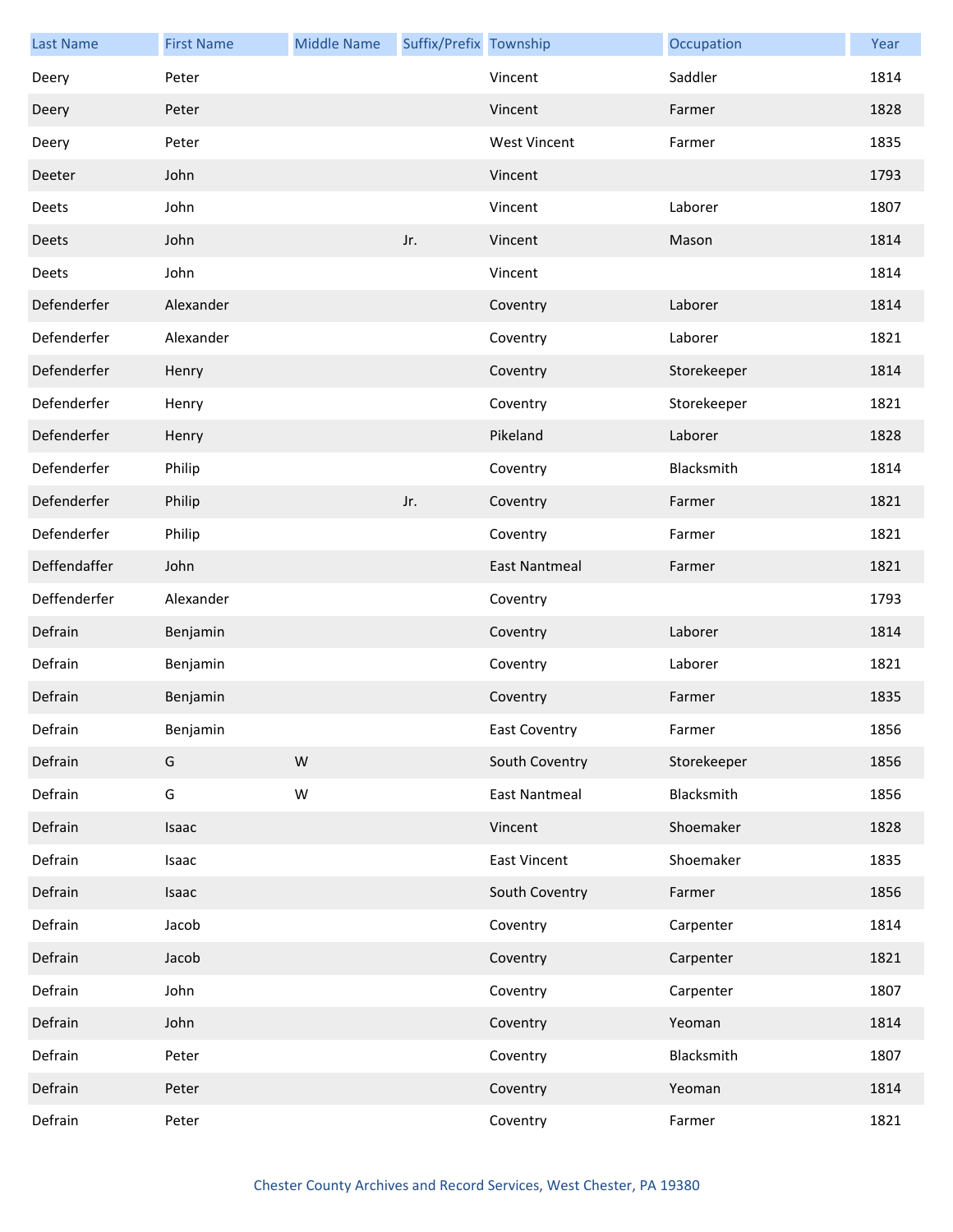| Last Name | First Name | Middle Name | Suffix/Prefix | Township | Occupation | Year |
| --- | --- | --- | --- | --- | --- | --- |
| Deery | Peter | | | Vincent | Saddler | 1814 |
| Deery | Peter | | | Vincent | Farmer | 1828 |
| Deery | Peter | | | West Vincent | Farmer | 1835 |
| Deeter | John | | | Vincent | | 1793 |
| Deets | John | | | Vincent | Laborer | 1807 |
| Deets | John | | Jr. | Vincent | Mason | 1814 |
| Deets | John | | | Vincent | | 1814 |
| Defenderfer | Alexander | | | Coventry | Laborer | 1814 |
| Defenderfer | Alexander | | | Coventry | Laborer | 1821 |
| Defenderfer | Henry | | | Coventry | Storekeeper | 1814 |
| Defenderfer | Henry | | | Coventry | Storekeeper | 1821 |
| Defenderfer | Henry | | | Pikeland | Laborer | 1828 |
| Defenderfer | Philip | | | Coventry | Blacksmith | 1814 |
| Defenderfer | Philip | | Jr. | Coventry | Farmer | 1821 |
| Defenderfer | Philip | | | Coventry | Farmer | 1821 |
| Deffendaffer | John | | | East Nantmeal | Farmer | 1821 |
| Deffenderfer | Alexander | | | Coventry | | 1793 |
| Defrain | Benjamin | | | Coventry | Laborer | 1814 |
| Defrain | Benjamin | | | Coventry | Laborer | 1821 |
| Defrain | Benjamin | | | Coventry | Farmer | 1835 |
| Defrain | Benjamin | | | East Coventry | Farmer | 1856 |
| Defrain | G | W | | South Coventry | Storekeeper | 1856 |
| Defrain | G | W | | East Nantmeal | Blacksmith | 1856 |
| Defrain | Isaac | | | Vincent | Shoemaker | 1828 |
| Defrain | Isaac | | | East Vincent | Shoemaker | 1835 |
| Defrain | Isaac | | | South Coventry | Farmer | 1856 |
| Defrain | Jacob | | | Coventry | Carpenter | 1814 |
| Defrain | Jacob | | | Coventry | Carpenter | 1821 |
| Defrain | John | | | Coventry | Carpenter | 1807 |
| Defrain | John | | | Coventry | Yeoman | 1814 |
| Defrain | Peter | | | Coventry | Blacksmith | 1807 |
| Defrain | Peter | | | Coventry | Yeoman | 1814 |
| Defrain | Peter | | | Coventry | Farmer | 1821 |

Chester County Archives and Record Services, West Chester, PA 19380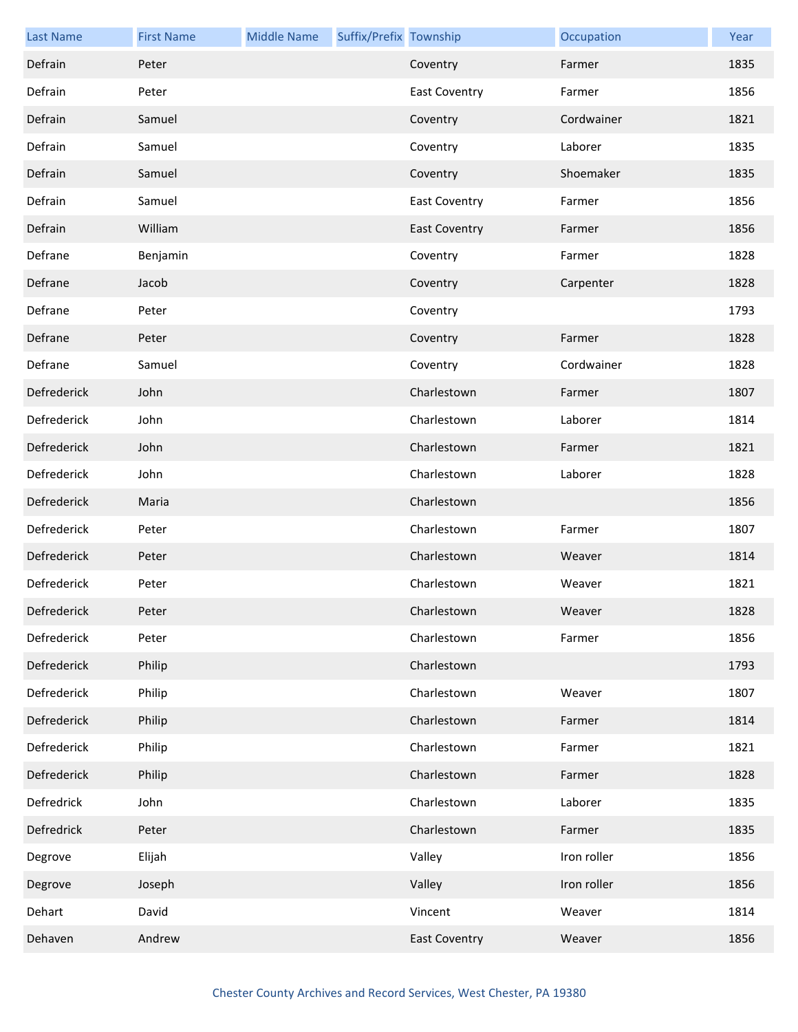| Last Name | First Name | Middle Name | Suffix/Prefix | Township | Occupation | Year |
| --- | --- | --- | --- | --- | --- | --- |
| Defrain | Peter | | | Coventry | Farmer | 1835 |
| Defrain | Peter | | | East Coventry | Farmer | 1856 |
| Defrain | Samuel | | | Coventry | Cordwainer | 1821 |
| Defrain | Samuel | | | Coventry | Laborer | 1835 |
| Defrain | Samuel | | | Coventry | Shoemaker | 1835 |
| Defrain | Samuel | | | East Coventry | Farmer | 1856 |
| Defrain | William | | | East Coventry | Farmer | 1856 |
| Defrane | Benjamin | | | Coventry | Farmer | 1828 |
| Defrane | Jacob | | | Coventry | Carpenter | 1828 |
| Defrane | Peter | | | Coventry | | 1793 |
| Defrane | Peter | | | Coventry | Farmer | 1828 |
| Defrane | Samuel | | | Coventry | Cordwainer | 1828 |
| Defrederick | John | | | Charlestown | Farmer | 1807 |
| Defrederick | John | | | Charlestown | Laborer | 1814 |
| Defrederick | John | | | Charlestown | Farmer | 1821 |
| Defrederick | John | | | Charlestown | Laborer | 1828 |
| Defrederick | Maria | | | Charlestown | | 1856 |
| Defrederick | Peter | | | Charlestown | Farmer | 1807 |
| Defrederick | Peter | | | Charlestown | Weaver | 1814 |
| Defrederick | Peter | | | Charlestown | Weaver | 1821 |
| Defrederick | Peter | | | Charlestown | Weaver | 1828 |
| Defrederick | Peter | | | Charlestown | Farmer | 1856 |
| Defrederick | Philip | | | Charlestown | | 1793 |
| Defrederick | Philip | | | Charlestown | Weaver | 1807 |
| Defrederick | Philip | | | Charlestown | Farmer | 1814 |
| Defrederick | Philip | | | Charlestown | Farmer | 1821 |
| Defrederick | Philip | | | Charlestown | Farmer | 1828 |
| Defredrick | John | | | Charlestown | Laborer | 1835 |
| Defredrick | Peter | | | Charlestown | Farmer | 1835 |
| Degrove | Elijah | | | Valley | Iron roller | 1856 |
| Degrove | Joseph | | | Valley | Iron roller | 1856 |
| Dehart | David | | | Vincent | Weaver | 1814 |
| Dehaven | Andrew | | | East Coventry | Weaver | 1856 |

Chester County Archives and Record Services, West Chester, PA 19380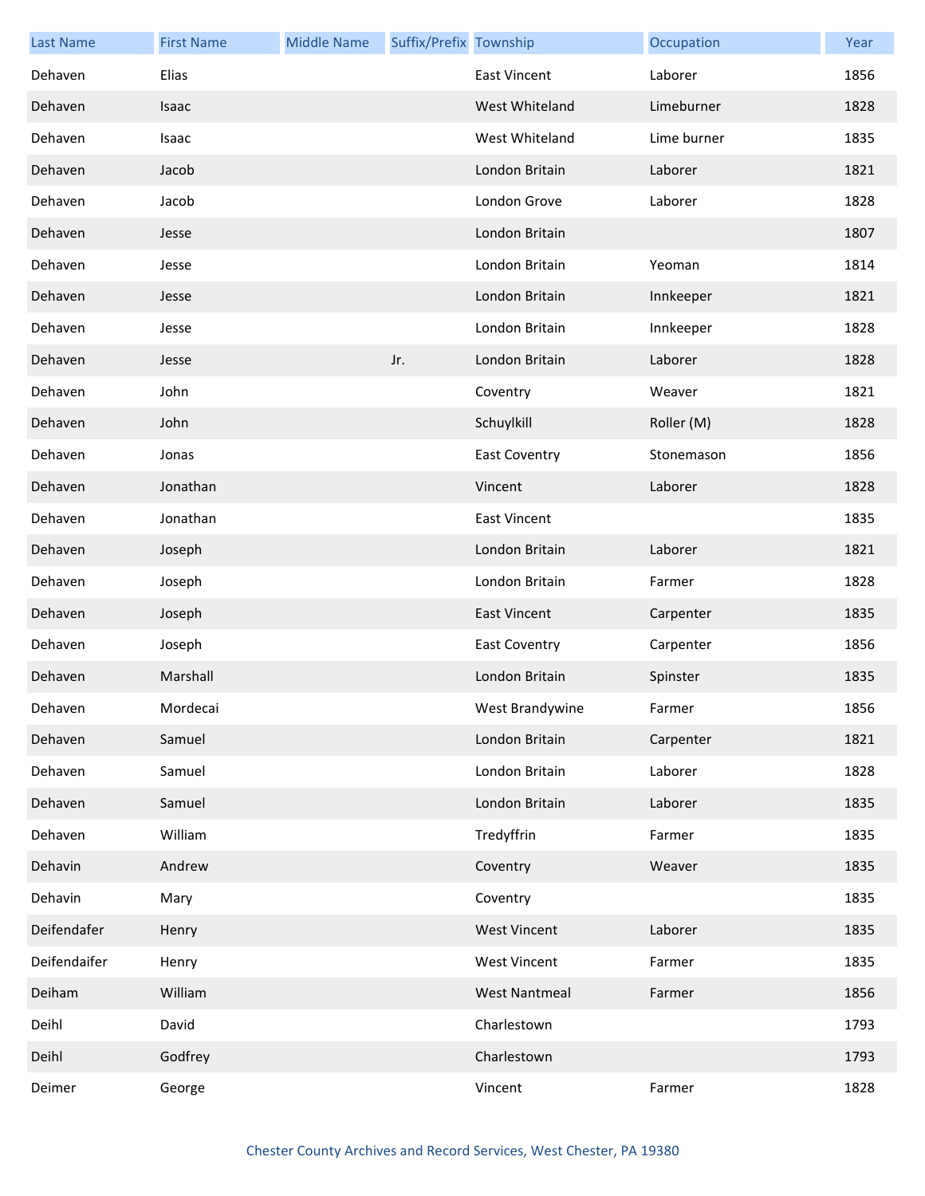| Last Name | First Name | Middle Name | Suffix/Prefix | Township | Occupation | Year |
|---|---|---|---|---|---|---|
| Dehaven | Elias | | | East Vincent | Laborer | 1856 |
| Dehaven | Isaac | | | West Whiteland | Limeburner | 1828 |
| Dehaven | Isaac | | | West Whiteland | Lime burner | 1835 |
| Dehaven | Jacob | | | London Britain | Laborer | 1821 |
| Dehaven | Jacob | | | London Grove | Laborer | 1828 |
| Dehaven | Jesse | | | London Britain | | 1807 |
| Dehaven | Jesse | | | London Britain | Yeoman | 1814 |
| Dehaven | Jesse | | | London Britain | Innkeeper | 1821 |
| Dehaven | Jesse | | | London Britain | Innkeeper | 1828 |
| Dehaven | Jesse | | Jr. | London Britain | Laborer | 1828 |
| Dehaven | John | | | Coventry | Weaver | 1821 |
| Dehaven | John | | | Schuylkill | Roller (M) | 1828 |
| Dehaven | Jonas | | | East Coventry | Stonemason | 1856 |
| Dehaven | Jonathan | | | Vincent | Laborer | 1828 |
| Dehaven | Jonathan | | | East Vincent | | 1835 |
| Dehaven | Joseph | | | London Britain | Laborer | 1821 |
| Dehaven | Joseph | | | London Britain | Farmer | 1828 |
| Dehaven | Joseph | | | East Vincent | Carpenter | 1835 |
| Dehaven | Joseph | | | East Coventry | Carpenter | 1856 |
| Dehaven | Marshall | | | London Britain | Spinster | 1835 |
| Dehaven | Mordecai | | | West Brandywine | Farmer | 1856 |
| Dehaven | Samuel | | | London Britain | Carpenter | 1821 |
| Dehaven | Samuel | | | London Britain | Laborer | 1828 |
| Dehaven | Samuel | | | London Britain | Laborer | 1835 |
| Dehaven | William | | | Tredyffrin | Farmer | 1835 |
| Dehavin | Andrew | | | Coventry | Weaver | 1835 |
| Dehavin | Mary | | | Coventry | | 1835 |
| Deifendafer | Henry | | | West Vincent | Laborer | 1835 |
| Deifendaifer | Henry | | | West Vincent | Farmer | 1835 |
| Deiham | William | | | West Nantmeal | Farmer | 1856 |
| Deihl | David | | | Charlestown | | 1793 |
| Deihl | Godfrey | | | Charlestown | | 1793 |
| Deimer | George | | | Vincent | Farmer | 1828 |

Chester County Archives and Record Services, West Chester, PA 19380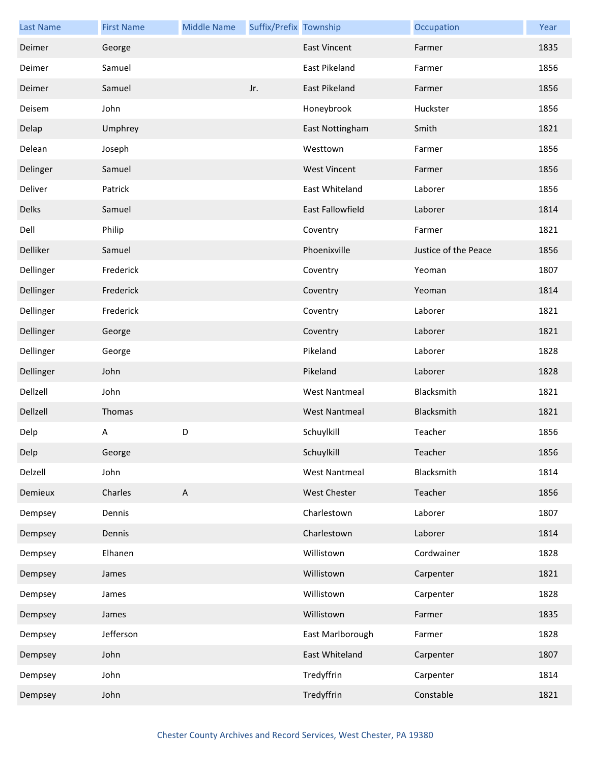| Last Name | First Name | Middle Name | Suffix/Prefix | Township | Occupation | Year |
|---|---|---|---|---|---|---|
| Deimer | George | | | East Vincent | Farmer | 1835 |
| Deimer | Samuel | | | East Pikeland | Farmer | 1856 |
| Deimer | Samuel | | Jr. | East Pikeland | Farmer | 1856 |
| Deisem | John | | | Honeybrook | Huckster | 1856 |
| Delap | Umphrey | | | East Nottingham | Smith | 1821 |
| Delean | Joseph | | | Westtown | Farmer | 1856 |
| Delinger | Samuel | | | West Vincent | Farmer | 1856 |
| Deliver | Patrick | | | East Whiteland | Laborer | 1856 |
| Delks | Samuel | | | East Fallowfield | Laborer | 1814 |
| Dell | Philip | | | Coventry | Farmer | 1821 |
| Delliker | Samuel | | | Phoenixville | Justice of the Peace | 1856 |
| Dellinger | Frederick | | | Coventry | Yeoman | 1807 |
| Dellinger | Frederick | | | Coventry | Yeoman | 1814 |
| Dellinger | Frederick | | | Coventry | Laborer | 1821 |
| Dellinger | George | | | Coventry | Laborer | 1821 |
| Dellinger | George | | | Pikeland | Laborer | 1828 |
| Dellinger | John | | | Pikeland | Laborer | 1828 |
| Dellzell | John | | | West Nantmeal | Blacksmith | 1821 |
| Dellzell | Thomas | | | West Nantmeal | Blacksmith | 1821 |
| Delp | A | D | | Schuylkill | Teacher | 1856 |
| Delp | George | | | Schuylkill | Teacher | 1856 |
| Delzell | John | | | West Nantmeal | Blacksmith | 1814 |
| Demieux | Charles | A | | West Chester | Teacher | 1856 |
| Dempsey | Dennis | | | Charlestown | Laborer | 1807 |
| Dempsey | Dennis | | | Charlestown | Laborer | 1814 |
| Dempsey | Elhanen | | | Willistown | Cordwainer | 1828 |
| Dempsey | James | | | Willistown | Carpenter | 1821 |
| Dempsey | James | | | Willistown | Carpenter | 1828 |
| Dempsey | James | | | Willistown | Farmer | 1835 |
| Dempsey | Jefferson | | | East Marlborough | Farmer | 1828 |
| Dempsey | John | | | East Whiteland | Carpenter | 1807 |
| Dempsey | John | | | Tredyffrin | Carpenter | 1814 |
| Dempsey | John | | | Tredyffrin | Constable | 1821 |

Chester County Archives and Record Services, West Chester, PA 19380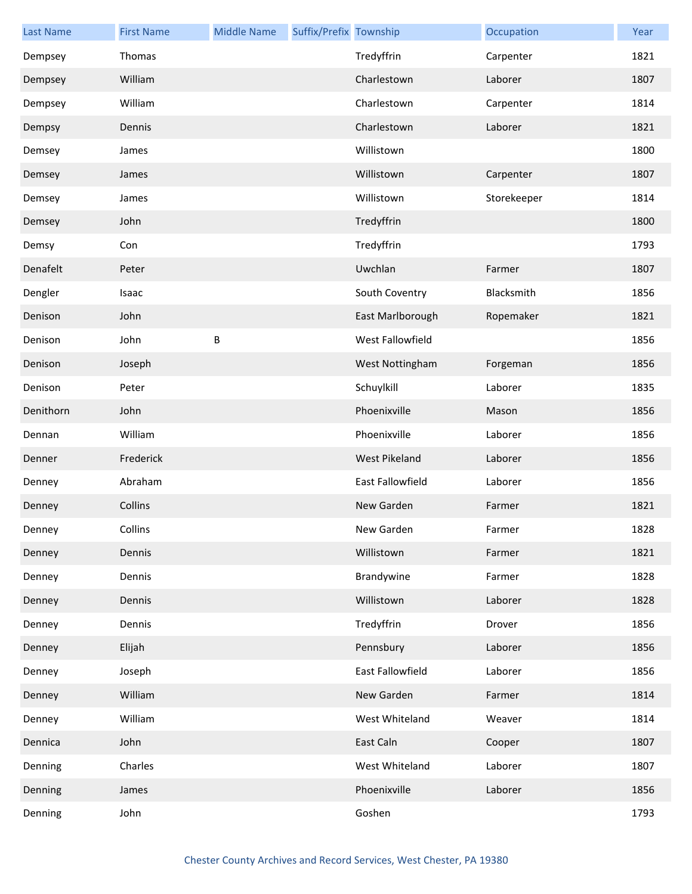| Last Name | First Name | Middle Name | Suffix/Prefix | Township | Occupation | Year |
|---|---|---|---|---|---|---|
| Dempsey | Thomas | | | Tredyffrin | Carpenter | 1821 |
| Dempsey | William | | | Charlestown | Laborer | 1807 |
| Dempsey | William | | | Charlestown | Carpenter | 1814 |
| Dempsy | Dennis | | | Charlestown | Laborer | 1821 |
| Demsey | James | | | Willistown | | 1800 |
| Demsey | James | | | Willistown | Carpenter | 1807 |
| Demsey | James | | | Willistown | Storekeeper | 1814 |
| Demsey | John | | | Tredyffrin | | 1800 |
| Demsy | Con | | | Tredyffrin | | 1793 |
| Denafelt | Peter | | | Uwchlan | Farmer | 1807 |
| Dengler | Isaac | | | South Coventry | Blacksmith | 1856 |
| Denison | John | | | East Marlborough | Ropemaker | 1821 |
| Denison | John | B | | West Fallowfield | | 1856 |
| Denison | Joseph | | | West Nottingham | Forgeman | 1856 |
| Denison | Peter | | | Schuylkill | Laborer | 1835 |
| Denithorn | John | | | Phoenixville | Mason | 1856 |
| Dennan | William | | | Phoenixville | Laborer | 1856 |
| Denner | Frederick | | | West Pikeland | Laborer | 1856 |
| Denney | Abraham | | | East Fallowfield | Laborer | 1856 |
| Denney | Collins | | | New Garden | Farmer | 1821 |
| Denney | Collins | | | New Garden | Farmer | 1828 |
| Denney | Dennis | | | Willistown | Farmer | 1821 |
| Denney | Dennis | | | Brandywine | Farmer | 1828 |
| Denney | Dennis | | | Willistown | Laborer | 1828 |
| Denney | Dennis | | | Tredyffrin | Drover | 1856 |
| Denney | Elijah | | | Pennsbury | Laborer | 1856 |
| Denney | Joseph | | | East Fallowfield | Laborer | 1856 |
| Denney | William | | | New Garden | Farmer | 1814 |
| Denney | William | | | West Whiteland | Weaver | 1814 |
| Dennica | John | | | East Caln | Cooper | 1807 |
| Denning | Charles | | | West Whiteland | Laborer | 1807 |
| Denning | James | | | Phoenixville | Laborer | 1856 |
| Denning | John | | | Goshen | | 1793 |

Chester County Archives and Record Services, West Chester, PA 19380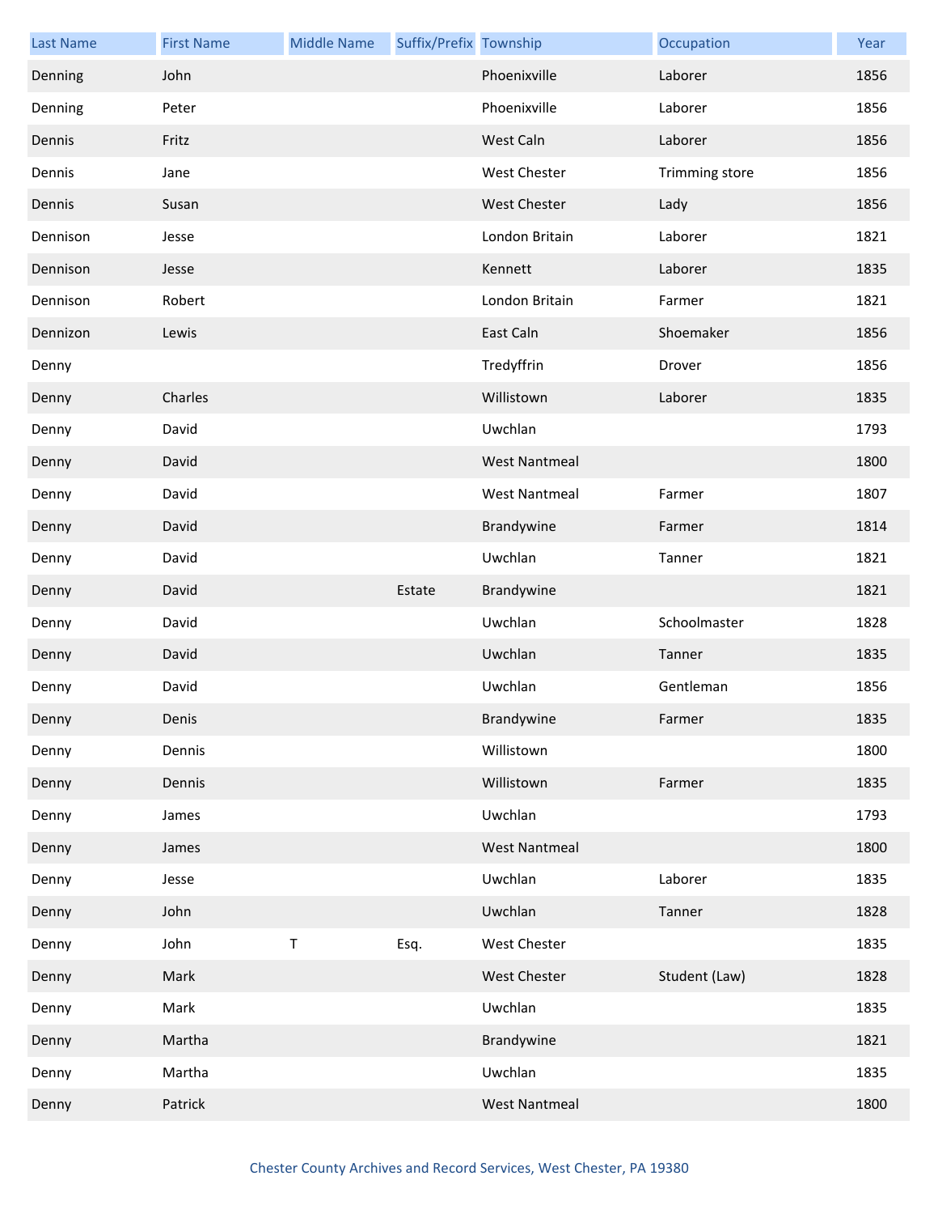| Last Name | First Name | Middle Name | Suffix/Prefix | Township | Occupation | Year |
| --- | --- | --- | --- | --- | --- | --- |
| Denning | John | | | Phoenixville | Laborer | 1856 |
| Denning | Peter | | | Phoenixville | Laborer | 1856 |
| Dennis | Fritz | | | West Caln | Laborer | 1856 |
| Dennis | Jane | | | West Chester | Trimming store | 1856 |
| Dennis | Susan | | | West Chester | Lady | 1856 |
| Dennison | Jesse | | | London Britain | Laborer | 1821 |
| Dennison | Jesse | | | Kennett | Laborer | 1835 |
| Dennison | Robert | | | London Britain | Farmer | 1821 |
| Dennizon | Lewis | | | East Caln | Shoemaker | 1856 |
| Denny | | | | Tredyffrin | Drover | 1856 |
| Denny | Charles | | | Willistown | Laborer | 1835 |
| Denny | David | | | Uwchlan | | 1793 |
| Denny | David | | | West Nantmeal | | 1800 |
| Denny | David | | | West Nantmeal | Farmer | 1807 |
| Denny | David | | | Brandywine | Farmer | 1814 |
| Denny | David | | | Uwchlan | Tanner | 1821 |
| Denny | David | | Estate | Brandywine | | 1821 |
| Denny | David | | | Uwchlan | Schoolmaster | 1828 |
| Denny | David | | | Uwchlan | Tanner | 1835 |
| Denny | David | | | Uwchlan | Gentleman | 1856 |
| Denny | Denis | | | Brandywine | Farmer | 1835 |
| Denny | Dennis | | | Willistown | | 1800 |
| Denny | Dennis | | | Willistown | Farmer | 1835 |
| Denny | James | | | Uwchlan | | 1793 |
| Denny | James | | | West Nantmeal | | 1800 |
| Denny | Jesse | | | Uwchlan | Laborer | 1835 |
| Denny | John | | | Uwchlan | Tanner | 1828 |
| Denny | John | T | Esq. | West Chester | | 1835 |
| Denny | Mark | | | West Chester | Student (Law) | 1828 |
| Denny | Mark | | | Uwchlan | | 1835 |
| Denny | Martha | | | Brandywine | | 1821 |
| Denny | Martha | | | Uwchlan | | 1835 |
| Denny | Patrick | | | West Nantmeal | | 1800 |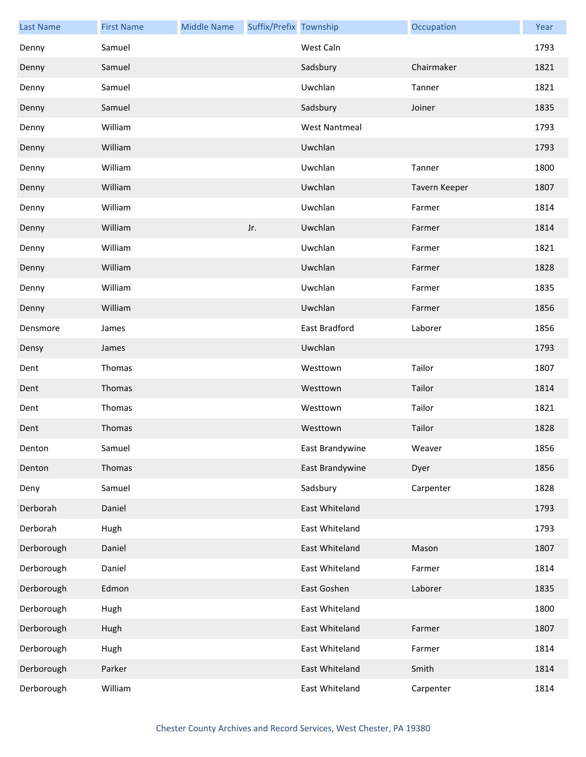| Last Name | First Name | Middle Name | Suffix/Prefix | Township | Occupation | Year |
|---|---|---|---|---|---|---|
| Denny | Samuel | | | West Caln | | 1793 |
| Denny | Samuel | | | Sadsbury | Chairmaker | 1821 |
| Denny | Samuel | | | Uwchlan | Tanner | 1821 |
| Denny | Samuel | | | Sadsbury | Joiner | 1835 |
| Denny | William | | | West Nantmeal | | 1793 |
| Denny | William | | | Uwchlan | | 1793 |
| Denny | William | | | Uwchlan | Tanner | 1800 |
| Denny | William | | | Uwchlan | Tavern Keeper | 1807 |
| Denny | William | | | Uwchlan | Farmer | 1814 |
| Denny | William | | Jr. | Uwchlan | Farmer | 1814 |
| Denny | William | | | Uwchlan | Farmer | 1821 |
| Denny | William | | | Uwchlan | Farmer | 1828 |
| Denny | William | | | Uwchlan | Farmer | 1835 |
| Denny | William | | | Uwchlan | Farmer | 1856 |
| Densmore | James | | | East Bradford | Laborer | 1856 |
| Densy | James | | | Uwchlan | | 1793 |
| Dent | Thomas | | | Westtown | Tailor | 1807 |
| Dent | Thomas | | | Westtown | Tailor | 1814 |
| Dent | Thomas | | | Westtown | Tailor | 1821 |
| Dent | Thomas | | | Westtown | Tailor | 1828 |
| Denton | Samuel | | | East Brandywine | Weaver | 1856 |
| Denton | Thomas | | | East Brandywine | Dyer | 1856 |
| Deny | Samuel | | | Sadsbury | Carpenter | 1828 |
| Derborah | Daniel | | | East Whiteland | | 1793 |
| Derborah | Hugh | | | East Whiteland | | 1793 |
| Derborough | Daniel | | | East Whiteland | Mason | 1807 |
| Derborough | Daniel | | | East Whiteland | Farmer | 1814 |
| Derborough | Edmon | | | East Goshen | Laborer | 1835 |
| Derborough | Hugh | | | East Whiteland | | 1800 |
| Derborough | Hugh | | | East Whiteland | Farmer | 1807 |
| Derborough | Hugh | | | East Whiteland | Farmer | 1814 |
| Derborough | Parker | | | East Whiteland | Smith | 1814 |
| Derborough | William | | | East Whiteland | Carpenter | 1814 |

Chester County Archives and Record Services, West Chester, PA 19380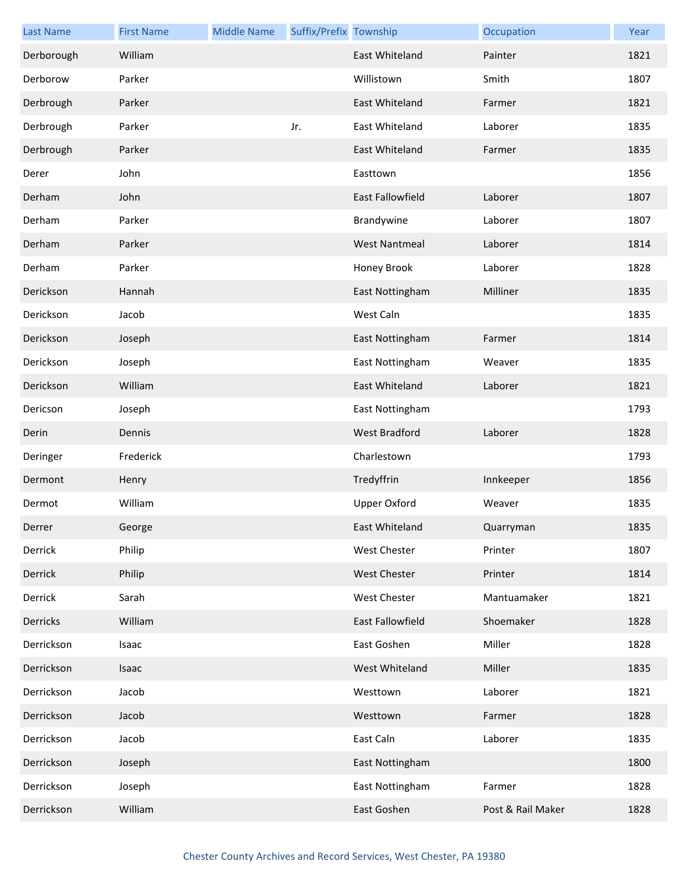| Last Name | First Name | Middle Name | Suffix/Prefix | Township | Occupation | Year |
|---|---|---|---|---|---|---|
| Derborough | William | | | East Whiteland | Painter | 1821 |
| Derborow | Parker | | | Willistown | Smith | 1807 |
| Derbrough | Parker | | | East Whiteland | Farmer | 1821 |
| Derbrough | Parker | | Jr. | East Whiteland | Laborer | 1835 |
| Derbrough | Parker | | | East Whiteland | Farmer | 1835 |
| Derer | John | | | Easttown | | 1856 |
| Derham | John | | | East Fallowfield | Laborer | 1807 |
| Derham | Parker | | | Brandywine | Laborer | 1807 |
| Derham | Parker | | | West Nantmeal | Laborer | 1814 |
| Derham | Parker | | | Honey Brook | Laborer | 1828 |
| Derickson | Hannah | | | East Nottingham | Milliner | 1835 |
| Derickson | Jacob | | | West Caln | | 1835 |
| Derickson | Joseph | | | East Nottingham | Farmer | 1814 |
| Derickson | Joseph | | | East Nottingham | Weaver | 1835 |
| Derickson | William | | | East Whiteland | Laborer | 1821 |
| Dericson | Joseph | | | East Nottingham | | 1793 |
| Derin | Dennis | | | West Bradford | Laborer | 1828 |
| Deringer | Frederick | | | Charlestown | | 1793 |
| Dermont | Henry | | | Tredyffrin | Innkeeper | 1856 |
| Dermot | William | | | Upper Oxford | Weaver | 1835 |
| Derrer | George | | | East Whiteland | Quarryman | 1835 |
| Derrick | Philip | | | West Chester | Printer | 1807 |
| Derrick | Philip | | | West Chester | Printer | 1814 |
| Derrick | Sarah | | | West Chester | Mantuamaker | 1821 |
| Derricks | William | | | East Fallowfield | Shoemaker | 1828 |
| Derrickson | Isaac | | | East Goshen | Miller | 1828 |
| Derrickson | Isaac | | | West Whiteland | Miller | 1835 |
| Derrickson | Jacob | | | Westtown | Laborer | 1821 |
| Derrickson | Jacob | | | Westtown | Farmer | 1828 |
| Derrickson | Jacob | | | East Caln | Laborer | 1835 |
| Derrickson | Joseph | | | East Nottingham | | 1800 |
| Derrickson | Joseph | | | East Nottingham | Farmer | 1828 |
| Derrickson | William | | | East Goshen | Post & Rail Maker | 1828 |

Chester County Archives and Record Services, West Chester, PA 19380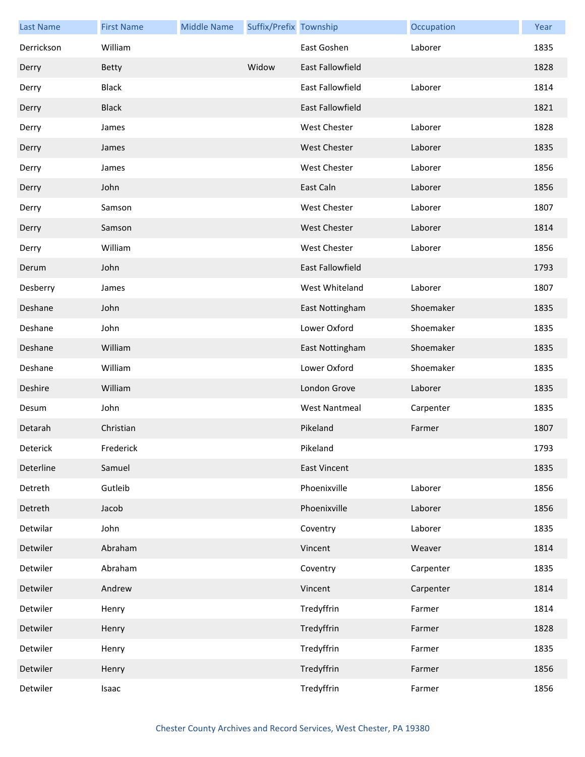| Last Name | First Name | Middle Name | Suffix/Prefix | Township | Occupation | Year |
|---|---|---|---|---|---|---|
| Derrickson | William | | | East Goshen | Laborer | 1835 |
| Derry | Betty | | Widow | East Fallowfield | | 1828 |
| Derry | Black | | | East Fallowfield | Laborer | 1814 |
| Derry | Black | | | East Fallowfield | | 1821 |
| Derry | James | | | West Chester | Laborer | 1828 |
| Derry | James | | | West Chester | Laborer | 1835 |
| Derry | James | | | West Chester | Laborer | 1856 |
| Derry | John | | | East Caln | Laborer | 1856 |
| Derry | Samson | | | West Chester | Laborer | 1807 |
| Derry | Samson | | | West Chester | Laborer | 1814 |
| Derry | William | | | West Chester | Laborer | 1856 |
| Derum | John | | | East Fallowfield | | 1793 |
| Desberry | James | | | West Whiteland | Laborer | 1807 |
| Deshane | John | | | East Nottingham | Shoemaker | 1835 |
| Deshane | John | | | Lower Oxford | Shoemaker | 1835 |
| Deshane | William | | | East Nottingham | Shoemaker | 1835 |
| Deshane | William | | | Lower Oxford | Shoemaker | 1835 |
| Deshire | William | | | London Grove | Laborer | 1835 |
| Desum | John | | | West Nantmeal | Carpenter | 1835 |
| Detarah | Christian | | | Pikeland | Farmer | 1807 |
| Deterick | Frederick | | | Pikeland | | 1793 |
| Deterline | Samuel | | | East Vincent | | 1835 |
| Detreth | Gutleib | | | Phoenixville | Laborer | 1856 |
| Detreth | Jacob | | | Phoenixville | Laborer | 1856 |
| Detwilar | John | | | Coventry | Laborer | 1835 |
| Detwiler | Abraham | | | Vincent | Weaver | 1814 |
| Detwiler | Abraham | | | Coventry | Carpenter | 1835 |
| Detwiler | Andrew | | | Vincent | Carpenter | 1814 |
| Detwiler | Henry | | | Tredyffrin | Farmer | 1814 |
| Detwiler | Henry | | | Tredyffrin | Farmer | 1828 |
| Detwiler | Henry | | | Tredyffrin | Farmer | 1835 |
| Detwiler | Henry | | | Tredyffrin | Farmer | 1856 |
| Detwiler | Isaac | | | Tredyffrin | Farmer | 1856 |

Chester County Archives and Record Services, West Chester, PA 19380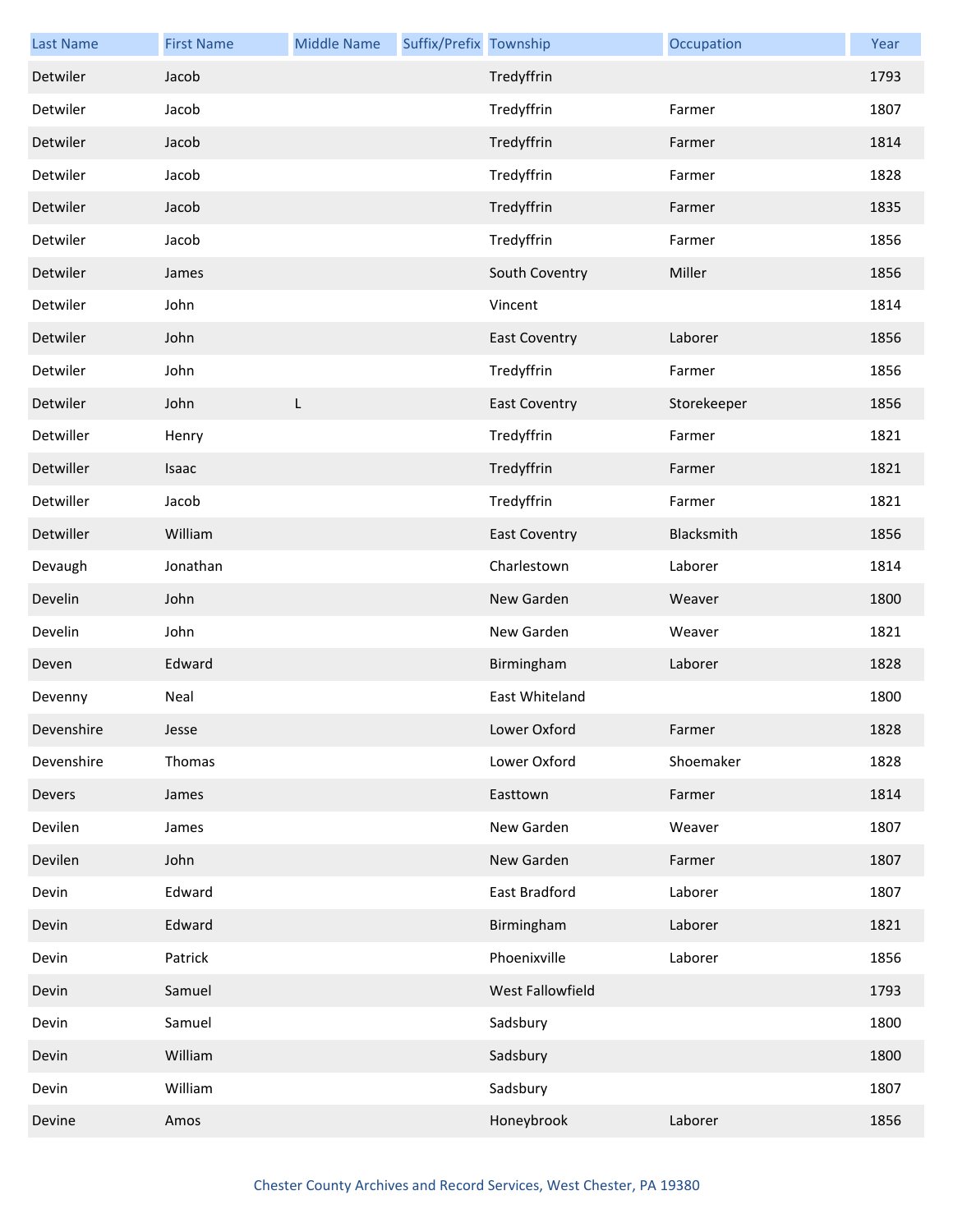| Last Name | First Name | Middle Name | Suffix/Prefix | Township | Occupation | Year |
|---|---|---|---|---|---|---|
| Detwiler | Jacob | | | Tredyffrin | | 1793 |
| Detwiler | Jacob | | | Tredyffrin | Farmer | 1807 |
| Detwiler | Jacob | | | Tredyffrin | Farmer | 1814 |
| Detwiler | Jacob | | | Tredyffrin | Farmer | 1828 |
| Detwiler | Jacob | | | Tredyffrin | Farmer | 1835 |
| Detwiler | Jacob | | | Tredyffrin | Farmer | 1856 |
| Detwiler | James | | | South Coventry | Miller | 1856 |
| Detwiler | John | | | Vincent | | 1814 |
| Detwiler | John | | | East Coventry | Laborer | 1856 |
| Detwiler | John | | | Tredyffrin | Farmer | 1856 |
| Detwiler | John | L | | East Coventry | Storekeeper | 1856 |
| Detwiller | Henry | | | Tredyffrin | Farmer | 1821 |
| Detwiller | Isaac | | | Tredyffrin | Farmer | 1821 |
| Detwiller | Jacob | | | Tredyffrin | Farmer | 1821 |
| Detwiller | William | | | East Coventry | Blacksmith | 1856 |
| Devaugh | Jonathan | | | Charlestown | Laborer | 1814 |
| Develin | John | | | New Garden | Weaver | 1800 |
| Develin | John | | | New Garden | Weaver | 1821 |
| Deven | Edward | | | Birmingham | Laborer | 1828 |
| Devenny | Neal | | | East Whiteland | | 1800 |
| Devenshire | Jesse | | | Lower Oxford | Farmer | 1828 |
| Devenshire | Thomas | | | Lower Oxford | Shoemaker | 1828 |
| Devers | James | | | Easttown | Farmer | 1814 |
| Devilen | James | | | New Garden | Weaver | 1807 |
| Devilen | John | | | New Garden | Farmer | 1807 |
| Devin | Edward | | | East Bradford | Laborer | 1807 |
| Devin | Edward | | | Birmingham | Laborer | 1821 |
| Devin | Patrick | | | Phoenixville | Laborer | 1856 |
| Devin | Samuel | | | West Fallowfield | | 1793 |
| Devin | Samuel | | | Sadsbury | | 1800 |
| Devin | William | | | Sadsbury | | 1800 |
| Devin | William | | | Sadsbury | | 1807 |
| Devine | Amos | | | Honeybrook | Laborer | 1856 |

Chester County Archives and Record Services, West Chester, PA 19380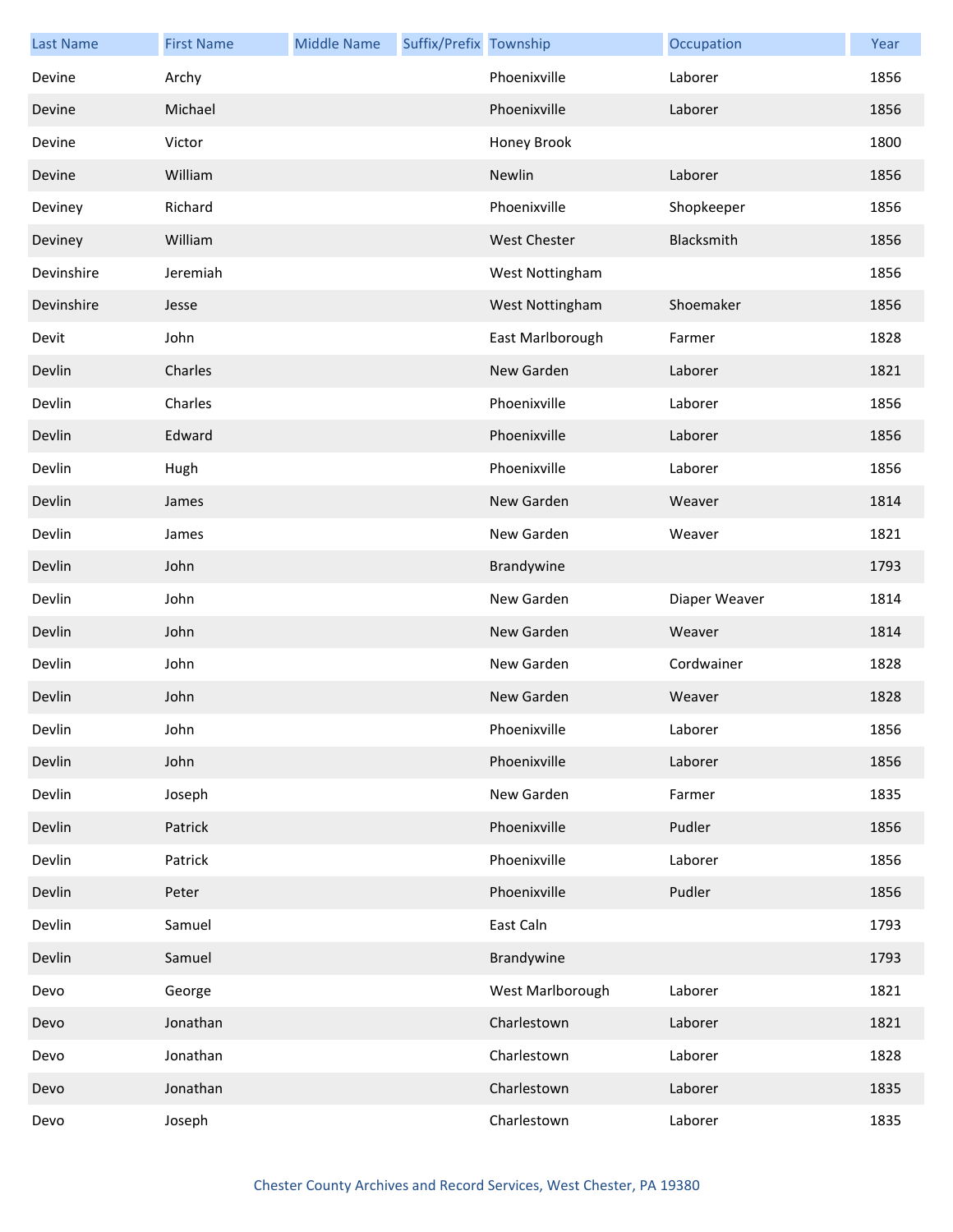| Last Name | First Name | Middle Name | Suffix/Prefix | Township | Occupation | Year |
|---|---|---|---|---|---|---|
| Devine | Archy | | | Phoenixville | Laborer | 1856 |
| Devine | Michael | | | Phoenixville | Laborer | 1856 |
| Devine | Victor | | | Honey Brook | | 1800 |
| Devine | William | | | Newlin | Laborer | 1856 |
| Deviney | Richard | | | Phoenixville | Shopkeeper | 1856 |
| Deviney | William | | | West Chester | Blacksmith | 1856 |
| Devinshire | Jeremiah | | | West Nottingham | | 1856 |
| Devinshire | Jesse | | | West Nottingham | Shoemaker | 1856 |
| Devit | John | | | East Marlborough | Farmer | 1828 |
| Devlin | Charles | | | New Garden | Laborer | 1821 |
| Devlin | Charles | | | Phoenixville | Laborer | 1856 |
| Devlin | Edward | | | Phoenixville | Laborer | 1856 |
| Devlin | Hugh | | | Phoenixville | Laborer | 1856 |
| Devlin | James | | | New Garden | Weaver | 1814 |
| Devlin | James | | | New Garden | Weaver | 1821 |
| Devlin | John | | | Brandywine | | 1793 |
| Devlin | John | | | New Garden | Diaper Weaver | 1814 |
| Devlin | John | | | New Garden | Weaver | 1814 |
| Devlin | John | | | New Garden | Cordwainer | 1828 |
| Devlin | John | | | New Garden | Weaver | 1828 |
| Devlin | John | | | Phoenixville | Laborer | 1856 |
| Devlin | John | | | Phoenixville | Laborer | 1856 |
| Devlin | Joseph | | | New Garden | Farmer | 1835 |
| Devlin | Patrick | | | Phoenixville | Pudler | 1856 |
| Devlin | Patrick | | | Phoenixville | Laborer | 1856 |
| Devlin | Peter | | | Phoenixville | Pudler | 1856 |
| Devlin | Samuel | | | East Caln | | 1793 |
| Devlin | Samuel | | | Brandywine | | 1793 |
| Devo | George | | | West Marlborough | Laborer | 1821 |
| Devo | Jonathan | | | Charlestown | Laborer | 1821 |
| Devo | Jonathan | | | Charlestown | Laborer | 1828 |
| Devo | Jonathan | | | Charlestown | Laborer | 1835 |
| Devo | Joseph | | | Charlestown | Laborer | 1835 |

Chester County Archives and Record Services, West Chester, PA 19380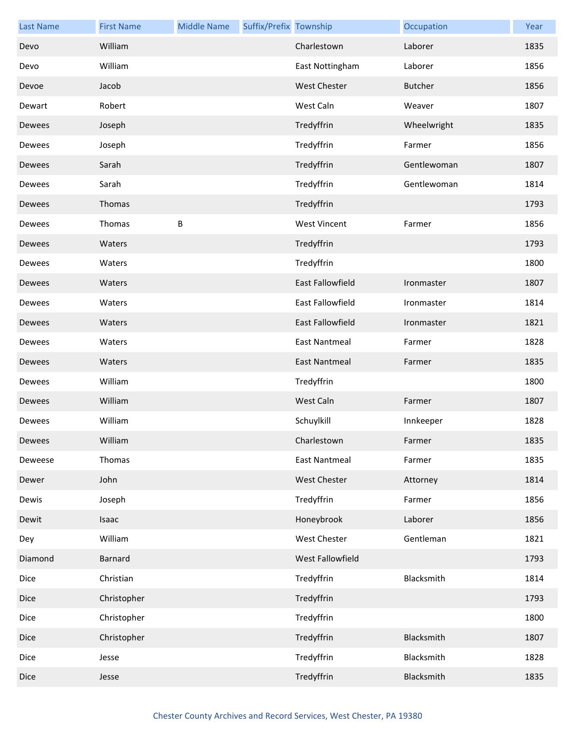| Last Name | First Name | Middle Name | Suffix/Prefix | Township | Occupation | Year |
|---|---|---|---|---|---|---|
| Devo | William | | | Charlestown | Laborer | 1835 |
| Devo | William | | | East Nottingham | Laborer | 1856 |
| Devoe | Jacob | | | West Chester | Butcher | 1856 |
| Dewart | Robert | | | West Caln | Weaver | 1807 |
| Dewees | Joseph | | | Tredyffrin | Wheelwright | 1835 |
| Dewees | Joseph | | | Tredyffrin | Farmer | 1856 |
| Dewees | Sarah | | | Tredyffrin | Gentlewoman | 1807 |
| Dewees | Sarah | | | Tredyffrin | Gentlewoman | 1814 |
| Dewees | Thomas | | | Tredyffrin | | 1793 |
| Dewees | Thomas | B | | West Vincent | Farmer | 1856 |
| Dewees | Waters | | | Tredyffrin | | 1793 |
| Dewees | Waters | | | Tredyffrin | | 1800 |
| Dewees | Waters | | | East Fallowfield | Ironmaster | 1807 |
| Dewees | Waters | | | East Fallowfield | Ironmaster | 1814 |
| Dewees | Waters | | | East Fallowfield | Ironmaster | 1821 |
| Dewees | Waters | | | East Nantmeal | Farmer | 1828 |
| Dewees | Waters | | | East Nantmeal | Farmer | 1835 |
| Dewees | William | | | Tredyffrin | | 1800 |
| Dewees | William | | | West Caln | Farmer | 1807 |
| Dewees | William | | | Schuylkill | Innkeeper | 1828 |
| Dewees | William | | | Charlestown | Farmer | 1835 |
| Deweese | Thomas | | | East Nantmeal | Farmer | 1835 |
| Dewer | John | | | West Chester | Attorney | 1814 |
| Dewis | Joseph | | | Tredyffrin | Farmer | 1856 |
| Dewit | Isaac | | | Honeybrook | Laborer | 1856 |
| Dey | William | | | West Chester | Gentleman | 1821 |
| Diamond | Barnard | | | West Fallowfield | | 1793 |
| Dice | Christian | | | Tredyffrin | Blacksmith | 1814 |
| Dice | Christopher | | | Tredyffrin | | 1793 |
| Dice | Christopher | | | Tredyffrin | | 1800 |
| Dice | Christopher | | | Tredyffrin | Blacksmith | 1807 |
| Dice | Jesse | | | Tredyffrin | Blacksmith | 1828 |
| Dice | Jesse | | | Tredyffrin | Blacksmith | 1835 |

Chester County Archives and Record Services, West Chester, PA 19380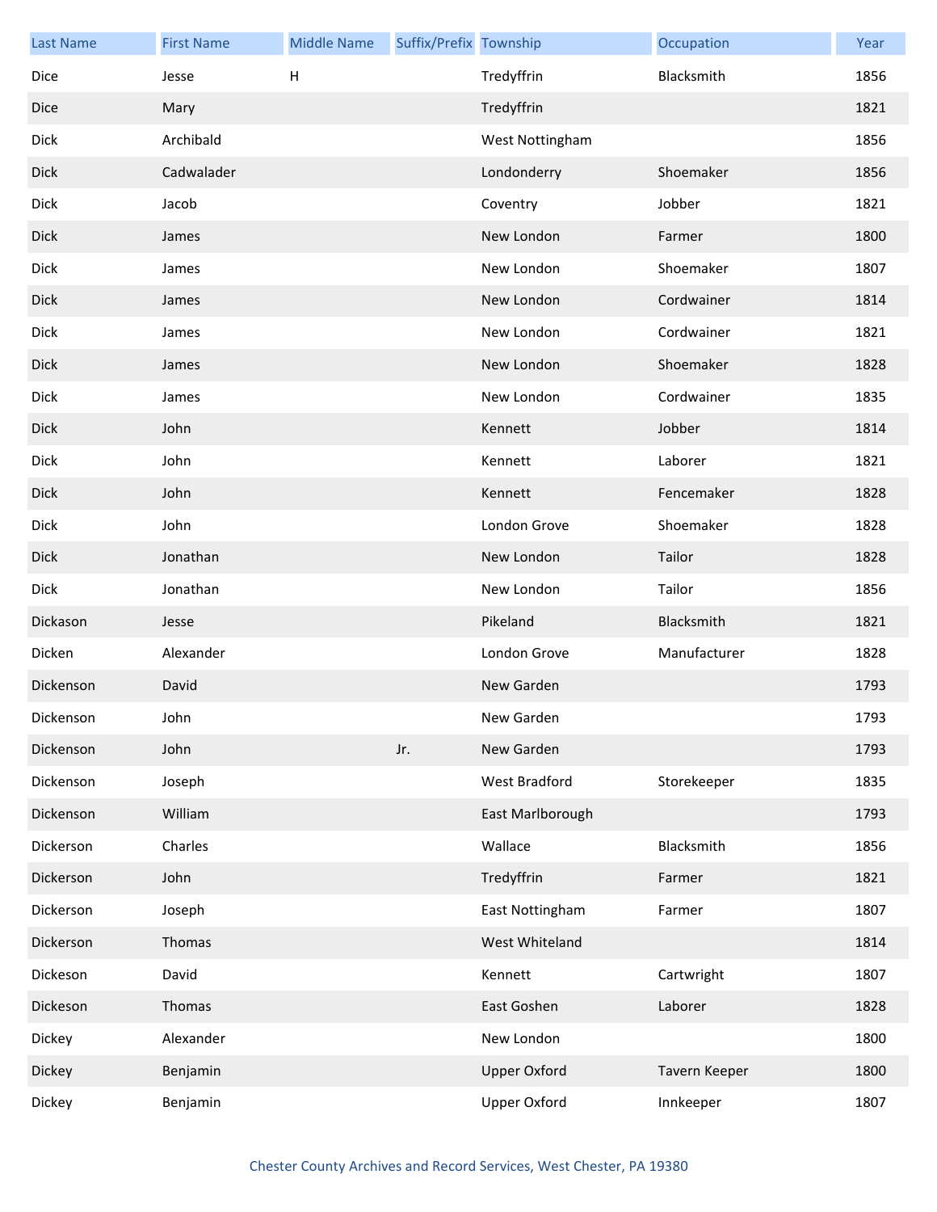| Last Name | First Name | Middle Name | Suffix/Prefix | Township | Occupation | Year |
|---|---|---|---|---|---|---|
| Dice | Jesse | H | | Tredyffrin | Blacksmith | 1856 |
| Dice | Mary | | | Tredyffrin | | 1821 |
| Dick | Archibald | | | West Nottingham | | 1856 |
| Dick | Cadwalader | | | Londonderry | Shoemaker | 1856 |
| Dick | Jacob | | | Coventry | Jobber | 1821 |
| Dick | James | | | New London | Farmer | 1800 |
| Dick | James | | | New London | Shoemaker | 1807 |
| Dick | James | | | New London | Cordwainer | 1814 |
| Dick | James | | | New London | Cordwainer | 1821 |
| Dick | James | | | New London | Shoemaker | 1828 |
| Dick | James | | | New London | Cordwainer | 1835 |
| Dick | John | | | Kennett | Jobber | 1814 |
| Dick | John | | | Kennett | Laborer | 1821 |
| Dick | John | | | Kennett | Fencemaker | 1828 |
| Dick | John | | | London Grove | Shoemaker | 1828 |
| Dick | Jonathan | | | New London | Tailor | 1828 |
| Dick | Jonathan | | | New London | Tailor | 1856 |
| Dickason | Jesse | | | Pikeland | Blacksmith | 1821 |
| Dicken | Alexander | | | London Grove | Manufacturer | 1828 |
| Dickenson | David | | | New Garden | | 1793 |
| Dickenson | John | | | New Garden | | 1793 |
| Dickenson | John | | Jr. | New Garden | | 1793 |
| Dickenson | Joseph | | | West Bradford | Storekeeper | 1835 |
| Dickenson | William | | | East Marlborough | | 1793 |
| Dickerson | Charles | | | Wallace | Blacksmith | 1856 |
| Dickerson | John | | | Tredyffrin | Farmer | 1821 |
| Dickerson | Joseph | | | East Nottingham | Farmer | 1807 |
| Dickerson | Thomas | | | West Whiteland | | 1814 |
| Dickeson | David | | | Kennett | Cartwright | 1807 |
| Dickeson | Thomas | | | East Goshen | Laborer | 1828 |
| Dickey | Alexander | | | New London | | 1800 |
| Dickey | Benjamin | | | Upper Oxford | Tavern Keeper | 1800 |
| Dickey | Benjamin | | | Upper Oxford | Innkeeper | 1807 |

Chester County Archives and Record Services, West Chester, PA 19380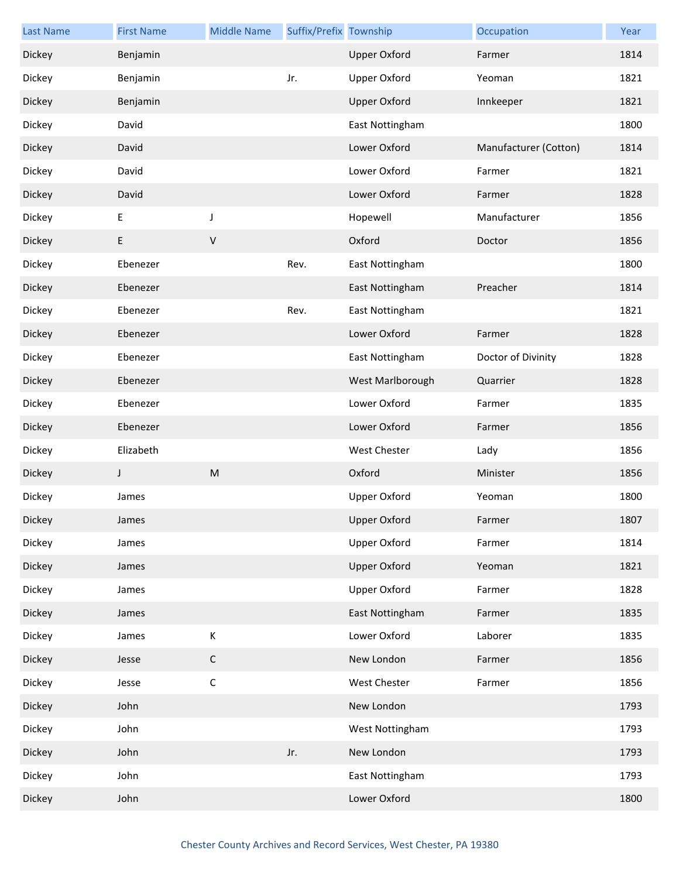| Last Name | First Name | Middle Name | Suffix/Prefix | Township | Occupation | Year |
| --- | --- | --- | --- | --- | --- | --- |
| Dickey | Benjamin | | | Upper Oxford | Farmer | 1814 |
| Dickey | Benjamin | | Jr. | Upper Oxford | Yeoman | 1821 |
| Dickey | Benjamin | | | Upper Oxford | Innkeeper | 1821 |
| Dickey | David | | | East Nottingham | | 1800 |
| Dickey | David | | | Lower Oxford | Manufacturer (Cotton) | 1814 |
| Dickey | David | | | Lower Oxford | Farmer | 1821 |
| Dickey | David | | | Lower Oxford | Farmer | 1828 |
| Dickey | E | J | | Hopewell | Manufacturer | 1856 |
| Dickey | E | V | | Oxford | Doctor | 1856 |
| Dickey | Ebenezer | | Rev. | East Nottingham | | 1800 |
| Dickey | Ebenezer | | | East Nottingham | Preacher | 1814 |
| Dickey | Ebenezer | | Rev. | East Nottingham | | 1821 |
| Dickey | Ebenezer | | | Lower Oxford | Farmer | 1828 |
| Dickey | Ebenezer | | | East Nottingham | Doctor of Divinity | 1828 |
| Dickey | Ebenezer | | | West Marlborough | Quarrier | 1828 |
| Dickey | Ebenezer | | | Lower Oxford | Farmer | 1835 |
| Dickey | Ebenezer | | | Lower Oxford | Farmer | 1856 |
| Dickey | Elizabeth | | | West Chester | Lady | 1856 |
| Dickey | J | M | | Oxford | Minister | 1856 |
| Dickey | James | | | Upper Oxford | Yeoman | 1800 |
| Dickey | James | | | Upper Oxford | Farmer | 1807 |
| Dickey | James | | | Upper Oxford | Farmer | 1814 |
| Dickey | James | | | Upper Oxford | Yeoman | 1821 |
| Dickey | James | | | Upper Oxford | Farmer | 1828 |
| Dickey | James | | | East Nottingham | Farmer | 1835 |
| Dickey | James | K | | Lower Oxford | Laborer | 1835 |
| Dickey | Jesse | C | | New London | Farmer | 1856 |
| Dickey | Jesse | C | | West Chester | Farmer | 1856 |
| Dickey | John | | | New London | | 1793 |
| Dickey | John | | | West Nottingham | | 1793 |
| Dickey | John | | Jr. | New London | | 1793 |
| Dickey | John | | | East Nottingham | | 1793 |
| Dickey | John | | | Lower Oxford | | 1800 |

Chester County Archives and Record Services, West Chester, PA 19380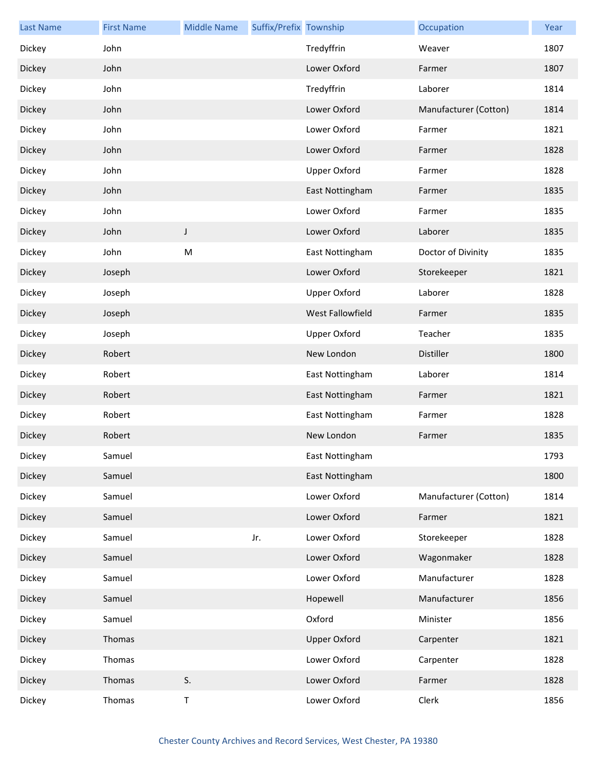| Last Name | First Name | Middle Name | Suffix/Prefix | Township | Occupation | Year |
| --- | --- | --- | --- | --- | --- | --- |
| Dickey | John | | | Tredyffrin | Weaver | 1807 |
| Dickey | John | | | Lower Oxford | Farmer | 1807 |
| Dickey | John | | | Tredyffrin | Laborer | 1814 |
| Dickey | John | | | Lower Oxford | Manufacturer (Cotton) | 1814 |
| Dickey | John | | | Lower Oxford | Farmer | 1821 |
| Dickey | John | | | Lower Oxford | Farmer | 1828 |
| Dickey | John | | | Upper Oxford | Farmer | 1828 |
| Dickey | John | | | East Nottingham | Farmer | 1835 |
| Dickey | John | | | Lower Oxford | Farmer | 1835 |
| Dickey | John | J | | Lower Oxford | Laborer | 1835 |
| Dickey | John | M | | East Nottingham | Doctor of Divinity | 1835 |
| Dickey | Joseph | | | Lower Oxford | Storekeeper | 1821 |
| Dickey | Joseph | | | Upper Oxford | Laborer | 1828 |
| Dickey | Joseph | | | West Fallowfield | Farmer | 1835 |
| Dickey | Joseph | | | Upper Oxford | Teacher | 1835 |
| Dickey | Robert | | | New London | Distiller | 1800 |
| Dickey | Robert | | | East Nottingham | Laborer | 1814 |
| Dickey | Robert | | | East Nottingham | Farmer | 1821 |
| Dickey | Robert | | | East Nottingham | Farmer | 1828 |
| Dickey | Robert | | | New London | Farmer | 1835 |
| Dickey | Samuel | | | East Nottingham | | 1793 |
| Dickey | Samuel | | | East Nottingham | | 1800 |
| Dickey | Samuel | | | Lower Oxford | Manufacturer (Cotton) | 1814 |
| Dickey | Samuel | | | Lower Oxford | Farmer | 1821 |
| Dickey | Samuel | | Jr. | Lower Oxford | Storekeeper | 1828 |
| Dickey | Samuel | | | Lower Oxford | Wagonmaker | 1828 |
| Dickey | Samuel | | | Lower Oxford | Manufacturer | 1828 |
| Dickey | Samuel | | | Hopewell | Manufacturer | 1856 |
| Dickey | Samuel | | | Oxford | Minister | 1856 |
| Dickey | Thomas | | | Upper Oxford | Carpenter | 1821 |
| Dickey | Thomas | | | Lower Oxford | Carpenter | 1828 |
| Dickey | Thomas | S. | | Lower Oxford | Farmer | 1828 |
| Dickey | Thomas | T | | Lower Oxford | Clerk | 1856 |

Chester County Archives and Record Services, West Chester, PA 19380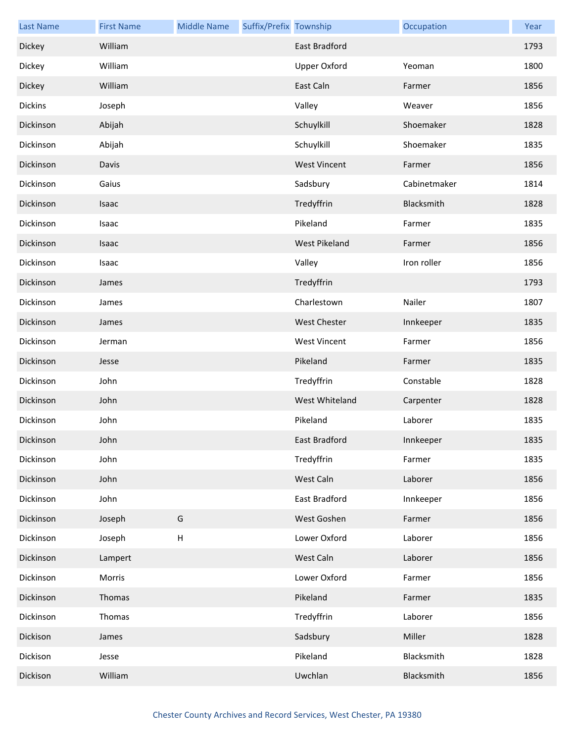| Last Name | First Name | Middle Name | Suffix/Prefix | Township | Occupation | Year |
|---|---|---|---|---|---|---|
| Dickey | William | | | East Bradford | | 1793 |
| Dickey | William | | | Upper Oxford | Yeoman | 1800 |
| Dickey | William | | | East Caln | Farmer | 1856 |
| Dickins | Joseph | | | Valley | Weaver | 1856 |
| Dickinson | Abijah | | | Schuylkill | Shoemaker | 1828 |
| Dickinson | Abijah | | | Schuylkill | Shoemaker | 1835 |
| Dickinson | Davis | | | West Vincent | Farmer | 1856 |
| Dickinson | Gaius | | | Sadsbury | Cabinetmaker | 1814 |
| Dickinson | Isaac | | | Tredyffrin | Blacksmith | 1828 |
| Dickinson | Isaac | | | Pikeland | Farmer | 1835 |
| Dickinson | Isaac | | | West Pikeland | Farmer | 1856 |
| Dickinson | Isaac | | | Valley | Iron roller | 1856 |
| Dickinson | James | | | Tredyffrin | | 1793 |
| Dickinson | James | | | Charlestown | Nailer | 1807 |
| Dickinson | James | | | West Chester | Innkeeper | 1835 |
| Dickinson | Jerman | | | West Vincent | Farmer | 1856 |
| Dickinson | Jesse | | | Pikeland | Farmer | 1835 |
| Dickinson | John | | | Tredyffrin | Constable | 1828 |
| Dickinson | John | | | West Whiteland | Carpenter | 1828 |
| Dickinson | John | | | Pikeland | Laborer | 1835 |
| Dickinson | John | | | East Bradford | Innkeeper | 1835 |
| Dickinson | John | | | Tredyffrin | Farmer | 1835 |
| Dickinson | John | | | West Caln | Laborer | 1856 |
| Dickinson | John | | | East Bradford | Innkeeper | 1856 |
| Dickinson | Joseph | G | | West Goshen | Farmer | 1856 |
| Dickinson | Joseph | H | | Lower Oxford | Laborer | 1856 |
| Dickinson | Lampert | | | West Caln | Laborer | 1856 |
| Dickinson | Morris | | | Lower Oxford | Farmer | 1856 |
| Dickinson | Thomas | | | Pikeland | Farmer | 1835 |
| Dickinson | Thomas | | | Tredyffrin | Laborer | 1856 |
| Dickison | James | | | Sadsbury | Miller | 1828 |
| Dickison | Jesse | | | Pikeland | Blacksmith | 1828 |
| Dickison | William | | | Uwchlan | Blacksmith | 1856 |

Chester County Archives and Record Services, West Chester, PA 19380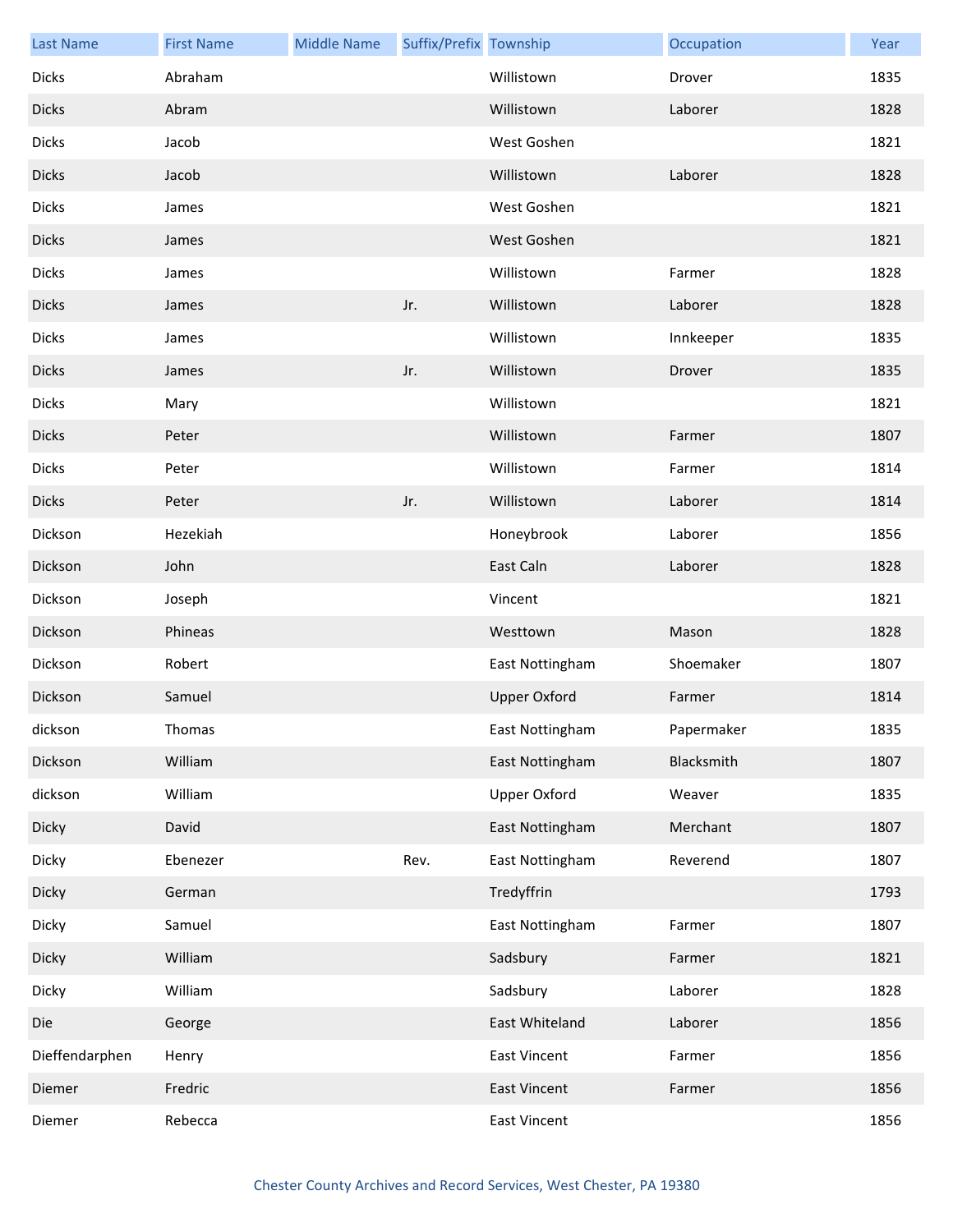| Last Name | First Name | Middle Name | Suffix/Prefix | Township | Occupation | Year |
|---|---|---|---|---|---|---|
| Dicks | Abraham | | | Willistown | Drover | 1835 |
| Dicks | Abram | | | Willistown | Laborer | 1828 |
| Dicks | Jacob | | | West Goshen | | 1821 |
| Dicks | Jacob | | | Willistown | Laborer | 1828 |
| Dicks | James | | | West Goshen | | 1821 |
| Dicks | James | | | West Goshen | | 1821 |
| Dicks | James | | | Willistown | Farmer | 1828 |
| Dicks | James | | Jr. | Willistown | Laborer | 1828 |
| Dicks | James | | | Willistown | Innkeeper | 1835 |
| Dicks | James | | Jr. | Willistown | Drover | 1835 |
| Dicks | Mary | | | Willistown | | 1821 |
| Dicks | Peter | | | Willistown | Farmer | 1807 |
| Dicks | Peter | | | Willistown | Farmer | 1814 |
| Dicks | Peter | | Jr. | Willistown | Laborer | 1814 |
| Dickson | Hezekiah | | | Honeybrook | Laborer | 1856 |
| Dickson | John | | | East Caln | Laborer | 1828 |
| Dickson | Joseph | | | Vincent | | 1821 |
| Dickson | Phineas | | | Westtown | Mason | 1828 |
| Dickson | Robert | | | East Nottingham | Shoemaker | 1807 |
| Dickson | Samuel | | | Upper Oxford | Farmer | 1814 |
| dickson | Thomas | | | East Nottingham | Papermaker | 1835 |
| Dickson | William | | | East Nottingham | Blacksmith | 1807 |
| dickson | William | | | Upper Oxford | Weaver | 1835 |
| Dicky | David | | | East Nottingham | Merchant | 1807 |
| Dicky | Ebenezer | | Rev. | East Nottingham | Reverend | 1807 |
| Dicky | German | | | Tredyffrin | | 1793 |
| Dicky | Samuel | | | East Nottingham | Farmer | 1807 |
| Dicky | William | | | Sadsbury | Farmer | 1821 |
| Dicky | William | | | Sadsbury | Laborer | 1828 |
| Die | George | | | East Whiteland | Laborer | 1856 |
| Dieffendarphen | Henry | | | East Vincent | Farmer | 1856 |
| Diemer | Fredric | | | East Vincent | Farmer | 1856 |
| Diemer | Rebecca | | | East Vincent | | 1856 |

Chester County Archives and Record Services, West Chester, PA 19380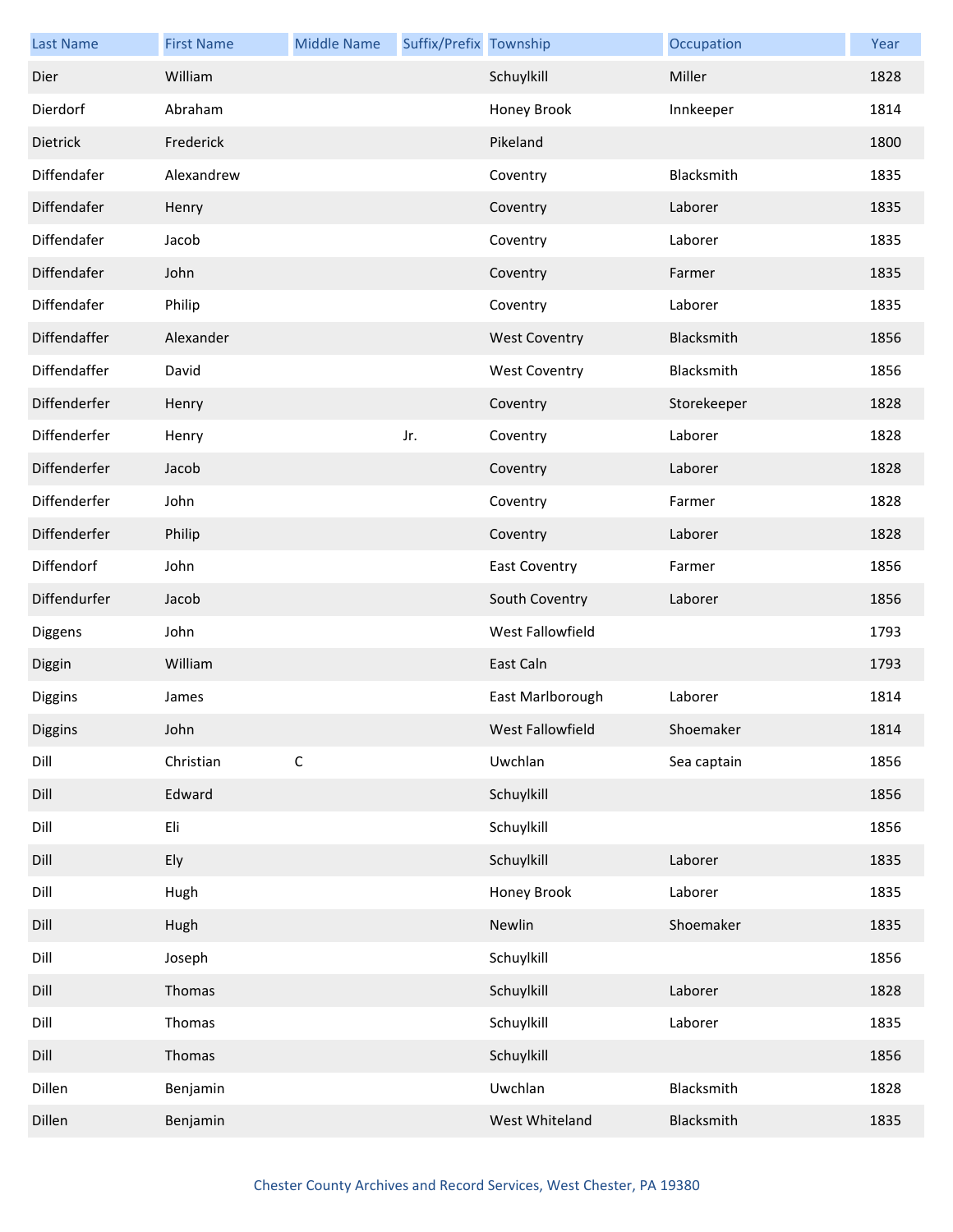| Last Name | First Name | Middle Name | Suffix/Prefix | Township | Occupation | Year |
|---|---|---|---|---|---|---|
| Dier | William | | | Schuylkill | Miller | 1828 |
| Dierdorf | Abraham | | | Honey Brook | Innkeeper | 1814 |
| Dietrick | Frederick | | | Pikeland | | 1800 |
| Diffendafer | Alexandrew | | | Coventry | Blacksmith | 1835 |
| Diffendafer | Henry | | | Coventry | Laborer | 1835 |
| Diffendafer | Jacob | | | Coventry | Laborer | 1835 |
| Diffendafer | John | | | Coventry | Farmer | 1835 |
| Diffendafer | Philip | | | Coventry | Laborer | 1835 |
| Diffendaffer | Alexander | | | West Coventry | Blacksmith | 1856 |
| Diffendaffer | David | | | West Coventry | Blacksmith | 1856 |
| Diffenderfer | Henry | | | Coventry | Storekeeper | 1828 |
| Diffenderfer | Henry | | Jr. | Coventry | Laborer | 1828 |
| Diffenderfer | Jacob | | | Coventry | Laborer | 1828 |
| Diffenderfer | John | | | Coventry | Farmer | 1828 |
| Diffenderfer | Philip | | | Coventry | Laborer | 1828 |
| Diffendorf | John | | | East Coventry | Farmer | 1856 |
| Diffendurfer | Jacob | | | South Coventry | Laborer | 1856 |
| Diggens | John | | | West Fallowfield | | 1793 |
| Diggin | William | | | East Caln | | 1793 |
| Diggins | James | | | East Marlborough | Laborer | 1814 |
| Diggins | John | | | West Fallowfield | Shoemaker | 1814 |
| Dill | Christian | C | | Uwchlan | Sea captain | 1856 |
| Dill | Edward | | | Schuylkill | | 1856 |
| Dill | Eli | | | Schuylkill | | 1856 |
| Dill | Ely | | | Schuylkill | Laborer | 1835 |
| Dill | Hugh | | | Honey Brook | Laborer | 1835 |
| Dill | Hugh | | | Newlin | Shoemaker | 1835 |
| Dill | Joseph | | | Schuylkill | | 1856 |
| Dill | Thomas | | | Schuylkill | Laborer | 1828 |
| Dill | Thomas | | | Schuylkill | Laborer | 1835 |
| Dill | Thomas | | | Schuylkill | | 1856 |
| Dillen | Benjamin | | | Uwchlan | Blacksmith | 1828 |
| Dillen | Benjamin | | | West Whiteland | Blacksmith | 1835 |

Chester County Archives and Record Services, West Chester, PA 19380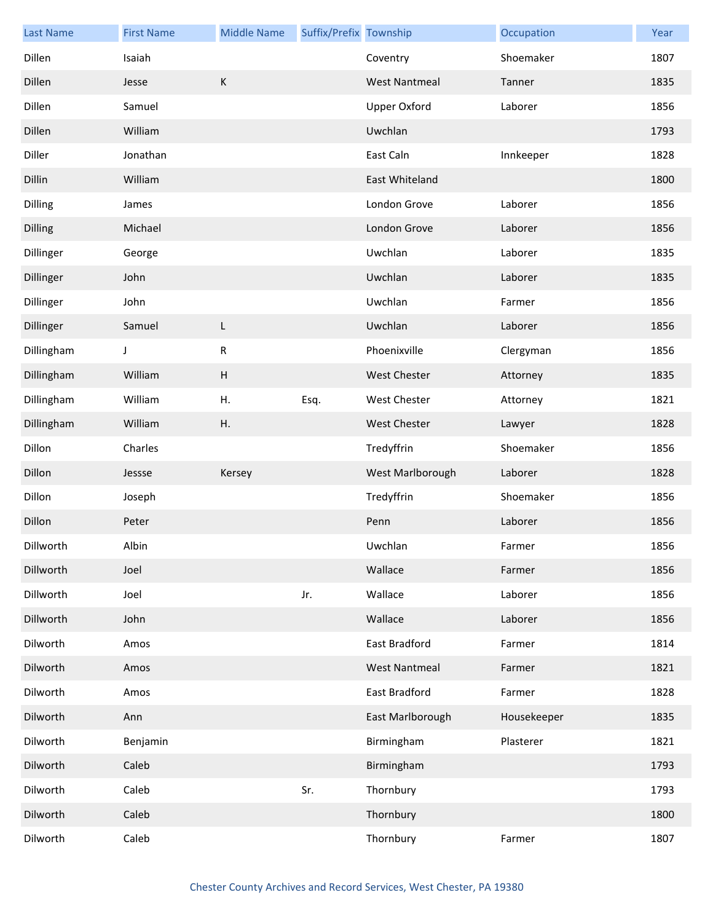| Last Name | First Name | Middle Name | Suffix/Prefix | Township | Occupation | Year |
|---|---|---|---|---|---|---|
| Dillen | Isaiah | | | Coventry | Shoemaker | 1807 |
| Dillen | Jesse | K | | West Nantmeal | Tanner | 1835 |
| Dillen | Samuel | | | Upper Oxford | Laborer | 1856 |
| Dillen | William | | | Uwchlan | | 1793 |
| Diller | Jonathan | | | East Caln | Innkeeper | 1828 |
| Dillin | William | | | East Whiteland | | 1800 |
| Dilling | James | | | London Grove | Laborer | 1856 |
| Dilling | Michael | | | London Grove | Laborer | 1856 |
| Dillinger | George | | | Uwchlan | Laborer | 1835 |
| Dillinger | John | | | Uwchlan | Laborer | 1835 |
| Dillinger | John | | | Uwchlan | Farmer | 1856 |
| Dillinger | Samuel | L | | Uwchlan | Laborer | 1856 |
| Dillingham | J | R | | Phoenixville | Clergyman | 1856 |
| Dillingham | William | H | | West Chester | Attorney | 1835 |
| Dillingham | William | H. | Esq. | West Chester | Attorney | 1821 |
| Dillingham | William | H. | | West Chester | Lawyer | 1828 |
| Dillon | Charles | | | Tredyffrin | Shoemaker | 1856 |
| Dillon | Jessse | Kersey | | West Marlborough | Laborer | 1828 |
| Dillon | Joseph | | | Tredyffrin | Shoemaker | 1856 |
| Dillon | Peter | | | Penn | Laborer | 1856 |
| Dillworth | Albin | | | Uwchlan | Farmer | 1856 |
| Dillworth | Joel | | | Wallace | Farmer | 1856 |
| Dillworth | Joel | | Jr. | Wallace | Laborer | 1856 |
| Dillworth | John | | | Wallace | Laborer | 1856 |
| Dilworth | Amos | | | East Bradford | Farmer | 1814 |
| Dilworth | Amos | | | West Nantmeal | Farmer | 1821 |
| Dilworth | Amos | | | East Bradford | Farmer | 1828 |
| Dilworth | Ann | | | East Marlborough | Housekeeper | 1835 |
| Dilworth | Benjamin | | | Birmingham | Plasterer | 1821 |
| Dilworth | Caleb | | | Birmingham | | 1793 |
| Dilworth | Caleb | | Sr. | Thornbury | | 1793 |
| Dilworth | Caleb | | | Thornbury | | 1800 |
| Dilworth | Caleb | | | Thornbury | Farmer | 1807 |

Chester County Archives and Record Services, West Chester, PA 19380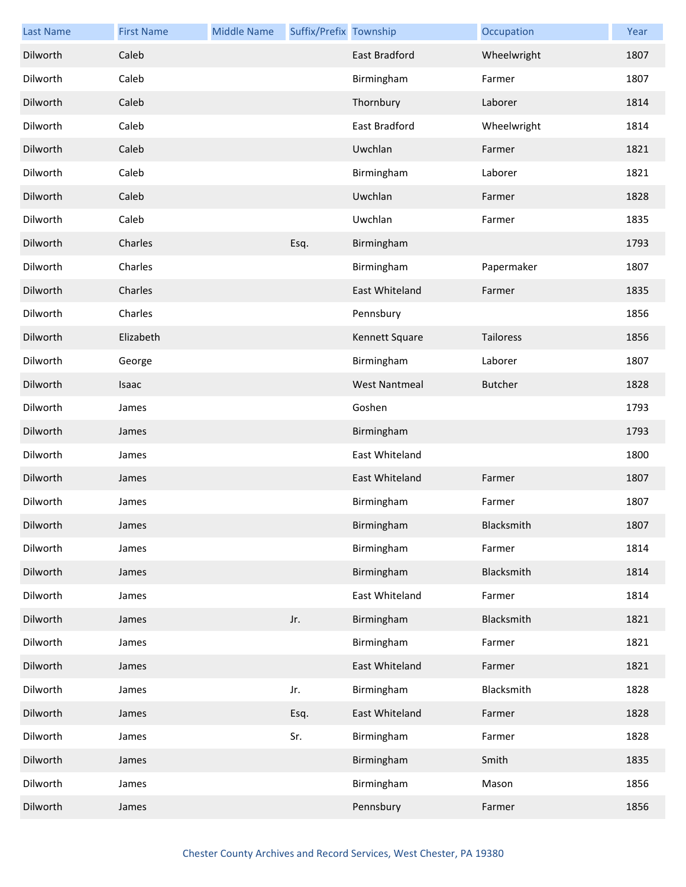| Last Name | First Name | Middle Name | Suffix/Prefix | Township | Occupation | Year |
|---|---|---|---|---|---|---|
| Dilworth | Caleb | | | East Bradford | Wheelwright | 1807 |
| Dilworth | Caleb | | | Birmingham | Farmer | 1807 |
| Dilworth | Caleb | | | Thornbury | Laborer | 1814 |
| Dilworth | Caleb | | | East Bradford | Wheelwright | 1814 |
| Dilworth | Caleb | | | Uwchlan | Farmer | 1821 |
| Dilworth | Caleb | | | Birmingham | Laborer | 1821 |
| Dilworth | Caleb | | | Uwchlan | Farmer | 1828 |
| Dilworth | Caleb | | | Uwchlan | Farmer | 1835 |
| Dilworth | Charles | | Esq. | Birmingham | | 1793 |
| Dilworth | Charles | | | Birmingham | Papermaker | 1807 |
| Dilworth | Charles | | | East Whiteland | Farmer | 1835 |
| Dilworth | Charles | | | Pennsbury | | 1856 |
| Dilworth | Elizabeth | | | Kennett Square | Tailoress | 1856 |
| Dilworth | George | | | Birmingham | Laborer | 1807 |
| Dilworth | Isaac | | | West Nantmeal | Butcher | 1828 |
| Dilworth | James | | | Goshen | | 1793 |
| Dilworth | James | | | Birmingham | | 1793 |
| Dilworth | James | | | East Whiteland | | 1800 |
| Dilworth | James | | | East Whiteland | Farmer | 1807 |
| Dilworth | James | | | Birmingham | Farmer | 1807 |
| Dilworth | James | | | Birmingham | Blacksmith | 1807 |
| Dilworth | James | | | Birmingham | Farmer | 1814 |
| Dilworth | James | | | Birmingham | Blacksmith | 1814 |
| Dilworth | James | | | East Whiteland | Farmer | 1814 |
| Dilworth | James | | Jr. | Birmingham | Blacksmith | 1821 |
| Dilworth | James | | | Birmingham | Farmer | 1821 |
| Dilworth | James | | | East Whiteland | Farmer | 1821 |
| Dilworth | James | | Jr. | Birmingham | Blacksmith | 1828 |
| Dilworth | James | | Esq. | East Whiteland | Farmer | 1828 |
| Dilworth | James | | Sr. | Birmingham | Farmer | 1828 |
| Dilworth | James | | | Birmingham | Smith | 1835 |
| Dilworth | James | | | Birmingham | Mason | 1856 |
| Dilworth | James | | | Pennsbury | Farmer | 1856 |

Chester County Archives and Record Services, West Chester, PA 19380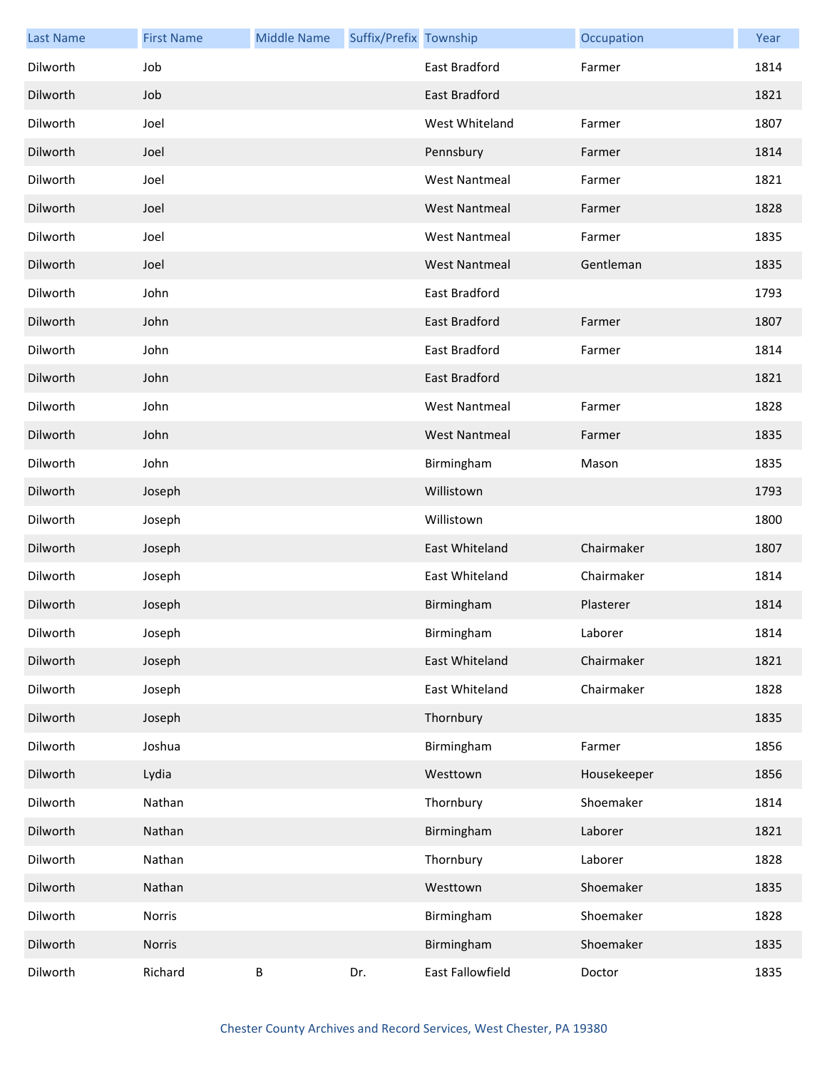| Last Name | First Name | Middle Name | Suffix/Prefix | Township | Occupation | Year |
|---|---|---|---|---|---|---|
| Dilworth | Job | | | East Bradford | Farmer | 1814 |
| Dilworth | Job | | | East Bradford | | 1821 |
| Dilworth | Joel | | | West Whiteland | Farmer | 1807 |
| Dilworth | Joel | | | Pennsbury | Farmer | 1814 |
| Dilworth | Joel | | | West Nantmeal | Farmer | 1821 |
| Dilworth | Joel | | | West Nantmeal | Farmer | 1828 |
| Dilworth | Joel | | | West Nantmeal | Farmer | 1835 |
| Dilworth | Joel | | | West Nantmeal | Gentleman | 1835 |
| Dilworth | John | | | East Bradford | | 1793 |
| Dilworth | John | | | East Bradford | Farmer | 1807 |
| Dilworth | John | | | East Bradford | Farmer | 1814 |
| Dilworth | John | | | East Bradford | | 1821 |
| Dilworth | John | | | West Nantmeal | Farmer | 1828 |
| Dilworth | John | | | West Nantmeal | Farmer | 1835 |
| Dilworth | John | | | Birmingham | Mason | 1835 |
| Dilworth | Joseph | | | Willistown | | 1793 |
| Dilworth | Joseph | | | Willistown | | 1800 |
| Dilworth | Joseph | | | East Whiteland | Chairmaker | 1807 |
| Dilworth | Joseph | | | East Whiteland | Chairmaker | 1814 |
| Dilworth | Joseph | | | Birmingham | Plasterer | 1814 |
| Dilworth | Joseph | | | Birmingham | Laborer | 1814 |
| Dilworth | Joseph | | | East Whiteland | Chairmaker | 1821 |
| Dilworth | Joseph | | | East Whiteland | Chairmaker | 1828 |
| Dilworth | Joseph | | | Thornbury | | 1835 |
| Dilworth | Joshua | | | Birmingham | Farmer | 1856 |
| Dilworth | Lydia | | | Westtown | Housekeeper | 1856 |
| Dilworth | Nathan | | | Thornbury | Shoemaker | 1814 |
| Dilworth | Nathan | | | Birmingham | Laborer | 1821 |
| Dilworth | Nathan | | | Thornbury | Laborer | 1828 |
| Dilworth | Nathan | | | Westtown | Shoemaker | 1835 |
| Dilworth | Norris | | | Birmingham | Shoemaker | 1828 |
| Dilworth | Norris | | | Birmingham | Shoemaker | 1835 |
| Dilworth | Richard | B | Dr. | East Fallowfield | Doctor | 1835 |

Chester County Archives and Record Services, West Chester, PA 19380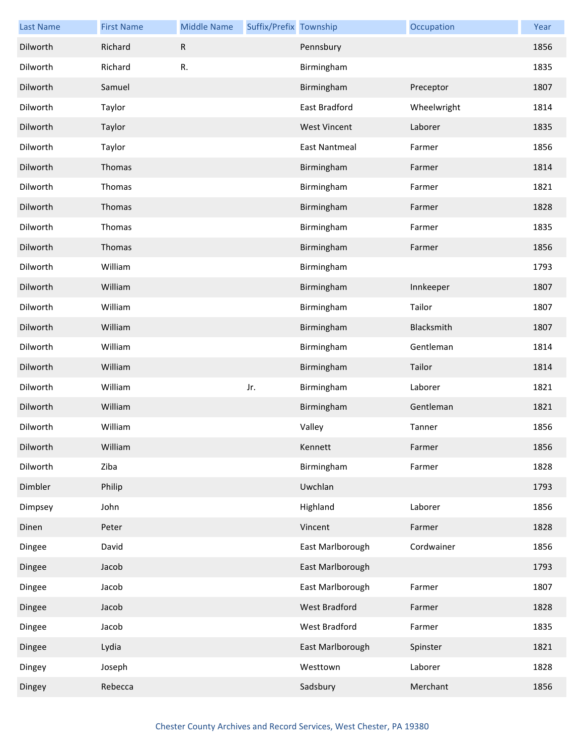| Last Name | First Name | Middle Name | Suffix/Prefix | Township | Occupation | Year |
|---|---|---|---|---|---|---|
| Dilworth | Richard | R | | Pennsbury | | 1856 |
| Dilworth | Richard | R. | | Birmingham | | 1835 |
| Dilworth | Samuel | | | Birmingham | Preceptor | 1807 |
| Dilworth | Taylor | | | East Bradford | Wheelwright | 1814 |
| Dilworth | Taylor | | | West Vincent | Laborer | 1835 |
| Dilworth | Taylor | | | East Nantmeal | Farmer | 1856 |
| Dilworth | Thomas | | | Birmingham | Farmer | 1814 |
| Dilworth | Thomas | | | Birmingham | Farmer | 1821 |
| Dilworth | Thomas | | | Birmingham | Farmer | 1828 |
| Dilworth | Thomas | | | Birmingham | Farmer | 1835 |
| Dilworth | Thomas | | | Birmingham | Farmer | 1856 |
| Dilworth | William | | | Birmingham | | 1793 |
| Dilworth | William | | | Birmingham | Innkeeper | 1807 |
| Dilworth | William | | | Birmingham | Tailor | 1807 |
| Dilworth | William | | | Birmingham | Blacksmith | 1807 |
| Dilworth | William | | | Birmingham | Gentleman | 1814 |
| Dilworth | William | | | Birmingham | Tailor | 1814 |
| Dilworth | William | | Jr. | Birmingham | Laborer | 1821 |
| Dilworth | William | | | Birmingham | Gentleman | 1821 |
| Dilworth | William | | | Valley | Tanner | 1856 |
| Dilworth | William | | | Kennett | Farmer | 1856 |
| Dilworth | Ziba | | | Birmingham | Farmer | 1828 |
| Dimbler | Philip | | | Uwchlan | | 1793 |
| Dimpsey | John | | | Highland | Laborer | 1856 |
| Dinen | Peter | | | Vincent | Farmer | 1828 |
| Dingee | David | | | East Marlborough | Cordwainer | 1856 |
| Dingee | Jacob | | | East Marlborough | | 1793 |
| Dingee | Jacob | | | East Marlborough | Farmer | 1807 |
| Dingee | Jacob | | | West Bradford | Farmer | 1828 |
| Dingee | Jacob | | | West Bradford | Farmer | 1835 |
| Dingee | Lydia | | | East Marlborough | Spinster | 1821 |
| Dingey | Joseph | | | Westtown | Laborer | 1828 |
| Dingey | Rebecca | | | Sadsbury | Merchant | 1856 |

Chester County Archives and Record Services, West Chester, PA 19380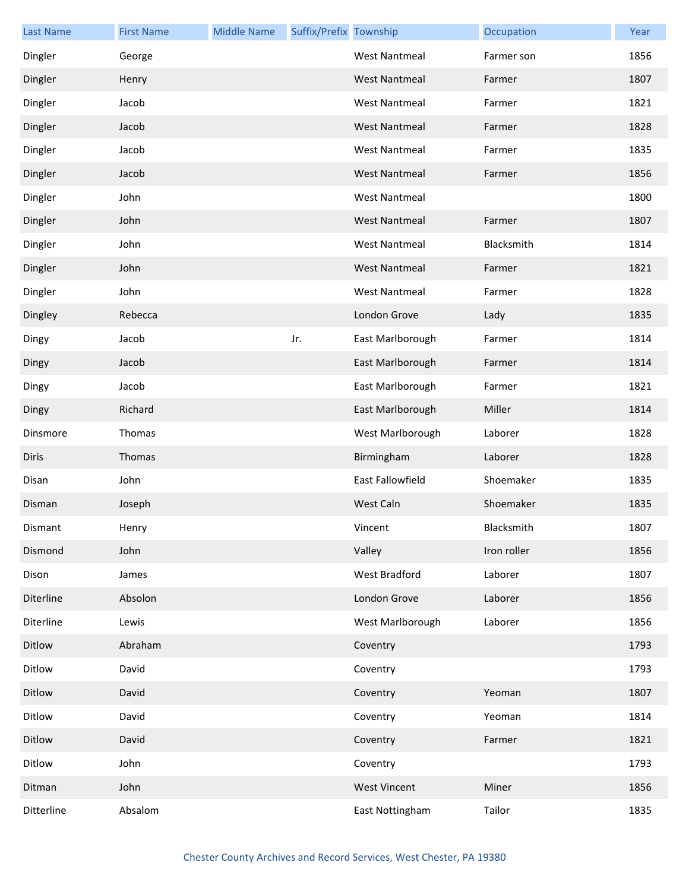| Last Name | First Name | Middle Name | Suffix/Prefix | Township | Occupation | Year |
| --- | --- | --- | --- | --- | --- | --- |
| Dingler | George | | | West Nantmeal | Farmer son | 1856 |
| Dingler | Henry | | | West Nantmeal | Farmer | 1807 |
| Dingler | Jacob | | | West Nantmeal | Farmer | 1821 |
| Dingler | Jacob | | | West Nantmeal | Farmer | 1828 |
| Dingler | Jacob | | | West Nantmeal | Farmer | 1835 |
| Dingler | Jacob | | | West Nantmeal | Farmer | 1856 |
| Dingler | John | | | West Nantmeal | | 1800 |
| Dingler | John | | | West Nantmeal | Farmer | 1807 |
| Dingler | John | | | West Nantmeal | Blacksmith | 1814 |
| Dingler | John | | | West Nantmeal | Farmer | 1821 |
| Dingler | John | | | West Nantmeal | Farmer | 1828 |
| Dingley | Rebecca | | | London Grove | Lady | 1835 |
| Dingy | Jacob | | Jr. | East Marlborough | Farmer | 1814 |
| Dingy | Jacob | | | East Marlborough | Farmer | 1814 |
| Dingy | Jacob | | | East Marlborough | Farmer | 1821 |
| Dingy | Richard | | | East Marlborough | Miller | 1814 |
| Dinsmore | Thomas | | | West Marlborough | Laborer | 1828 |
| Diris | Thomas | | | Birmingham | Laborer | 1828 |
| Disan | John | | | East Fallowfield | Shoemaker | 1835 |
| Disman | Joseph | | | West Caln | Shoemaker | 1835 |
| Dismant | Henry | | | Vincent | Blacksmith | 1807 |
| Dismond | John | | | Valley | Iron roller | 1856 |
| Dison | James | | | West Bradford | Laborer | 1807 |
| Diterline | Absolon | | | London Grove | Laborer | 1856 |
| Diterline | Lewis | | | West Marlborough | Laborer | 1856 |
| Ditlow | Abraham | | | Coventry | | 1793 |
| Ditlow | David | | | Coventry | | 1793 |
| Ditlow | David | | | Coventry | Yeoman | 1807 |
| Ditlow | David | | | Coventry | Yeoman | 1814 |
| Ditlow | David | | | Coventry | Farmer | 1821 |
| Ditlow | John | | | Coventry | | 1793 |
| Ditman | John | | | West Vincent | Miner | 1856 |
| Ditterline | Absalom | | | East Nottingham | Tailor | 1835 |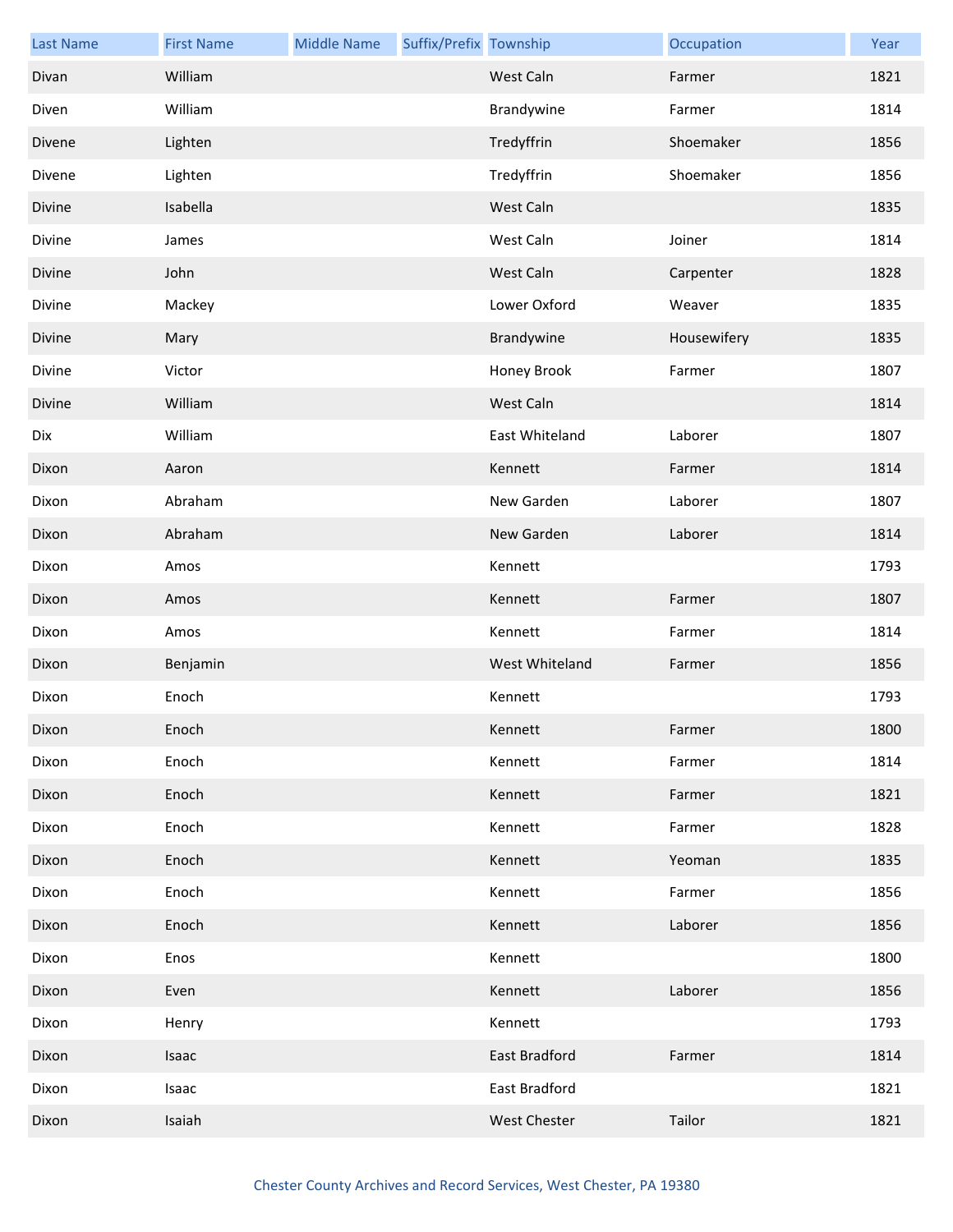| Last Name | First Name | Middle Name | Suffix/Prefix | Township | Occupation | Year |
|---|---|---|---|---|---|---|
| Divan | William | | | West Caln | Farmer | 1821 |
| Diven | William | | | Brandywine | Farmer | 1814 |
| Divene | Lighten | | | Tredyffrin | Shoemaker | 1856 |
| Divene | Lighten | | | Tredyffrin | Shoemaker | 1856 |
| Divine | Isabella | | | West Caln | | 1835 |
| Divine | James | | | West Caln | Joiner | 1814 |
| Divine | John | | | West Caln | Carpenter | 1828 |
| Divine | Mackey | | | Lower Oxford | Weaver | 1835 |
| Divine | Mary | | | Brandywine | Housewifery | 1835 |
| Divine | Victor | | | Honey Brook | Farmer | 1807 |
| Divine | William | | | West Caln | | 1814 |
| Dix | William | | | East Whiteland | Laborer | 1807 |
| Dixon | Aaron | | | Kennett | Farmer | 1814 |
| Dixon | Abraham | | | New Garden | Laborer | 1807 |
| Dixon | Abraham | | | New Garden | Laborer | 1814 |
| Dixon | Amos | | | Kennett | | 1793 |
| Dixon | Amos | | | Kennett | Farmer | 1807 |
| Dixon | Amos | | | Kennett | Farmer | 1814 |
| Dixon | Benjamin | | | West Whiteland | Farmer | 1856 |
| Dixon | Enoch | | | Kennett | | 1793 |
| Dixon | Enoch | | | Kennett | Farmer | 1800 |
| Dixon | Enoch | | | Kennett | Farmer | 1814 |
| Dixon | Enoch | | | Kennett | Farmer | 1821 |
| Dixon | Enoch | | | Kennett | Farmer | 1828 |
| Dixon | Enoch | | | Kennett | Yeoman | 1835 |
| Dixon | Enoch | | | Kennett | Farmer | 1856 |
| Dixon | Enoch | | | Kennett | Laborer | 1856 |
| Dixon | Enos | | | Kennett | | 1800 |
| Dixon | Even | | | Kennett | Laborer | 1856 |
| Dixon | Henry | | | Kennett | | 1793 |
| Dixon | Isaac | | | East Bradford | Farmer | 1814 |
| Dixon | Isaac | | | East Bradford | | 1821 |
| Dixon | Isaiah | | | West Chester | Tailor | 1821 |

Chester County Archives and Record Services, West Chester, PA 19380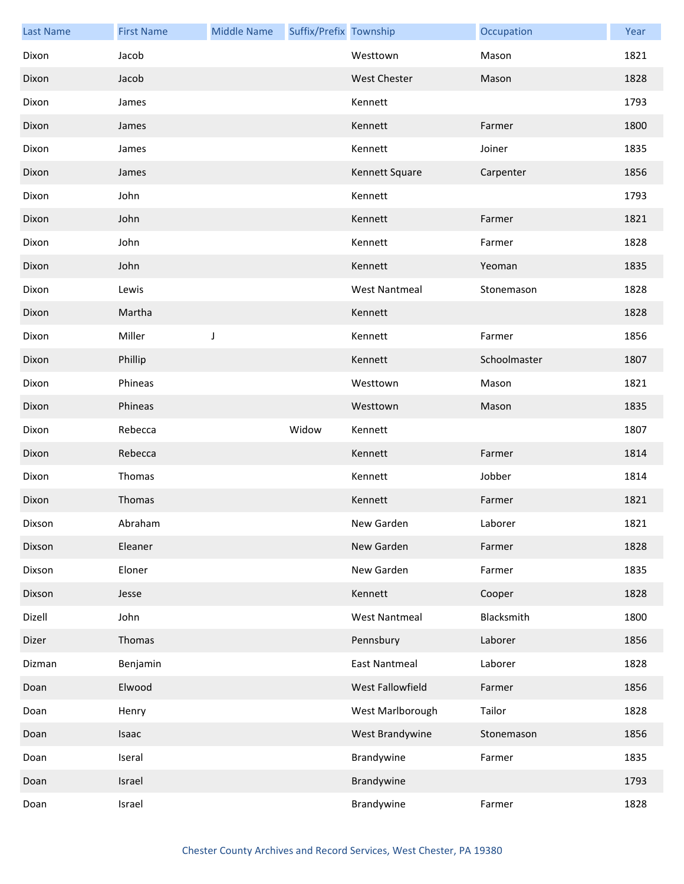| Last Name | First Name | Middle Name | Suffix/Prefix | Township | Occupation | Year |
|---|---|---|---|---|---|---|
| Dixon | Jacob | | | Westtown | Mason | 1821 |
| Dixon | Jacob | | | West Chester | Mason | 1828 |
| Dixon | James | | | Kennett | | 1793 |
| Dixon | James | | | Kennett | Farmer | 1800 |
| Dixon | James | | | Kennett | Joiner | 1835 |
| Dixon | James | | | Kennett Square | Carpenter | 1856 |
| Dixon | John | | | Kennett | | 1793 |
| Dixon | John | | | Kennett | Farmer | 1821 |
| Dixon | John | | | Kennett | Farmer | 1828 |
| Dixon | John | | | Kennett | Yeoman | 1835 |
| Dixon | Lewis | | | West Nantmeal | Stonemason | 1828 |
| Dixon | Martha | | | Kennett | | 1828 |
| Dixon | Miller | J | | Kennett | Farmer | 1856 |
| Dixon | Phillip | | | Kennett | Schoolmaster | 1807 |
| Dixon | Phineas | | | Westtown | Mason | 1821 |
| Dixon | Phineas | | | Westtown | Mason | 1835 |
| Dixon | Rebecca | | Widow | Kennett | | 1807 |
| Dixon | Rebecca | | | Kennett | Farmer | 1814 |
| Dixon | Thomas | | | Kennett | Jobber | 1814 |
| Dixon | Thomas | | | Kennett | Farmer | 1821 |
| Dixson | Abraham | | | New Garden | Laborer | 1821 |
| Dixson | Eleaner | | | New Garden | Farmer | 1828 |
| Dixson | Eloner | | | New Garden | Farmer | 1835 |
| Dixson | Jesse | | | Kennett | Cooper | 1828 |
| Dizell | John | | | West Nantmeal | Blacksmith | 1800 |
| Dizer | Thomas | | | Pennsbury | Laborer | 1856 |
| Dizman | Benjamin | | | East Nantmeal | Laborer | 1828 |
| Doan | Elwood | | | West Fallowfield | Farmer | 1856 |
| Doan | Henry | | | West Marlborough | Tailor | 1828 |
| Doan | Isaac | | | West Brandywine | Stonemason | 1856 |
| Doan | Iseral | | | Brandywine | Farmer | 1835 |
| Doan | Israel | | | Brandywine | | 1793 |
| Doan | Israel | | | Brandywine | Farmer | 1828 |

Chester County Archives and Record Services, West Chester, PA 19380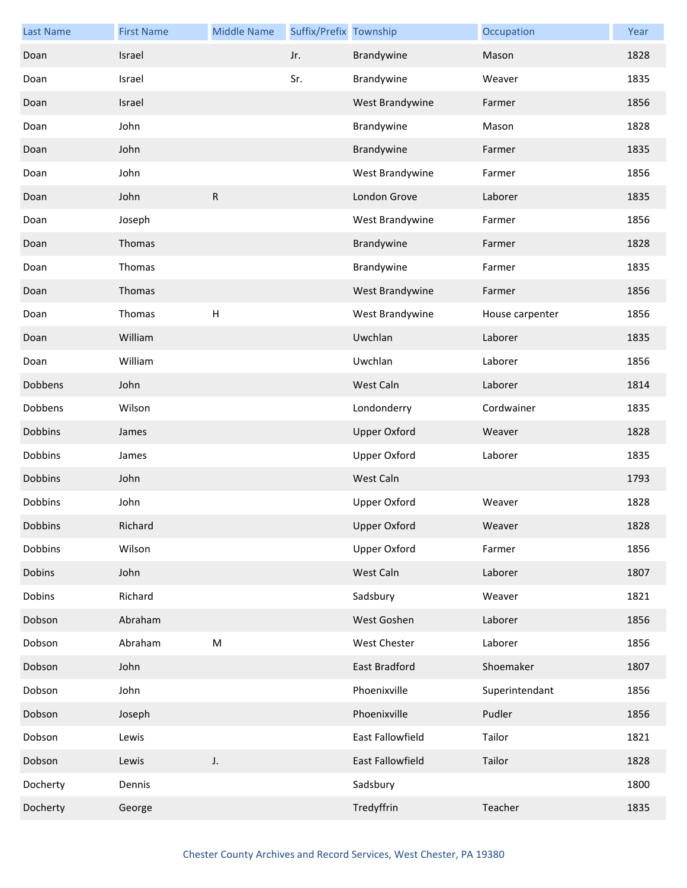| Last Name | First Name | Middle Name | Suffix/Prefix | Township | Occupation | Year |
|---|---|---|---|---|---|---|
| Doan | Israel | | Jr. | Brandywine | Mason | 1828 |
| Doan | Israel | | Sr. | Brandywine | Weaver | 1835 |
| Doan | Israel | | | West Brandywine | Farmer | 1856 |
| Doan | John | | | Brandywine | Mason | 1828 |
| Doan | John | | | Brandywine | Farmer | 1835 |
| Doan | John | | | West Brandywine | Farmer | 1856 |
| Doan | John | R | | London Grove | Laborer | 1835 |
| Doan | Joseph | | | West Brandywine | Farmer | 1856 |
| Doan | Thomas | | | Brandywine | Farmer | 1828 |
| Doan | Thomas | | | Brandywine | Farmer | 1835 |
| Doan | Thomas | | | West Brandywine | Farmer | 1856 |
| Doan | Thomas | H | | West Brandywine | House carpenter | 1856 |
| Doan | William | | | Uwchlan | Laborer | 1835 |
| Doan | William | | | Uwchlan | Laborer | 1856 |
| Dobbens | John | | | West Caln | Laborer | 1814 |
| Dobbens | Wilson | | | Londonderry | Cordwainer | 1835 |
| Dobbins | James | | | Upper Oxford | Weaver | 1828 |
| Dobbins | James | | | Upper Oxford | Laborer | 1835 |
| Dobbins | John | | | West Caln | | 1793 |
| Dobbins | John | | | Upper Oxford | Weaver | 1828 |
| Dobbins | Richard | | | Upper Oxford | Weaver | 1828 |
| Dobbins | Wilson | | | Upper Oxford | Farmer | 1856 |
| Dobins | John | | | West Caln | Laborer | 1807 |
| Dobins | Richard | | | Sadsbury | Weaver | 1821 |
| Dobson | Abraham | | | West Goshen | Laborer | 1856 |
| Dobson | Abraham | M | | West Chester | Laborer | 1856 |
| Dobson | John | | | East Bradford | Shoemaker | 1807 |
| Dobson | John | | | Phoenixville | Superintendant | 1856 |
| Dobson | Joseph | | | Phoenixville | Pudler | 1856 |
| Dobson | Lewis | | | East Fallowfield | Tailor | 1821 |
| Dobson | Lewis | J. | | East Fallowfield | Tailor | 1828 |
| Docherty | Dennis | | | Sadsbury | | 1800 |
| Docherty | George | | | Tredyffrin | Teacher | 1835 |

Chester County Archives and Record Services, West Chester, PA 19380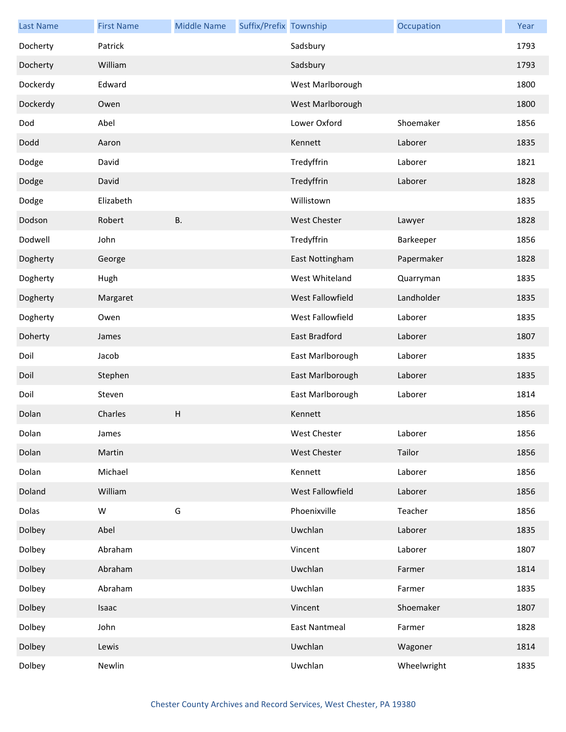| Last Name | First Name | Middle Name | Suffix/Prefix | Township | Occupation | Year |
|---|---|---|---|---|---|---|
| Docherty | Patrick | | | Sadsbury | | 1793 |
| Docherty | William | | | Sadsbury | | 1793 |
| Dockerdy | Edward | | | West Marlborough | | 1800 |
| Dockerdy | Owen | | | West Marlborough | | 1800 |
| Dod | Abel | | | Lower Oxford | Shoemaker | 1856 |
| Dodd | Aaron | | | Kennett | Laborer | 1835 |
| Dodge | David | | | Tredyffrin | Laborer | 1821 |
| Dodge | David | | | Tredyffrin | Laborer | 1828 |
| Dodge | Elizabeth | | | Willistown | | 1835 |
| Dodson | Robert | B. | | West Chester | Lawyer | 1828 |
| Dodwell | John | | | Tredyffrin | Barkeeper | 1856 |
| Dogherty | George | | | East Nottingham | Papermaker | 1828 |
| Dogherty | Hugh | | | West Whiteland | Quarryman | 1835 |
| Dogherty | Margaret | | | West Fallowfield | Landholder | 1835 |
| Dogherty | Owen | | | West Fallowfield | Laborer | 1835 |
| Doherty | James | | | East Bradford | Laborer | 1807 |
| Doil | Jacob | | | East Marlborough | Laborer | 1835 |
| Doil | Stephen | | | East Marlborough | Laborer | 1835 |
| Doil | Steven | | | East Marlborough | Laborer | 1814 |
| Dolan | Charles | H | | Kennett | | 1856 |
| Dolan | James | | | West Chester | Laborer | 1856 |
| Dolan | Martin | | | West Chester | Tailor | 1856 |
| Dolan | Michael | | | Kennett | Laborer | 1856 |
| Doland | William | | | West Fallowfield | Laborer | 1856 |
| Dolas | W | G | | Phoenixville | Teacher | 1856 |
| Dolbey | Abel | | | Uwchlan | Laborer | 1835 |
| Dolbey | Abraham | | | Vincent | Laborer | 1807 |
| Dolbey | Abraham | | | Uwchlan | Farmer | 1814 |
| Dolbey | Abraham | | | Uwchlan | Farmer | 1835 |
| Dolbey | Isaac | | | Vincent | Shoemaker | 1807 |
| Dolbey | John | | | East Nantmeal | Farmer | 1828 |
| Dolbey | Lewis | | | Uwchlan | Wagoner | 1814 |
| Dolbey | Newlin | | | Uwchlan | Wheelwright | 1835 |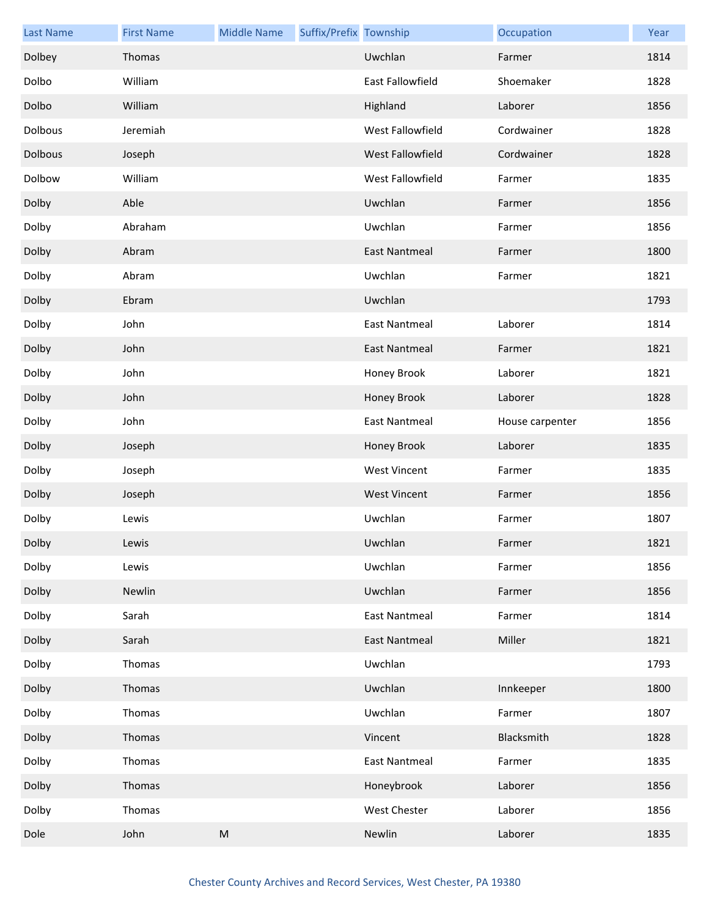| Last Name | First Name | Middle Name | Suffix/Prefix | Township | Occupation | Year |
| --- | --- | --- | --- | --- | --- | --- |
| Dolbey | Thomas | | | Uwchlan | Farmer | 1814 |
| Dolbo | William | | | East Fallowfield | Shoemaker | 1828 |
| Dolbo | William | | | Highland | Laborer | 1856 |
| Dolbous | Jeremiah | | | West Fallowfield | Cordwainer | 1828 |
| Dolbous | Joseph | | | West Fallowfield | Cordwainer | 1828 |
| Dolbow | William | | | West Fallowfield | Farmer | 1835 |
| Dolby | Able | | | Uwchlan | Farmer | 1856 |
| Dolby | Abraham | | | Uwchlan | Farmer | 1856 |
| Dolby | Abram | | | East Nantmeal | Farmer | 1800 |
| Dolby | Abram | | | Uwchlan | Farmer | 1821 |
| Dolby | Ebram | | | Uwchlan | | 1793 |
| Dolby | John | | | East Nantmeal | Laborer | 1814 |
| Dolby | John | | | East Nantmeal | Farmer | 1821 |
| Dolby | John | | | Honey Brook | Laborer | 1821 |
| Dolby | John | | | Honey Brook | Laborer | 1828 |
| Dolby | John | | | East Nantmeal | House carpenter | 1856 |
| Dolby | Joseph | | | Honey Brook | Laborer | 1835 |
| Dolby | Joseph | | | West Vincent | Farmer | 1835 |
| Dolby | Joseph | | | West Vincent | Farmer | 1856 |
| Dolby | Lewis | | | Uwchlan | Farmer | 1807 |
| Dolby | Lewis | | | Uwchlan | Farmer | 1821 |
| Dolby | Lewis | | | Uwchlan | Farmer | 1856 |
| Dolby | Newlin | | | Uwchlan | Farmer | 1856 |
| Dolby | Sarah | | | East Nantmeal | Farmer | 1814 |
| Dolby | Sarah | | | East Nantmeal | Miller | 1821 |
| Dolby | Thomas | | | Uwchlan | | 1793 |
| Dolby | Thomas | | | Uwchlan | Innkeeper | 1800 |
| Dolby | Thomas | | | Uwchlan | Farmer | 1807 |
| Dolby | Thomas | | | Vincent | Blacksmith | 1828 |
| Dolby | Thomas | | | East Nantmeal | Farmer | 1835 |
| Dolby | Thomas | | | Honeybrook | Laborer | 1856 |
| Dolby | Thomas | | | West Chester | Laborer | 1856 |
| Dole | John | M | | Newlin | Laborer | 1835 |

Chester County Archives and Record Services, West Chester, PA 19380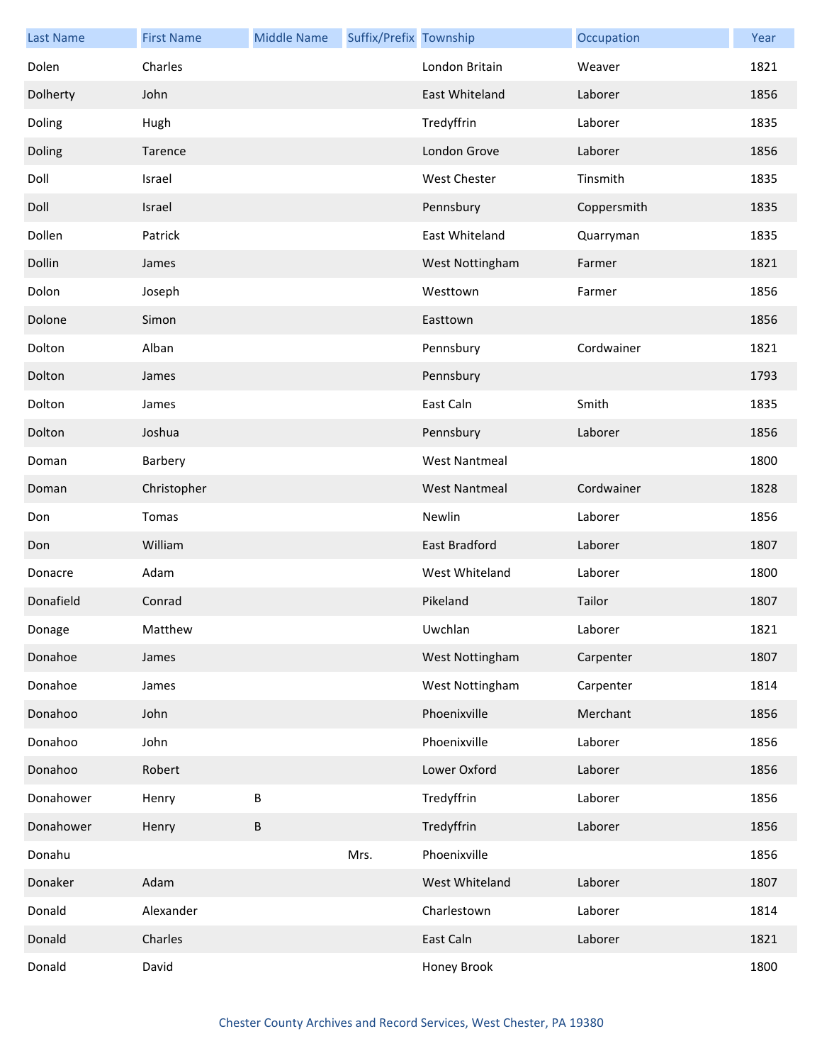| Last Name | First Name | Middle Name | Suffix/Prefix | Township | Occupation | Year |
|---|---|---|---|---|---|---|
| Dolen | Charles | | | London Britain | Weaver | 1821 |
| Dolherty | John | | | East Whiteland | Laborer | 1856 |
| Doling | Hugh | | | Tredyffrin | Laborer | 1835 |
| Doling | Tarence | | | London Grove | Laborer | 1856 |
| Doll | Israel | | | West Chester | Tinsmith | 1835 |
| Doll | Israel | | | Pennsbury | Coppersmith | 1835 |
| Dollen | Patrick | | | East Whiteland | Quarryman | 1835 |
| Dollin | James | | | West Nottingham | Farmer | 1821 |
| Dolon | Joseph | | | Westtown | Farmer | 1856 |
| Dolone | Simon | | | Easttown | | 1856 |
| Dolton | Alban | | | Pennsbury | Cordwainer | 1821 |
| Dolton | James | | | Pennsbury | | 1793 |
| Dolton | James | | | East Caln | Smith | 1835 |
| Dolton | Joshua | | | Pennsbury | Laborer | 1856 |
| Doman | Barbery | | | West Nantmeal | | 1800 |
| Doman | Christopher | | | West Nantmeal | Cordwainer | 1828 |
| Don | Tomas | | | Newlin | Laborer | 1856 |
| Don | William | | | East Bradford | Laborer | 1807 |
| Donacre | Adam | | | West Whiteland | Laborer | 1800 |
| Donafield | Conrad | | | Pikeland | Tailor | 1807 |
| Donage | Matthew | | | Uwchlan | Laborer | 1821 |
| Donahoe | James | | | West Nottingham | Carpenter | 1807 |
| Donahoe | James | | | West Nottingham | Carpenter | 1814 |
| Donahoo | John | | | Phoenixville | Merchant | 1856 |
| Donahoo | John | | | Phoenixville | Laborer | 1856 |
| Donahoo | Robert | | | Lower Oxford | Laborer | 1856 |
| Donahower | Henry | B | | Tredyffrin | Laborer | 1856 |
| Donahower | Henry | B | | Tredyffrin | Laborer | 1856 |
| Donahu | | | Mrs. | Phoenixville | | 1856 |
| Donaker | Adam | | | West Whiteland | Laborer | 1807 |
| Donald | Alexander | | | Charlestown | Laborer | 1814 |
| Donald | Charles | | | East Caln | Laborer | 1821 |
| Donald | David | | | Honey Brook | | 1800 |

Chester County Archives and Record Services, West Chester, PA 19380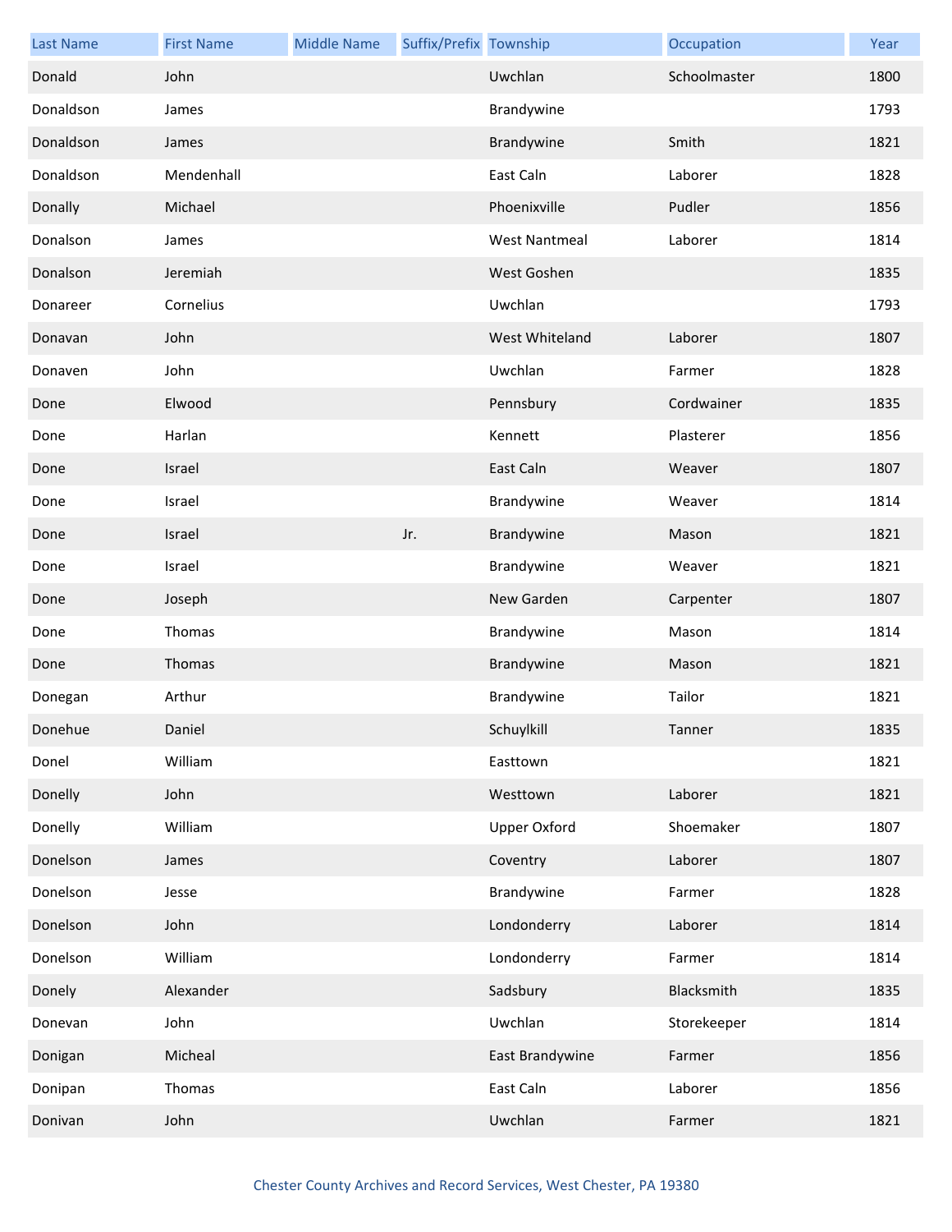| Last Name | First Name | Middle Name | Suffix/Prefix | Township | Occupation | Year |
|---|---|---|---|---|---|---|
| Donald | John | | | Uwchlan | Schoolmaster | 1800 |
| Donaldson | James | | | Brandywine | | 1793 |
| Donaldson | James | | | Brandywine | Smith | 1821 |
| Donaldson | Mendenhall | | | East Caln | Laborer | 1828 |
| Donally | Michael | | | Phoenixville | Pudler | 1856 |
| Donalson | James | | | West Nantmeal | Laborer | 1814 |
| Donalson | Jeremiah | | | West Goshen | | 1835 |
| Donareer | Cornelius | | | Uwchlan | | 1793 |
| Donavan | John | | | West Whiteland | Laborer | 1807 |
| Donaven | John | | | Uwchlan | Farmer | 1828 |
| Done | Elwood | | | Pennsbury | Cordwainer | 1835 |
| Done | Harlan | | | Kennett | Plasterer | 1856 |
| Done | Israel | | | East Caln | Weaver | 1807 |
| Done | Israel | | | Brandywine | Weaver | 1814 |
| Done | Israel | | Jr. | Brandywine | Mason | 1821 |
| Done | Israel | | | Brandywine | Weaver | 1821 |
| Done | Joseph | | | New Garden | Carpenter | 1807 |
| Done | Thomas | | | Brandywine | Mason | 1814 |
| Done | Thomas | | | Brandywine | Mason | 1821 |
| Donegan | Arthur | | | Brandywine | Tailor | 1821 |
| Donehue | Daniel | | | Schuylkill | Tanner | 1835 |
| Donel | William | | | Easttown | | 1821 |
| Donelly | John | | | Westtown | Laborer | 1821 |
| Donelly | William | | | Upper Oxford | Shoemaker | 1807 |
| Donelson | James | | | Coventry | Laborer | 1807 |
| Donelson | Jesse | | | Brandywine | Farmer | 1828 |
| Donelson | John | | | Londonderry | Laborer | 1814 |
| Donelson | William | | | Londonderry | Farmer | 1814 |
| Donely | Alexander | | | Sadsbury | Blacksmith | 1835 |
| Donevan | John | | | Uwchlan | Storekeeper | 1814 |
| Donigan | Micheal | | | East Brandywine | Farmer | 1856 |
| Donipan | Thomas | | | East Caln | Laborer | 1856 |
| Donivan | John | | | Uwchlan | Farmer | 1821 |

Chester County Archives and Record Services, West Chester, PA 19380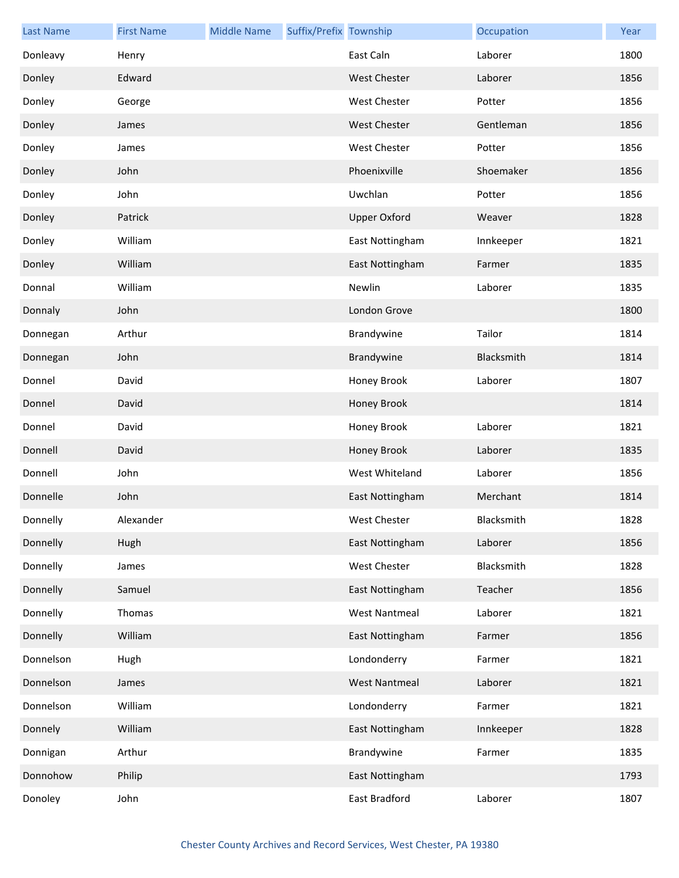| Last Name | First Name | Middle Name | Suffix/Prefix | Township | Occupation | Year |
|---|---|---|---|---|---|---|
| Donleavy | Henry | | | East Caln | Laborer | 1800 |
| Donley | Edward | | | West Chester | Laborer | 1856 |
| Donley | George | | | West Chester | Potter | 1856 |
| Donley | James | | | West Chester | Gentleman | 1856 |
| Donley | James | | | West Chester | Potter | 1856 |
| Donley | John | | | Phoenixville | Shoemaker | 1856 |
| Donley | John | | | Uwchlan | Potter | 1856 |
| Donley | Patrick | | | Upper Oxford | Weaver | 1828 |
| Donley | William | | | East Nottingham | Innkeeper | 1821 |
| Donley | William | | | East Nottingham | Farmer | 1835 |
| Donnal | William | | | Newlin | Laborer | 1835 |
| Donnaly | John | | | London Grove | | 1800 |
| Donnegan | Arthur | | | Brandywine | Tailor | 1814 |
| Donnegan | John | | | Brandywine | Blacksmith | 1814 |
| Donnel | David | | | Honey Brook | Laborer | 1807 |
| Donnel | David | | | Honey Brook | | 1814 |
| Donnel | David | | | Honey Brook | Laborer | 1821 |
| Donnell | David | | | Honey Brook | Laborer | 1835 |
| Donnell | John | | | West Whiteland | Laborer | 1856 |
| Donnelle | John | | | East Nottingham | Merchant | 1814 |
| Donnelly | Alexander | | | West Chester | Blacksmith | 1828 |
| Donnelly | Hugh | | | East Nottingham | Laborer | 1856 |
| Donnelly | James | | | West Chester | Blacksmith | 1828 |
| Donnelly | Samuel | | | East Nottingham | Teacher | 1856 |
| Donnelly | Thomas | | | West Nantmeal | Laborer | 1821 |
| Donnelly | William | | | East Nottingham | Farmer | 1856 |
| Donnelson | Hugh | | | Londonderry | Farmer | 1821 |
| Donnelson | James | | | West Nantmeal | Laborer | 1821 |
| Donnelson | William | | | Londonderry | Farmer | 1821 |
| Donnely | William | | | East Nottingham | Innkeeper | 1828 |
| Donnigan | Arthur | | | Brandywine | Farmer | 1835 |
| Donnohow | Philip | | | East Nottingham | | 1793 |
| Donoley | John | | | East Bradford | Laborer | 1807 |

Chester County Archives and Record Services, West Chester, PA 19380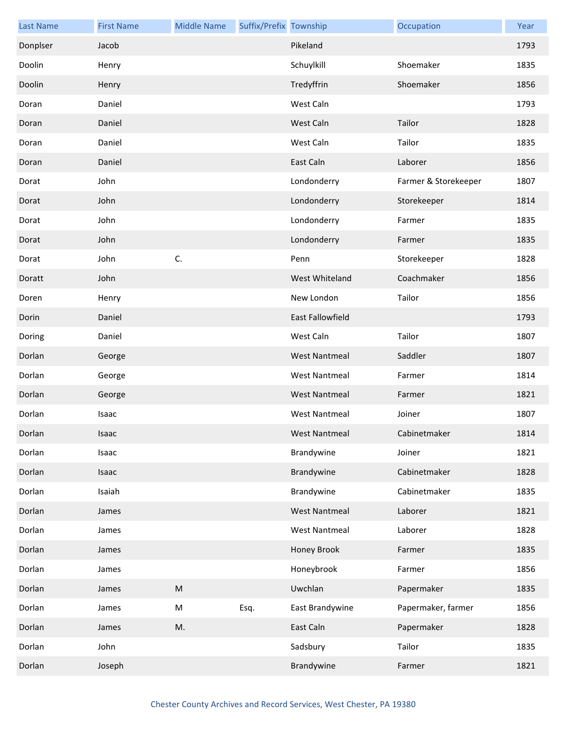| Last Name | First Name | Middle Name | Suffix/Prefix | Township | Occupation | Year |
|---|---|---|---|---|---|---|
| Donplser | Jacob | | | Pikeland | | 1793 |
| Doolin | Henry | | | Schuylkill | Shoemaker | 1835 |
| Doolin | Henry | | | Tredyffrin | Shoemaker | 1856 |
| Doran | Daniel | | | West Caln | | 1793 |
| Doran | Daniel | | | West Caln | Tailor | 1828 |
| Doran | Daniel | | | West Caln | Tailor | 1835 |
| Doran | Daniel | | | East Caln | Laborer | 1856 |
| Dorat | John | | | Londonderry | Farmer & Storekeeper | 1807 |
| Dorat | John | | | Londonderry | Storekeeper | 1814 |
| Dorat | John | | | Londonderry | Farmer | 1835 |
| Dorat | John | | | Londonderry | Farmer | 1835 |
| Dorat | John | C. | | Penn | Storekeeper | 1828 |
| Doratt | John | | | West Whiteland | Coachmaker | 1856 |
| Doren | Henry | | | New London | Tailor | 1856 |
| Dorin | Daniel | | | East Fallowfield | | 1793 |
| Doring | Daniel | | | West Caln | Tailor | 1807 |
| Dorlan | George | | | West Nantmeal | Saddler | 1807 |
| Dorlan | George | | | West Nantmeal | Farmer | 1814 |
| Dorlan | George | | | West Nantmeal | Farmer | 1821 |
| Dorlan | Isaac | | | West Nantmeal | Joiner | 1807 |
| Dorlan | Isaac | | | West Nantmeal | Cabinetmaker | 1814 |
| Dorlan | Isaac | | | Brandywine | Joiner | 1821 |
| Dorlan | Isaac | | | Brandywine | Cabinetmaker | 1828 |
| Dorlan | Isaiah | | | Brandywine | Cabinetmaker | 1835 |
| Dorlan | James | | | West Nantmeal | Laborer | 1821 |
| Dorlan | James | | | West Nantmeal | Laborer | 1828 |
| Dorlan | James | | | Honey Brook | Farmer | 1835 |
| Dorlan | James | | | Honeybrook | Farmer | 1856 |
| Dorlan | James | M | | Uwchlan | Papermaker | 1835 |
| Dorlan | James | M | Esq. | East Brandywine | Papermaker, farmer | 1856 |
| Dorlan | James | M. | | East Caln | Papermaker | 1828 |
| Dorlan | John | | | Sadsbury | Tailor | 1835 |
| Dorlan | Joseph | | | Brandywine | Farmer | 1821 |

Chester County Archives and Record Services, West Chester, PA 19380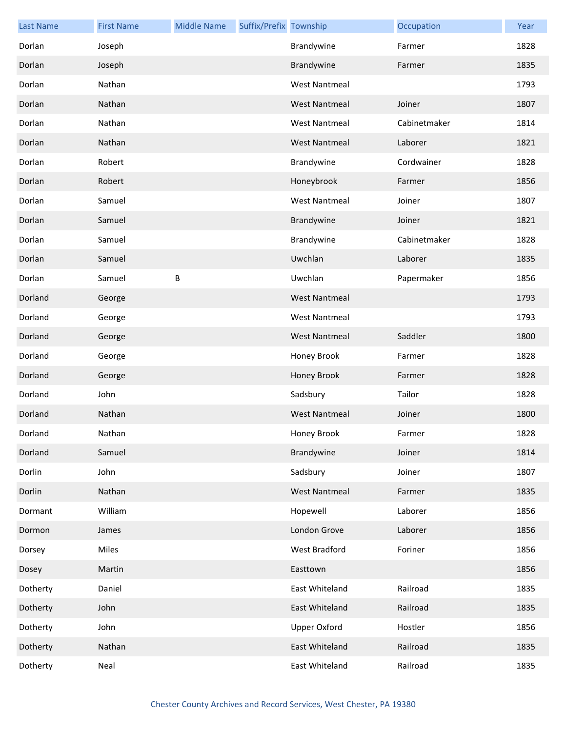| Last Name | First Name | Middle Name | Suffix/Prefix | Township | Occupation | Year |
| --- | --- | --- | --- | --- | --- | --- |
| Dorlan | Joseph | | | Brandywine | Farmer | 1828 |
| Dorlan | Joseph | | | Brandywine | Farmer | 1835 |
| Dorlan | Nathan | | | West Nantmeal | | 1793 |
| Dorlan | Nathan | | | West Nantmeal | Joiner | 1807 |
| Dorlan | Nathan | | | West Nantmeal | Cabinetmaker | 1814 |
| Dorlan | Nathan | | | West Nantmeal | Laborer | 1821 |
| Dorlan | Robert | | | Brandywine | Cordwainer | 1828 |
| Dorlan | Robert | | | Honeybrook | Farmer | 1856 |
| Dorlan | Samuel | | | West Nantmeal | Joiner | 1807 |
| Dorlan | Samuel | | | Brandywine | Joiner | 1821 |
| Dorlan | Samuel | | | Brandywine | Cabinetmaker | 1828 |
| Dorlan | Samuel | | | Uwchlan | Laborer | 1835 |
| Dorlan | Samuel | B | | Uwchlan | Papermaker | 1856 |
| Dorland | George | | | West Nantmeal | | 1793 |
| Dorland | George | | | West Nantmeal | | 1793 |
| Dorland | George | | | West Nantmeal | Saddler | 1800 |
| Dorland | George | | | Honey Brook | Farmer | 1828 |
| Dorland | George | | | Honey Brook | Farmer | 1828 |
| Dorland | John | | | Sadsbury | Tailor | 1828 |
| Dorland | Nathan | | | West Nantmeal | Joiner | 1800 |
| Dorland | Nathan | | | Honey Brook | Farmer | 1828 |
| Dorland | Samuel | | | Brandywine | Joiner | 1814 |
| Dorlin | John | | | Sadsbury | Joiner | 1807 |
| Dorlin | Nathan | | | West Nantmeal | Farmer | 1835 |
| Dormant | William | | | Hopewell | Laborer | 1856 |
| Dormon | James | | | London Grove | Laborer | 1856 |
| Dorsey | Miles | | | West Bradford | Foriner | 1856 |
| Dosey | Martin | | | Easttown | | 1856 |
| Dotherty | Daniel | | | East Whiteland | Railroad | 1835 |
| Dotherty | John | | | East Whiteland | Railroad | 1835 |
| Dotherty | John | | | Upper Oxford | Hostler | 1856 |
| Dotherty | Nathan | | | East Whiteland | Railroad | 1835 |
| Dotherty | Neal | | | East Whiteland | Railroad | 1835 |

Chester County Archives and Record Services, West Chester, PA 19380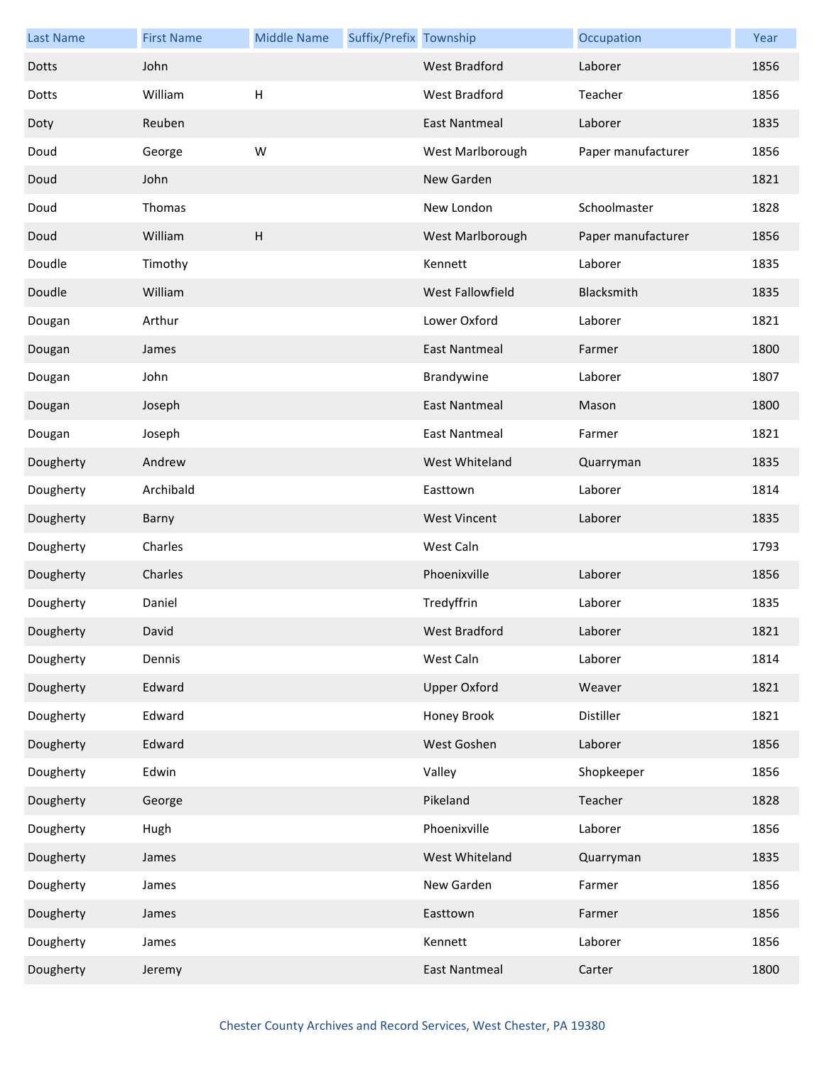| Last Name | First Name | Middle Name | Suffix/Prefix | Township | Occupation | Year |
|---|---|---|---|---|---|---|
| Dotts | John | | | West Bradford | Laborer | 1856 |
| Dotts | William | H | | West Bradford | Teacher | 1856 |
| Doty | Reuben | | | East Nantmeal | Laborer | 1835 |
| Doud | George | W | | West Marlborough | Paper manufacturer | 1856 |
| Doud | John | | | New Garden | | 1821 |
| Doud | Thomas | | | New London | Schoolmaster | 1828 |
| Doud | William | H | | West Marlborough | Paper manufacturer | 1856 |
| Doudle | Timothy | | | Kennett | Laborer | 1835 |
| Doudle | William | | | West Fallowfield | Blacksmith | 1835 |
| Dougan | Arthur | | | Lower Oxford | Laborer | 1821 |
| Dougan | James | | | East Nantmeal | Farmer | 1800 |
| Dougan | John | | | Brandywine | Laborer | 1807 |
| Dougan | Joseph | | | East Nantmeal | Mason | 1800 |
| Dougan | Joseph | | | East Nantmeal | Farmer | 1821 |
| Dougherty | Andrew | | | West Whiteland | Quarryman | 1835 |
| Dougherty | Archibald | | | Easttown | Laborer | 1814 |
| Dougherty | Barny | | | West Vincent | Laborer | 1835 |
| Dougherty | Charles | | | West Caln | | 1793 |
| Dougherty | Charles | | | Phoenixville | Laborer | 1856 |
| Dougherty | Daniel | | | Tredyffrin | Laborer | 1835 |
| Dougherty | David | | | West Bradford | Laborer | 1821 |
| Dougherty | Dennis | | | West Caln | Laborer | 1814 |
| Dougherty | Edward | | | Upper Oxford | Weaver | 1821 |
| Dougherty | Edward | | | Honey Brook | Distiller | 1821 |
| Dougherty | Edward | | | West Goshen | Laborer | 1856 |
| Dougherty | Edwin | | | Valley | Shopkeeper | 1856 |
| Dougherty | George | | | Pikeland | Teacher | 1828 |
| Dougherty | Hugh | | | Phoenixville | Laborer | 1856 |
| Dougherty | James | | | West Whiteland | Quarryman | 1835 |
| Dougherty | James | | | New Garden | Farmer | 1856 |
| Dougherty | James | | | Easttown | Farmer | 1856 |
| Dougherty | James | | | Kennett | Laborer | 1856 |
| Dougherty | Jeremy | | | East Nantmeal | Carter | 1800 |

Chester County Archives and Record Services, West Chester, PA 19380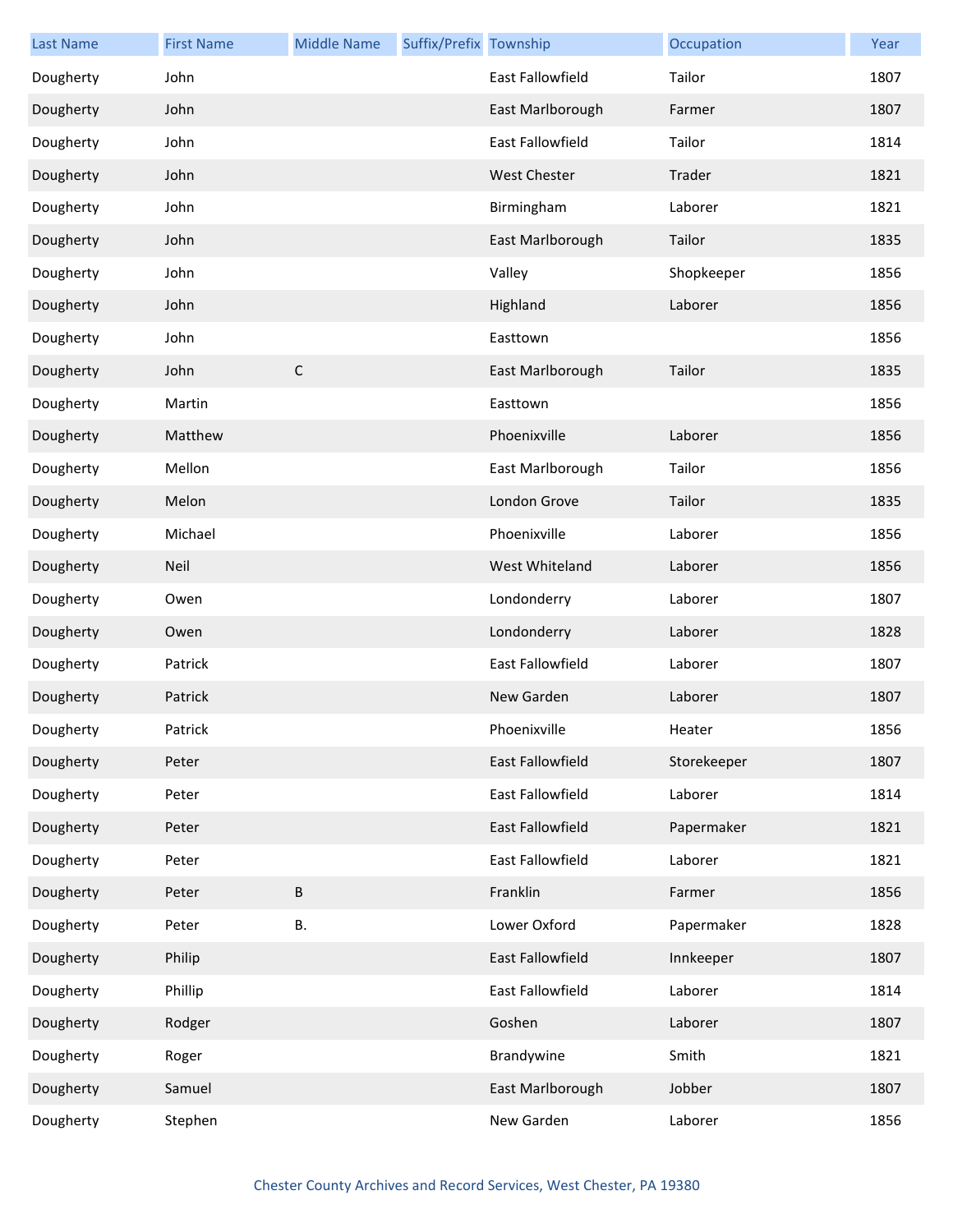| Last Name | First Name | Middle Name | Suffix/Prefix | Township | Occupation | Year |
|---|---|---|---|---|---|---|
| Dougherty | John | | | East Fallowfield | Tailor | 1807 |
| Dougherty | John | | | East Marlborough | Farmer | 1807 |
| Dougherty | John | | | East Fallowfield | Tailor | 1814 |
| Dougherty | John | | | West Chester | Trader | 1821 |
| Dougherty | John | | | Birmingham | Laborer | 1821 |
| Dougherty | John | | | East Marlborough | Tailor | 1835 |
| Dougherty | John | | | Valley | Shopkeeper | 1856 |
| Dougherty | John | | | Highland | Laborer | 1856 |
| Dougherty | John | | | Easttown | | 1856 |
| Dougherty | John | C | | East Marlborough | Tailor | 1835 |
| Dougherty | Martin | | | Easttown | | 1856 |
| Dougherty | Matthew | | | Phoenixville | Laborer | 1856 |
| Dougherty | Mellon | | | East Marlborough | Tailor | 1856 |
| Dougherty | Melon | | | London Grove | Tailor | 1835 |
| Dougherty | Michael | | | Phoenixville | Laborer | 1856 |
| Dougherty | Neil | | | West Whiteland | Laborer | 1856 |
| Dougherty | Owen | | | Londonderry | Laborer | 1807 |
| Dougherty | Owen | | | Londonderry | Laborer | 1828 |
| Dougherty | Patrick | | | East Fallowfield | Laborer | 1807 |
| Dougherty | Patrick | | | New Garden | Laborer | 1807 |
| Dougherty | Patrick | | | Phoenixville | Heater | 1856 |
| Dougherty | Peter | | | East Fallowfield | Storekeeper | 1807 |
| Dougherty | Peter | | | East Fallowfield | Laborer | 1814 |
| Dougherty | Peter | | | East Fallowfield | Papermaker | 1821 |
| Dougherty | Peter | | | East Fallowfield | Laborer | 1821 |
| Dougherty | Peter | B | | Franklin | Farmer | 1856 |
| Dougherty | Peter | B. | | Lower Oxford | Papermaker | 1828 |
| Dougherty | Philip | | | East Fallowfield | Innkeeper | 1807 |
| Dougherty | Phillip | | | East Fallowfield | Laborer | 1814 |
| Dougherty | Rodger | | | Goshen | Laborer | 1807 |
| Dougherty | Roger | | | Brandywine | Smith | 1821 |
| Dougherty | Samuel | | | East Marlborough | Jobber | 1807 |
| Dougherty | Stephen | | | New Garden | Laborer | 1856 |

Chester County Archives and Record Services, West Chester, PA 19380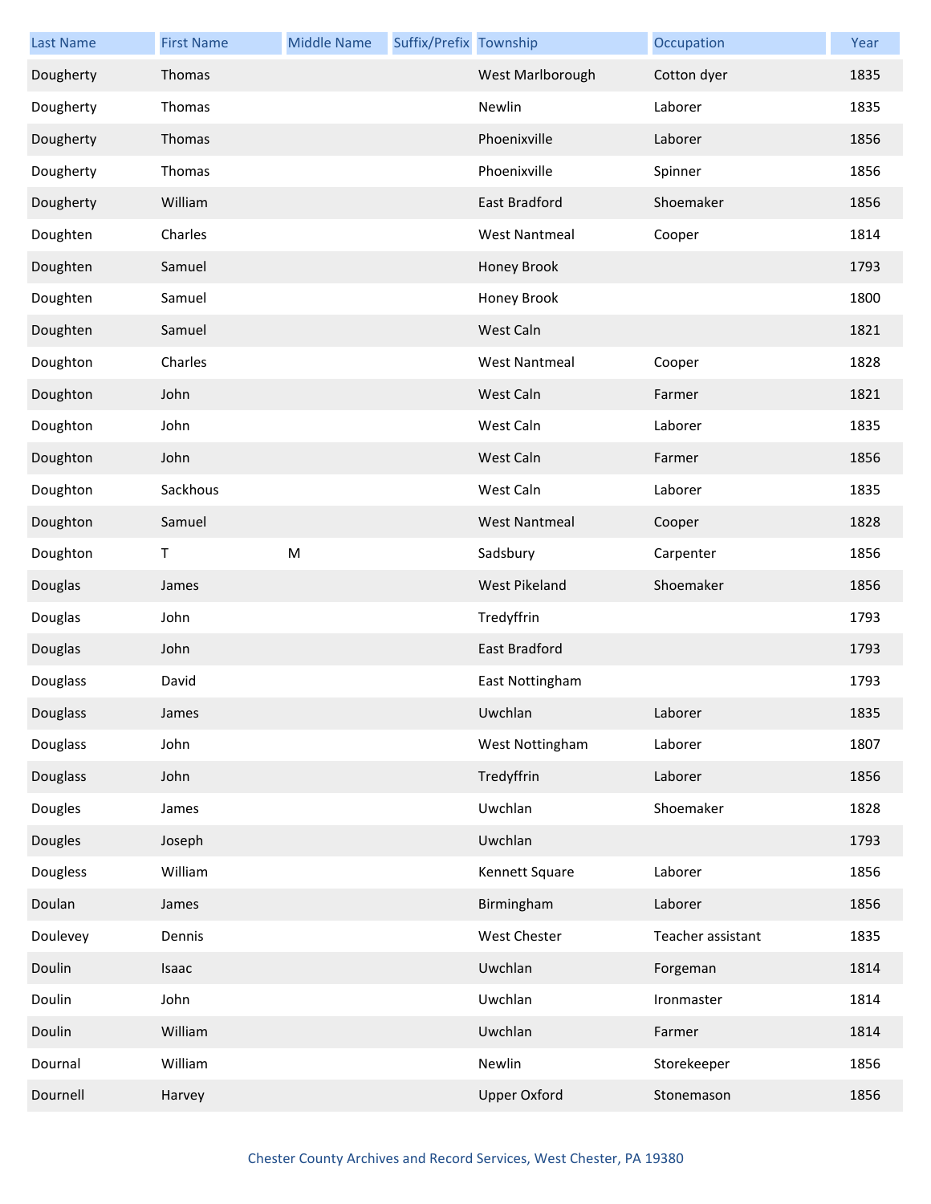| Last Name | First Name | Middle Name | Suffix/Prefix | Township | Occupation | Year |
|---|---|---|---|---|---|---|
| Dougherty | Thomas | | | West Marlborough | Cotton dyer | 1835 |
| Dougherty | Thomas | | | Newlin | Laborer | 1835 |
| Dougherty | Thomas | | | Phoenixville | Laborer | 1856 |
| Dougherty | Thomas | | | Phoenixville | Spinner | 1856 |
| Dougherty | William | | | East Bradford | Shoemaker | 1856 |
| Doughten | Charles | | | West Nantmeal | Cooper | 1814 |
| Doughten | Samuel | | | Honey Brook | | 1793 |
| Doughten | Samuel | | | Honey Brook | | 1800 |
| Doughten | Samuel | | | West Caln | | 1821 |
| Doughton | Charles | | | West Nantmeal | Cooper | 1828 |
| Doughton | John | | | West Caln | Farmer | 1821 |
| Doughton | John | | | West Caln | Laborer | 1835 |
| Doughton | John | | | West Caln | Farmer | 1856 |
| Doughton | Sackhous | | | West Caln | Laborer | 1835 |
| Doughton | Samuel | | | West Nantmeal | Cooper | 1828 |
| Doughton | T | M | | Sadsbury | Carpenter | 1856 |
| Douglas | James | | | West Pikeland | Shoemaker | 1856 |
| Douglas | John | | | Tredyffrin | | 1793 |
| Douglas | John | | | East Bradford | | 1793 |
| Douglass | David | | | East Nottingham | | 1793 |
| Douglass | James | | | Uwchlan | Laborer | 1835 |
| Douglass | John | | | West Nottingham | Laborer | 1807 |
| Douglass | John | | | Tredyffrin | Laborer | 1856 |
| Dougles | James | | | Uwchlan | Shoemaker | 1828 |
| Dougles | Joseph | | | Uwchlan | | 1793 |
| Dougless | William | | | Kennett Square | Laborer | 1856 |
| Doulan | James | | | Birmingham | Laborer | 1856 |
| Doulevey | Dennis | | | West Chester | Teacher assistant | 1835 |
| Doulin | Isaac | | | Uwchlan | Forgeman | 1814 |
| Doulin | John | | | Uwchlan | Ironmaster | 1814 |
| Doulin | William | | | Uwchlan | Farmer | 1814 |
| Dournal | William | | | Newlin | Storekeeper | 1856 |
| Dournell | Harvey | | | Upper Oxford | Stonemason | 1856 |

Chester County Archives and Record Services, West Chester, PA 19380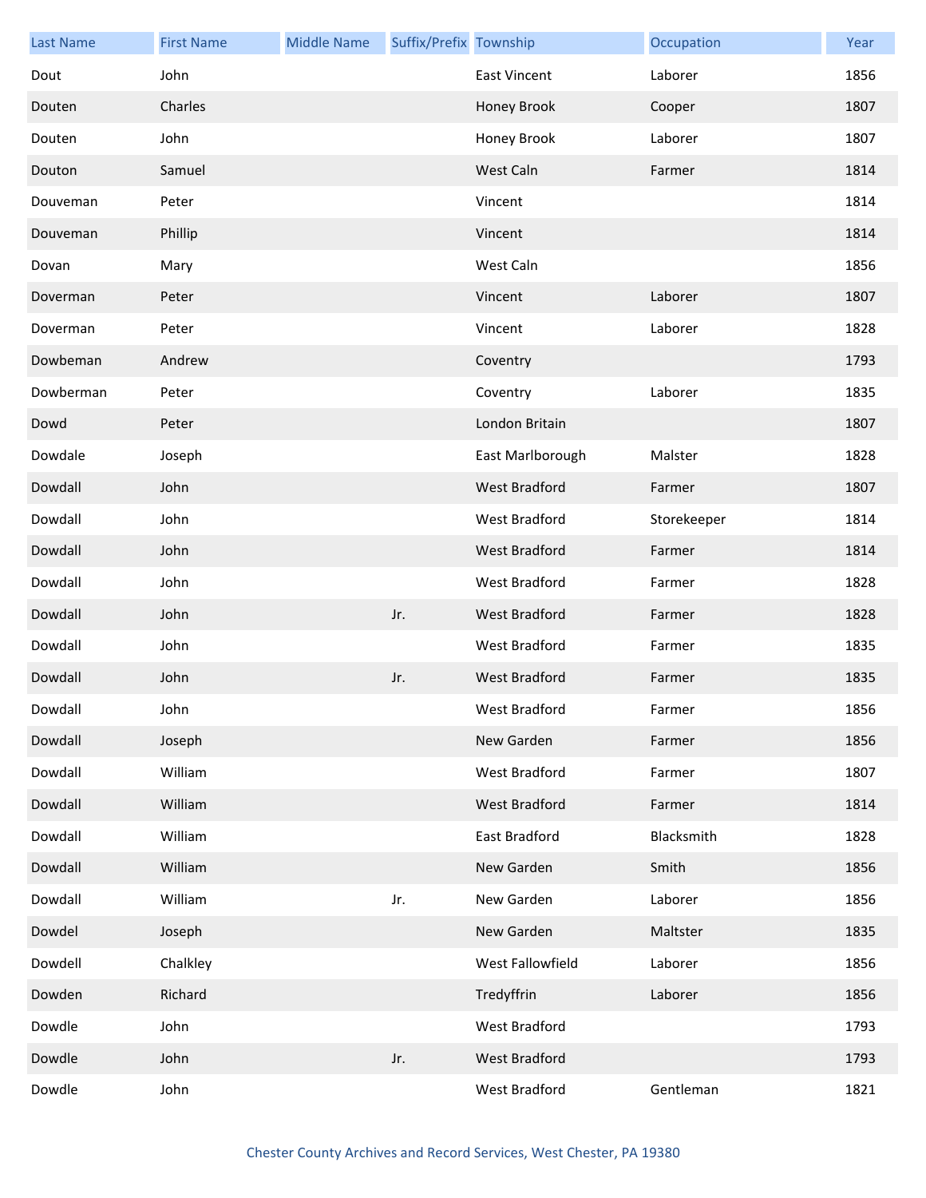| Last Name | First Name | Middle Name | Suffix/Prefix | Township | Occupation | Year |
| --- | --- | --- | --- | --- | --- | --- |
| Dout | John | | | East Vincent | Laborer | 1856 |
| Douten | Charles | | | Honey Brook | Cooper | 1807 |
| Douten | John | | | Honey Brook | Laborer | 1807 |
| Douton | Samuel | | | West Caln | Farmer | 1814 |
| Douveman | Peter | | | Vincent | | 1814 |
| Douveman | Phillip | | | Vincent | | 1814 |
| Dovan | Mary | | | West Caln | | 1856 |
| Doverman | Peter | | | Vincent | Laborer | 1807 |
| Doverman | Peter | | | Vincent | Laborer | 1828 |
| Dowbeman | Andrew | | | Coventry | | 1793 |
| Dowberman | Peter | | | Coventry | Laborer | 1835 |
| Dowd | Peter | | | London Britain | | 1807 |
| Dowdale | Joseph | | | East Marlborough | Malster | 1828 |
| Dowdall | John | | | West Bradford | Farmer | 1807 |
| Dowdall | John | | | West Bradford | Storekeeper | 1814 |
| Dowdall | John | | | West Bradford | Farmer | 1814 |
| Dowdall | John | | | West Bradford | Farmer | 1828 |
| Dowdall | John | | Jr. | West Bradford | Farmer | 1828 |
| Dowdall | John | | | West Bradford | Farmer | 1835 |
| Dowdall | John | | Jr. | West Bradford | Farmer | 1835 |
| Dowdall | John | | | West Bradford | Farmer | 1856 |
| Dowdall | Joseph | | | New Garden | Farmer | 1856 |
| Dowdall | William | | | West Bradford | Farmer | 1807 |
| Dowdall | William | | | West Bradford | Farmer | 1814 |
| Dowdall | William | | | East Bradford | Blacksmith | 1828 |
| Dowdall | William | | | New Garden | Smith | 1856 |
| Dowdall | William | | Jr. | New Garden | Laborer | 1856 |
| Dowdel | Joseph | | | New Garden | Maltster | 1835 |
| Dowdell | Chalkley | | | West Fallowfield | Laborer | 1856 |
| Dowden | Richard | | | Tredyffrin | Laborer | 1856 |
| Dowdle | John | | | West Bradford | | 1793 |
| Dowdle | John | | Jr. | West Bradford | | 1793 |
| Dowdle | John | | | West Bradford | Gentleman | 1821 |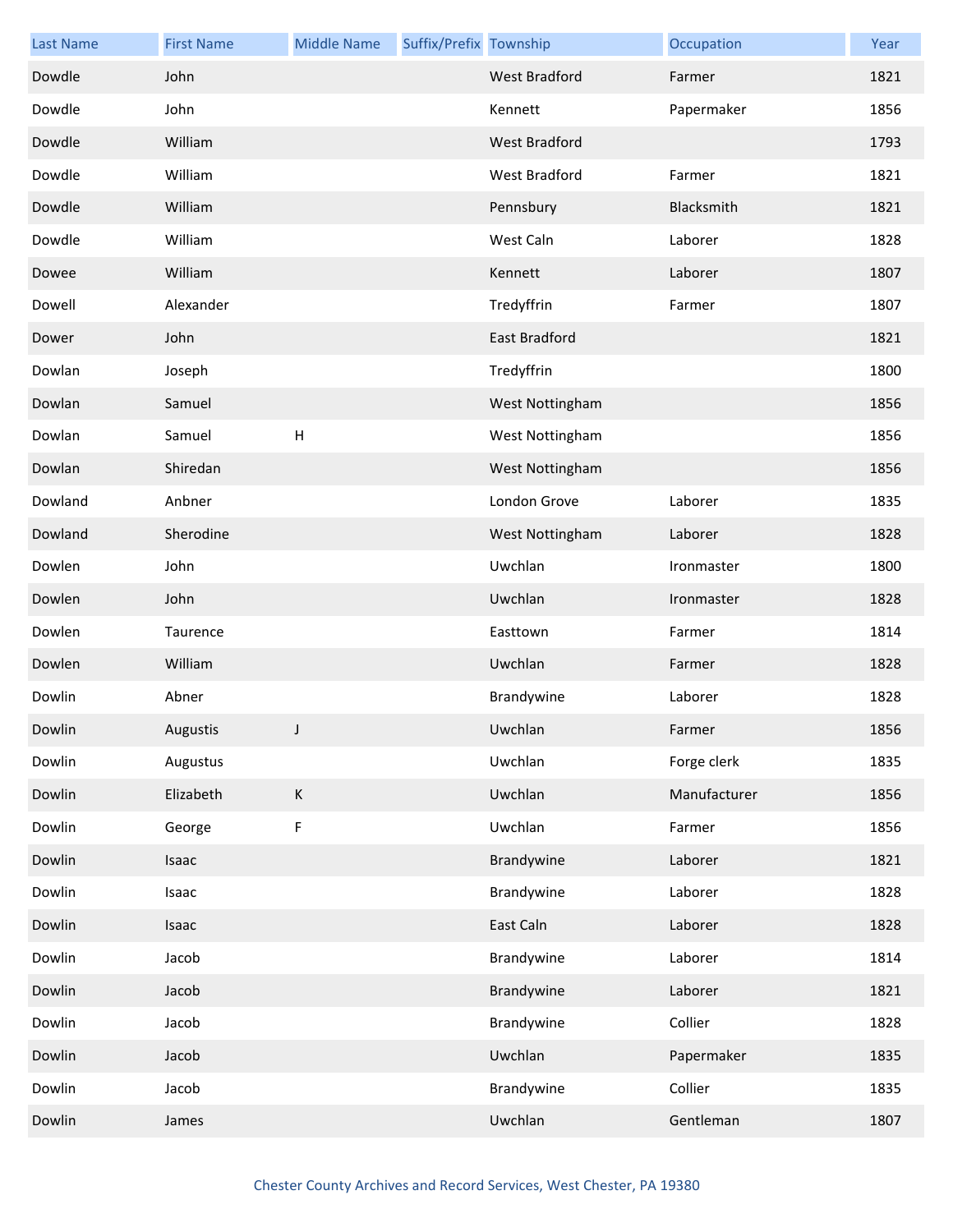| Last Name | First Name | Middle Name | Suffix/Prefix | Township | Occupation | Year |
|---|---|---|---|---|---|---|
| Dowdle | John | | | West Bradford | Farmer | 1821 |
| Dowdle | John | | | Kennett | Papermaker | 1856 |
| Dowdle | William | | | West Bradford | | 1793 |
| Dowdle | William | | | West Bradford | Farmer | 1821 |
| Dowdle | William | | | Pennsbury | Blacksmith | 1821 |
| Dowdle | William | | | West Caln | Laborer | 1828 |
| Dowee | William | | | Kennett | Laborer | 1807 |
| Dowell | Alexander | | | Tredyffrin | Farmer | 1807 |
| Dower | John | | | East Bradford | | 1821 |
| Dowlan | Joseph | | | Tredyffrin | | 1800 |
| Dowlan | Samuel | | | West Nottingham | | 1856 |
| Dowlan | Samuel | H | | West Nottingham | | 1856 |
| Dowlan | Shiredan | | | West Nottingham | | 1856 |
| Dowland | Anbner | | | London Grove | Laborer | 1835 |
| Dowland | Sherodine | | | West Nottingham | Laborer | 1828 |
| Dowlen | John | | | Uwchlan | Ironmaster | 1800 |
| Dowlen | John | | | Uwchlan | Ironmaster | 1828 |
| Dowlen | Taurence | | | Easttown | Farmer | 1814 |
| Dowlen | William | | | Uwchlan | Farmer | 1828 |
| Dowlin | Abner | | | Brandywine | Laborer | 1828 |
| Dowlin | Augustis | J | | Uwchlan | Farmer | 1856 |
| Dowlin | Augustus | | | Uwchlan | Forge clerk | 1835 |
| Dowlin | Elizabeth | K | | Uwchlan | Manufacturer | 1856 |
| Dowlin | George | F | | Uwchlan | Farmer | 1856 |
| Dowlin | Isaac | | | Brandywine | Laborer | 1821 |
| Dowlin | Isaac | | | Brandywine | Laborer | 1828 |
| Dowlin | Isaac | | | East Caln | Laborer | 1828 |
| Dowlin | Jacob | | | Brandywine | Laborer | 1814 |
| Dowlin | Jacob | | | Brandywine | Laborer | 1821 |
| Dowlin | Jacob | | | Brandywine | Collier | 1828 |
| Dowlin | Jacob | | | Uwchlan | Papermaker | 1835 |
| Dowlin | Jacob | | | Brandywine | Collier | 1835 |
| Dowlin | James | | | Uwchlan | Gentleman | 1807 |

Chester County Archives and Record Services, West Chester, PA 19380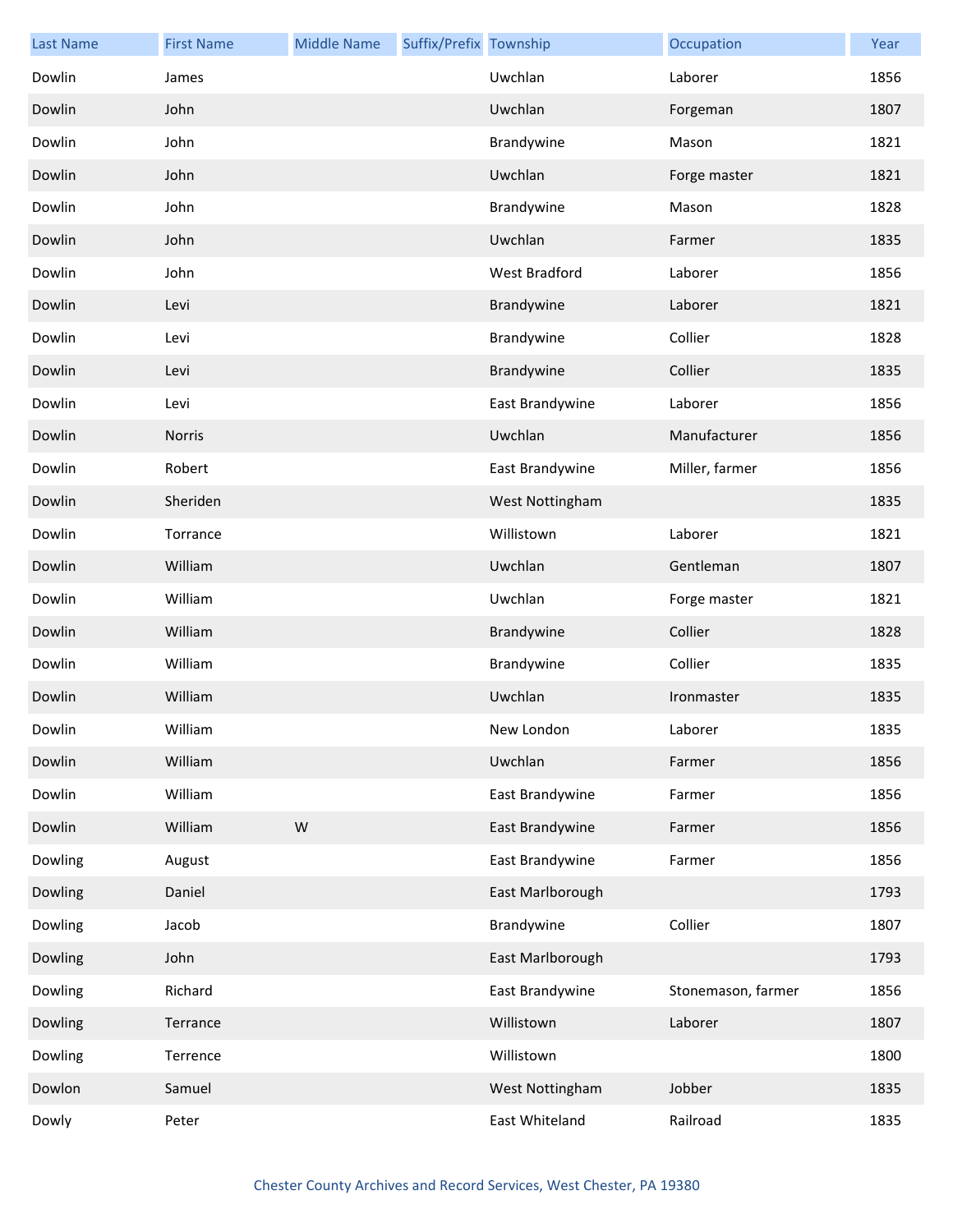| Last Name | First Name | Middle Name | Suffix/Prefix | Township | Occupation | Year |
|---|---|---|---|---|---|---|
| Dowlin | James | | | Uwchlan | Laborer | 1856 |
| Dowlin | John | | | Uwchlan | Forgeman | 1807 |
| Dowlin | John | | | Brandywine | Mason | 1821 |
| Dowlin | John | | | Uwchlan | Forge master | 1821 |
| Dowlin | John | | | Brandywine | Mason | 1828 |
| Dowlin | John | | | Uwchlan | Farmer | 1835 |
| Dowlin | John | | | West Bradford | Laborer | 1856 |
| Dowlin | Levi | | | Brandywine | Laborer | 1821 |
| Dowlin | Levi | | | Brandywine | Collier | 1828 |
| Dowlin | Levi | | | Brandywine | Collier | 1835 |
| Dowlin | Levi | | | East Brandywine | Laborer | 1856 |
| Dowlin | Norris | | | Uwchlan | Manufacturer | 1856 |
| Dowlin | Robert | | | East Brandywine | Miller, farmer | 1856 |
| Dowlin | Sheriden | | | West Nottingham | | 1835 |
| Dowlin | Torrance | | | Willistown | Laborer | 1821 |
| Dowlin | William | | | Uwchlan | Gentleman | 1807 |
| Dowlin | William | | | Uwchlan | Forge master | 1821 |
| Dowlin | William | | | Brandywine | Collier | 1828 |
| Dowlin | William | | | Brandywine | Collier | 1835 |
| Dowlin | William | | | Uwchlan | Ironmaster | 1835 |
| Dowlin | William | | | New London | Laborer | 1835 |
| Dowlin | William | | | Uwchlan | Farmer | 1856 |
| Dowlin | William | | | East Brandywine | Farmer | 1856 |
| Dowlin | William | W | | East Brandywine | Farmer | 1856 |
| Dowling | August | | | East Brandywine | Farmer | 1856 |
| Dowling | Daniel | | | East Marlborough | | 1793 |
| Dowling | Jacob | | | Brandywine | Collier | 1807 |
| Dowling | John | | | East Marlborough | | 1793 |
| Dowling | Richard | | | East Brandywine | Stonemason, farmer | 1856 |
| Dowling | Terrance | | | Willistown | Laborer | 1807 |
| Dowling | Terrence | | | Willistown | | 1800 |
| Dowlon | Samuel | | | West Nottingham | Jobber | 1835 |
| Dowly | Peter | | | East Whiteland | Railroad | 1835 |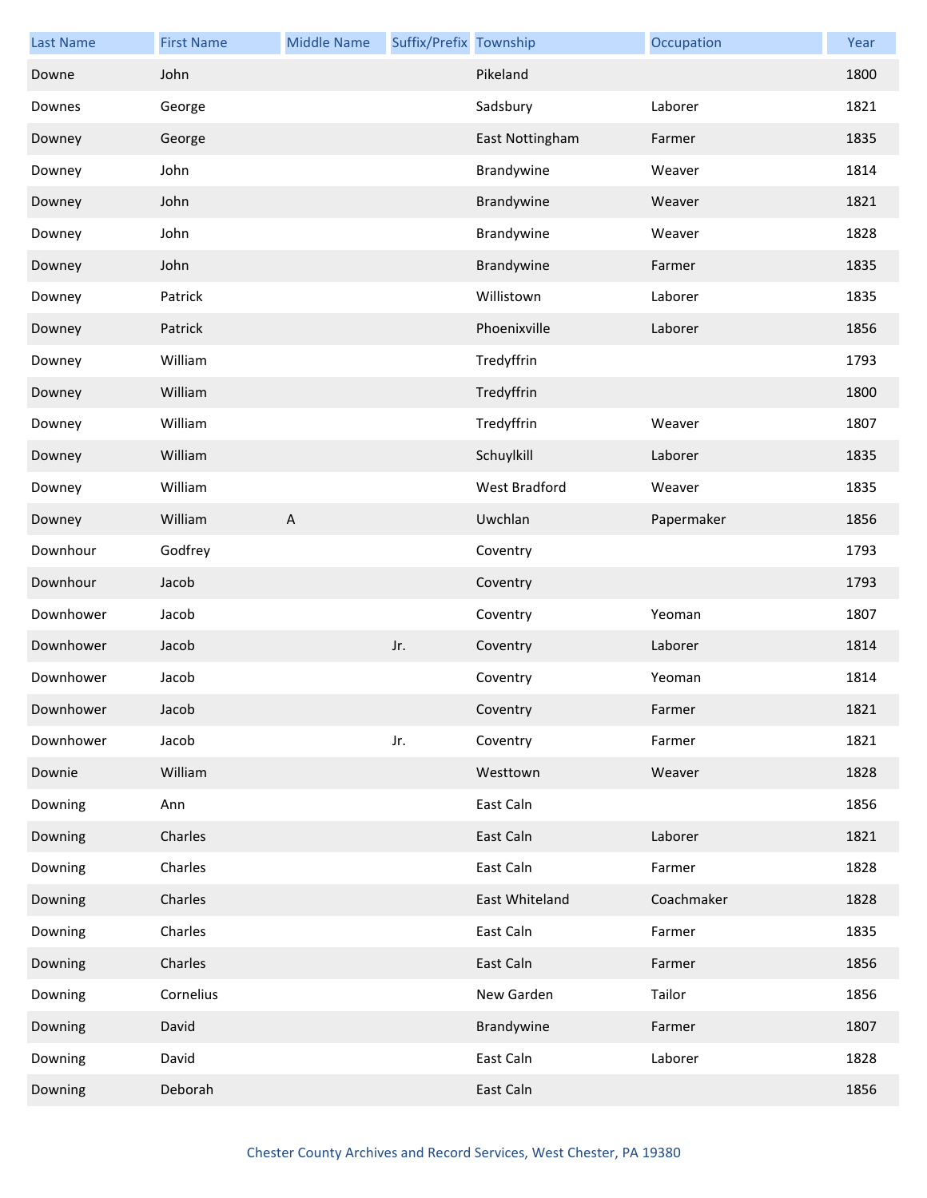| Last Name | First Name | Middle Name | Suffix/Prefix | Township | Occupation | Year |
|---|---|---|---|---|---|---|
| Downe | John | | | Pikeland | | 1800 |
| Downes | George | | | Sadsbury | Laborer | 1821 |
| Downey | George | | | East Nottingham | Farmer | 1835 |
| Downey | John | | | Brandywine | Weaver | 1814 |
| Downey | John | | | Brandywine | Weaver | 1821 |
| Downey | John | | | Brandywine | Weaver | 1828 |
| Downey | John | | | Brandywine | Farmer | 1835 |
| Downey | Patrick | | | Willistown | Laborer | 1835 |
| Downey | Patrick | | | Phoenixville | Laborer | 1856 |
| Downey | William | | | Tredyffrin | | 1793 |
| Downey | William | | | Tredyffrin | | 1800 |
| Downey | William | | | Tredyffrin | Weaver | 1807 |
| Downey | William | | | Schuylkill | Laborer | 1835 |
| Downey | William | | | West Bradford | Weaver | 1835 |
| Downey | William | A | | Uwchlan | Papermaker | 1856 |
| Downhour | Godfrey | | | Coventry | | 1793 |
| Downhour | Jacob | | | Coventry | | 1793 |
| Downhower | Jacob | | | Coventry | Yeoman | 1807 |
| Downhower | Jacob | | Jr. | Coventry | Laborer | 1814 |
| Downhower | Jacob | | | Coventry | Yeoman | 1814 |
| Downhower | Jacob | | | Coventry | Farmer | 1821 |
| Downhower | Jacob | | Jr. | Coventry | Farmer | 1821 |
| Downie | William | | | Westtown | Weaver | 1828 |
| Downing | Ann | | | East Caln | | 1856 |
| Downing | Charles | | | East Caln | Laborer | 1821 |
| Downing | Charles | | | East Caln | Farmer | 1828 |
| Downing | Charles | | | East Whiteland | Coachmaker | 1828 |
| Downing | Charles | | | East Caln | Farmer | 1835 |
| Downing | Charles | | | East Caln | Farmer | 1856 |
| Downing | Cornelius | | | New Garden | Tailor | 1856 |
| Downing | David | | | Brandywine | Farmer | 1807 |
| Downing | David | | | East Caln | Laborer | 1828 |
| Downing | Deborah | | | East Caln | | 1856 |

Chester County Archives and Record Services, West Chester, PA 19380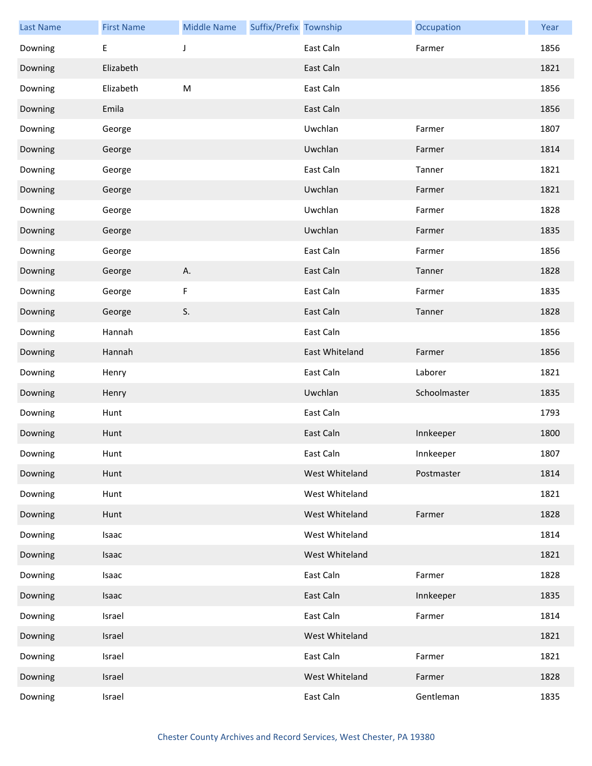| Last Name | First Name | Middle Name | Suffix/Prefix | Township | Occupation | Year |
|---|---|---|---|---|---|---|
| Downing | E | J | | East Caln | Farmer | 1856 |
| Downing | Elizabeth | | | East Caln | | 1821 |
| Downing | Elizabeth | M | | East Caln | | 1856 |
| Downing | Emila | | | East Caln | | 1856 |
| Downing | George | | | Uwchlan | Farmer | 1807 |
| Downing | George | | | Uwchlan | Farmer | 1814 |
| Downing | George | | | East Caln | Tanner | 1821 |
| Downing | George | | | Uwchlan | Farmer | 1821 |
| Downing | George | | | Uwchlan | Farmer | 1828 |
| Downing | George | | | Uwchlan | Farmer | 1835 |
| Downing | George | | | East Caln | Farmer | 1856 |
| Downing | George | A. | | East Caln | Tanner | 1828 |
| Downing | George | F | | East Caln | Farmer | 1835 |
| Downing | George | S. | | East Caln | Tanner | 1828 |
| Downing | Hannah | | | East Caln | | 1856 |
| Downing | Hannah | | | East Whiteland | Farmer | 1856 |
| Downing | Henry | | | East Caln | Laborer | 1821 |
| Downing | Henry | | | Uwchlan | Schoolmaster | 1835 |
| Downing | Hunt | | | East Caln | | 1793 |
| Downing | Hunt | | | East Caln | Innkeeper | 1800 |
| Downing | Hunt | | | East Caln | Innkeeper | 1807 |
| Downing | Hunt | | | West Whiteland | Postmaster | 1814 |
| Downing | Hunt | | | West Whiteland | | 1821 |
| Downing | Hunt | | | West Whiteland | Farmer | 1828 |
| Downing | Isaac | | | West Whiteland | | 1814 |
| Downing | Isaac | | | West Whiteland | | 1821 |
| Downing | Isaac | | | East Caln | Farmer | 1828 |
| Downing | Isaac | | | East Caln | Innkeeper | 1835 |
| Downing | Israel | | | East Caln | Farmer | 1814 |
| Downing | Israel | | | West Whiteland | | 1821 |
| Downing | Israel | | | East Caln | Farmer | 1821 |
| Downing | Israel | | | West Whiteland | Farmer | 1828 |
| Downing | Israel | | | East Caln | Gentleman | 1835 |

Chester County Archives and Record Services, West Chester, PA 19380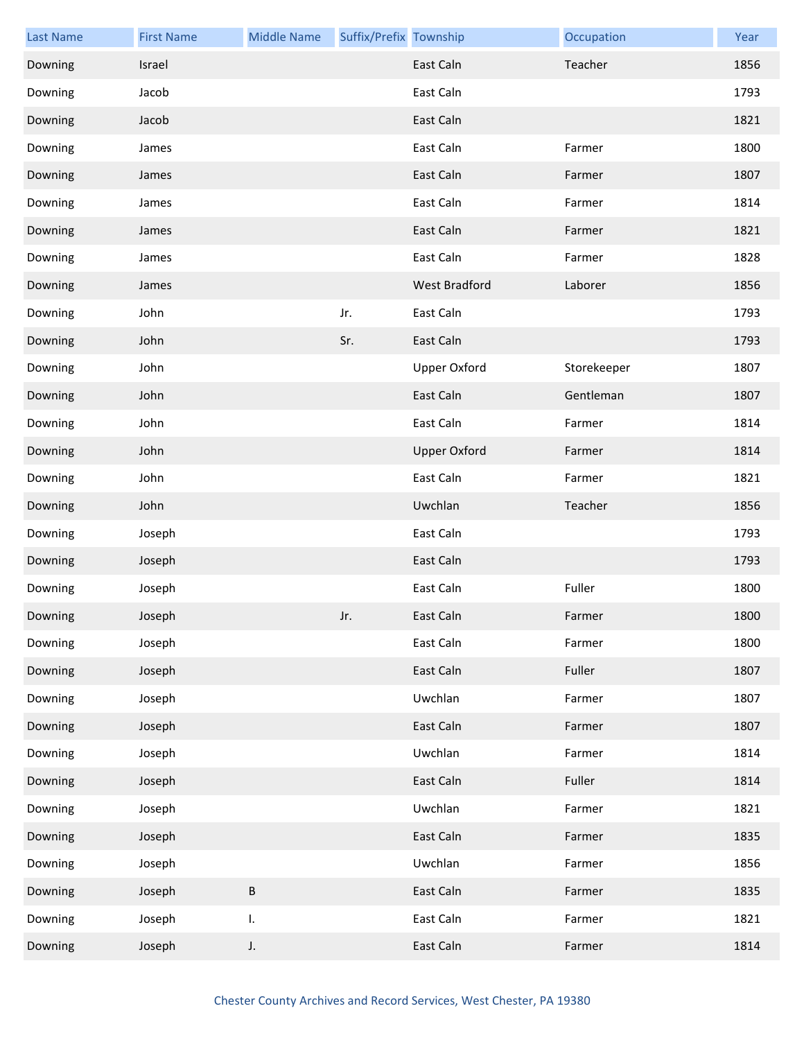| Last Name | First Name | Middle Name | Suffix/Prefix | Township | Occupation | Year |
|---|---|---|---|---|---|---|
| Downing | Israel | | | East Caln | Teacher | 1856 |
| Downing | Jacob | | | East Caln | | 1793 |
| Downing | Jacob | | | East Caln | | 1821 |
| Downing | James | | | East Caln | Farmer | 1800 |
| Downing | James | | | East Caln | Farmer | 1807 |
| Downing | James | | | East Caln | Farmer | 1814 |
| Downing | James | | | East Caln | Farmer | 1821 |
| Downing | James | | | East Caln | Farmer | 1828 |
| Downing | James | | | West Bradford | Laborer | 1856 |
| Downing | John | | Jr. | East Caln | | 1793 |
| Downing | John | | Sr. | East Caln | | 1793 |
| Downing | John | | | Upper Oxford | Storekeeper | 1807 |
| Downing | John | | | East Caln | Gentleman | 1807 |
| Downing | John | | | East Caln | Farmer | 1814 |
| Downing | John | | | Upper Oxford | Farmer | 1814 |
| Downing | John | | | East Caln | Farmer | 1821 |
| Downing | John | | | Uwchlan | Teacher | 1856 |
| Downing | Joseph | | | East Caln | | 1793 |
| Downing | Joseph | | | East Caln | | 1793 |
| Downing | Joseph | | | East Caln | Fuller | 1800 |
| Downing | Joseph | | Jr. | East Caln | Farmer | 1800 |
| Downing | Joseph | | | East Caln | Farmer | 1800 |
| Downing | Joseph | | | East Caln | Fuller | 1807 |
| Downing | Joseph | | | Uwchlan | Farmer | 1807 |
| Downing | Joseph | | | East Caln | Farmer | 1807 |
| Downing | Joseph | | | Uwchlan | Farmer | 1814 |
| Downing | Joseph | | | East Caln | Fuller | 1814 |
| Downing | Joseph | | | Uwchlan | Farmer | 1821 |
| Downing | Joseph | | | East Caln | Farmer | 1835 |
| Downing | Joseph | | | Uwchlan | Farmer | 1856 |
| Downing | Joseph | B | | East Caln | Farmer | 1835 |
| Downing | Joseph | I. | | East Caln | Farmer | 1821 |
| Downing | Joseph | J. | | East Caln | Farmer | 1814 |

Chester County Archives and Record Services, West Chester, PA 19380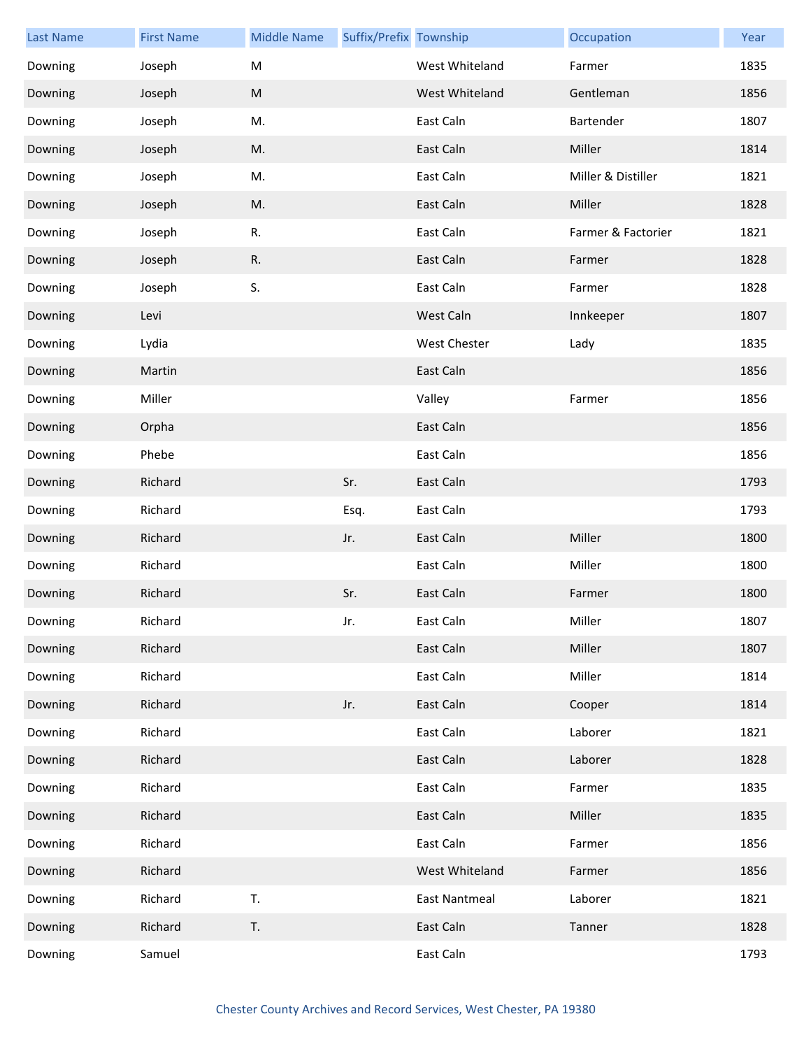| Last Name | First Name | Middle Name | Suffix/Prefix | Township | Occupation | Year |
| --- | --- | --- | --- | --- | --- | --- |
| Downing | Joseph | M | | West Whiteland | Farmer | 1835 |
| Downing | Joseph | M | | West Whiteland | Gentleman | 1856 |
| Downing | Joseph | M. | | East Caln | Bartender | 1807 |
| Downing | Joseph | M. | | East Caln | Miller | 1814 |
| Downing | Joseph | M. | | East Caln | Miller & Distiller | 1821 |
| Downing | Joseph | M. | | East Caln | Miller | 1828 |
| Downing | Joseph | R. | | East Caln | Farmer & Factorier | 1821 |
| Downing | Joseph | R. | | East Caln | Farmer | 1828 |
| Downing | Joseph | S. | | East Caln | Farmer | 1828 |
| Downing | Levi | | | West Caln | Innkeeper | 1807 |
| Downing | Lydia | | | West Chester | Lady | 1835 |
| Downing | Martin | | | East Caln | | 1856 |
| Downing | Miller | | | Valley | Farmer | 1856 |
| Downing | Orpha | | | East Caln | | 1856 |
| Downing | Phebe | | | East Caln | | 1856 |
| Downing | Richard | | Sr. | East Caln | | 1793 |
| Downing | Richard | | Esq. | East Caln | | 1793 |
| Downing | Richard | | Jr. | East Caln | Miller | 1800 |
| Downing | Richard | | | East Caln | Miller | 1800 |
| Downing | Richard | | Sr. | East Caln | Farmer | 1800 |
| Downing | Richard | | Jr. | East Caln | Miller | 1807 |
| Downing | Richard | | | East Caln | Miller | 1807 |
| Downing | Richard | | | East Caln | Miller | 1814 |
| Downing | Richard | | Jr. | East Caln | Cooper | 1814 |
| Downing | Richard | | | East Caln | Laborer | 1821 |
| Downing | Richard | | | East Caln | Laborer | 1828 |
| Downing | Richard | | | East Caln | Farmer | 1835 |
| Downing | Richard | | | East Caln | Miller | 1835 |
| Downing | Richard | | | East Caln | Farmer | 1856 |
| Downing | Richard | | | West Whiteland | Farmer | 1856 |
| Downing | Richard | T. | | East Nantmeal | Laborer | 1821 |
| Downing | Richard | T. | | East Caln | Tanner | 1828 |
| Downing | Samuel | | | East Caln | | 1793 |

Chester County Archives and Record Services, West Chester, PA 19380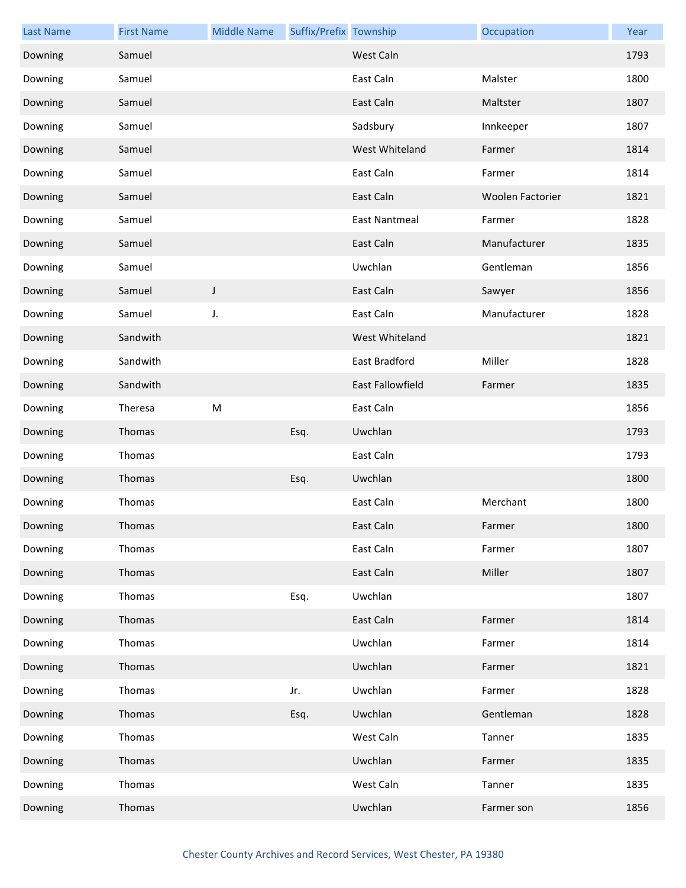| Last Name | First Name | Middle Name | Suffix/Prefix | Township | Occupation | Year |
|---|---|---|---|---|---|---|
| Downing | Samuel | | | West Caln | | 1793 |
| Downing | Samuel | | | East Caln | Malster | 1800 |
| Downing | Samuel | | | East Caln | Maltster | 1807 |
| Downing | Samuel | | | Sadsbury | Innkeeper | 1807 |
| Downing | Samuel | | | West Whiteland | Farmer | 1814 |
| Downing | Samuel | | | East Caln | Farmer | 1814 |
| Downing | Samuel | | | East Caln | Woolen Factorier | 1821 |
| Downing | Samuel | | | East Nantmeal | Farmer | 1828 |
| Downing | Samuel | | | East Caln | Manufacturer | 1835 |
| Downing | Samuel | | | Uwchlan | Gentleman | 1856 |
| Downing | Samuel | J | | East Caln | Sawyer | 1856 |
| Downing | Samuel | J. | | East Caln | Manufacturer | 1828 |
| Downing | Sandwith | | | West Whiteland | | 1821 |
| Downing | Sandwith | | | East Bradford | Miller | 1828 |
| Downing | Sandwith | | | East Fallowfield | Farmer | 1835 |
| Downing | Theresa | M | | East Caln | | 1856 |
| Downing | Thomas | | Esq. | Uwchlan | | 1793 |
| Downing | Thomas | | | East Caln | | 1793 |
| Downing | Thomas | | Esq. | Uwchlan | | 1800 |
| Downing | Thomas | | | East Caln | Merchant | 1800 |
| Downing | Thomas | | | East Caln | Farmer | 1800 |
| Downing | Thomas | | | East Caln | Farmer | 1807 |
| Downing | Thomas | | | East Caln | Miller | 1807 |
| Downing | Thomas | | Esq. | Uwchlan | | 1807 |
| Downing | Thomas | | | East Caln | Farmer | 1814 |
| Downing | Thomas | | | Uwchlan | Farmer | 1814 |
| Downing | Thomas | | | Uwchlan | Farmer | 1821 |
| Downing | Thomas | | Jr. | Uwchlan | Farmer | 1828 |
| Downing | Thomas | | Esq. | Uwchlan | Gentleman | 1828 |
| Downing | Thomas | | | West Caln | Tanner | 1835 |
| Downing | Thomas | | | Uwchlan | Farmer | 1835 |
| Downing | Thomas | | | West Caln | Tanner | 1835 |
| Downing | Thomas | | | Uwchlan | Farmer son | 1856 |

Chester County Archives and Record Services, West Chester, PA 19380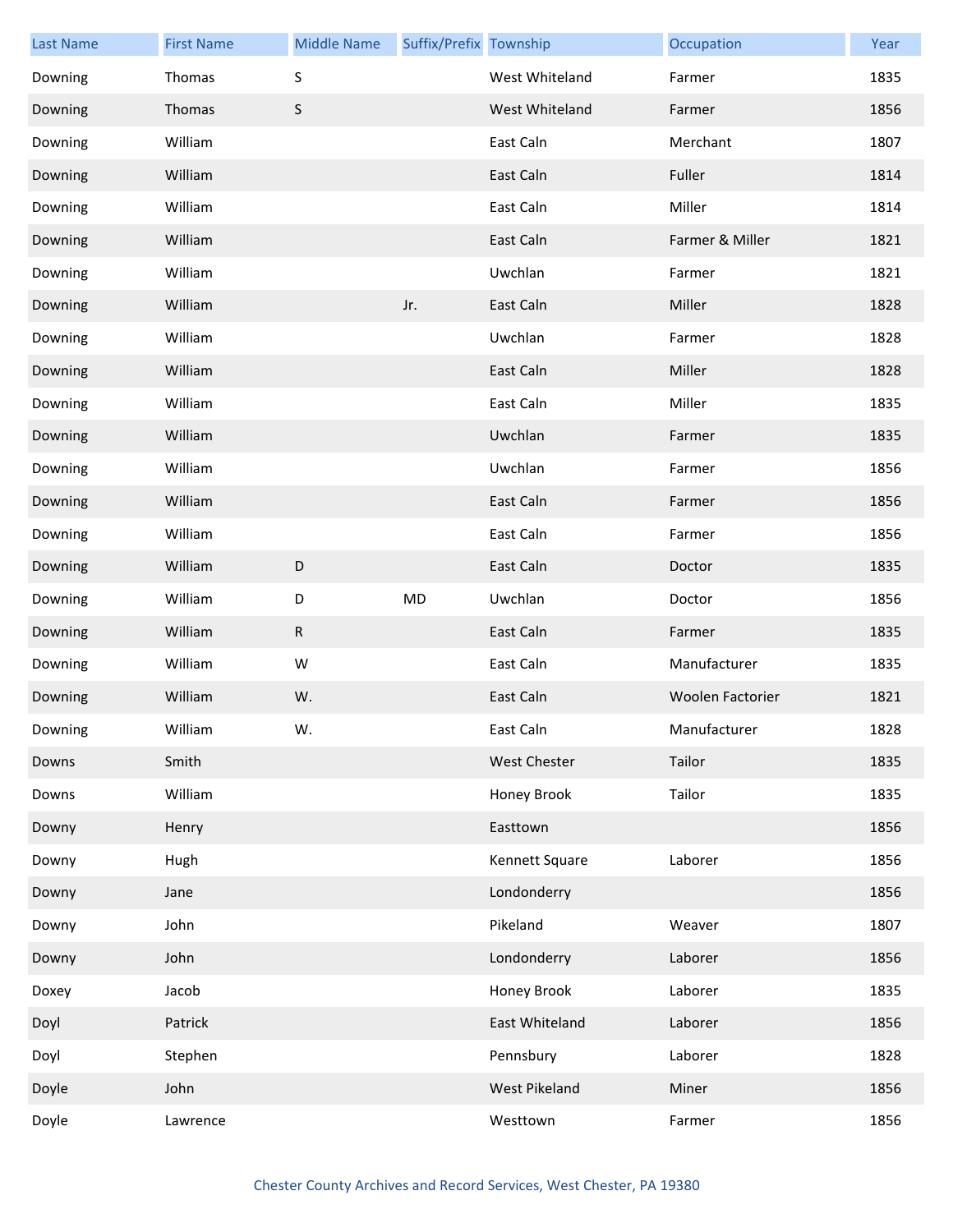| Last Name | First Name | Middle Name | Suffix/Prefix | Township | Occupation | Year |
|---|---|---|---|---|---|---|
| Downing | Thomas | S | | West Whiteland | Farmer | 1835 |
| Downing | Thomas | S | | West Whiteland | Farmer | 1856 |
| Downing | William | | | East Caln | Merchant | 1807 |
| Downing | William | | | East Caln | Fuller | 1814 |
| Downing | William | | | East Caln | Miller | 1814 |
| Downing | William | | | East Caln | Farmer & Miller | 1821 |
| Downing | William | | | Uwchlan | Farmer | 1821 |
| Downing | William | | Jr. | East Caln | Miller | 1828 |
| Downing | William | | | Uwchlan | Farmer | 1828 |
| Downing | William | | | East Caln | Miller | 1828 |
| Downing | William | | | East Caln | Miller | 1835 |
| Downing | William | | | Uwchlan | Farmer | 1835 |
| Downing | William | | | Uwchlan | Farmer | 1856 |
| Downing | William | | | East Caln | Farmer | 1856 |
| Downing | William | | | East Caln | Farmer | 1856 |
| Downing | William | D | | East Caln | Doctor | 1835 |
| Downing | William | D | MD | Uwchlan | Doctor | 1856 |
| Downing | William | R | | East Caln | Farmer | 1835 |
| Downing | William | W | | East Caln | Manufacturer | 1835 |
| Downing | William | W. | | East Caln | Woolen Factorier | 1821 |
| Downing | William | W. | | East Caln | Manufacturer | 1828 |
| Downs | Smith | | | West Chester | Tailor | 1835 |
| Downs | William | | | Honey Brook | Tailor | 1835 |
| Downy | Henry | | | Easttown | | 1856 |
| Downy | Hugh | | | Kennett Square | Laborer | 1856 |
| Downy | Jane | | | Londonderry | | 1856 |
| Downy | John | | | Pikeland | Weaver | 1807 |
| Downy | John | | | Londonderry | Laborer | 1856 |
| Doxey | Jacob | | | Honey Brook | Laborer | 1835 |
| Doyl | Patrick | | | East Whiteland | Laborer | 1856 |
| Doyl | Stephen | | | Pennsbury | Laborer | 1828 |
| Doyle | John | | | West Pikeland | Miner | 1856 |
| Doyle | Lawrence | | | Westtown | Farmer | 1856 |

Chester County Archives and Record Services, West Chester, PA 19380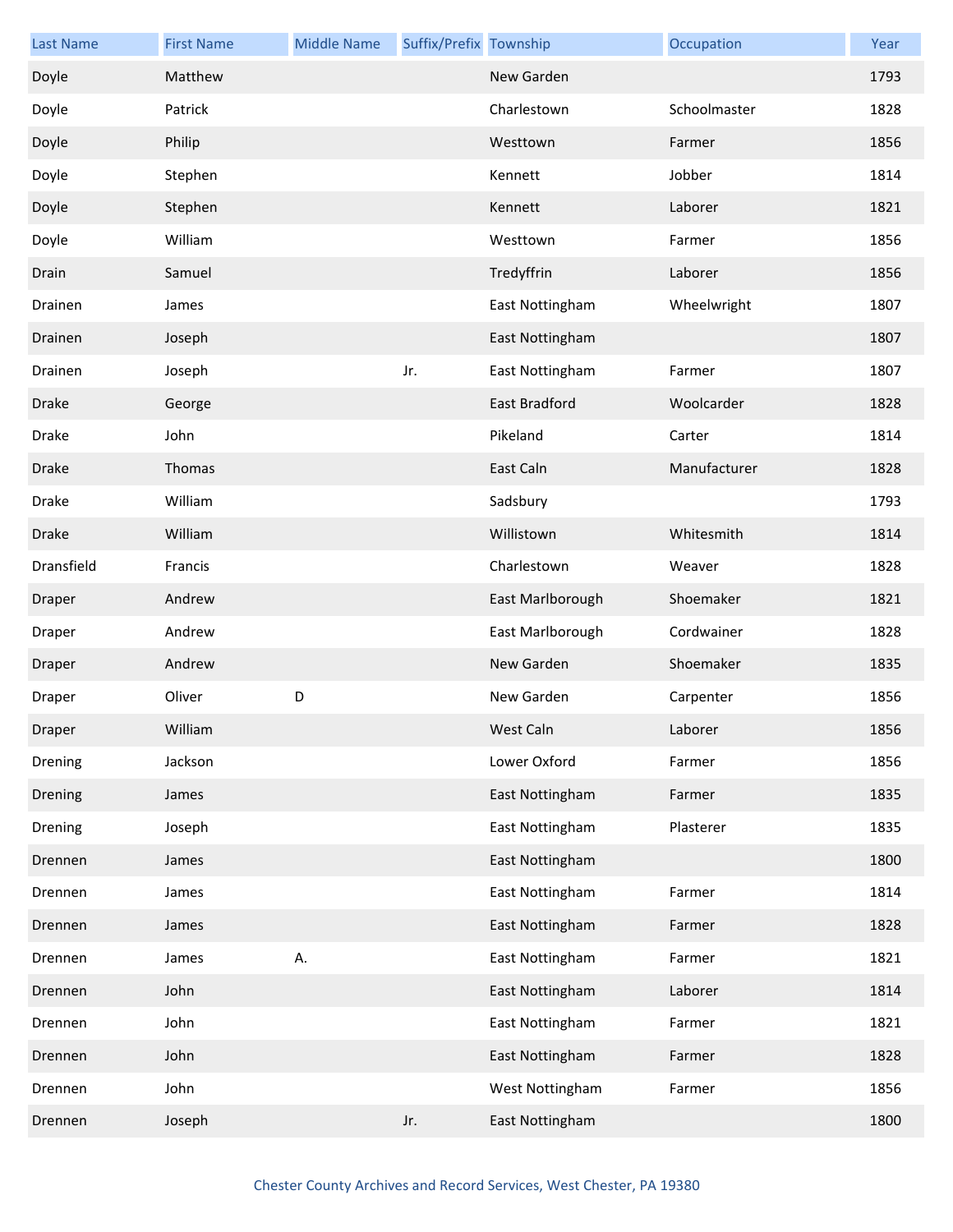| Last Name | First Name | Middle Name | Suffix/Prefix | Township | Occupation | Year |
|---|---|---|---|---|---|---|
| Doyle | Matthew | | | New Garden | | 1793 |
| Doyle | Patrick | | | Charlestown | Schoolmaster | 1828 |
| Doyle | Philip | | | Westtown | Farmer | 1856 |
| Doyle | Stephen | | | Kennett | Jobber | 1814 |
| Doyle | Stephen | | | Kennett | Laborer | 1821 |
| Doyle | William | | | Westtown | Farmer | 1856 |
| Drain | Samuel | | | Tredyffrin | Laborer | 1856 |
| Drainen | James | | | East Nottingham | Wheelwright | 1807 |
| Drainen | Joseph | | | East Nottingham | | 1807 |
| Drainen | Joseph | | Jr. | East Nottingham | Farmer | 1807 |
| Drake | George | | | East Bradford | Woolcarder | 1828 |
| Drake | John | | | Pikeland | Carter | 1814 |
| Drake | Thomas | | | East Caln | Manufacturer | 1828 |
| Drake | William | | | Sadsbury | | 1793 |
| Drake | William | | | Willistown | Whitesmith | 1814 |
| Dransfield | Francis | | | Charlestown | Weaver | 1828 |
| Draper | Andrew | | | East Marlborough | Shoemaker | 1821 |
| Draper | Andrew | | | East Marlborough | Cordwainer | 1828 |
| Draper | Andrew | | | New Garden | Shoemaker | 1835 |
| Draper | Oliver | D | | New Garden | Carpenter | 1856 |
| Draper | William | | | West Caln | Laborer | 1856 |
| Drening | Jackson | | | Lower Oxford | Farmer | 1856 |
| Drening | James | | | East Nottingham | Farmer | 1835 |
| Drening | Joseph | | | East Nottingham | Plasterer | 1835 |
| Drennen | James | | | East Nottingham | | 1800 |
| Drennen | James | | | East Nottingham | Farmer | 1814 |
| Drennen | James | | | East Nottingham | Farmer | 1828 |
| Drennen | James | A. | | East Nottingham | Farmer | 1821 |
| Drennen | John | | | East Nottingham | Laborer | 1814 |
| Drennen | John | | | East Nottingham | Farmer | 1821 |
| Drennen | John | | | East Nottingham | Farmer | 1828 |
| Drennen | John | | | West Nottingham | Farmer | 1856 |
| Drennen | Joseph | | Jr. | East Nottingham | | 1800 |

Chester County Archives and Record Services, West Chester, PA 19380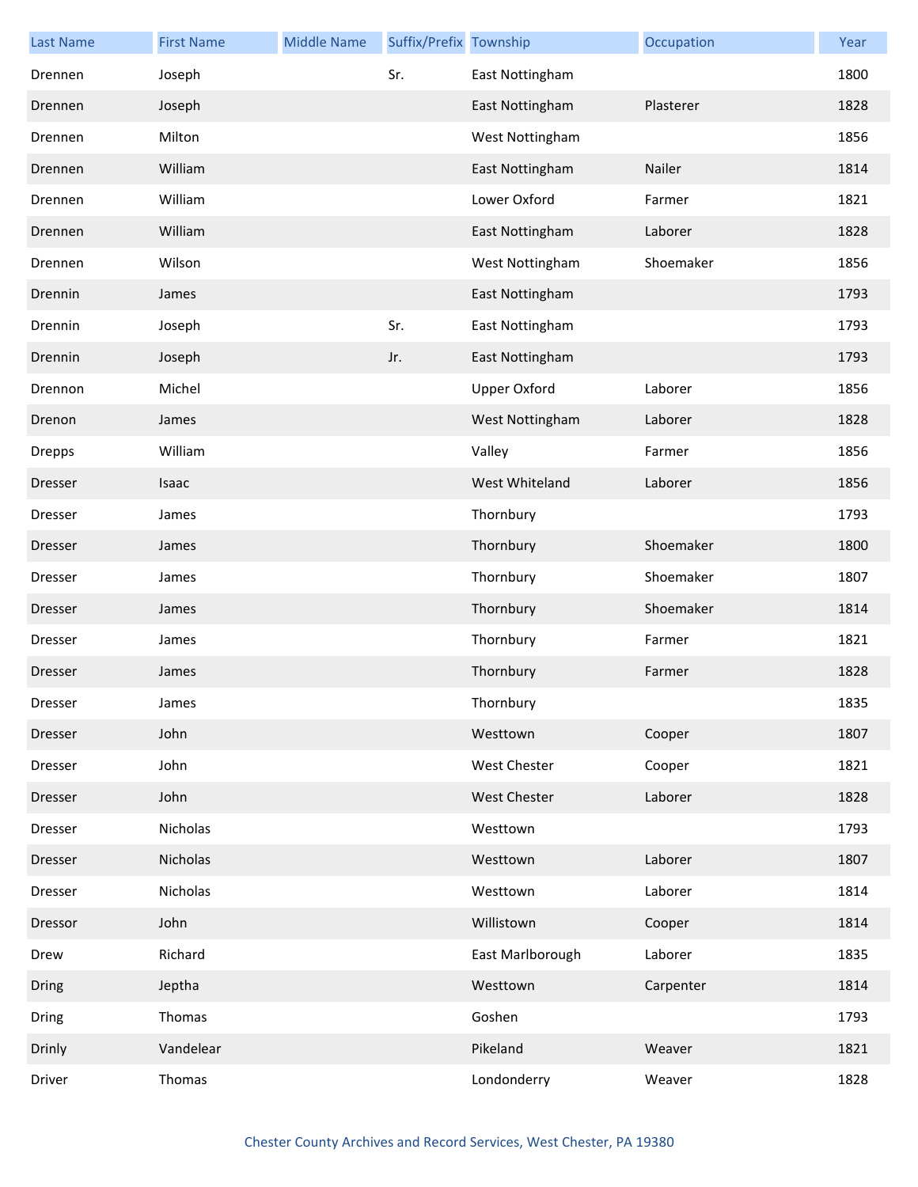| Last Name | First Name | Middle Name | Suffix/Prefix | Township | Occupation | Year |
|---|---|---|---|---|---|---|
| Drennen | Joseph | | Sr. | East Nottingham | | 1800 |
| Drennen | Joseph | | | East Nottingham | Plasterer | 1828 |
| Drennen | Milton | | | West Nottingham | | 1856 |
| Drennen | William | | | East Nottingham | Nailer | 1814 |
| Drennen | William | | | Lower Oxford | Farmer | 1821 |
| Drennen | William | | | East Nottingham | Laborer | 1828 |
| Drennen | Wilson | | | West Nottingham | Shoemaker | 1856 |
| Drennin | James | | | East Nottingham | | 1793 |
| Drennin | Joseph | | Sr. | East Nottingham | | 1793 |
| Drennin | Joseph | | Jr. | East Nottingham | | 1793 |
| Drennon | Michel | | | Upper Oxford | Laborer | 1856 |
| Drenon | James | | | West Nottingham | Laborer | 1828 |
| Drepps | William | | | Valley | Farmer | 1856 |
| Dresser | Isaac | | | West Whiteland | Laborer | 1856 |
| Dresser | James | | | Thornbury | | 1793 |
| Dresser | James | | | Thornbury | Shoemaker | 1800 |
| Dresser | James | | | Thornbury | Shoemaker | 1807 |
| Dresser | James | | | Thornbury | Shoemaker | 1814 |
| Dresser | James | | | Thornbury | Farmer | 1821 |
| Dresser | James | | | Thornbury | Farmer | 1828 |
| Dresser | James | | | Thornbury | | 1835 |
| Dresser | John | | | Westtown | Cooper | 1807 |
| Dresser | John | | | West Chester | Cooper | 1821 |
| Dresser | John | | | West Chester | Laborer | 1828 |
| Dresser | Nicholas | | | Westtown | | 1793 |
| Dresser | Nicholas | | | Westtown | Laborer | 1807 |
| Dresser | Nicholas | | | Westtown | Laborer | 1814 |
| Dressor | John | | | Willistown | Cooper | 1814 |
| Drew | Richard | | | East Marlborough | Laborer | 1835 |
| Dring | Jeptha | | | Westtown | Carpenter | 1814 |
| Dring | Thomas | | | Goshen | | 1793 |
| Drinly | Vandelear | | | Pikeland | Weaver | 1821 |
| Driver | Thomas | | | Londonderry | Weaver | 1828 |

Chester County Archives and Record Services, West Chester, PA 19380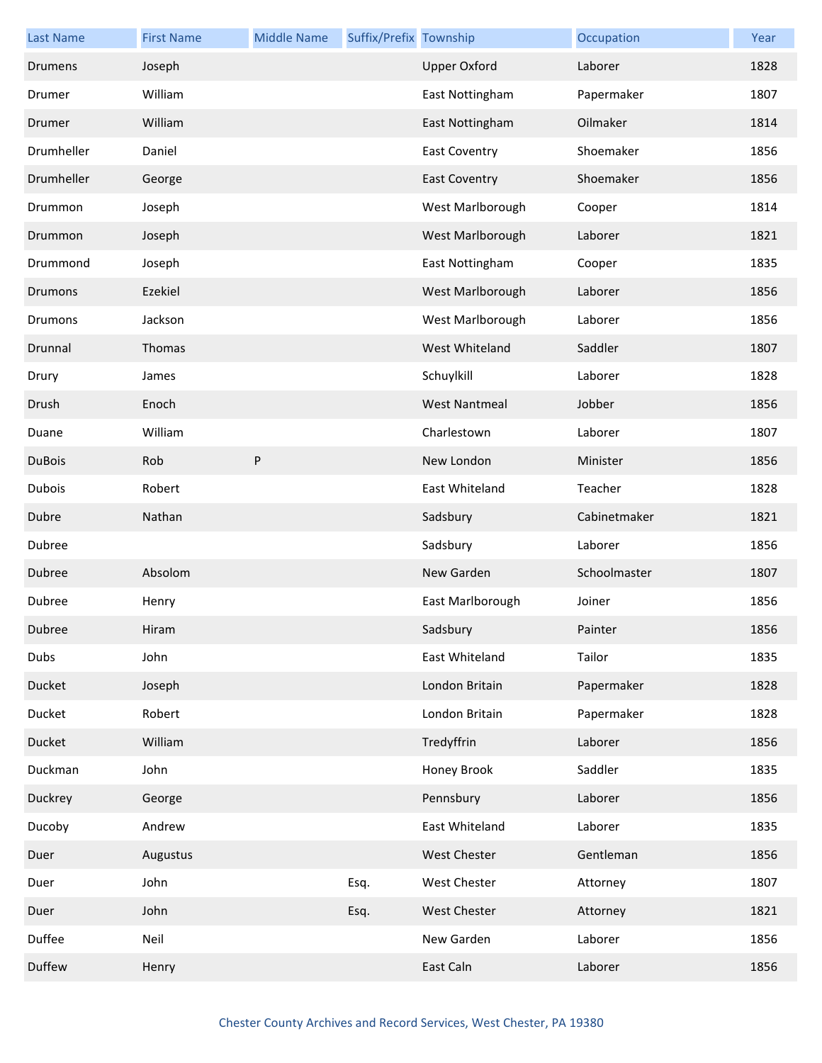| Last Name | First Name | Middle Name | Suffix/Prefix | Township | Occupation | Year |
|---|---|---|---|---|---|---|
| Drumens | Joseph | | | Upper Oxford | Laborer | 1828 |
| Drumer | William | | | East Nottingham | Papermaker | 1807 |
| Drumer | William | | | East Nottingham | Oilmaker | 1814 |
| Drumheller | Daniel | | | East Coventry | Shoemaker | 1856 |
| Drumheller | George | | | East Coventry | Shoemaker | 1856 |
| Drummon | Joseph | | | West Marlborough | Cooper | 1814 |
| Drummon | Joseph | | | West Marlborough | Laborer | 1821 |
| Drummond | Joseph | | | East Nottingham | Cooper | 1835 |
| Drumons | Ezekiel | | | West Marlborough | Laborer | 1856 |
| Drumons | Jackson | | | West Marlborough | Laborer | 1856 |
| Drunnal | Thomas | | | West Whiteland | Saddler | 1807 |
| Drury | James | | | Schuylkill | Laborer | 1828 |
| Drush | Enoch | | | West Nantmeal | Jobber | 1856 |
| Duane | William | | | Charlestown | Laborer | 1807 |
| DuBois | Rob | P | | New London | Minister | 1856 |
| Dubois | Robert | | | East Whiteland | Teacher | 1828 |
| Dubre | Nathan | | | Sadsbury | Cabinetmaker | 1821 |
| Dubree | | | | Sadsbury | Laborer | 1856 |
| Dubree | Absolom | | | New Garden | Schoolmaster | 1807 |
| Dubree | Henry | | | East Marlborough | Joiner | 1856 |
| Dubree | Hiram | | | Sadsbury | Painter | 1856 |
| Dubs | John | | | East Whiteland | Tailor | 1835 |
| Ducket | Joseph | | | London Britain | Papermaker | 1828 |
| Ducket | Robert | | | London Britain | Papermaker | 1828 |
| Ducket | William | | | Tredyffrin | Laborer | 1856 |
| Duckman | John | | | Honey Brook | Saddler | 1835 |
| Duckrey | George | | | Pennsbury | Laborer | 1856 |
| Ducoby | Andrew | | | East Whiteland | Laborer | 1835 |
| Duer | Augustus | | | West Chester | Gentleman | 1856 |
| Duer | John | | Esq. | West Chester | Attorney | 1807 |
| Duer | John | | Esq. | West Chester | Attorney | 1821 |
| Duffee | Neil | | | New Garden | Laborer | 1856 |
| Duffew | Henry | | | East Caln | Laborer | 1856 |

Chester County Archives and Record Services, West Chester, PA 19380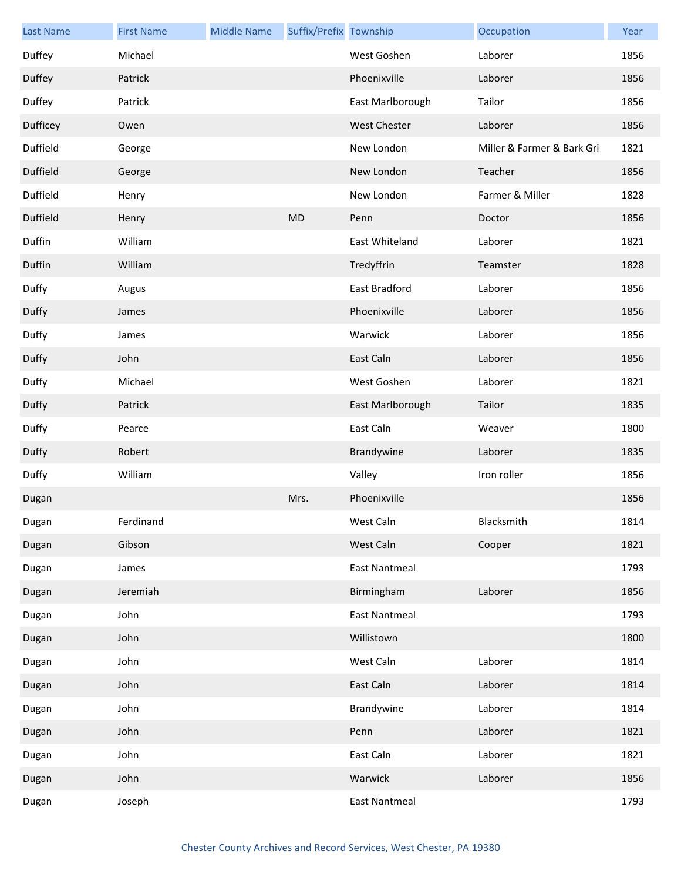| Last Name | First Name | Middle Name | Suffix/Prefix | Township | Occupation | Year |
| --- | --- | --- | --- | --- | --- | --- |
| Duffey | Michael | | | West Goshen | Laborer | 1856 |
| Duffey | Patrick | | | Phoenixville | Laborer | 1856 |
| Duffey | Patrick | | | East Marlborough | Tailor | 1856 |
| Dufficey | Owen | | | West Chester | Laborer | 1856 |
| Duffield | George | | | New London | Miller & Farmer & Bark Gri | 1821 |
| Duffield | George | | | New London | Teacher | 1856 |
| Duffield | Henry | | | New London | Farmer & Miller | 1828 |
| Duffield | Henry | | MD | Penn | Doctor | 1856 |
| Duffin | William | | | East Whiteland | Laborer | 1821 |
| Duffin | William | | | Tredyffrin | Teamster | 1828 |
| Duffy | Augus | | | East Bradford | Laborer | 1856 |
| Duffy | James | | | Phoenixville | Laborer | 1856 |
| Duffy | James | | | Warwick | Laborer | 1856 |
| Duffy | John | | | East Caln | Laborer | 1856 |
| Duffy | Michael | | | West Goshen | Laborer | 1821 |
| Duffy | Patrick | | | East Marlborough | Tailor | 1835 |
| Duffy | Pearce | | | East Caln | Weaver | 1800 |
| Duffy | Robert | | | Brandywine | Laborer | 1835 |
| Duffy | William | | | Valley | Iron roller | 1856 |
| Dugan | | | Mrs. | Phoenixville | | 1856 |
| Dugan | Ferdinand | | | West Caln | Blacksmith | 1814 |
| Dugan | Gibson | | | West Caln | Cooper | 1821 |
| Dugan | James | | | East Nantmeal | | 1793 |
| Dugan | Jeremiah | | | Birmingham | Laborer | 1856 |
| Dugan | John | | | East Nantmeal | | 1793 |
| Dugan | John | | | Willistown | | 1800 |
| Dugan | John | | | West Caln | Laborer | 1814 |
| Dugan | John | | | East Caln | Laborer | 1814 |
| Dugan | John | | | Brandywine | Laborer | 1814 |
| Dugan | John | | | Penn | Laborer | 1821 |
| Dugan | John | | | East Caln | Laborer | 1821 |
| Dugan | John | | | Warwick | Laborer | 1856 |
| Dugan | Joseph | | | East Nantmeal | | 1793 |

Chester County Archives and Record Services, West Chester, PA 19380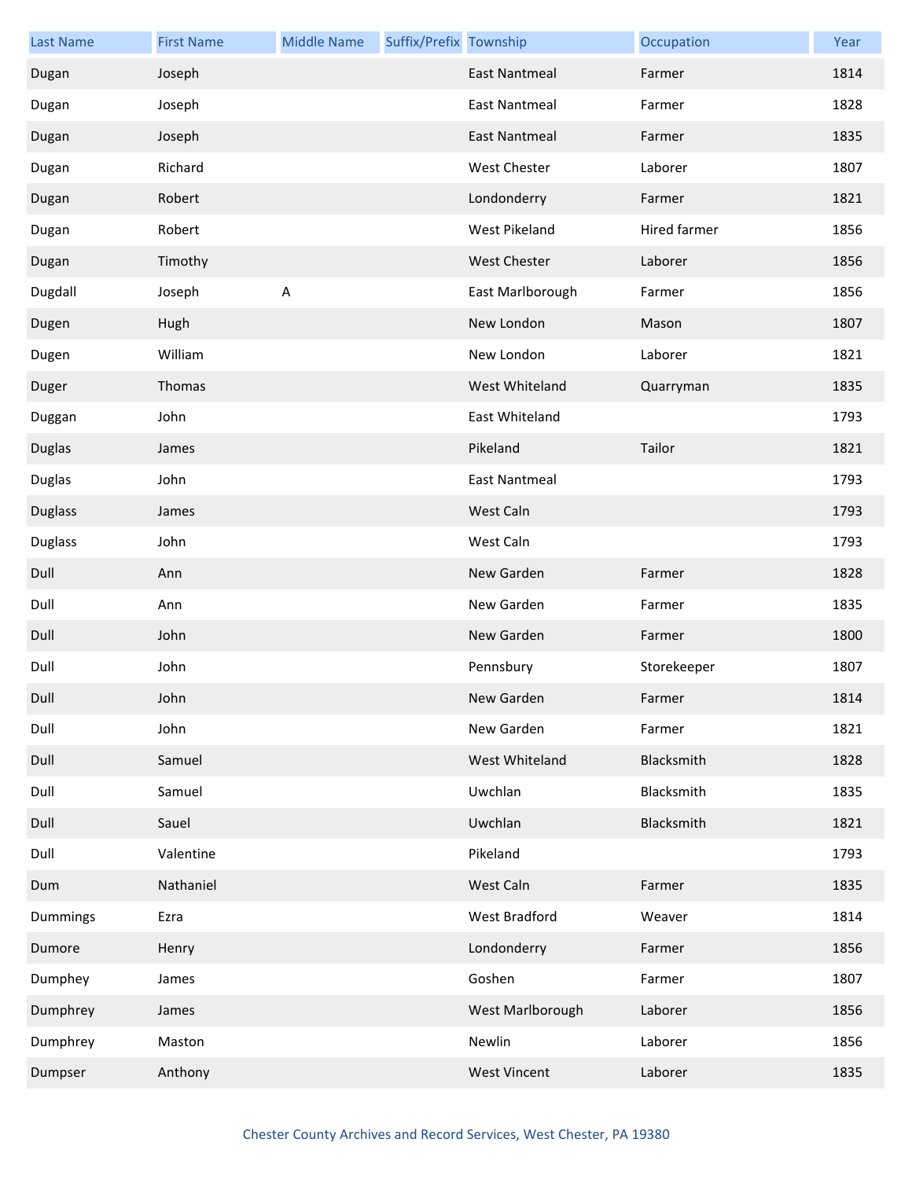| Last Name | First Name | Middle Name | Suffix/Prefix | Township | Occupation | Year |
|---|---|---|---|---|---|---|
| Dugan | Joseph | | | East Nantmeal | Farmer | 1814 |
| Dugan | Joseph | | | East Nantmeal | Farmer | 1828 |
| Dugan | Joseph | | | East Nantmeal | Farmer | 1835 |
| Dugan | Richard | | | West Chester | Laborer | 1807 |
| Dugan | Robert | | | Londonderry | Farmer | 1821 |
| Dugan | Robert | | | West Pikeland | Hired farmer | 1856 |
| Dugan | Timothy | | | West Chester | Laborer | 1856 |
| Dugdall | Joseph | A | | East Marlborough | Farmer | 1856 |
| Dugen | Hugh | | | New London | Mason | 1807 |
| Dugen | William | | | New London | Laborer | 1821 |
| Duger | Thomas | | | West Whiteland | Quarryman | 1835 |
| Duggan | John | | | East Whiteland | | 1793 |
| Duglas | James | | | Pikeland | Tailor | 1821 |
| Duglas | John | | | East Nantmeal | | 1793 |
| Duglass | James | | | West Caln | | 1793 |
| Duglass | John | | | West Caln | | 1793 |
| Dull | Ann | | | New Garden | Farmer | 1828 |
| Dull | Ann | | | New Garden | Farmer | 1835 |
| Dull | John | | | New Garden | Farmer | 1800 |
| Dull | John | | | Pennsbury | Storekeeper | 1807 |
| Dull | John | | | New Garden | Farmer | 1814 |
| Dull | John | | | New Garden | Farmer | 1821 |
| Dull | Samuel | | | West Whiteland | Blacksmith | 1828 |
| Dull | Samuel | | | Uwchlan | Blacksmith | 1835 |
| Dull | Sauel | | | Uwchlan | Blacksmith | 1821 |
| Dull | Valentine | | | Pikeland | | 1793 |
| Dum | Nathaniel | | | West Caln | Farmer | 1835 |
| Dummings | Ezra | | | West Bradford | Weaver | 1814 |
| Dumore | Henry | | | Londonderry | Farmer | 1856 |
| Dumphey | James | | | Goshen | Farmer | 1807 |
| Dumphrey | James | | | West Marlborough | Laborer | 1856 |
| Dumphrey | Maston | | | Newlin | Laborer | 1856 |
| Dumpser | Anthony | | | West Vincent | Laborer | 1835 |

Chester County Archives and Record Services, West Chester, PA 19380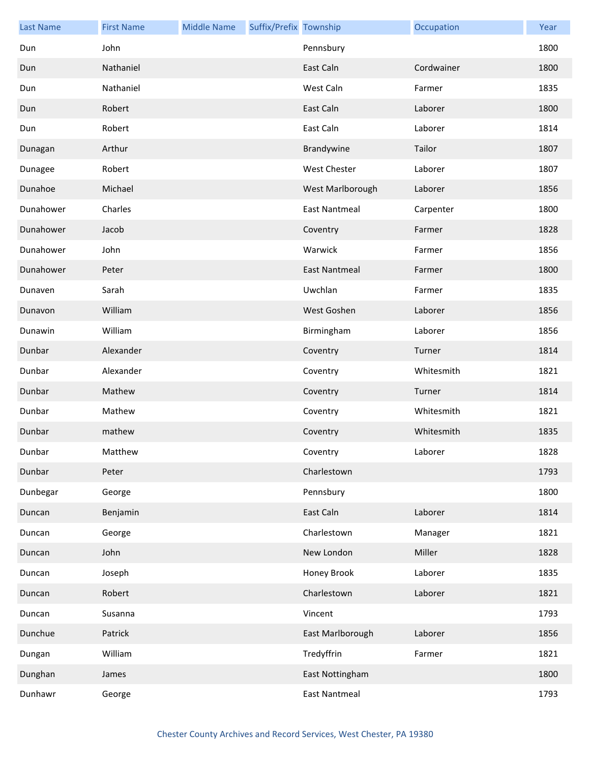| Last Name | First Name | Middle Name | Suffix/Prefix | Township | Occupation | Year |
|---|---|---|---|---|---|---|
| Dun | John | | | Pennsbury | | 1800 |
| Dun | Nathaniel | | | East Caln | Cordwainer | 1800 |
| Dun | Nathaniel | | | West Caln | Farmer | 1835 |
| Dun | Robert | | | East Caln | Laborer | 1800 |
| Dun | Robert | | | East Caln | Laborer | 1814 |
| Dunagan | Arthur | | | Brandywine | Tailor | 1807 |
| Dunagee | Robert | | | West Chester | Laborer | 1807 |
| Dunahoe | Michael | | | West Marlborough | Laborer | 1856 |
| Dunahower | Charles | | | East Nantmeal | Carpenter | 1800 |
| Dunahower | Jacob | | | Coventry | Farmer | 1828 |
| Dunahower | John | | | Warwick | Farmer | 1856 |
| Dunahower | Peter | | | East Nantmeal | Farmer | 1800 |
| Dunaven | Sarah | | | Uwchlan | Farmer | 1835 |
| Dunavon | William | | | West Goshen | Laborer | 1856 |
| Dunawin | William | | | Birmingham | Laborer | 1856 |
| Dunbar | Alexander | | | Coventry | Turner | 1814 |
| Dunbar | Alexander | | | Coventry | Whitesmith | 1821 |
| Dunbar | Mathew | | | Coventry | Turner | 1814 |
| Dunbar | Mathew | | | Coventry | Whitesmith | 1821 |
| Dunbar | mathew | | | Coventry | Whitesmith | 1835 |
| Dunbar | Matthew | | | Coventry | Laborer | 1828 |
| Dunbar | Peter | | | Charlestown | | 1793 |
| Dunbegar | George | | | Pennsbury | | 1800 |
| Duncan | Benjamin | | | East Caln | Laborer | 1814 |
| Duncan | George | | | Charlestown | Manager | 1821 |
| Duncan | John | | | New London | Miller | 1828 |
| Duncan | Joseph | | | Honey Brook | Laborer | 1835 |
| Duncan | Robert | | | Charlestown | Laborer | 1821 |
| Duncan | Susanna | | | Vincent | | 1793 |
| Dunchue | Patrick | | | East Marlborough | Laborer | 1856 |
| Dungan | William | | | Tredyffrin | Farmer | 1821 |
| Dunghan | James | | | East Nottingham | | 1800 |
| Dunhawr | George | | | East Nantmeal | | 1793 |

Chester County Archives and Record Services, West Chester, PA 19380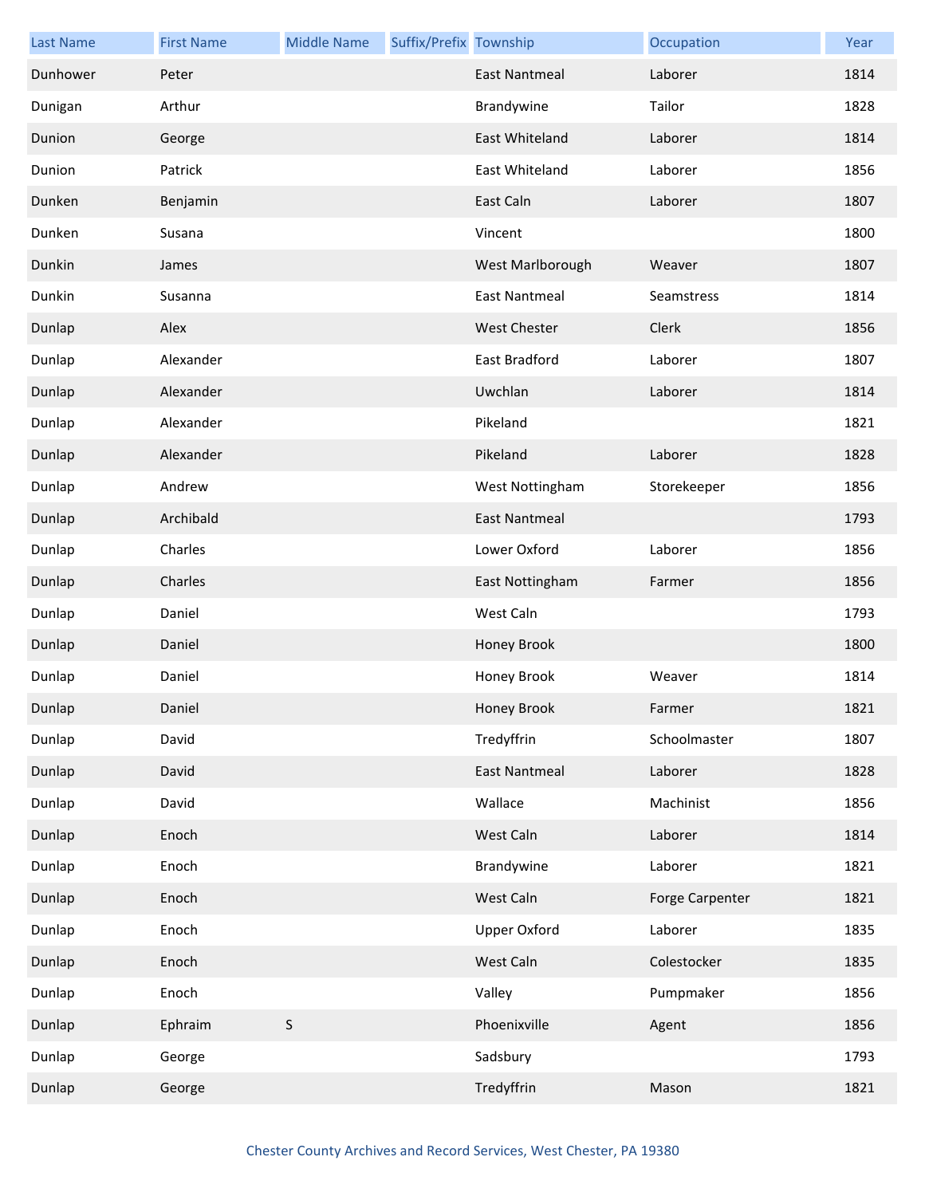| Last Name | First Name | Middle Name | Suffix/Prefix | Township | Occupation | Year |
|---|---|---|---|---|---|---|
| Dunhower | Peter | | | East Nantmeal | Laborer | 1814 |
| Dunigan | Arthur | | | Brandywine | Tailor | 1828 |
| Dunion | George | | | East Whiteland | Laborer | 1814 |
| Dunion | Patrick | | | East Whiteland | Laborer | 1856 |
| Dunken | Benjamin | | | East Caln | Laborer | 1807 |
| Dunken | Susana | | | Vincent | | 1800 |
| Dunkin | James | | | West Marlborough | Weaver | 1807 |
| Dunkin | Susanna | | | East Nantmeal | Seamstress | 1814 |
| Dunlap | Alex | | | West Chester | Clerk | 1856 |
| Dunlap | Alexander | | | East Bradford | Laborer | 1807 |
| Dunlap | Alexander | | | Uwchlan | Laborer | 1814 |
| Dunlap | Alexander | | | Pikeland | | 1821 |
| Dunlap | Alexander | | | Pikeland | Laborer | 1828 |
| Dunlap | Andrew | | | West Nottingham | Storekeeper | 1856 |
| Dunlap | Archibald | | | East Nantmeal | | 1793 |
| Dunlap | Charles | | | Lower Oxford | Laborer | 1856 |
| Dunlap | Charles | | | East Nottingham | Farmer | 1856 |
| Dunlap | Daniel | | | West Caln | | 1793 |
| Dunlap | Daniel | | | Honey Brook | | 1800 |
| Dunlap | Daniel | | | Honey Brook | Weaver | 1814 |
| Dunlap | Daniel | | | Honey Brook | Farmer | 1821 |
| Dunlap | David | | | Tredyffrin | Schoolmaster | 1807 |
| Dunlap | David | | | East Nantmeal | Laborer | 1828 |
| Dunlap | David | | | Wallace | Machinist | 1856 |
| Dunlap | Enoch | | | West Caln | Laborer | 1814 |
| Dunlap | Enoch | | | Brandywine | Laborer | 1821 |
| Dunlap | Enoch | | | West Caln | Forge Carpenter | 1821 |
| Dunlap | Enoch | | | Upper Oxford | Laborer | 1835 |
| Dunlap | Enoch | | | West Caln | Colestocker | 1835 |
| Dunlap | Enoch | | | Valley | Pumpmaker | 1856 |
| Dunlap | Ephraim | S | | Phoenixville | Agent | 1856 |
| Dunlap | George | | | Sadsbury | | 1793 |
| Dunlap | George | | | Tredyffrin | Mason | 1821 |

Chester County Archives and Record Services, West Chester, PA 19380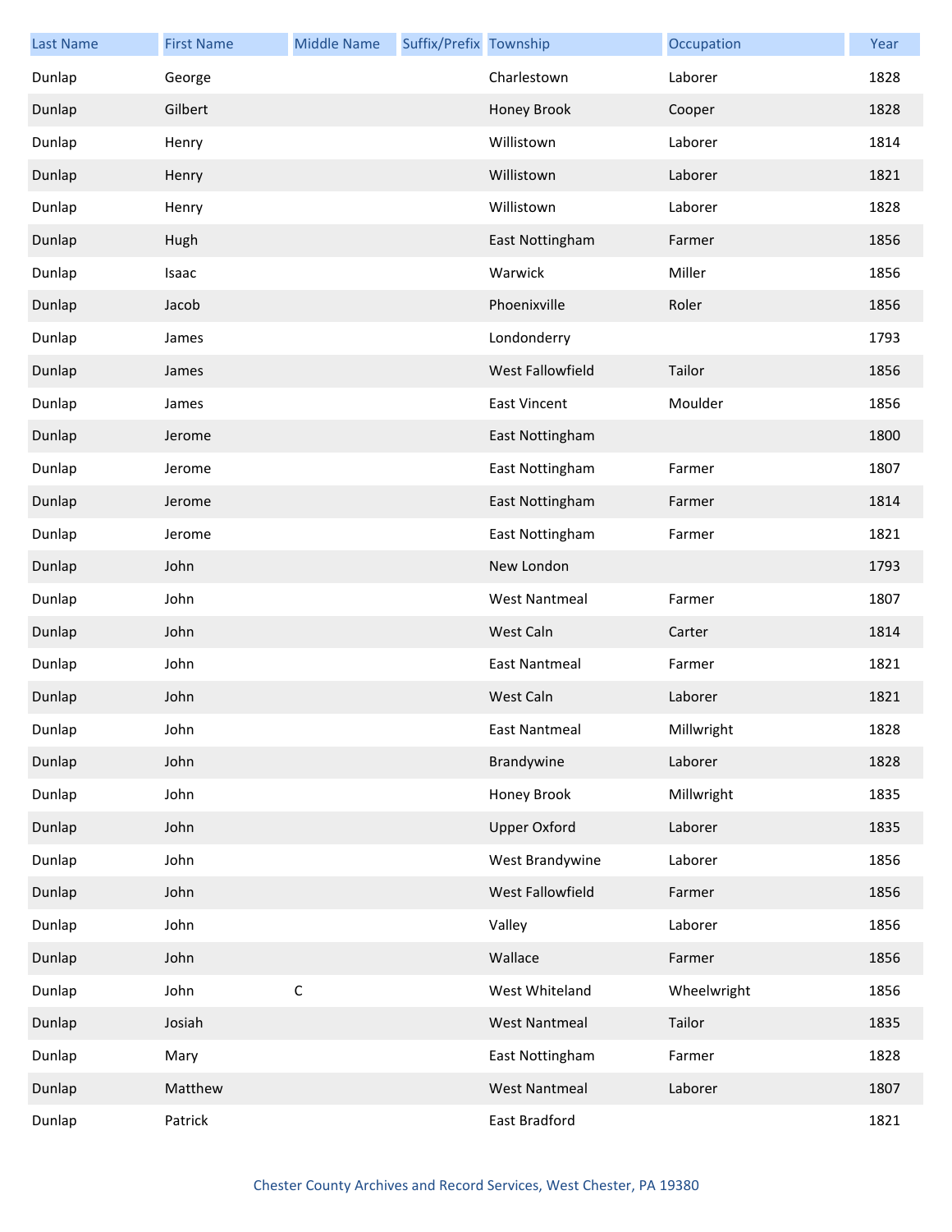| Last Name | First Name | Middle Name | Suffix/Prefix | Township | Occupation | Year |
|---|---|---|---|---|---|---|
| Dunlap | George | | | Charlestown | Laborer | 1828 |
| Dunlap | Gilbert | | | Honey Brook | Cooper | 1828 |
| Dunlap | Henry | | | Willistown | Laborer | 1814 |
| Dunlap | Henry | | | Willistown | Laborer | 1821 |
| Dunlap | Henry | | | Willistown | Laborer | 1828 |
| Dunlap | Hugh | | | East Nottingham | Farmer | 1856 |
| Dunlap | Isaac | | | Warwick | Miller | 1856 |
| Dunlap | Jacob | | | Phoenixville | Roler | 1856 |
| Dunlap | James | | | Londonderry | | 1793 |
| Dunlap | James | | | West Fallowfield | Tailor | 1856 |
| Dunlap | James | | | East Vincent | Moulder | 1856 |
| Dunlap | Jerome | | | East Nottingham | | 1800 |
| Dunlap | Jerome | | | East Nottingham | Farmer | 1807 |
| Dunlap | Jerome | | | East Nottingham | Farmer | 1814 |
| Dunlap | Jerome | | | East Nottingham | Farmer | 1821 |
| Dunlap | John | | | New London | | 1793 |
| Dunlap | John | | | West Nantmeal | Farmer | 1807 |
| Dunlap | John | | | West Caln | Carter | 1814 |
| Dunlap | John | | | East Nantmeal | Farmer | 1821 |
| Dunlap | John | | | West Caln | Laborer | 1821 |
| Dunlap | John | | | East Nantmeal | Millwright | 1828 |
| Dunlap | John | | | Brandywine | Laborer | 1828 |
| Dunlap | John | | | Honey Brook | Millwright | 1835 |
| Dunlap | John | | | Upper Oxford | Laborer | 1835 |
| Dunlap | John | | | West Brandywine | Laborer | 1856 |
| Dunlap | John | | | West Fallowfield | Farmer | 1856 |
| Dunlap | John | | | Valley | Laborer | 1856 |
| Dunlap | John | | | Wallace | Farmer | 1856 |
| Dunlap | John | C | | West Whiteland | Wheelwright | 1856 |
| Dunlap | Josiah | | | West Nantmeal | Tailor | 1835 |
| Dunlap | Mary | | | East Nottingham | Farmer | 1828 |
| Dunlap | Matthew | | | West Nantmeal | Laborer | 1807 |
| Dunlap | Patrick | | | East Bradford | | 1821 |

Chester County Archives and Record Services, West Chester, PA 19380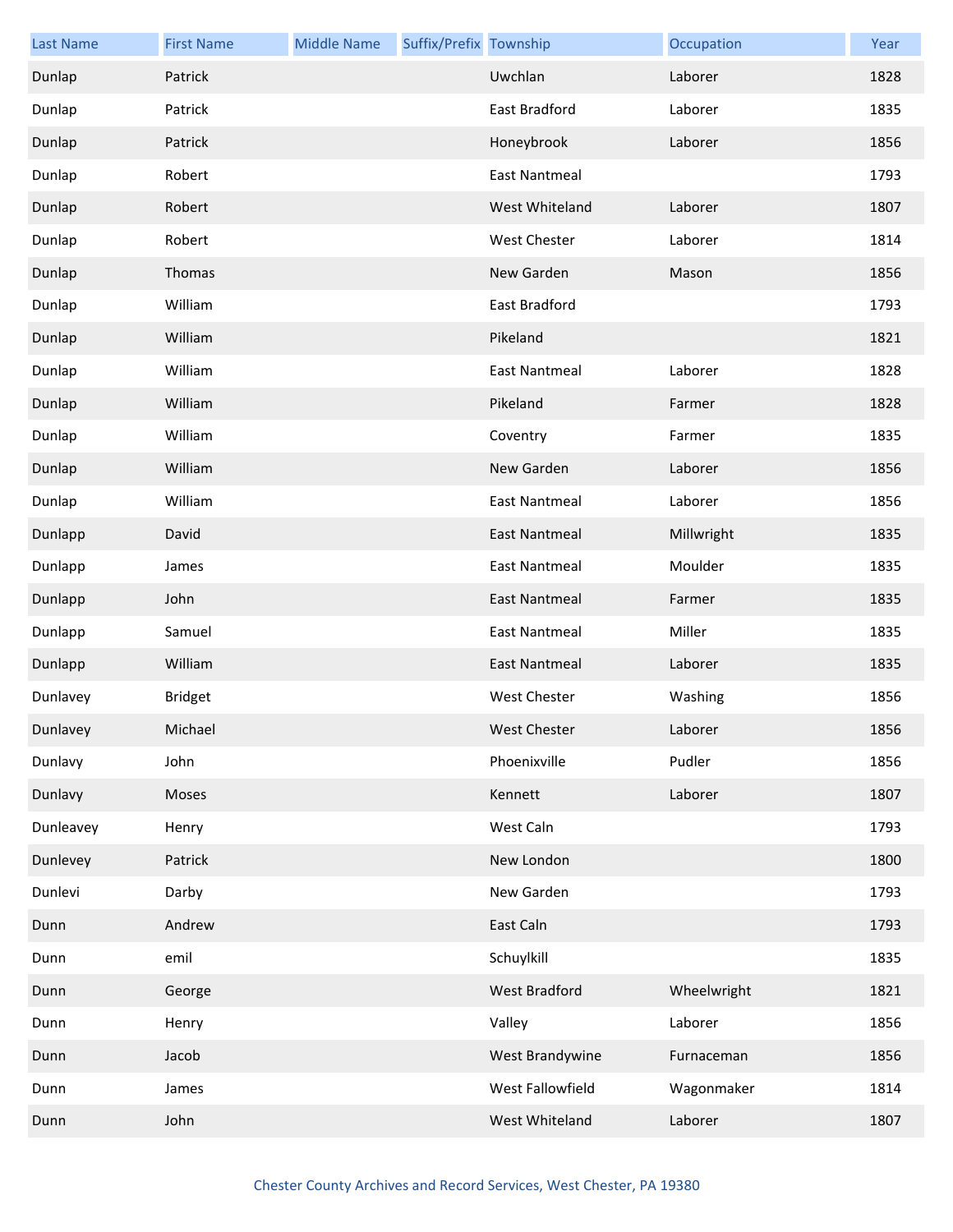| Last Name | First Name | Middle Name | Suffix/Prefix | Township | Occupation | Year |
|---|---|---|---|---|---|---|
| Dunlap | Patrick | | | Uwchlan | Laborer | 1828 |
| Dunlap | Patrick | | | East Bradford | Laborer | 1835 |
| Dunlap | Patrick | | | Honeybrook | Laborer | 1856 |
| Dunlap | Robert | | | East Nantmeal | | 1793 |
| Dunlap | Robert | | | West Whiteland | Laborer | 1807 |
| Dunlap | Robert | | | West Chester | Laborer | 1814 |
| Dunlap | Thomas | | | New Garden | Mason | 1856 |
| Dunlap | William | | | East Bradford | | 1793 |
| Dunlap | William | | | Pikeland | | 1821 |
| Dunlap | William | | | East Nantmeal | Laborer | 1828 |
| Dunlap | William | | | Pikeland | Farmer | 1828 |
| Dunlap | William | | | Coventry | Farmer | 1835 |
| Dunlap | William | | | New Garden | Laborer | 1856 |
| Dunlap | William | | | East Nantmeal | Laborer | 1856 |
| Dunlapp | David | | | East Nantmeal | Millwright | 1835 |
| Dunlapp | James | | | East Nantmeal | Moulder | 1835 |
| Dunlapp | John | | | East Nantmeal | Farmer | 1835 |
| Dunlapp | Samuel | | | East Nantmeal | Miller | 1835 |
| Dunlapp | William | | | East Nantmeal | Laborer | 1835 |
| Dunlavey | Bridget | | | West Chester | Washing | 1856 |
| Dunlavey | Michael | | | West Chester | Laborer | 1856 |
| Dunlavy | John | | | Phoenixville | Pudler | 1856 |
| Dunlavy | Moses | | | Kennett | Laborer | 1807 |
| Dunleavey | Henry | | | West Caln | | 1793 |
| Dunlevey | Patrick | | | New London | | 1800 |
| Dunlevi | Darby | | | New Garden | | 1793 |
| Dunn | Andrew | | | East Caln | | 1793 |
| Dunn | emil | | | Schuylkill | | 1835 |
| Dunn | George | | | West Bradford | Wheelwright | 1821 |
| Dunn | Henry | | | Valley | Laborer | 1856 |
| Dunn | Jacob | | | West Brandywine | Furnaceman | 1856 |
| Dunn | James | | | West Fallowfield | Wagonmaker | 1814 |
| Dunn | John | | | West Whiteland | Laborer | 1807 |

Chester County Archives and Record Services, West Chester, PA 19380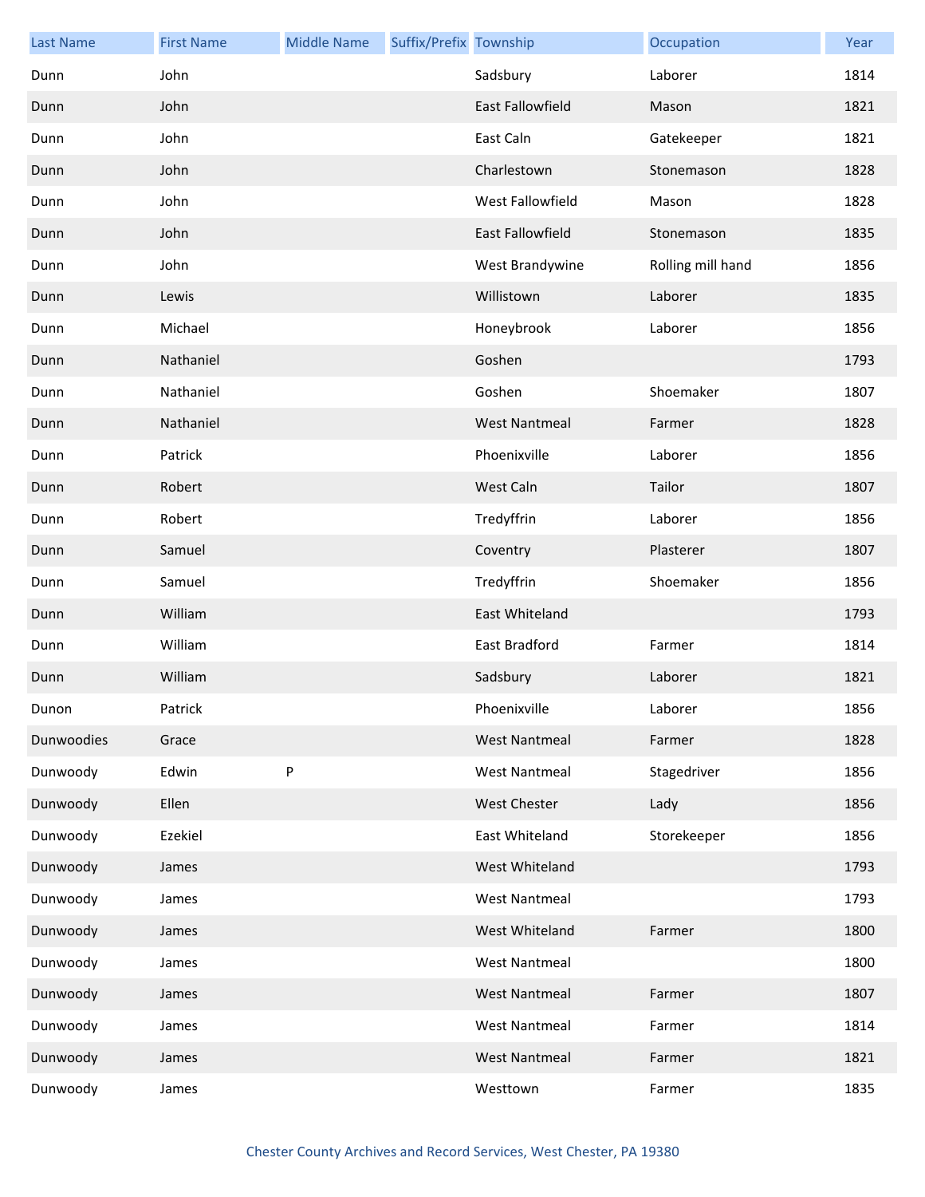| Last Name | First Name | Middle Name | Suffix/Prefix | Township | Occupation | Year |
|---|---|---|---|---|---|---|
| Dunn | John | | | Sadsbury | Laborer | 1814 |
| Dunn | John | | | East Fallowfield | Mason | 1821 |
| Dunn | John | | | East Caln | Gatekeeper | 1821 |
| Dunn | John | | | Charlestown | Stonemason | 1828 |
| Dunn | John | | | West Fallowfield | Mason | 1828 |
| Dunn | John | | | East Fallowfield | Stonemason | 1835 |
| Dunn | John | | | West Brandywine | Rolling mill hand | 1856 |
| Dunn | Lewis | | | Willistown | Laborer | 1835 |
| Dunn | Michael | | | Honeybrook | Laborer | 1856 |
| Dunn | Nathaniel | | | Goshen | | 1793 |
| Dunn | Nathaniel | | | Goshen | Shoemaker | 1807 |
| Dunn | Nathaniel | | | West Nantmeal | Farmer | 1828 |
| Dunn | Patrick | | | Phoenixville | Laborer | 1856 |
| Dunn | Robert | | | West Caln | Tailor | 1807 |
| Dunn | Robert | | | Tredyffrin | Laborer | 1856 |
| Dunn | Samuel | | | Coventry | Plasterer | 1807 |
| Dunn | Samuel | | | Tredyffrin | Shoemaker | 1856 |
| Dunn | William | | | East Whiteland | | 1793 |
| Dunn | William | | | East Bradford | Farmer | 1814 |
| Dunn | William | | | Sadsbury | Laborer | 1821 |
| Dunon | Patrick | | | Phoenixville | Laborer | 1856 |
| Dunwoodies | Grace | | | West Nantmeal | Farmer | 1828 |
| Dunwoody | Edwin | P | | West Nantmeal | Stagedriver | 1856 |
| Dunwoody | Ellen | | | West Chester | Lady | 1856 |
| Dunwoody | Ezekiel | | | East Whiteland | Storekeeper | 1856 |
| Dunwoody | James | | | West Whiteland | | 1793 |
| Dunwoody | James | | | West Nantmeal | | 1793 |
| Dunwoody | James | | | West Whiteland | Farmer | 1800 |
| Dunwoody | James | | | West Nantmeal | | 1800 |
| Dunwoody | James | | | West Nantmeal | Farmer | 1807 |
| Dunwoody | James | | | West Nantmeal | Farmer | 1814 |
| Dunwoody | James | | | West Nantmeal | Farmer | 1821 |
| Dunwoody | James | | | Westtown | Farmer | 1835 |

Chester County Archives and Record Services, West Chester, PA 19380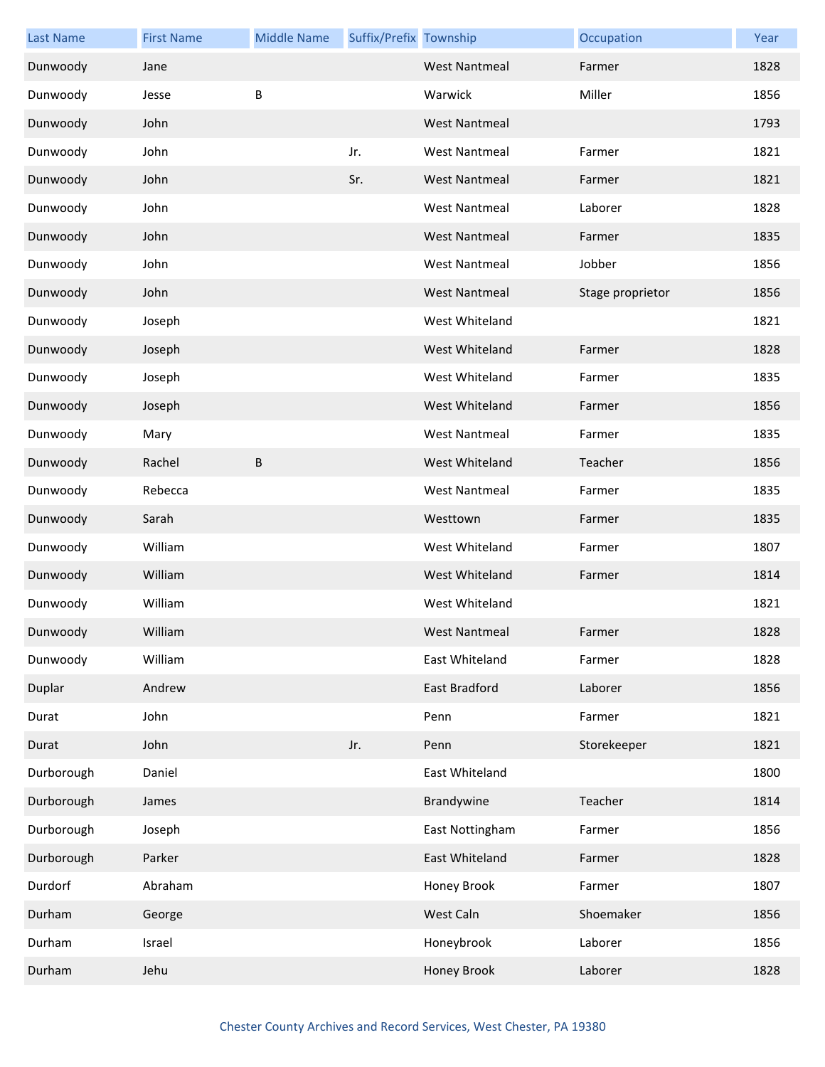| Last Name | First Name | Middle Name | Suffix/Prefix | Township | Occupation | Year |
|---|---|---|---|---|---|---|
| Dunwoody | Jane | | | West Nantmeal | Farmer | 1828 |
| Dunwoody | Jesse | B | | Warwick | Miller | 1856 |
| Dunwoody | John | | | West Nantmeal | | 1793 |
| Dunwoody | John | | Jr. | West Nantmeal | Farmer | 1821 |
| Dunwoody | John | | Sr. | West Nantmeal | Farmer | 1821 |
| Dunwoody | John | | | West Nantmeal | Laborer | 1828 |
| Dunwoody | John | | | West Nantmeal | Farmer | 1835 |
| Dunwoody | John | | | West Nantmeal | Jobber | 1856 |
| Dunwoody | John | | | West Nantmeal | Stage proprietor | 1856 |
| Dunwoody | Joseph | | | West Whiteland | | 1821 |
| Dunwoody | Joseph | | | West Whiteland | Farmer | 1828 |
| Dunwoody | Joseph | | | West Whiteland | Farmer | 1835 |
| Dunwoody | Joseph | | | West Whiteland | Farmer | 1856 |
| Dunwoody | Mary | | | West Nantmeal | Farmer | 1835 |
| Dunwoody | Rachel | B | | West Whiteland | Teacher | 1856 |
| Dunwoody | Rebecca | | | West Nantmeal | Farmer | 1835 |
| Dunwoody | Sarah | | | Westtown | Farmer | 1835 |
| Dunwoody | William | | | West Whiteland | Farmer | 1807 |
| Dunwoody | William | | | West Whiteland | Farmer | 1814 |
| Dunwoody | William | | | West Whiteland | | 1821 |
| Dunwoody | William | | | West Nantmeal | Farmer | 1828 |
| Dunwoody | William | | | East Whiteland | Farmer | 1828 |
| Duplar | Andrew | | | East Bradford | Laborer | 1856 |
| Durat | John | | | Penn | Farmer | 1821 |
| Durat | John | | Jr. | Penn | Storekeeper | 1821 |
| Durborough | Daniel | | | East Whiteland | | 1800 |
| Durborough | James | | | Brandywine | Teacher | 1814 |
| Durborough | Joseph | | | East Nottingham | Farmer | 1856 |
| Durborough | Parker | | | East Whiteland | Farmer | 1828 |
| Durdorf | Abraham | | | Honey Brook | Farmer | 1807 |
| Durham | George | | | West Caln | Shoemaker | 1856 |
| Durham | Israel | | | Honeybrook | Laborer | 1856 |
| Durham | Jehu | | | Honey Brook | Laborer | 1828 |

Chester County Archives and Record Services, West Chester, PA 19380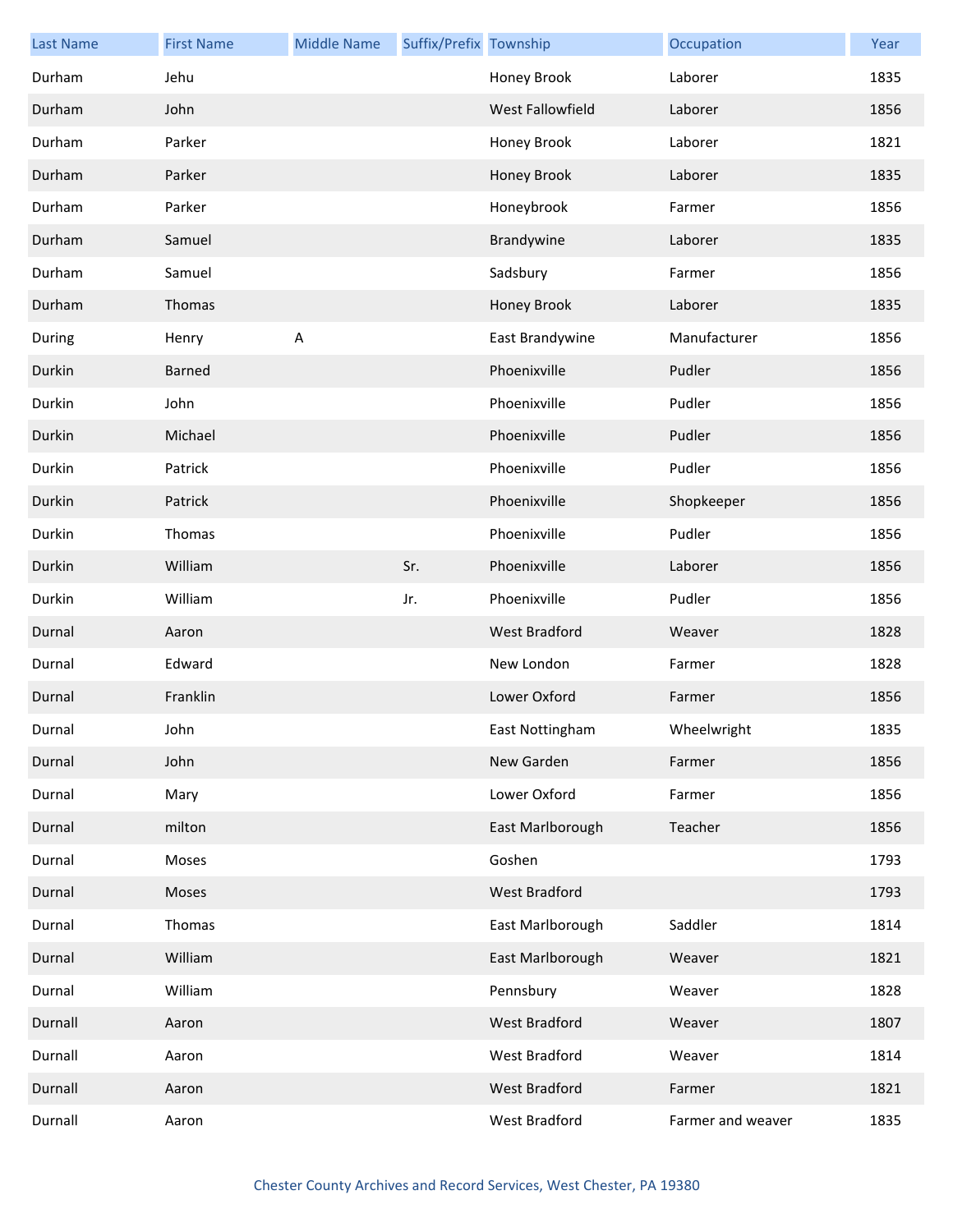| Last Name | First Name | Middle Name | Suffix/Prefix | Township | Occupation | Year |
|---|---|---|---|---|---|---|
| Durham | Jehu | | | Honey Brook | Laborer | 1835 |
| Durham | John | | | West Fallowfield | Laborer | 1856 |
| Durham | Parker | | | Honey Brook | Laborer | 1821 |
| Durham | Parker | | | Honey Brook | Laborer | 1835 |
| Durham | Parker | | | Honeybrook | Farmer | 1856 |
| Durham | Samuel | | | Brandywine | Laborer | 1835 |
| Durham | Samuel | | | Sadsbury | Farmer | 1856 |
| Durham | Thomas | | | Honey Brook | Laborer | 1835 |
| During | Henry | A | | East Brandywine | Manufacturer | 1856 |
| Durkin | Barned | | | Phoenixville | Pudler | 1856 |
| Durkin | John | | | Phoenixville | Pudler | 1856 |
| Durkin | Michael | | | Phoenixville | Pudler | 1856 |
| Durkin | Patrick | | | Phoenixville | Pudler | 1856 |
| Durkin | Patrick | | | Phoenixville | Shopkeeper | 1856 |
| Durkin | Thomas | | | Phoenixville | Pudler | 1856 |
| Durkin | William | | Sr. | Phoenixville | Laborer | 1856 |
| Durkin | William | | Jr. | Phoenixville | Pudler | 1856 |
| Durnal | Aaron | | | West Bradford | Weaver | 1828 |
| Durnal | Edward | | | New London | Farmer | 1828 |
| Durnal | Franklin | | | Lower Oxford | Farmer | 1856 |
| Durnal | John | | | East Nottingham | Wheelwright | 1835 |
| Durnal | John | | | New Garden | Farmer | 1856 |
| Durnal | Mary | | | Lower Oxford | Farmer | 1856 |
| Durnal | milton | | | East Marlborough | Teacher | 1856 |
| Durnal | Moses | | | Goshen | | 1793 |
| Durnal | Moses | | | West Bradford | | 1793 |
| Durnal | Thomas | | | East Marlborough | Saddler | 1814 |
| Durnal | William | | | East Marlborough | Weaver | 1821 |
| Durnal | William | | | Pennsbury | Weaver | 1828 |
| Durnall | Aaron | | | West Bradford | Weaver | 1807 |
| Durnall | Aaron | | | West Bradford | Weaver | 1814 |
| Durnall | Aaron | | | West Bradford | Farmer | 1821 |
| Durnall | Aaron | | | West Bradford | Farmer and weaver | 1835 |

Chester County Archives and Record Services, West Chester, PA 19380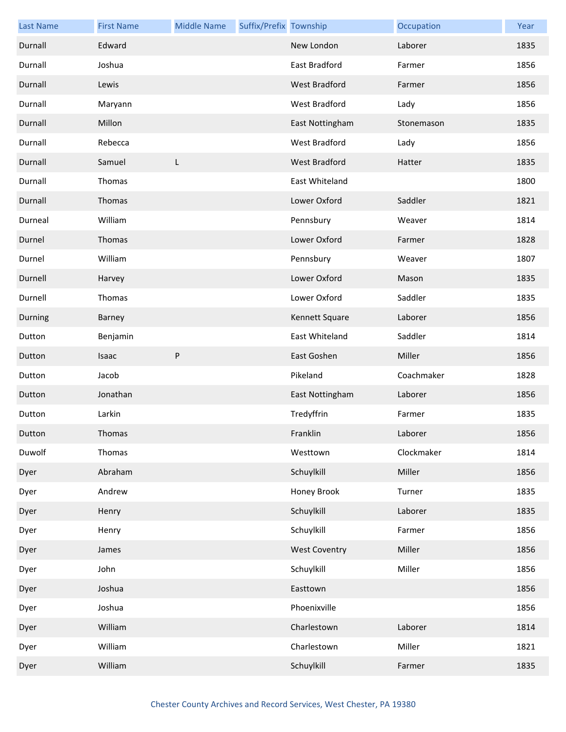| Last Name | First Name | Middle Name | Suffix/Prefix | Township | Occupation | Year |
|---|---|---|---|---|---|---|
| Durnall | Edward | | | New London | Laborer | 1835 |
| Durnall | Joshua | | | East Bradford | Farmer | 1856 |
| Durnall | Lewis | | | West Bradford | Farmer | 1856 |
| Durnall | Maryann | | | West Bradford | Lady | 1856 |
| Durnall | Millon | | | East Nottingham | Stonemason | 1835 |
| Durnall | Rebecca | | | West Bradford | Lady | 1856 |
| Durnall | Samuel | L | | West Bradford | Hatter | 1835 |
| Durnall | Thomas | | | East Whiteland | | 1800 |
| Durnall | Thomas | | | Lower Oxford | Saddler | 1821 |
| Durneal | William | | | Pennsbury | Weaver | 1814 |
| Durnel | Thomas | | | Lower Oxford | Farmer | 1828 |
| Durnel | William | | | Pennsbury | Weaver | 1807 |
| Durnell | Harvey | | | Lower Oxford | Mason | 1835 |
| Durnell | Thomas | | | Lower Oxford | Saddler | 1835 |
| Durning | Barney | | | Kennett Square | Laborer | 1856 |
| Dutton | Benjamin | | | East Whiteland | Saddler | 1814 |
| Dutton | Isaac | P | | East Goshen | Miller | 1856 |
| Dutton | Jacob | | | Pikeland | Coachmaker | 1828 |
| Dutton | Jonathan | | | East Nottingham | Laborer | 1856 |
| Dutton | Larkin | | | Tredyffrin | Farmer | 1835 |
| Dutton | Thomas | | | Franklin | Laborer | 1856 |
| Duwolf | Thomas | | | Westtown | Clockmaker | 1814 |
| Dyer | Abraham | | | Schuylkill | Miller | 1856 |
| Dyer | Andrew | | | Honey Brook | Turner | 1835 |
| Dyer | Henry | | | Schuylkill | Laborer | 1835 |
| Dyer | Henry | | | Schuylkill | Farmer | 1856 |
| Dyer | James | | | West Coventry | Miller | 1856 |
| Dyer | John | | | Schuylkill | Miller | 1856 |
| Dyer | Joshua | | | Easttown | | 1856 |
| Dyer | Joshua | | | Phoenixville | | 1856 |
| Dyer | William | | | Charlestown | Laborer | 1814 |
| Dyer | William | | | Charlestown | Miller | 1821 |
| Dyer | William | | | Schuylkill | Farmer | 1835 |

Chester County Archives and Record Services, West Chester, PA 19380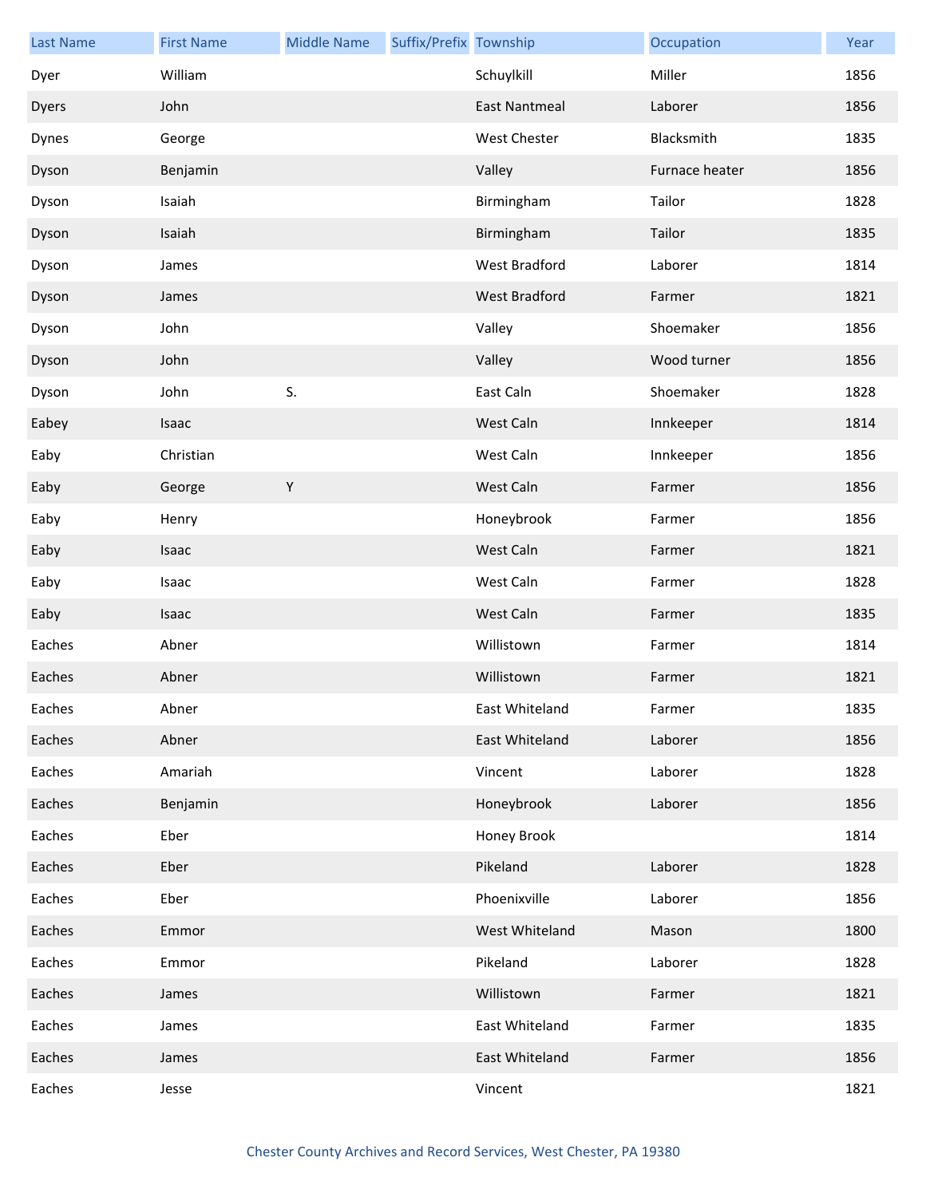| Last Name | First Name | Middle Name | Suffix/Prefix | Township | Occupation | Year |
|---|---|---|---|---|---|---|
| Dyer | William | | | Schuylkill | Miller | 1856 |
| Dyers | John | | | East Nantmeal | Laborer | 1856 |
| Dynes | George | | | West Chester | Blacksmith | 1835 |
| Dyson | Benjamin | | | Valley | Furnace heater | 1856 |
| Dyson | Isaiah | | | Birmingham | Tailor | 1828 |
| Dyson | Isaiah | | | Birmingham | Tailor | 1835 |
| Dyson | James | | | West Bradford | Laborer | 1814 |
| Dyson | James | | | West Bradford | Farmer | 1821 |
| Dyson | John | | | Valley | Shoemaker | 1856 |
| Dyson | John | | | Valley | Wood turner | 1856 |
| Dyson | John | S. | | East Caln | Shoemaker | 1828 |
| Eabey | Isaac | | | West Caln | Innkeeper | 1814 |
| Eaby | Christian | | | West Caln | Innkeeper | 1856 |
| Eaby | George | Y | | West Caln | Farmer | 1856 |
| Eaby | Henry | | | Honeybrook | Farmer | 1856 |
| Eaby | Isaac | | | West Caln | Farmer | 1821 |
| Eaby | Isaac | | | West Caln | Farmer | 1828 |
| Eaby | Isaac | | | West Caln | Farmer | 1835 |
| Eaches | Abner | | | Willistown | Farmer | 1814 |
| Eaches | Abner | | | Willistown | Farmer | 1821 |
| Eaches | Abner | | | East Whiteland | Farmer | 1835 |
| Eaches | Abner | | | East Whiteland | Laborer | 1856 |
| Eaches | Amariah | | | Vincent | Laborer | 1828 |
| Eaches | Benjamin | | | Honeybrook | Laborer | 1856 |
| Eaches | Eber | | | Honey Brook | | 1814 |
| Eaches | Eber | | | Pikeland | Laborer | 1828 |
| Eaches | Eber | | | Phoenixville | Laborer | 1856 |
| Eaches | Emmor | | | West Whiteland | Mason | 1800 |
| Eaches | Emmor | | | Pikeland | Laborer | 1828 |
| Eaches | James | | | Willistown | Farmer | 1821 |
| Eaches | James | | | East Whiteland | Farmer | 1835 |
| Eaches | James | | | East Whiteland | Farmer | 1856 |
| Eaches | Jesse | | | Vincent | | 1821 |

Chester County Archives and Record Services, West Chester, PA 19380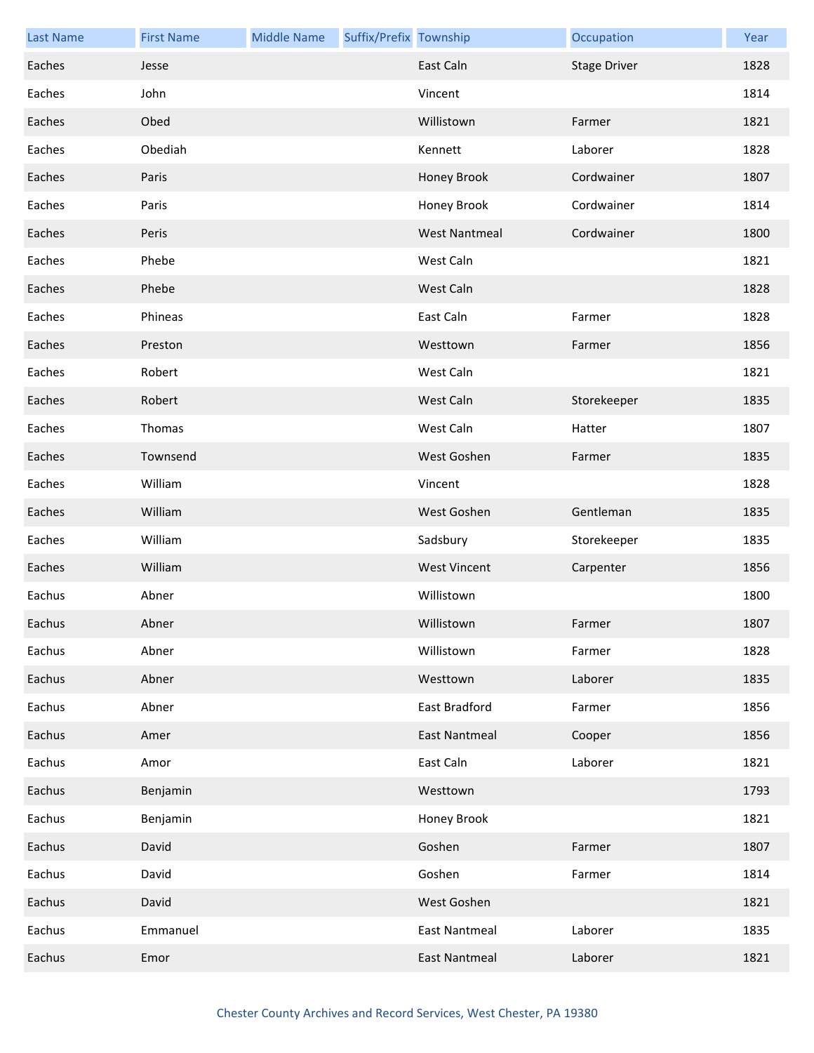| Last Name | First Name | Middle Name | Suffix/Prefix | Township | Occupation | Year |
| --- | --- | --- | --- | --- | --- | --- |
| Eaches | Jesse | | | East Caln | Stage Driver | 1828 |
| Eaches | John | | | Vincent | | 1814 |
| Eaches | Obed | | | Willistown | Farmer | 1821 |
| Eaches | Obediah | | | Kennett | Laborer | 1828 |
| Eaches | Paris | | | Honey Brook | Cordwainer | 1807 |
| Eaches | Paris | | | Honey Brook | Cordwainer | 1814 |
| Eaches | Peris | | | West Nantmeal | Cordwainer | 1800 |
| Eaches | Phebe | | | West Caln | | 1821 |
| Eaches | Phebe | | | West Caln | | 1828 |
| Eaches | Phineas | | | East Caln | Farmer | 1828 |
| Eaches | Preston | | | Westtown | Farmer | 1856 |
| Eaches | Robert | | | West Caln | | 1821 |
| Eaches | Robert | | | West Caln | Storekeeper | 1835 |
| Eaches | Thomas | | | West Caln | Hatter | 1807 |
| Eaches | Townsend | | | West Goshen | Farmer | 1835 |
| Eaches | William | | | Vincent | | 1828 |
| Eaches | William | | | West Goshen | Gentleman | 1835 |
| Eaches | William | | | Sadsbury | Storekeeper | 1835 |
| Eaches | William | | | West Vincent | Carpenter | 1856 |
| Eachus | Abner | | | Willistown | | 1800 |
| Eachus | Abner | | | Willistown | Farmer | 1807 |
| Eachus | Abner | | | Willistown | Farmer | 1828 |
| Eachus | Abner | | | Westtown | Laborer | 1835 |
| Eachus | Abner | | | East Bradford | Farmer | 1856 |
| Eachus | Amer | | | East Nantmeal | Cooper | 1856 |
| Eachus | Amor | | | East Caln | Laborer | 1821 |
| Eachus | Benjamin | | | Westtown | | 1793 |
| Eachus | Benjamin | | | Honey Brook | | 1821 |
| Eachus | David | | | Goshen | Farmer | 1807 |
| Eachus | David | | | Goshen | Farmer | 1814 |
| Eachus | David | | | West Goshen | | 1821 |
| Eachus | Emmanuel | | | East Nantmeal | Laborer | 1835 |
| Eachus | Emor | | | East Nantmeal | Laborer | 1821 |

Chester County Archives and Record Services, West Chester, PA 19380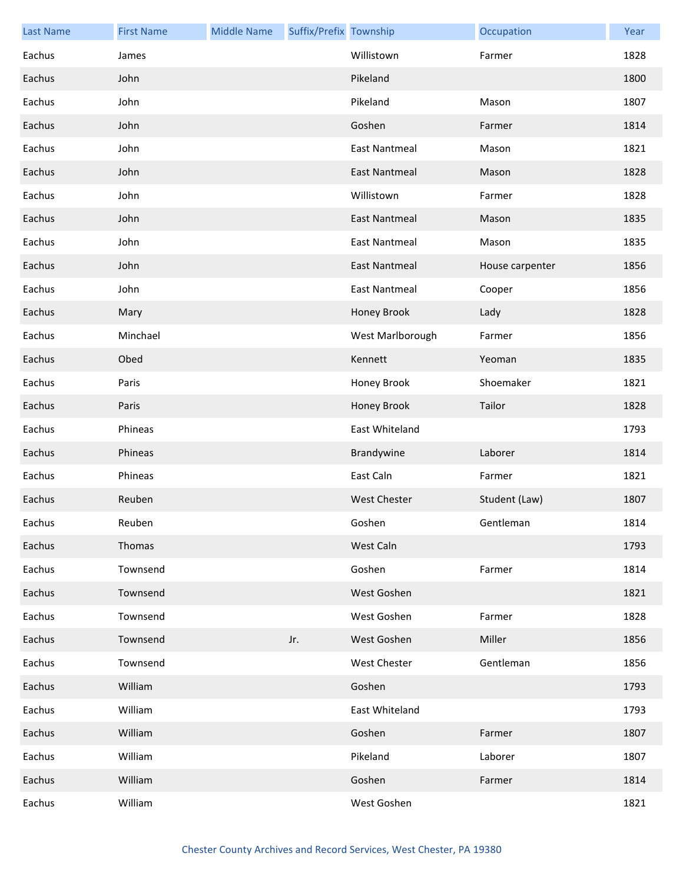| Last Name | First Name | Middle Name | Suffix/Prefix | Township | Occupation | Year |
|---|---|---|---|---|---|---|
| Eachus | James | | | Willistown | Farmer | 1828 |
| Eachus | John | | | Pikeland | | 1800 |
| Eachus | John | | | Pikeland | Mason | 1807 |
| Eachus | John | | | Goshen | Farmer | 1814 |
| Eachus | John | | | East Nantmeal | Mason | 1821 |
| Eachus | John | | | East Nantmeal | Mason | 1828 |
| Eachus | John | | | Willistown | Farmer | 1828 |
| Eachus | John | | | East Nantmeal | Mason | 1835 |
| Eachus | John | | | East Nantmeal | Mason | 1835 |
| Eachus | John | | | East Nantmeal | House carpenter | 1856 |
| Eachus | John | | | East Nantmeal | Cooper | 1856 |
| Eachus | Mary | | | Honey Brook | Lady | 1828 |
| Eachus | Minchael | | | West Marlborough | Farmer | 1856 |
| Eachus | Obed | | | Kennett | Yeoman | 1835 |
| Eachus | Paris | | | Honey Brook | Shoemaker | 1821 |
| Eachus | Paris | | | Honey Brook | Tailor | 1828 |
| Eachus | Phineas | | | East Whiteland | | 1793 |
| Eachus | Phineas | | | Brandywine | Laborer | 1814 |
| Eachus | Phineas | | | East Caln | Farmer | 1821 |
| Eachus | Reuben | | | West Chester | Student (Law) | 1807 |
| Eachus | Reuben | | | Goshen | Gentleman | 1814 |
| Eachus | Thomas | | | West Caln | | 1793 |
| Eachus | Townsend | | | Goshen | Farmer | 1814 |
| Eachus | Townsend | | | West Goshen | | 1821 |
| Eachus | Townsend | | | West Goshen | Farmer | 1828 |
| Eachus | Townsend | | Jr. | West Goshen | Miller | 1856 |
| Eachus | Townsend | | | West Chester | Gentleman | 1856 |
| Eachus | William | | | Goshen | | 1793 |
| Eachus | William | | | East Whiteland | | 1793 |
| Eachus | William | | | Goshen | Farmer | 1807 |
| Eachus | William | | | Pikeland | Laborer | 1807 |
| Eachus | William | | | Goshen | Farmer | 1814 |
| Eachus | William | | | West Goshen | | 1821 |

Chester County Archives and Record Services, West Chester, PA 19380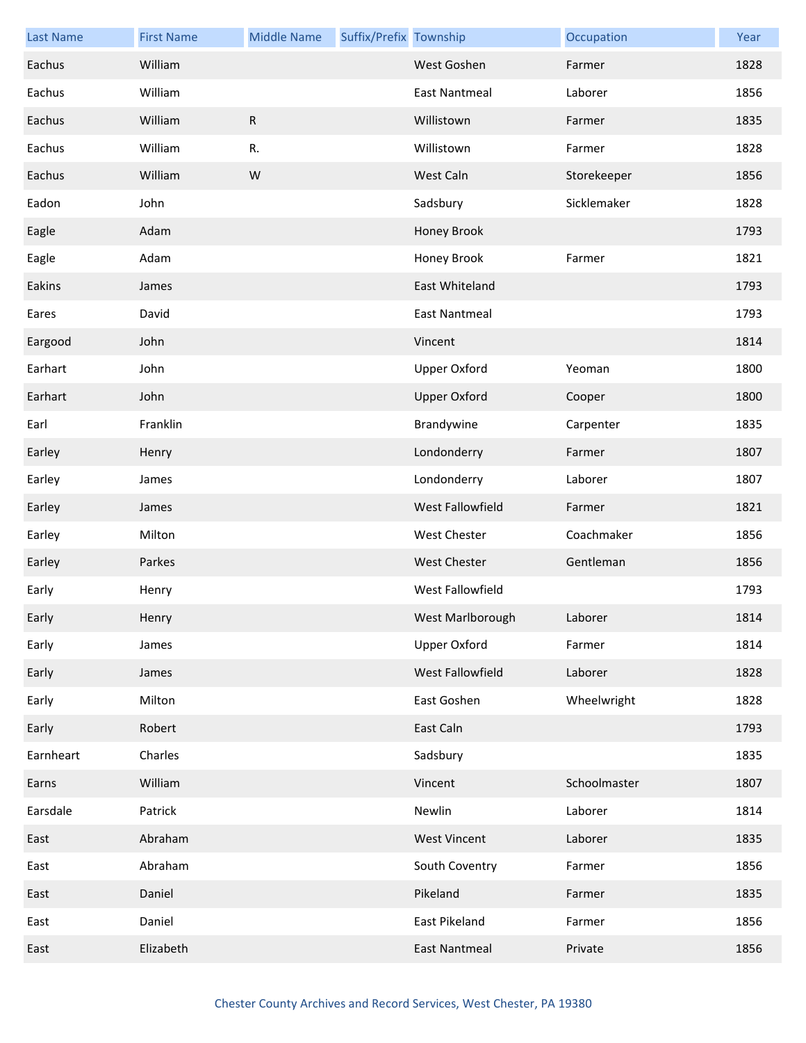| Last Name | First Name | Middle Name | Suffix/Prefix | Township | Occupation | Year |
| --- | --- | --- | --- | --- | --- | --- |
| Eachus | William | | | West Goshen | Farmer | 1828 |
| Eachus | William | | | East Nantmeal | Laborer | 1856 |
| Eachus | William | R | | Willistown | Farmer | 1835 |
| Eachus | William | R. | | Willistown | Farmer | 1828 |
| Eachus | William | W | | West Caln | Storekeeper | 1856 |
| Eadon | John | | | Sadsbury | Sicklemaker | 1828 |
| Eagle | Adam | | | Honey Brook | | 1793 |
| Eagle | Adam | | | Honey Brook | Farmer | 1821 |
| Eakins | James | | | East Whiteland | | 1793 |
| Eares | David | | | East Nantmeal | | 1793 |
| Eargood | John | | | Vincent | | 1814 |
| Earhart | John | | | Upper Oxford | Yeoman | 1800 |
| Earhart | John | | | Upper Oxford | Cooper | 1800 |
| Earl | Franklin | | | Brandywine | Carpenter | 1835 |
| Earley | Henry | | | Londonderry | Farmer | 1807 |
| Earley | James | | | Londonderry | Laborer | 1807 |
| Earley | James | | | West Fallowfield | Farmer | 1821 |
| Earley | Milton | | | West Chester | Coachmaker | 1856 |
| Earley | Parkes | | | West Chester | Gentleman | 1856 |
| Early | Henry | | | West Fallowfield | | 1793 |
| Early | Henry | | | West Marlborough | Laborer | 1814 |
| Early | James | | | Upper Oxford | Farmer | 1814 |
| Early | James | | | West Fallowfield | Laborer | 1828 |
| Early | Milton | | | East Goshen | Wheelwright | 1828 |
| Early | Robert | | | East Caln | | 1793 |
| Earnheart | Charles | | | Sadsbury | | 1835 |
| Earns | William | | | Vincent | Schoolmaster | 1807 |
| Earsdale | Patrick | | | Newlin | Laborer | 1814 |
| East | Abraham | | | West Vincent | Laborer | 1835 |
| East | Abraham | | | South Coventry | Farmer | 1856 |
| East | Daniel | | | Pikeland | Farmer | 1835 |
| East | Daniel | | | East Pikeland | Farmer | 1856 |
| East | Elizabeth | | | East Nantmeal | Private | 1856 |

Chester County Archives and Record Services, West Chester, PA 19380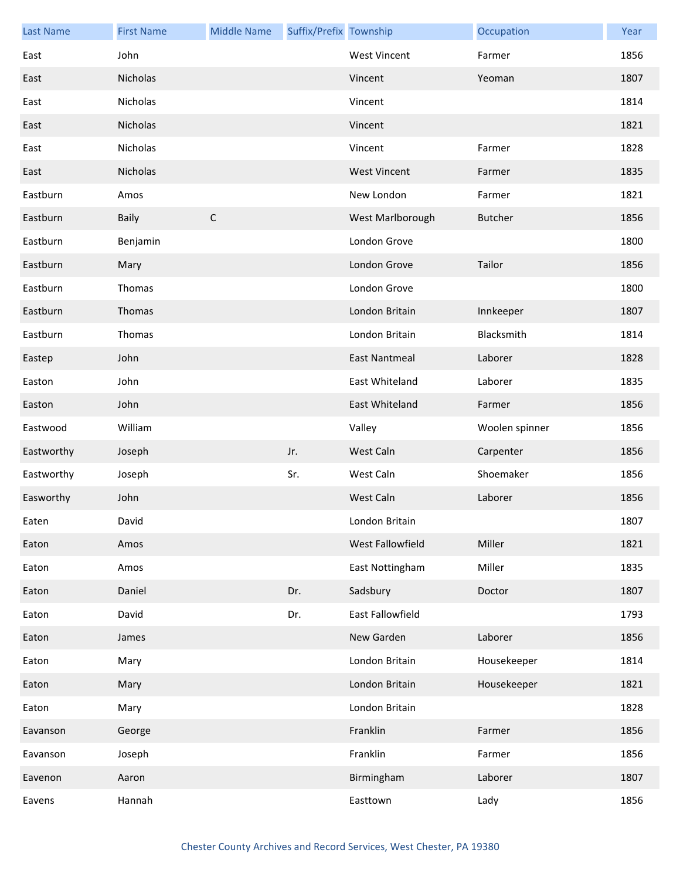| Last Name | First Name | Middle Name | Suffix/Prefix | Township | Occupation | Year |
| --- | --- | --- | --- | --- | --- | --- |
| East | John | | | West Vincent | Farmer | 1856 |
| East | Nicholas | | | Vincent | Yeoman | 1807 |
| East | Nicholas | | | Vincent | | 1814 |
| East | Nicholas | | | Vincent | | 1821 |
| East | Nicholas | | | Vincent | Farmer | 1828 |
| East | Nicholas | | | West Vincent | Farmer | 1835 |
| Eastburn | Amos | | | New London | Farmer | 1821 |
| Eastburn | Baily | C | | West Marlborough | Butcher | 1856 |
| Eastburn | Benjamin | | | London Grove | | 1800 |
| Eastburn | Mary | | | London Grove | Tailor | 1856 |
| Eastburn | Thomas | | | London Grove | | 1800 |
| Eastburn | Thomas | | | London Britain | Innkeeper | 1807 |
| Eastburn | Thomas | | | London Britain | Blacksmith | 1814 |
| Eastep | John | | | East Nantmeal | Laborer | 1828 |
| Easton | John | | | East Whiteland | Laborer | 1835 |
| Easton | John | | | East Whiteland | Farmer | 1856 |
| Eastwood | William | | | Valley | Woolen spinner | 1856 |
| Eastworthy | Joseph | | Jr. | West Caln | Carpenter | 1856 |
| Eastworthy | Joseph | | Sr. | West Caln | Shoemaker | 1856 |
| Easworthy | John | | | West Caln | Laborer | 1856 |
| Eaten | David | | | London Britain | | 1807 |
| Eaton | Amos | | | West Fallowfield | Miller | 1821 |
| Eaton | Amos | | | East Nottingham | Miller | 1835 |
| Eaton | Daniel | | Dr. | Sadsbury | Doctor | 1807 |
| Eaton | David | | Dr. | East Fallowfield | | 1793 |
| Eaton | James | | | New Garden | Laborer | 1856 |
| Eaton | Mary | | | London Britain | Housekeeper | 1814 |
| Eaton | Mary | | | London Britain | Housekeeper | 1821 |
| Eaton | Mary | | | London Britain | | 1828 |
| Eavanson | George | | | Franklin | Farmer | 1856 |
| Eavanson | Joseph | | | Franklin | Farmer | 1856 |
| Eavenon | Aaron | | | Birmingham | Laborer | 1807 |
| Eavens | Hannah | | | Easttown | Lady | 1856 |

Chester County Archives and Record Services, West Chester, PA 19380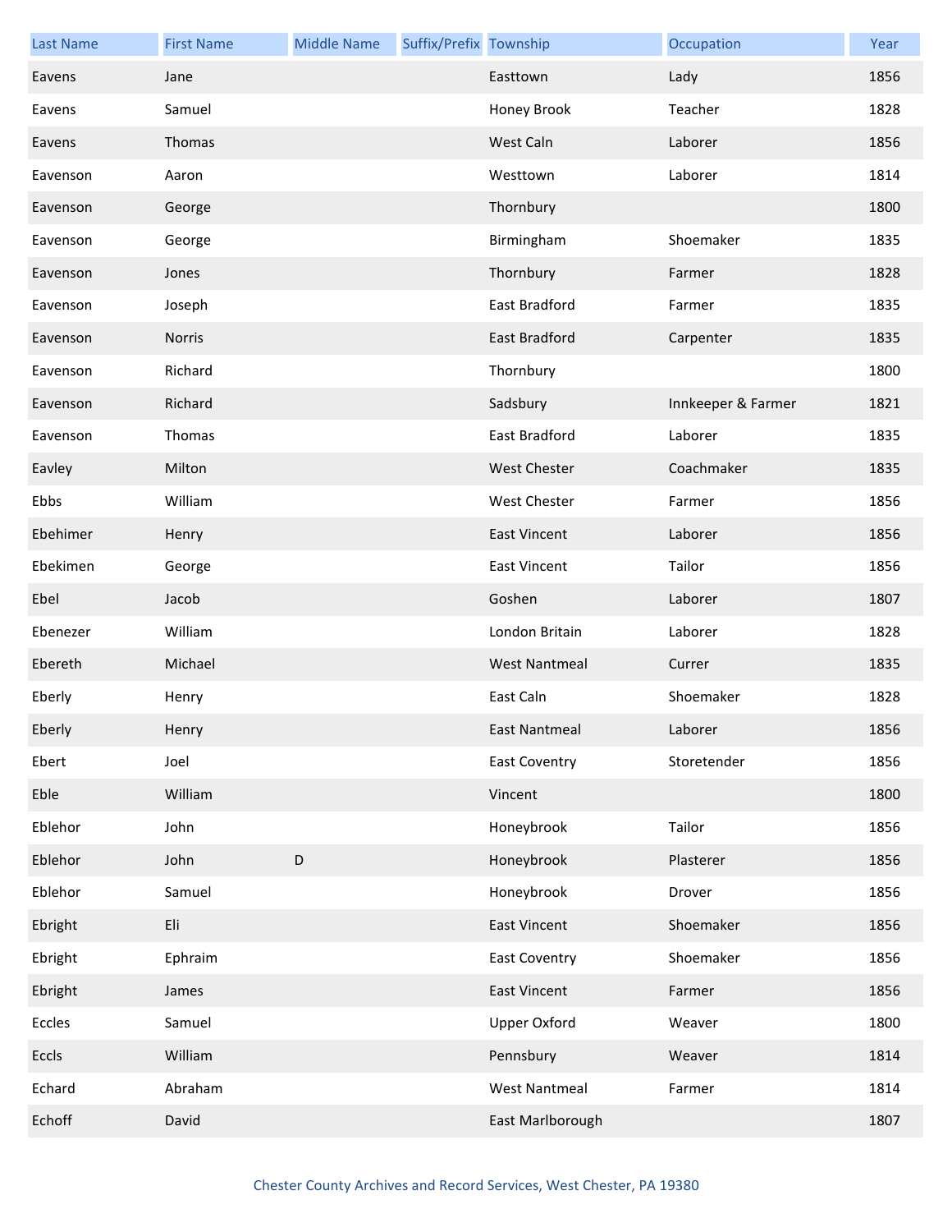| Last Name | First Name | Middle Name | Suffix/Prefix | Township | Occupation | Year |
|---|---|---|---|---|---|---|
| Eavens | Jane | | | Easttown | Lady | 1856 |
| Eavens | Samuel | | | Honey Brook | Teacher | 1828 |
| Eavens | Thomas | | | West Caln | Laborer | 1856 |
| Eavenson | Aaron | | | Westtown | Laborer | 1814 |
| Eavenson | George | | | Thornbury | | 1800 |
| Eavenson | George | | | Birmingham | Shoemaker | 1835 |
| Eavenson | Jones | | | Thornbury | Farmer | 1828 |
| Eavenson | Joseph | | | East Bradford | Farmer | 1835 |
| Eavenson | Norris | | | East Bradford | Carpenter | 1835 |
| Eavenson | Richard | | | Thornbury | | 1800 |
| Eavenson | Richard | | | Sadsbury | Innkeeper & Farmer | 1821 |
| Eavenson | Thomas | | | East Bradford | Laborer | 1835 |
| Eavley | Milton | | | West Chester | Coachmaker | 1835 |
| Ebbs | William | | | West Chester | Farmer | 1856 |
| Ebehimer | Henry | | | East Vincent | Laborer | 1856 |
| Ebekimen | George | | | East Vincent | Tailor | 1856 |
| Ebel | Jacob | | | Goshen | Laborer | 1807 |
| Ebenezer | William | | | London Britain | Laborer | 1828 |
| Ebereth | Michael | | | West Nantmeal | Currer | 1835 |
| Eberly | Henry | | | East Caln | Shoemaker | 1828 |
| Eberly | Henry | | | East Nantmeal | Laborer | 1856 |
| Ebert | Joel | | | East Coventry | Storetender | 1856 |
| Eble | William | | | Vincent | | 1800 |
| Eblehor | John | | | Honeybrook | Tailor | 1856 |
| Eblehor | John | D | | Honeybrook | Plasterer | 1856 |
| Eblehor | Samuel | | | Honeybrook | Drover | 1856 |
| Ebright | Eli | | | East Vincent | Shoemaker | 1856 |
| Ebright | Ephraim | | | East Coventry | Shoemaker | 1856 |
| Ebright | James | | | East Vincent | Farmer | 1856 |
| Eccles | Samuel | | | Upper Oxford | Weaver | 1800 |
| Eccls | William | | | Pennsbury | Weaver | 1814 |
| Echard | Abraham | | | West Nantmeal | Farmer | 1814 |
| Echoff | David | | | East Marlborough | | 1807 |

Chester County Archives and Record Services, West Chester, PA 19380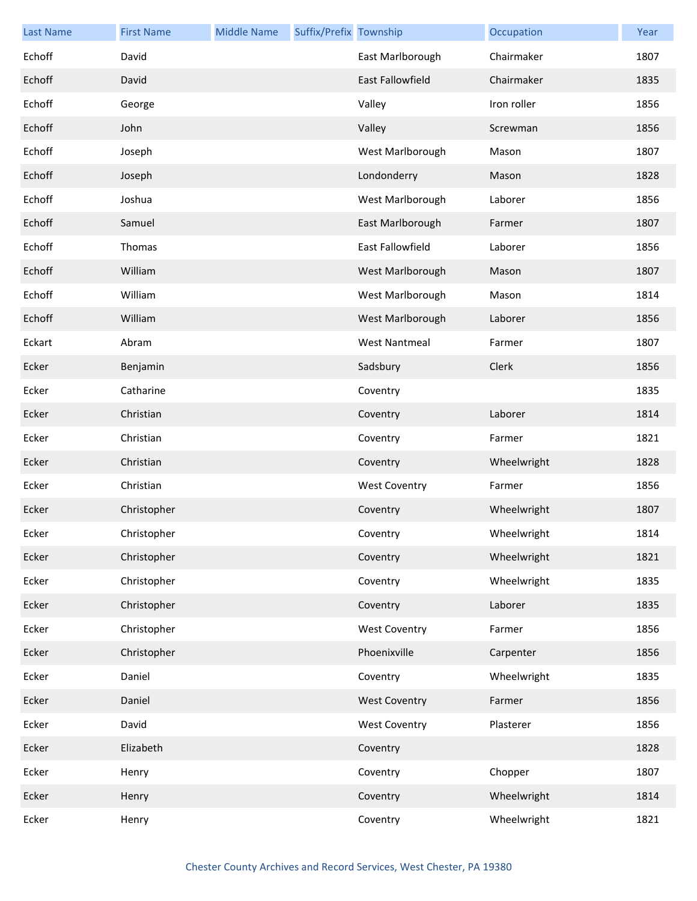| Last Name | First Name | Middle Name | Suffix/Prefix | Township | Occupation | Year |
|---|---|---|---|---|---|---|
| Echoff | David | | | East Marlborough | Chairmaker | 1807 |
| Echoff | David | | | East Fallowfield | Chairmaker | 1835 |
| Echoff | George | | | Valley | Iron roller | 1856 |
| Echoff | John | | | Valley | Screwman | 1856 |
| Echoff | Joseph | | | West Marlborough | Mason | 1807 |
| Echoff | Joseph | | | Londonderry | Mason | 1828 |
| Echoff | Joshua | | | West Marlborough | Laborer | 1856 |
| Echoff | Samuel | | | East Marlborough | Farmer | 1807 |
| Echoff | Thomas | | | East Fallowfield | Laborer | 1856 |
| Echoff | William | | | West Marlborough | Mason | 1807 |
| Echoff | William | | | West Marlborough | Mason | 1814 |
| Echoff | William | | | West Marlborough | Laborer | 1856 |
| Eckart | Abram | | | West Nantmeal | Farmer | 1807 |
| Ecker | Benjamin | | | Sadsbury | Clerk | 1856 |
| Ecker | Catharine | | | Coventry | | 1835 |
| Ecker | Christian | | | Coventry | Laborer | 1814 |
| Ecker | Christian | | | Coventry | Farmer | 1821 |
| Ecker | Christian | | | Coventry | Wheelwright | 1828 |
| Ecker | Christian | | | West Coventry | Farmer | 1856 |
| Ecker | Christopher | | | Coventry | Wheelwright | 1807 |
| Ecker | Christopher | | | Coventry | Wheelwright | 1814 |
| Ecker | Christopher | | | Coventry | Wheelwright | 1821 |
| Ecker | Christopher | | | Coventry | Wheelwright | 1835 |
| Ecker | Christopher | | | Coventry | Laborer | 1835 |
| Ecker | Christopher | | | West Coventry | Farmer | 1856 |
| Ecker | Christopher | | | Phoenixville | Carpenter | 1856 |
| Ecker | Daniel | | | Coventry | Wheelwright | 1835 |
| Ecker | Daniel | | | West Coventry | Farmer | 1856 |
| Ecker | David | | | West Coventry | Plasterer | 1856 |
| Ecker | Elizabeth | | | Coventry | | 1828 |
| Ecker | Henry | | | Coventry | Chopper | 1807 |
| Ecker | Henry | | | Coventry | Wheelwright | 1814 |
| Ecker | Henry | | | Coventry | Wheelwright | 1821 |

Chester County Archives and Record Services, West Chester, PA 19380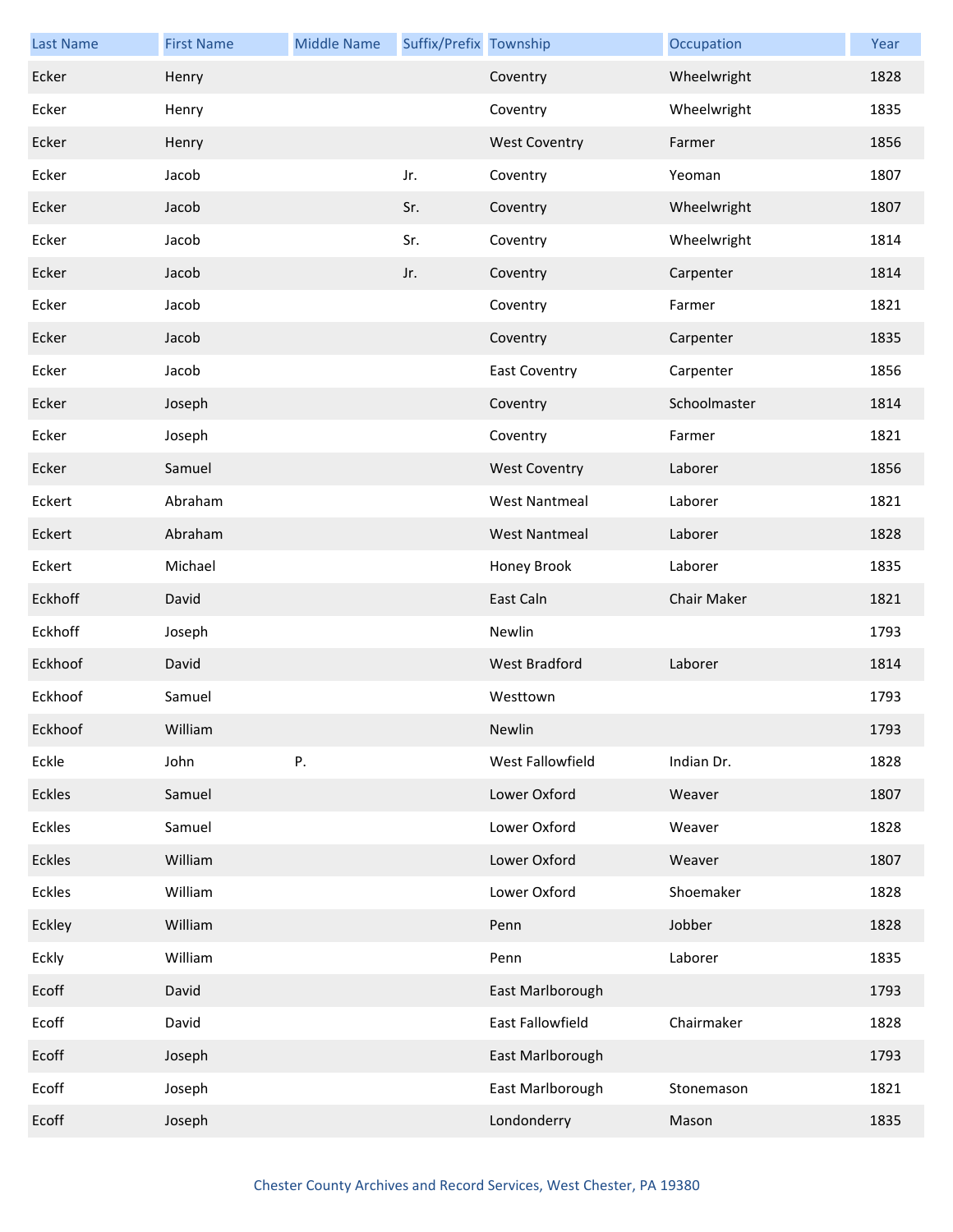| Last Name | First Name | Middle Name | Suffix/Prefix | Township | Occupation | Year |
|---|---|---|---|---|---|---|
| Ecker | Henry | | | Coventry | Wheelwright | 1828 |
| Ecker | Henry | | | Coventry | Wheelwright | 1835 |
| Ecker | Henry | | | West Coventry | Farmer | 1856 |
| Ecker | Jacob | | Jr. | Coventry | Yeoman | 1807 |
| Ecker | Jacob | | Sr. | Coventry | Wheelwright | 1807 |
| Ecker | Jacob | | Sr. | Coventry | Wheelwright | 1814 |
| Ecker | Jacob | | Jr. | Coventry | Carpenter | 1814 |
| Ecker | Jacob | | | Coventry | Farmer | 1821 |
| Ecker | Jacob | | | Coventry | Carpenter | 1835 |
| Ecker | Jacob | | | East Coventry | Carpenter | 1856 |
| Ecker | Joseph | | | Coventry | Schoolmaster | 1814 |
| Ecker | Joseph | | | Coventry | Farmer | 1821 |
| Ecker | Samuel | | | West Coventry | Laborer | 1856 |
| Eckert | Abraham | | | West Nantmeal | Laborer | 1821 |
| Eckert | Abraham | | | West Nantmeal | Laborer | 1828 |
| Eckert | Michael | | | Honey Brook | Laborer | 1835 |
| Eckhoff | David | | | East Caln | Chair Maker | 1821 |
| Eckhoff | Joseph | | | Newlin | | 1793 |
| Eckhoof | David | | | West Bradford | Laborer | 1814 |
| Eckhoof | Samuel | | | Westtown | | 1793 |
| Eckhoof | William | | | Newlin | | 1793 |
| Eckle | John | P. | | West Fallowfield | Indian Dr. | 1828 |
| Eckles | Samuel | | | Lower Oxford | Weaver | 1807 |
| Eckles | Samuel | | | Lower Oxford | Weaver | 1828 |
| Eckles | William | | | Lower Oxford | Weaver | 1807 |
| Eckles | William | | | Lower Oxford | Shoemaker | 1828 |
| Eckley | William | | | Penn | Jobber | 1828 |
| Eckly | William | | | Penn | Laborer | 1835 |
| Ecoff | David | | | East Marlborough | | 1793 |
| Ecoff | David | | | East Fallowfield | Chairmaker | 1828 |
| Ecoff | Joseph | | | East Marlborough | | 1793 |
| Ecoff | Joseph | | | East Marlborough | Stonemason | 1821 |
| Ecoff | Joseph | | | Londonderry | Mason | 1835 |

Chester County Archives and Record Services, West Chester, PA 19380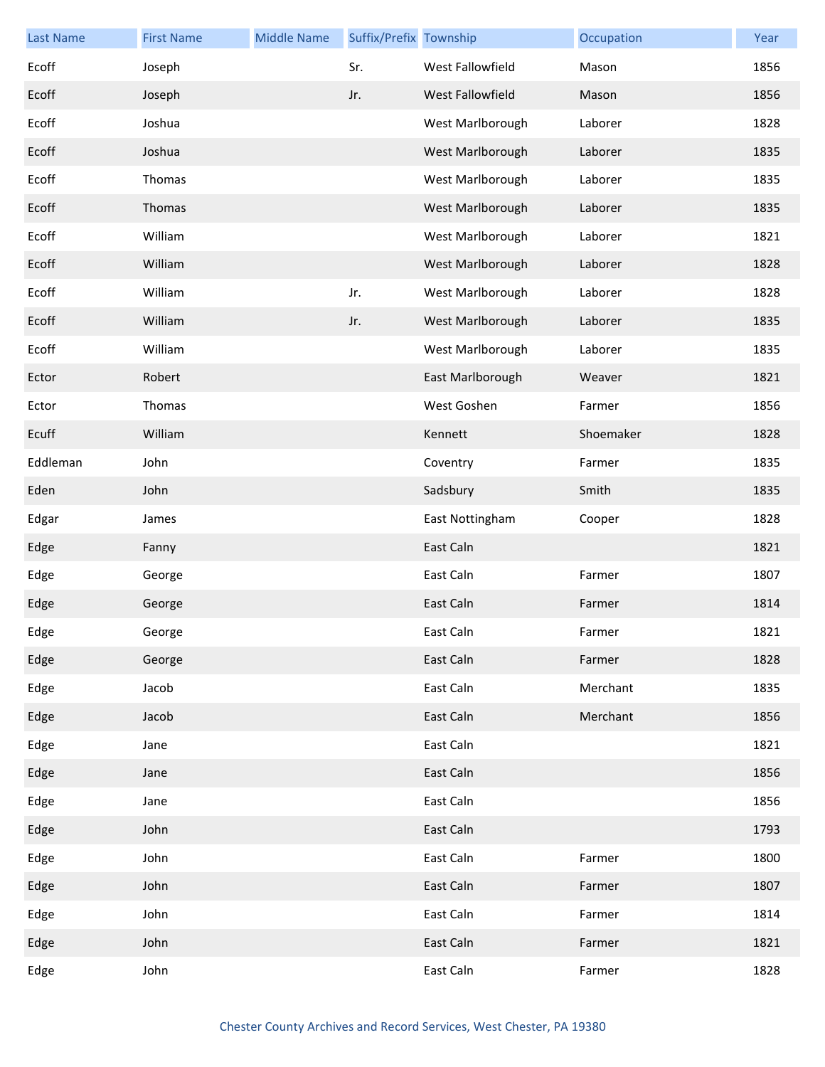| Last Name | First Name | Middle Name | Suffix/Prefix | Township | Occupation | Year |
|---|---|---|---|---|---|---|
| Ecoff | Joseph | | Sr. | West Fallowfield | Mason | 1856 |
| Ecoff | Joseph | | Jr. | West Fallowfield | Mason | 1856 |
| Ecoff | Joshua | | | West Marlborough | Laborer | 1828 |
| Ecoff | Joshua | | | West Marlborough | Laborer | 1835 |
| Ecoff | Thomas | | | West Marlborough | Laborer | 1835 |
| Ecoff | Thomas | | | West Marlborough | Laborer | 1835 |
| Ecoff | William | | | West Marlborough | Laborer | 1821 |
| Ecoff | William | | | West Marlborough | Laborer | 1828 |
| Ecoff | William | | Jr. | West Marlborough | Laborer | 1828 |
| Ecoff | William | | Jr. | West Marlborough | Laborer | 1835 |
| Ecoff | William | | | West Marlborough | Laborer | 1835 |
| Ector | Robert | | | East Marlborough | Weaver | 1821 |
| Ector | Thomas | | | West Goshen | Farmer | 1856 |
| Ecuff | William | | | Kennett | Shoemaker | 1828 |
| Eddleman | John | | | Coventry | Farmer | 1835 |
| Eden | John | | | Sadsbury | Smith | 1835 |
| Edgar | James | | | East Nottingham | Cooper | 1828 |
| Edge | Fanny | | | East Caln | | 1821 |
| Edge | George | | | East Caln | Farmer | 1807 |
| Edge | George | | | East Caln | Farmer | 1814 |
| Edge | George | | | East Caln | Farmer | 1821 |
| Edge | George | | | East Caln | Farmer | 1828 |
| Edge | Jacob | | | East Caln | Merchant | 1835 |
| Edge | Jacob | | | East Caln | Merchant | 1856 |
| Edge | Jane | | | East Caln | | 1821 |
| Edge | Jane | | | East Caln | | 1856 |
| Edge | Jane | | | East Caln | | 1856 |
| Edge | John | | | East Caln | | 1793 |
| Edge | John | | | East Caln | Farmer | 1800 |
| Edge | John | | | East Caln | Farmer | 1807 |
| Edge | John | | | East Caln | Farmer | 1814 |
| Edge | John | | | East Caln | Farmer | 1821 |
| Edge | John | | | East Caln | Farmer | 1828 |

Chester County Archives and Record Services, West Chester, PA 19380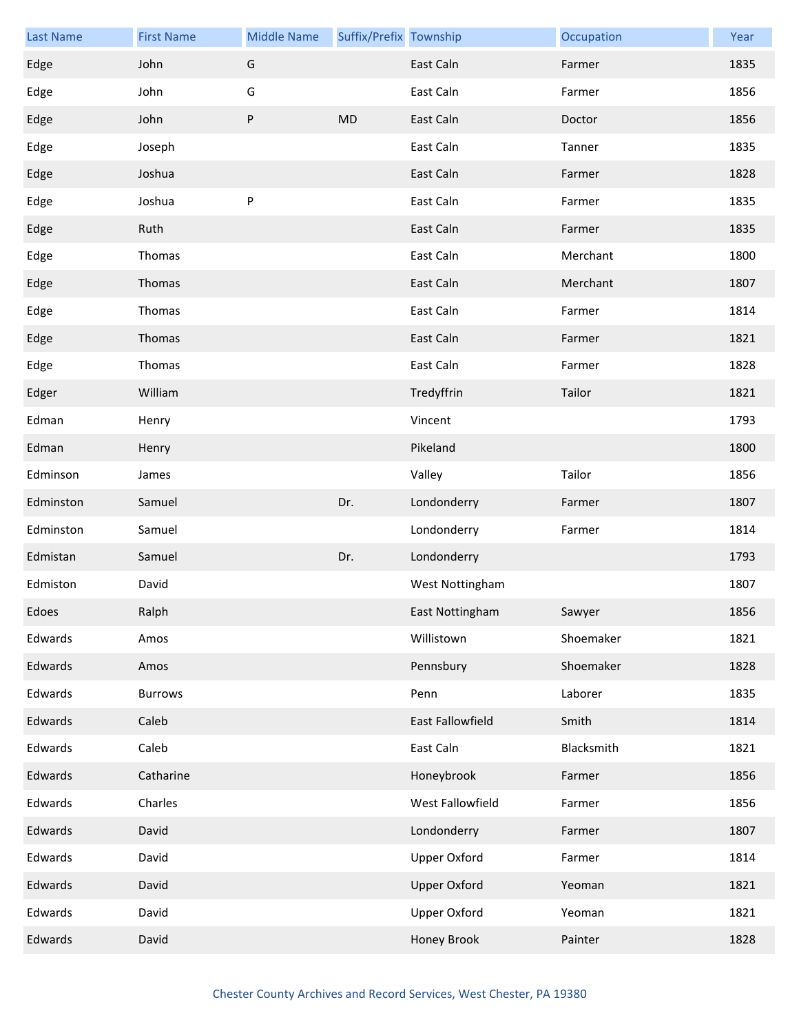| Last Name | First Name | Middle Name | Suffix/Prefix | Township | Occupation | Year |
| --- | --- | --- | --- | --- | --- | --- |
| Edge | John | G | | East Caln | Farmer | 1835 |
| Edge | John | G | | East Caln | Farmer | 1856 |
| Edge | John | P | MD | East Caln | Doctor | 1856 |
| Edge | Joseph | | | East Caln | Tanner | 1835 |
| Edge | Joshua | | | East Caln | Farmer | 1828 |
| Edge | Joshua | P | | East Caln | Farmer | 1835 |
| Edge | Ruth | | | East Caln | Farmer | 1835 |
| Edge | Thomas | | | East Caln | Merchant | 1800 |
| Edge | Thomas | | | East Caln | Merchant | 1807 |
| Edge | Thomas | | | East Caln | Farmer | 1814 |
| Edge | Thomas | | | East Caln | Farmer | 1821 |
| Edge | Thomas | | | East Caln | Farmer | 1828 |
| Edger | William | | | Tredyffrin | Tailor | 1821 |
| Edman | Henry | | | Vincent | | 1793 |
| Edman | Henry | | | Pikeland | | 1800 |
| Edminson | James | | | Valley | Tailor | 1856 |
| Edminston | Samuel | | Dr. | Londonderry | Farmer | 1807 |
| Edminston | Samuel | | | Londonderry | Farmer | 1814 |
| Edmistan | Samuel | | Dr. | Londonderry | | 1793 |
| Edmiston | David | | | West Nottingham | | 1807 |
| Edoes | Ralph | | | East Nottingham | Sawyer | 1856 |
| Edwards | Amos | | | Willistown | Shoemaker | 1821 |
| Edwards | Amos | | | Pennsbury | Shoemaker | 1828 |
| Edwards | Burrows | | | Penn | Laborer | 1835 |
| Edwards | Caleb | | | East Fallowfield | Smith | 1814 |
| Edwards | Caleb | | | East Caln | Blacksmith | 1821 |
| Edwards | Catharine | | | Honeybrook | Farmer | 1856 |
| Edwards | Charles | | | West Fallowfield | Farmer | 1856 |
| Edwards | David | | | Londonderry | Farmer | 1807 |
| Edwards | David | | | Upper Oxford | Farmer | 1814 |
| Edwards | David | | | Upper Oxford | Yeoman | 1821 |
| Edwards | David | | | Upper Oxford | Yeoman | 1821 |
| Edwards | David | | | Honey Brook | Painter | 1828 |

Chester County Archives and Record Services, West Chester, PA 19380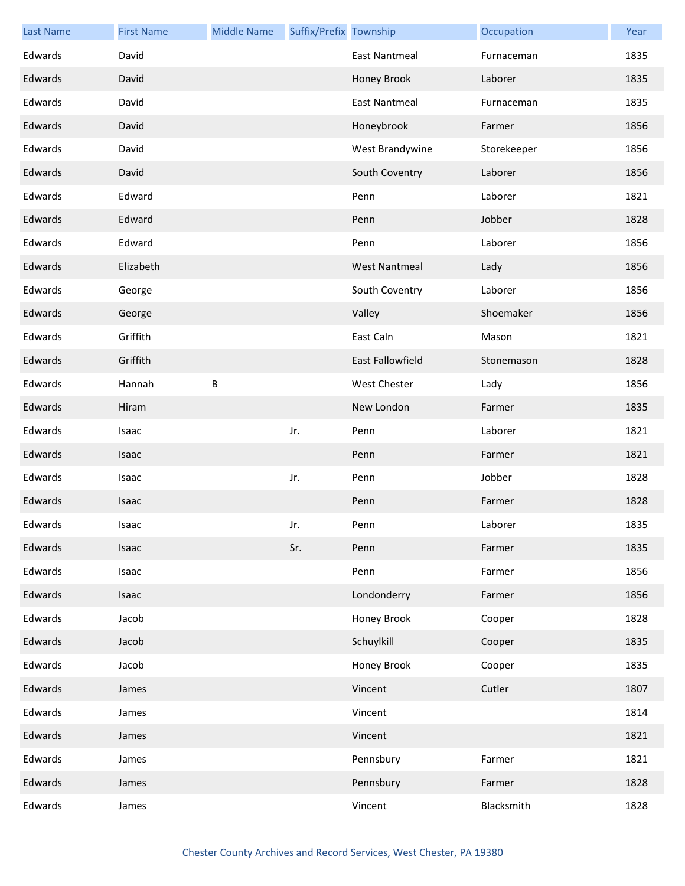| Last Name | First Name | Middle Name | Suffix/Prefix | Township | Occupation | Year |
| --- | --- | --- | --- | --- | --- | --- |
| Edwards | David | | | East Nantmeal | Furnaceman | 1835 |
| Edwards | David | | | Honey Brook | Laborer | 1835 |
| Edwards | David | | | East Nantmeal | Furnaceman | 1835 |
| Edwards | David | | | Honeybrook | Farmer | 1856 |
| Edwards | David | | | West Brandywine | Storekeeper | 1856 |
| Edwards | David | | | South Coventry | Laborer | 1856 |
| Edwards | Edward | | | Penn | Laborer | 1821 |
| Edwards | Edward | | | Penn | Jobber | 1828 |
| Edwards | Edward | | | Penn | Laborer | 1856 |
| Edwards | Elizabeth | | | West Nantmeal | Lady | 1856 |
| Edwards | George | | | South Coventry | Laborer | 1856 |
| Edwards | George | | | Valley | Shoemaker | 1856 |
| Edwards | Griffith | | | East Caln | Mason | 1821 |
| Edwards | Griffith | | | East Fallowfield | Stonemason | 1828 |
| Edwards | Hannah | B | | West Chester | Lady | 1856 |
| Edwards | Hiram | | | New London | Farmer | 1835 |
| Edwards | Isaac | | Jr. | Penn | Laborer | 1821 |
| Edwards | Isaac | | | Penn | Farmer | 1821 |
| Edwards | Isaac | | Jr. | Penn | Jobber | 1828 |
| Edwards | Isaac | | | Penn | Farmer | 1828 |
| Edwards | Isaac | | Jr. | Penn | Laborer | 1835 |
| Edwards | Isaac | | Sr. | Penn | Farmer | 1835 |
| Edwards | Isaac | | | Penn | Farmer | 1856 |
| Edwards | Isaac | | | Londonderry | Farmer | 1856 |
| Edwards | Jacob | | | Honey Brook | Cooper | 1828 |
| Edwards | Jacob | | | Schuylkill | Cooper | 1835 |
| Edwards | Jacob | | | Honey Brook | Cooper | 1835 |
| Edwards | James | | | Vincent | Cutler | 1807 |
| Edwards | James | | | Vincent | | 1814 |
| Edwards | James | | | Vincent | | 1821 |
| Edwards | James | | | Pennsbury | Farmer | 1821 |
| Edwards | James | | | Pennsbury | Farmer | 1828 |
| Edwards | James | | | Vincent | Blacksmith | 1828 |

Chester County Archives and Record Services, West Chester, PA 19380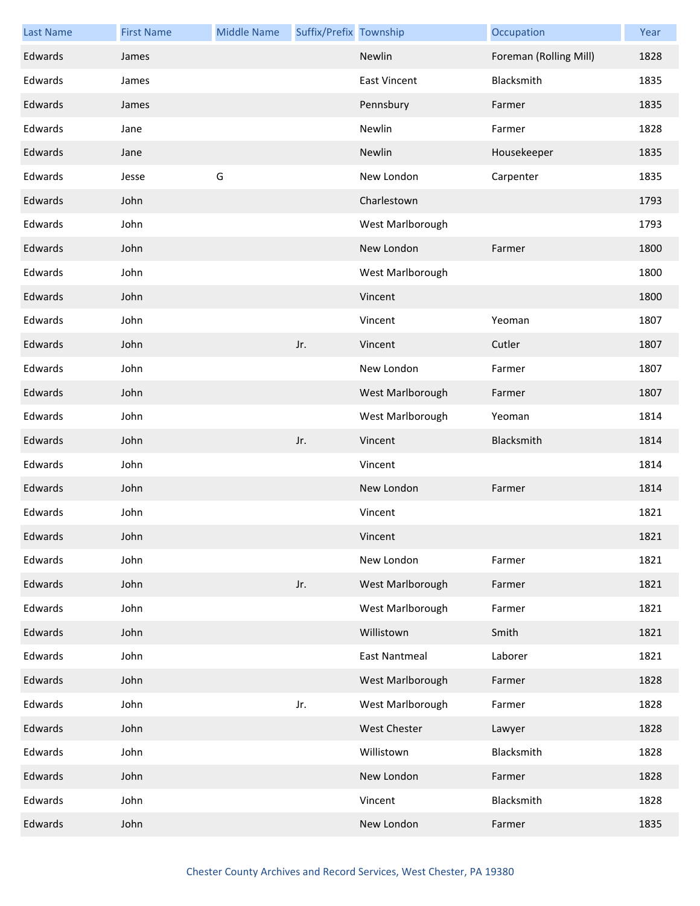| Last Name | First Name | Middle Name | Suffix/Prefix | Township | Occupation | Year |
| --- | --- | --- | --- | --- | --- | --- |
| Edwards | James | | | Newlin | Foreman (Rolling Mill) | 1828 |
| Edwards | James | | | East Vincent | Blacksmith | 1835 |
| Edwards | James | | | Pennsbury | Farmer | 1835 |
| Edwards | Jane | | | Newlin | Farmer | 1828 |
| Edwards | Jane | | | Newlin | Housekeeper | 1835 |
| Edwards | Jesse | G | | New London | Carpenter | 1835 |
| Edwards | John | | | Charlestown | | 1793 |
| Edwards | John | | | West Marlborough | | 1793 |
| Edwards | John | | | New London | Farmer | 1800 |
| Edwards | John | | | West Marlborough | | 1800 |
| Edwards | John | | | Vincent | | 1800 |
| Edwards | John | | | Vincent | Yeoman | 1807 |
| Edwards | John | | Jr. | Vincent | Cutler | 1807 |
| Edwards | John | | | New London | Farmer | 1807 |
| Edwards | John | | | West Marlborough | Farmer | 1807 |
| Edwards | John | | | West Marlborough | Yeoman | 1814 |
| Edwards | John | | Jr. | Vincent | Blacksmith | 1814 |
| Edwards | John | | | Vincent | | 1814 |
| Edwards | John | | | New London | Farmer | 1814 |
| Edwards | John | | | Vincent | | 1821 |
| Edwards | John | | | Vincent | | 1821 |
| Edwards | John | | | New London | Farmer | 1821 |
| Edwards | John | | Jr. | West Marlborough | Farmer | 1821 |
| Edwards | John | | | West Marlborough | Farmer | 1821 |
| Edwards | John | | | Willistown | Smith | 1821 |
| Edwards | John | | | East Nantmeal | Laborer | 1821 |
| Edwards | John | | | West Marlborough | Farmer | 1828 |
| Edwards | John | | Jr. | West Marlborough | Farmer | 1828 |
| Edwards | John | | | West Chester | Lawyer | 1828 |
| Edwards | John | | | Willistown | Blacksmith | 1828 |
| Edwards | John | | | New London | Farmer | 1828 |
| Edwards | John | | | Vincent | Blacksmith | 1828 |
| Edwards | John | | | New London | Farmer | 1835 |

Chester County Archives and Record Services, West Chester, PA 19380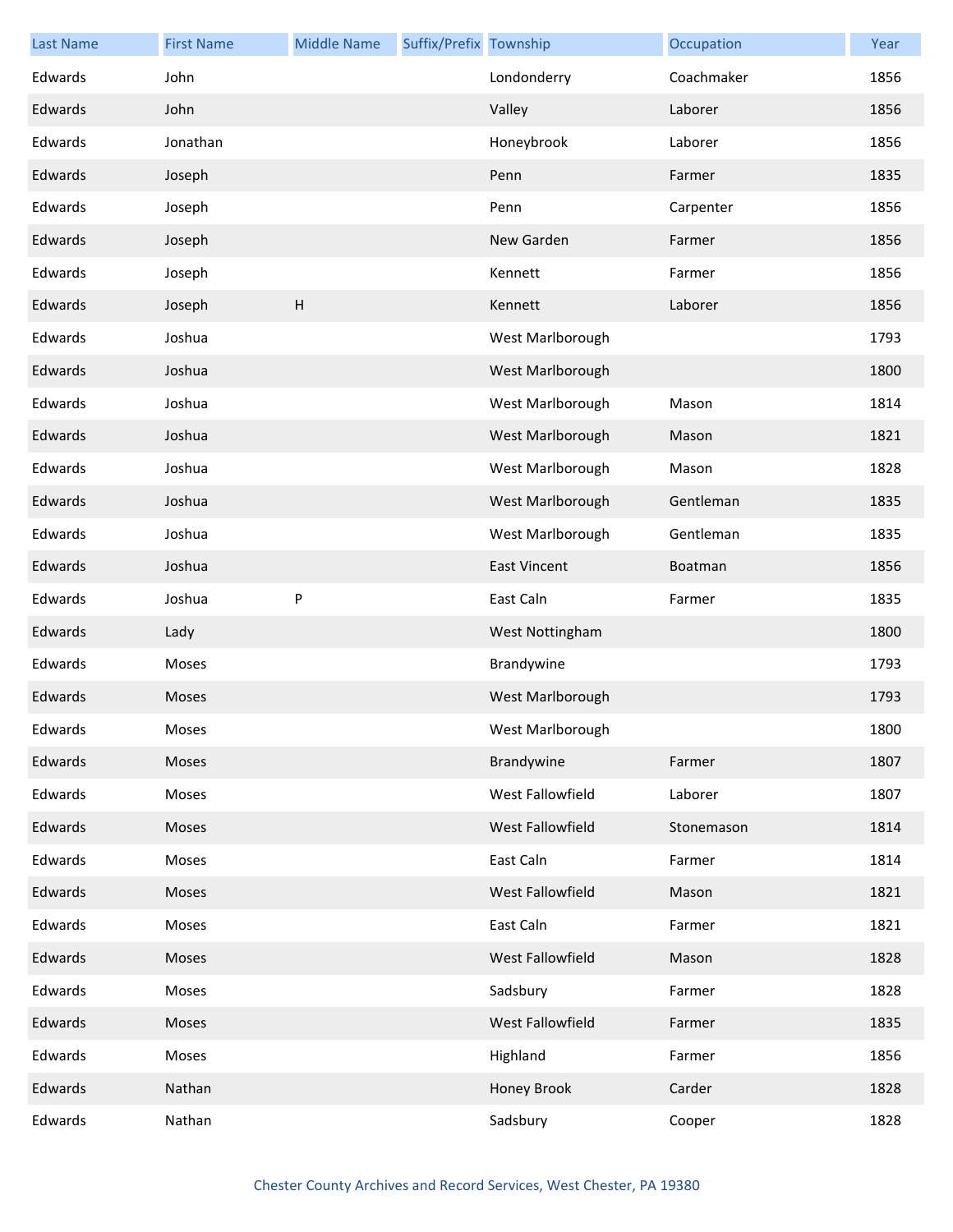| Last Name | First Name | Middle Name | Suffix/Prefix | Township | Occupation | Year |
|---|---|---|---|---|---|---|
| Edwards | John | | | Londonderry | Coachmaker | 1856 |
| Edwards | John | | | Valley | Laborer | 1856 |
| Edwards | Jonathan | | | Honeybrook | Laborer | 1856 |
| Edwards | Joseph | | | Penn | Farmer | 1835 |
| Edwards | Joseph | | | Penn | Carpenter | 1856 |
| Edwards | Joseph | | | New Garden | Farmer | 1856 |
| Edwards | Joseph | | | Kennett | Farmer | 1856 |
| Edwards | Joseph | H | | Kennett | Laborer | 1856 |
| Edwards | Joshua | | | West Marlborough | | 1793 |
| Edwards | Joshua | | | West Marlborough | | 1800 |
| Edwards | Joshua | | | West Marlborough | Mason | 1814 |
| Edwards | Joshua | | | West Marlborough | Mason | 1821 |
| Edwards | Joshua | | | West Marlborough | Mason | 1828 |
| Edwards | Joshua | | | West Marlborough | Gentleman | 1835 |
| Edwards | Joshua | | | West Marlborough | Gentleman | 1835 |
| Edwards | Joshua | | | East Vincent | Boatman | 1856 |
| Edwards | Joshua | P | | East Caln | Farmer | 1835 |
| Edwards | Lady | | | West Nottingham | | 1800 |
| Edwards | Moses | | | Brandywine | | 1793 |
| Edwards | Moses | | | West Marlborough | | 1793 |
| Edwards | Moses | | | West Marlborough | | 1800 |
| Edwards | Moses | | | Brandywine | Farmer | 1807 |
| Edwards | Moses | | | West Fallowfield | Laborer | 1807 |
| Edwards | Moses | | | West Fallowfield | Stonemason | 1814 |
| Edwards | Moses | | | East Caln | Farmer | 1814 |
| Edwards | Moses | | | West Fallowfield | Mason | 1821 |
| Edwards | Moses | | | East Caln | Farmer | 1821 |
| Edwards | Moses | | | West Fallowfield | Mason | 1828 |
| Edwards | Moses | | | Sadsbury | Farmer | 1828 |
| Edwards | Moses | | | West Fallowfield | Farmer | 1835 |
| Edwards | Moses | | | Highland | Farmer | 1856 |
| Edwards | Nathan | | | Honey Brook | Carder | 1828 |
| Edwards | Nathan | | | Sadsbury | Cooper | 1828 |

Chester County Archives and Record Services, West Chester, PA 19380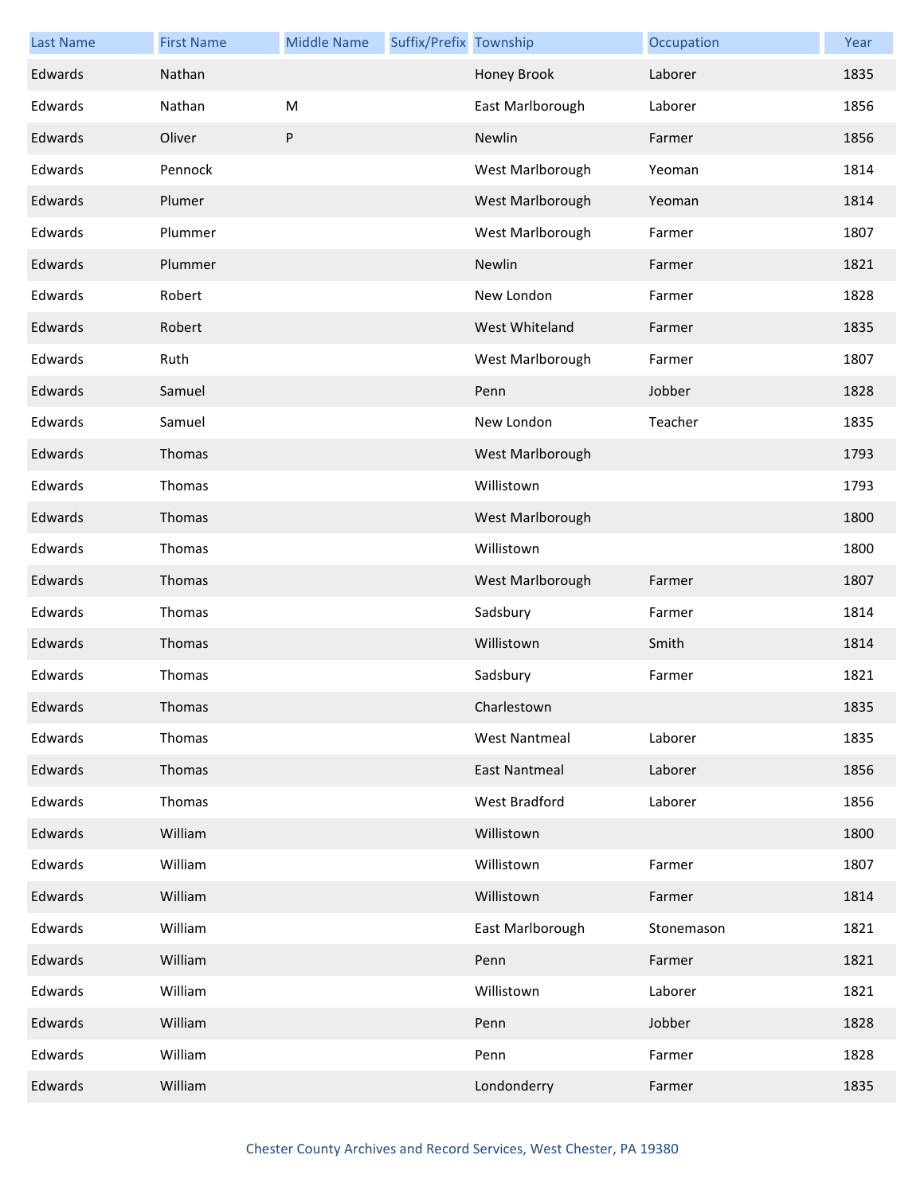| Last Name | First Name | Middle Name | Suffix/Prefix | Township | Occupation | Year |
|---|---|---|---|---|---|---|
| Edwards | Nathan | | | Honey Brook | Laborer | 1835 |
| Edwards | Nathan | M | | East Marlborough | Laborer | 1856 |
| Edwards | Oliver | P | | Newlin | Farmer | 1856 |
| Edwards | Pennock | | | West Marlborough | Yeoman | 1814 |
| Edwards | Plumer | | | West Marlborough | Yeoman | 1814 |
| Edwards | Plummer | | | West Marlborough | Farmer | 1807 |
| Edwards | Plummer | | | Newlin | Farmer | 1821 |
| Edwards | Robert | | | New London | Farmer | 1828 |
| Edwards | Robert | | | West Whiteland | Farmer | 1835 |
| Edwards | Ruth | | | West Marlborough | Farmer | 1807 |
| Edwards | Samuel | | | Penn | Jobber | 1828 |
| Edwards | Samuel | | | New London | Teacher | 1835 |
| Edwards | Thomas | | | West Marlborough | | 1793 |
| Edwards | Thomas | | | Willistown | | 1793 |
| Edwards | Thomas | | | West Marlborough | | 1800 |
| Edwards | Thomas | | | Willistown | | 1800 |
| Edwards | Thomas | | | West Marlborough | Farmer | 1807 |
| Edwards | Thomas | | | Sadsbury | Farmer | 1814 |
| Edwards | Thomas | | | Willistown | Smith | 1814 |
| Edwards | Thomas | | | Sadsbury | Farmer | 1821 |
| Edwards | Thomas | | | Charlestown | | 1835 |
| Edwards | Thomas | | | West Nantmeal | Laborer | 1835 |
| Edwards | Thomas | | | East Nantmeal | Laborer | 1856 |
| Edwards | Thomas | | | West Bradford | Laborer | 1856 |
| Edwards | William | | | Willistown | | 1800 |
| Edwards | William | | | Willistown | Farmer | 1807 |
| Edwards | William | | | Willistown | Farmer | 1814 |
| Edwards | William | | | East Marlborough | Stonemason | 1821 |
| Edwards | William | | | Penn | Farmer | 1821 |
| Edwards | William | | | Willistown | Laborer | 1821 |
| Edwards | William | | | Penn | Jobber | 1828 |
| Edwards | William | | | Penn | Farmer | 1828 |
| Edwards | William | | | Londonderry | Farmer | 1835 |

Chester County Archives and Record Services, West Chester, PA 19380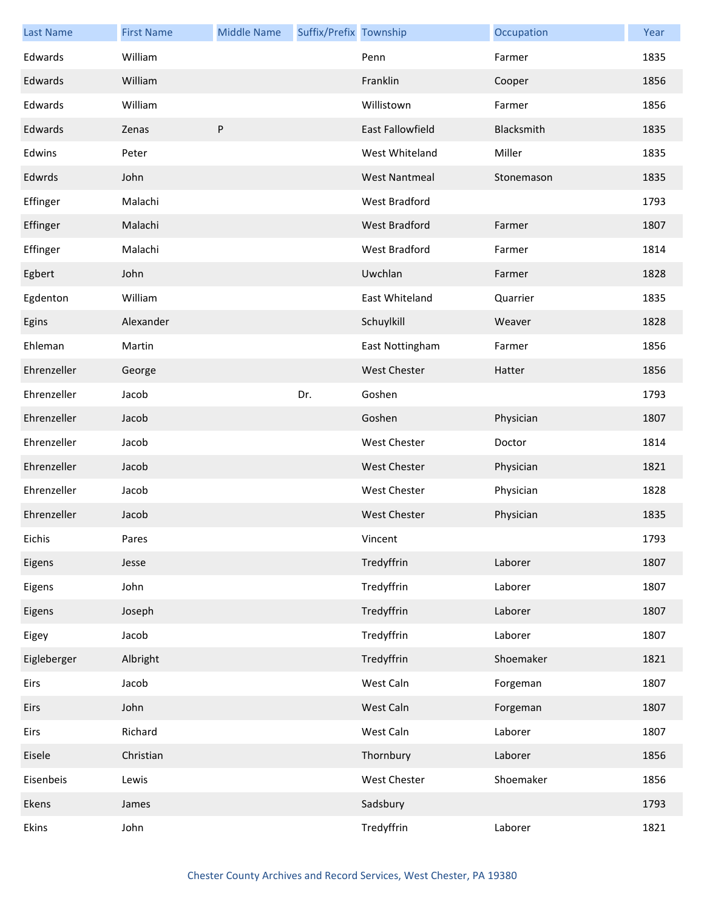| Last Name | First Name | Middle Name | Suffix/Prefix | Township | Occupation | Year |
| --- | --- | --- | --- | --- | --- | --- |
| Edwards | William | | | Penn | Farmer | 1835 |
| Edwards | William | | | Franklin | Cooper | 1856 |
| Edwards | William | | | Willistown | Farmer | 1856 |
| Edwards | Zenas | P | | East Fallowfield | Blacksmith | 1835 |
| Edwins | Peter | | | West Whiteland | Miller | 1835 |
| Edwrds | John | | | West Nantmeal | Stonemason | 1835 |
| Effinger | Malachi | | | West Bradford | | 1793 |
| Effinger | Malachi | | | West Bradford | Farmer | 1807 |
| Effinger | Malachi | | | West Bradford | Farmer | 1814 |
| Egbert | John | | | Uwchlan | Farmer | 1828 |
| Egdenton | William | | | East Whiteland | Quarrier | 1835 |
| Egins | Alexander | | | Schuylkill | Weaver | 1828 |
| Ehleman | Martin | | | East Nottingham | Farmer | 1856 |
| Ehrenzeller | George | | | West Chester | Hatter | 1856 |
| Ehrenzeller | Jacob | | Dr. | Goshen | | 1793 |
| Ehrenzeller | Jacob | | | Goshen | Physician | 1807 |
| Ehrenzeller | Jacob | | | West Chester | Doctor | 1814 |
| Ehrenzeller | Jacob | | | West Chester | Physician | 1821 |
| Ehrenzeller | Jacob | | | West Chester | Physician | 1828 |
| Ehrenzeller | Jacob | | | West Chester | Physician | 1835 |
| Eichis | Pares | | | Vincent | | 1793 |
| Eigens | Jesse | | | Tredyffrin | Laborer | 1807 |
| Eigens | John | | | Tredyffrin | Laborer | 1807 |
| Eigens | Joseph | | | Tredyffrin | Laborer | 1807 |
| Eigey | Jacob | | | Tredyffrin | Laborer | 1807 |
| Eigleberger | Albright | | | Tredyffrin | Shoemaker | 1821 |
| Eirs | Jacob | | | West Caln | Forgeman | 1807 |
| Eirs | John | | | West Caln | Forgeman | 1807 |
| Eirs | Richard | | | West Caln | Laborer | 1807 |
| Eisele | Christian | | | Thornbury | Laborer | 1856 |
| Eisenbeis | Lewis | | | West Chester | Shoemaker | 1856 |
| Ekens | James | | | Sadsbury | | 1793 |
| Ekins | John | | | Tredyffrin | Laborer | 1821 |

Chester County Archives and Record Services, West Chester, PA 19380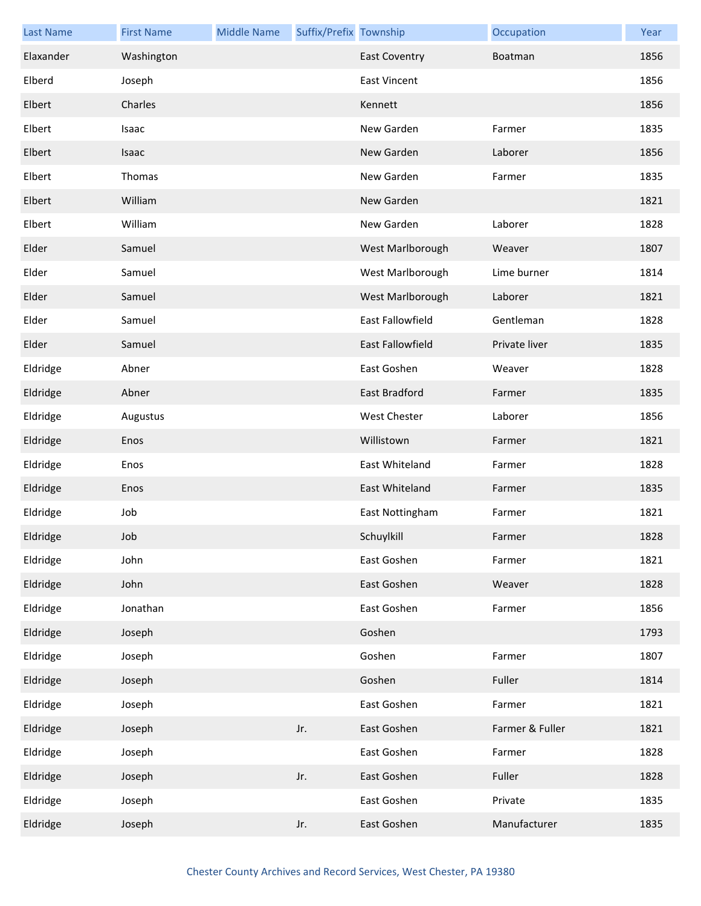| Last Name | First Name | Middle Name | Suffix/Prefix | Township | Occupation | Year |
|---|---|---|---|---|---|---|
| Elaxander | Washington | | | East Coventry | Boatman | 1856 |
| Elberd | Joseph | | | East Vincent | | 1856 |
| Elbert | Charles | | | Kennett | | 1856 |
| Elbert | Isaac | | | New Garden | Farmer | 1835 |
| Elbert | Isaac | | | New Garden | Laborer | 1856 |
| Elbert | Thomas | | | New Garden | Farmer | 1835 |
| Elbert | William | | | New Garden | | 1821 |
| Elbert | William | | | New Garden | Laborer | 1828 |
| Elder | Samuel | | | West Marlborough | Weaver | 1807 |
| Elder | Samuel | | | West Marlborough | Lime burner | 1814 |
| Elder | Samuel | | | West Marlborough | Laborer | 1821 |
| Elder | Samuel | | | East Fallowfield | Gentleman | 1828 |
| Elder | Samuel | | | East Fallowfield | Private liver | 1835 |
| Eldridge | Abner | | | East Goshen | Weaver | 1828 |
| Eldridge | Abner | | | East Bradford | Farmer | 1835 |
| Eldridge | Augustus | | | West Chester | Laborer | 1856 |
| Eldridge | Enos | | | Willistown | Farmer | 1821 |
| Eldridge | Enos | | | East Whiteland | Farmer | 1828 |
| Eldridge | Enos | | | East Whiteland | Farmer | 1835 |
| Eldridge | Job | | | East Nottingham | Farmer | 1821 |
| Eldridge | Job | | | Schuylkill | Farmer | 1828 |
| Eldridge | John | | | East Goshen | Farmer | 1821 |
| Eldridge | John | | | East Goshen | Weaver | 1828 |
| Eldridge | Jonathan | | | East Goshen | Farmer | 1856 |
| Eldridge | Joseph | | | Goshen | | 1793 |
| Eldridge | Joseph | | | Goshen | Farmer | 1807 |
| Eldridge | Joseph | | | Goshen | Fuller | 1814 |
| Eldridge | Joseph | | | East Goshen | Farmer | 1821 |
| Eldridge | Joseph | | Jr. | East Goshen | Farmer & Fuller | 1821 |
| Eldridge | Joseph | | | East Goshen | Farmer | 1828 |
| Eldridge | Joseph | | Jr. | East Goshen | Fuller | 1828 |
| Eldridge | Joseph | | | East Goshen | Private | 1835 |
| Eldridge | Joseph | | Jr. | East Goshen | Manufacturer | 1835 |

Chester County Archives and Record Services, West Chester, PA 19380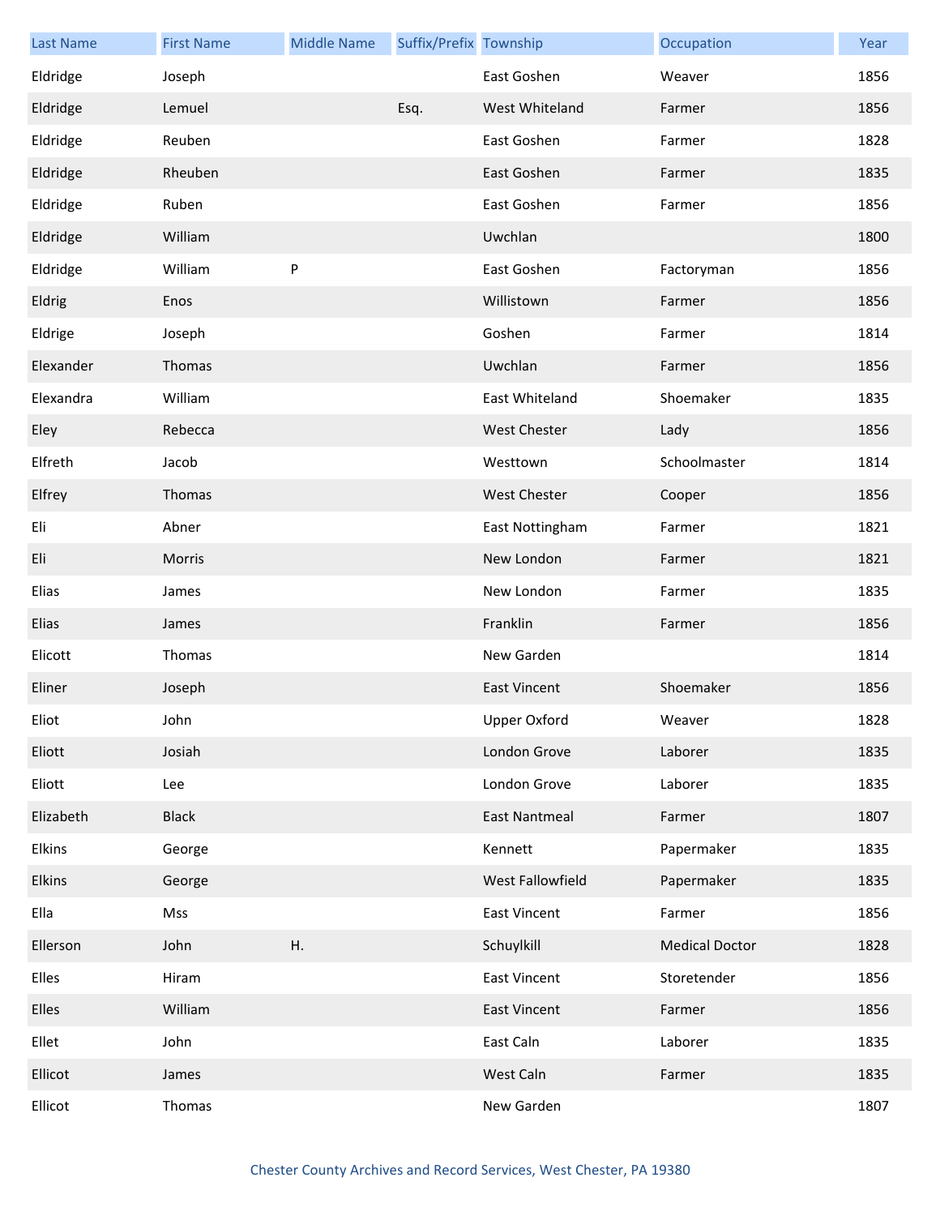| Last Name | First Name | Middle Name | Suffix/Prefix | Township | Occupation | Year |
|---|---|---|---|---|---|---|
| Eldridge | Joseph | | | East Goshen | Weaver | 1856 |
| Eldridge | Lemuel | | Esq. | West Whiteland | Farmer | 1856 |
| Eldridge | Reuben | | | East Goshen | Farmer | 1828 |
| Eldridge | Rheuben | | | East Goshen | Farmer | 1835 |
| Eldridge | Ruben | | | East Goshen | Farmer | 1856 |
| Eldridge | William | | | Uwchlan | | 1800 |
| Eldridge | William | P | | East Goshen | Factoryman | 1856 |
| Eldrig | Enos | | | Willistown | Farmer | 1856 |
| Eldrige | Joseph | | | Goshen | Farmer | 1814 |
| Elexander | Thomas | | | Uwchlan | Farmer | 1856 |
| Elexandra | William | | | East Whiteland | Shoemaker | 1835 |
| Eley | Rebecca | | | West Chester | Lady | 1856 |
| Elfreth | Jacob | | | Westtown | Schoolmaster | 1814 |
| Elfrey | Thomas | | | West Chester | Cooper | 1856 |
| Eli | Abner | | | East Nottingham | Farmer | 1821 |
| Eli | Morris | | | New London | Farmer | 1821 |
| Elias | James | | | New London | Farmer | 1835 |
| Elias | James | | | Franklin | Farmer | 1856 |
| Elicott | Thomas | | | New Garden | | 1814 |
| Eliner | Joseph | | | East Vincent | Shoemaker | 1856 |
| Eliot | John | | | Upper Oxford | Weaver | 1828 |
| Eliott | Josiah | | | London Grove | Laborer | 1835 |
| Eliott | Lee | | | London Grove | Laborer | 1835 |
| Elizabeth | Black | | | East Nantmeal | Farmer | 1807 |
| Elkins | George | | | Kennett | Papermaker | 1835 |
| Elkins | George | | | West Fallowfield | Papermaker | 1835 |
| Ella | Mss | | | East Vincent | Farmer | 1856 |
| Ellerson | John | H. | | Schuylkill | Medical Doctor | 1828 |
| Elles | Hiram | | | East Vincent | Storetender | 1856 |
| Elles | William | | | East Vincent | Farmer | 1856 |
| Ellet | John | | | East Caln | Laborer | 1835 |
| Ellicot | James | | | West Caln | Farmer | 1835 |
| Ellicot | Thomas | | | New Garden | | 1807 |

Chester County Archives and Record Services, West Chester, PA 19380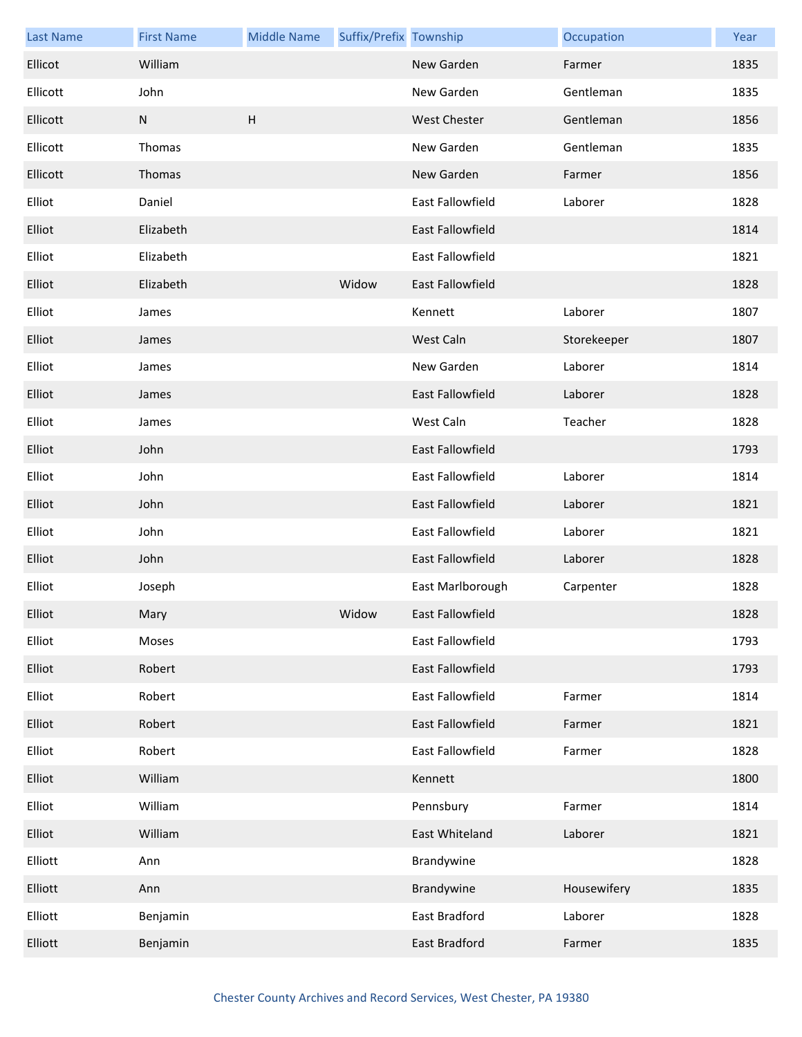| Last Name | First Name | Middle Name | Suffix/Prefix | Township | Occupation | Year |
|---|---|---|---|---|---|---|
| Ellicot | William | | | New Garden | Farmer | 1835 |
| Ellicott | John | | | New Garden | Gentleman | 1835 |
| Ellicott | N | H | | West Chester | Gentleman | 1856 |
| Ellicott | Thomas | | | New Garden | Gentleman | 1835 |
| Ellicott | Thomas | | | New Garden | Farmer | 1856 |
| Elliot | Daniel | | | East Fallowfield | Laborer | 1828 |
| Elliot | Elizabeth | | | East Fallowfield | | 1814 |
| Elliot | Elizabeth | | | East Fallowfield | | 1821 |
| Elliot | Elizabeth | | Widow | East Fallowfield | | 1828 |
| Elliot | James | | | Kennett | Laborer | 1807 |
| Elliot | James | | | West Caln | Storekeeper | 1807 |
| Elliot | James | | | New Garden | Laborer | 1814 |
| Elliot | James | | | East Fallowfield | Laborer | 1828 |
| Elliot | James | | | West Caln | Teacher | 1828 |
| Elliot | John | | | East Fallowfield | | 1793 |
| Elliot | John | | | East Fallowfield | Laborer | 1814 |
| Elliot | John | | | East Fallowfield | Laborer | 1821 |
| Elliot | John | | | East Fallowfield | Laborer | 1821 |
| Elliot | John | | | East Fallowfield | Laborer | 1828 |
| Elliot | Joseph | | | East Marlborough | Carpenter | 1828 |
| Elliot | Mary | | Widow | East Fallowfield | | 1828 |
| Elliot | Moses | | | East Fallowfield | | 1793 |
| Elliot | Robert | | | East Fallowfield | | 1793 |
| Elliot | Robert | | | East Fallowfield | Farmer | 1814 |
| Elliot | Robert | | | East Fallowfield | Farmer | 1821 |
| Elliot | Robert | | | East Fallowfield | Farmer | 1828 |
| Elliot | William | | | Kennett | | 1800 |
| Elliot | William | | | Pennsbury | Farmer | 1814 |
| Elliot | William | | | East Whiteland | Laborer | 1821 |
| Elliott | Ann | | | Brandywine | | 1828 |
| Elliott | Ann | | | Brandywine | Housewifery | 1835 |
| Elliott | Benjamin | | | East Bradford | Laborer | 1828 |
| Elliott | Benjamin | | | East Bradford | Farmer | 1835 |

Chester County Archives and Record Services, West Chester, PA 19380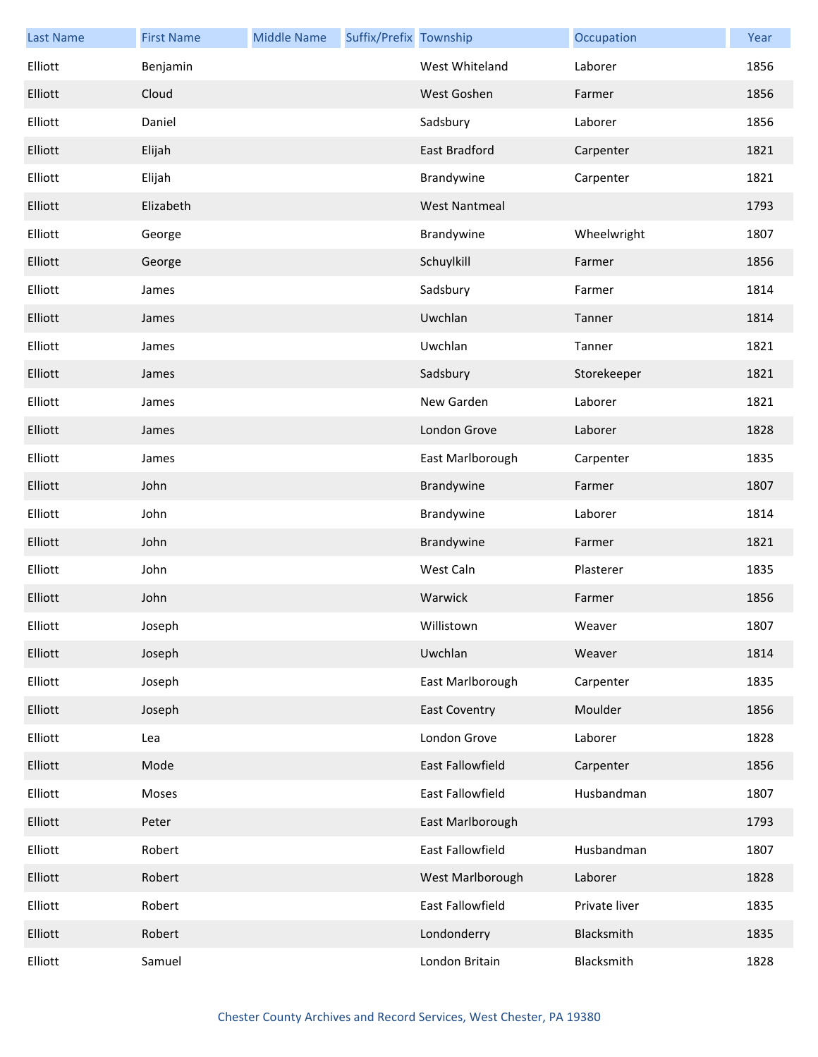| Last Name | First Name | Middle Name | Suffix/Prefix | Township | Occupation | Year |
|---|---|---|---|---|---|---|
| Elliott | Benjamin | | | West Whiteland | Laborer | 1856 |
| Elliott | Cloud | | | West Goshen | Farmer | 1856 |
| Elliott | Daniel | | | Sadsbury | Laborer | 1856 |
| Elliott | Elijah | | | East Bradford | Carpenter | 1821 |
| Elliott | Elijah | | | Brandywine | Carpenter | 1821 |
| Elliott | Elizabeth | | | West Nantmeal | | 1793 |
| Elliott | George | | | Brandywine | Wheelwright | 1807 |
| Elliott | George | | | Schuylkill | Farmer | 1856 |
| Elliott | James | | | Sadsbury | Farmer | 1814 |
| Elliott | James | | | Uwchlan | Tanner | 1814 |
| Elliott | James | | | Uwchlan | Tanner | 1821 |
| Elliott | James | | | Sadsbury | Storekeeper | 1821 |
| Elliott | James | | | New Garden | Laborer | 1821 |
| Elliott | James | | | London Grove | Laborer | 1828 |
| Elliott | James | | | East Marlborough | Carpenter | 1835 |
| Elliott | John | | | Brandywine | Farmer | 1807 |
| Elliott | John | | | Brandywine | Laborer | 1814 |
| Elliott | John | | | Brandywine | Farmer | 1821 |
| Elliott | John | | | West Caln | Plasterer | 1835 |
| Elliott | John | | | Warwick | Farmer | 1856 |
| Elliott | Joseph | | | Willistown | Weaver | 1807 |
| Elliott | Joseph | | | Uwchlan | Weaver | 1814 |
| Elliott | Joseph | | | East Marlborough | Carpenter | 1835 |
| Elliott | Joseph | | | East Coventry | Moulder | 1856 |
| Elliott | Lea | | | London Grove | Laborer | 1828 |
| Elliott | Mode | | | East Fallowfield | Carpenter | 1856 |
| Elliott | Moses | | | East Fallowfield | Husbandman | 1807 |
| Elliott | Peter | | | East Marlborough | | 1793 |
| Elliott | Robert | | | East Fallowfield | Husbandman | 1807 |
| Elliott | Robert | | | West Marlborough | Laborer | 1828 |
| Elliott | Robert | | | East Fallowfield | Private liver | 1835 |
| Elliott | Robert | | | Londonderry | Blacksmith | 1835 |
| Elliott | Samuel | | | London Britain | Blacksmith | 1828 |

Chester County Archives and Record Services, West Chester, PA 19380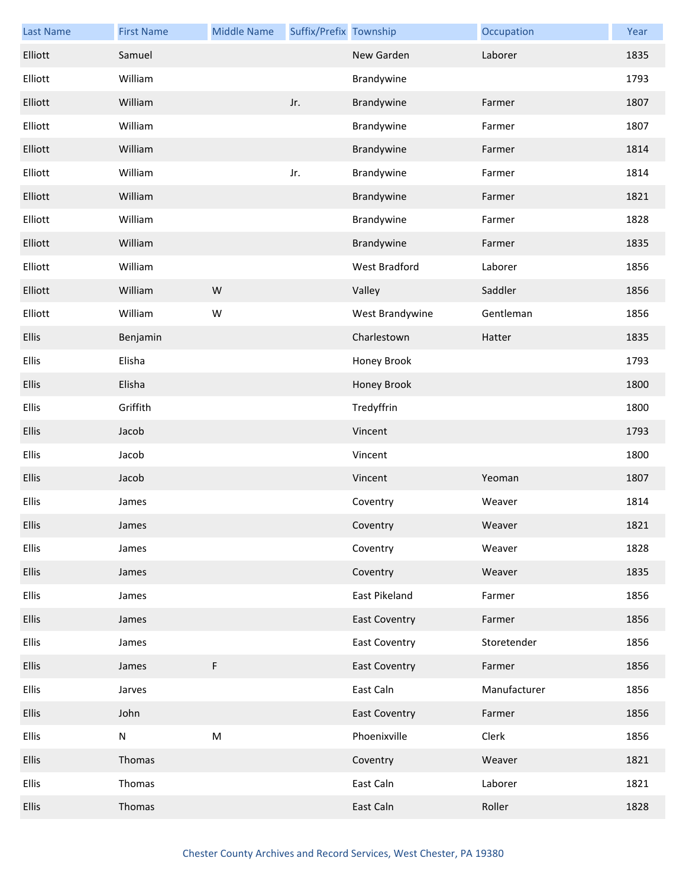| Last Name | First Name | Middle Name | Suffix/Prefix | Township | Occupation | Year |
|---|---|---|---|---|---|---|
| Elliott | Samuel | | | New Garden | Laborer | 1835 |
| Elliott | William | | | Brandywine | | 1793 |
| Elliott | William | | Jr. | Brandywine | Farmer | 1807 |
| Elliott | William | | | Brandywine | Farmer | 1807 |
| Elliott | William | | | Brandywine | Farmer | 1814 |
| Elliott | William | | Jr. | Brandywine | Farmer | 1814 |
| Elliott | William | | | Brandywine | Farmer | 1821 |
| Elliott | William | | | Brandywine | Farmer | 1828 |
| Elliott | William | | | Brandywine | Farmer | 1835 |
| Elliott | William | | | West Bradford | Laborer | 1856 |
| Elliott | William | W | | Valley | Saddler | 1856 |
| Elliott | William | W | | West Brandywine | Gentleman | 1856 |
| Ellis | Benjamin | | | Charlestown | Hatter | 1835 |
| Ellis | Elisha | | | Honey Brook | | 1793 |
| Ellis | Elisha | | | Honey Brook | | 1800 |
| Ellis | Griffith | | | Tredyffrin | | 1800 |
| Ellis | Jacob | | | Vincent | | 1793 |
| Ellis | Jacob | | | Vincent | | 1800 |
| Ellis | Jacob | | | Vincent | Yeoman | 1807 |
| Ellis | James | | | Coventry | Weaver | 1814 |
| Ellis | James | | | Coventry | Weaver | 1821 |
| Ellis | James | | | Coventry | Weaver | 1828 |
| Ellis | James | | | Coventry | Weaver | 1835 |
| Ellis | James | | | East Pikeland | Farmer | 1856 |
| Ellis | James | | | East Coventry | Farmer | 1856 |
| Ellis | James | | | East Coventry | Storetender | 1856 |
| Ellis | James | F | | East Coventry | Farmer | 1856 |
| Ellis | Jarves | | | East Caln | Manufacturer | 1856 |
| Ellis | John | | | East Coventry | Farmer | 1856 |
| Ellis | N | M | | Phoenixville | Clerk | 1856 |
| Ellis | Thomas | | | Coventry | Weaver | 1821 |
| Ellis | Thomas | | | East Caln | Laborer | 1821 |
| Ellis | Thomas | | | East Caln | Roller | 1828 |

Chester County Archives and Record Services, West Chester, PA 19380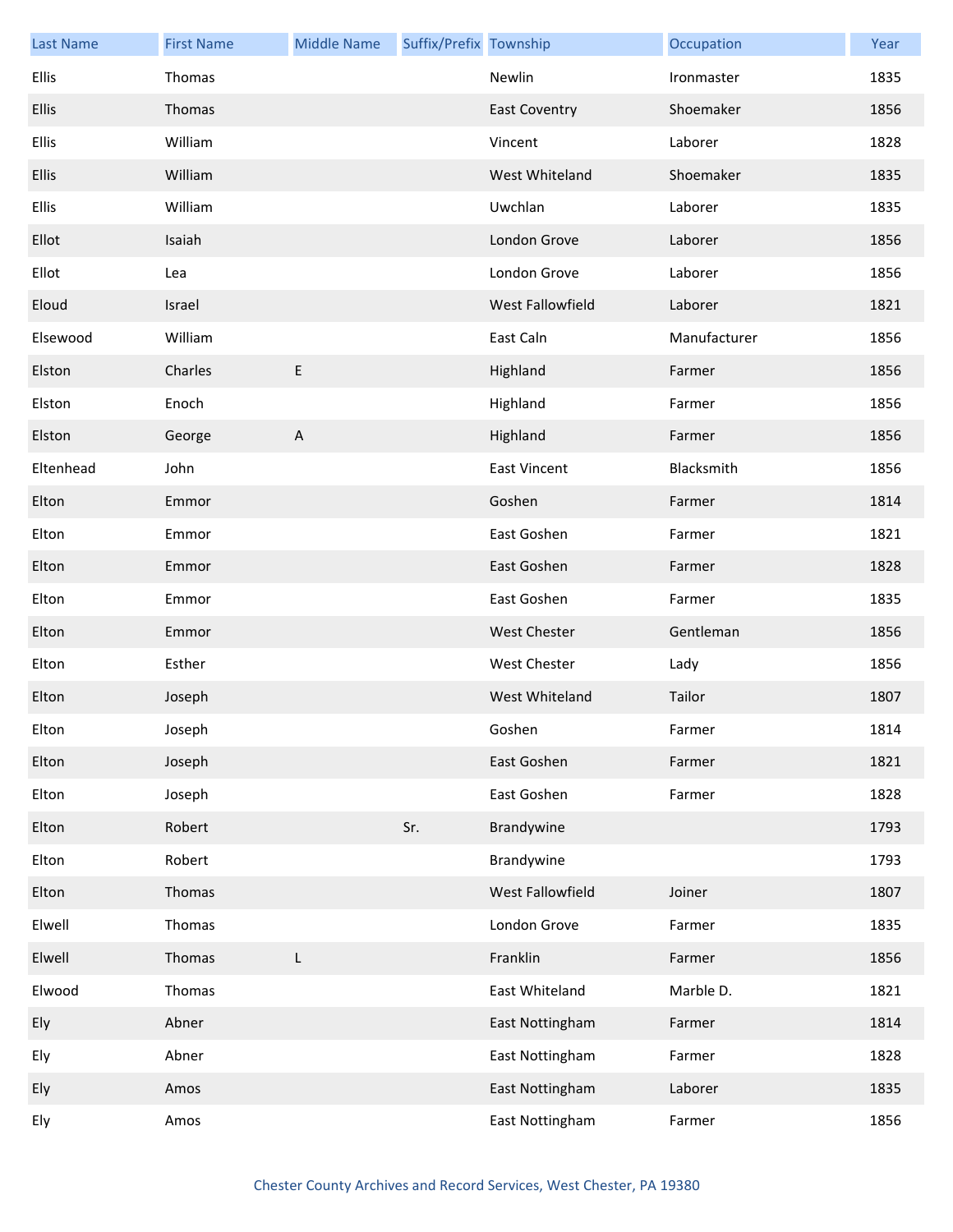| Last Name | First Name | Middle Name | Suffix/Prefix | Township | Occupation | Year |
|---|---|---|---|---|---|---|
| Ellis | Thomas | | | Newlin | Ironmaster | 1835 |
| Ellis | Thomas | | | East Coventry | Shoemaker | 1856 |
| Ellis | William | | | Vincent | Laborer | 1828 |
| Ellis | William | | | West Whiteland | Shoemaker | 1835 |
| Ellis | William | | | Uwchlan | Laborer | 1835 |
| Ellot | Isaiah | | | London Grove | Laborer | 1856 |
| Ellot | Lea | | | London Grove | Laborer | 1856 |
| Eloud | Israel | | | West Fallowfield | Laborer | 1821 |
| Elsewood | William | | | East Caln | Manufacturer | 1856 |
| Elston | Charles | E | | Highland | Farmer | 1856 |
| Elston | Enoch | | | Highland | Farmer | 1856 |
| Elston | George | A | | Highland | Farmer | 1856 |
| Eltenhead | John | | | East Vincent | Blacksmith | 1856 |
| Elton | Emmor | | | Goshen | Farmer | 1814 |
| Elton | Emmor | | | East Goshen | Farmer | 1821 |
| Elton | Emmor | | | East Goshen | Farmer | 1828 |
| Elton | Emmor | | | East Goshen | Farmer | 1835 |
| Elton | Emmor | | | West Chester | Gentleman | 1856 |
| Elton | Esther | | | West Chester | Lady | 1856 |
| Elton | Joseph | | | West Whiteland | Tailor | 1807 |
| Elton | Joseph | | | Goshen | Farmer | 1814 |
| Elton | Joseph | | | East Goshen | Farmer | 1821 |
| Elton | Joseph | | | East Goshen | Farmer | 1828 |
| Elton | Robert | | Sr. | Brandywine | | 1793 |
| Elton | Robert | | | Brandywine | | 1793 |
| Elton | Thomas | | | West Fallowfield | Joiner | 1807 |
| Elwell | Thomas | | | London Grove | Farmer | 1835 |
| Elwell | Thomas | L | | Franklin | Farmer | 1856 |
| Elwood | Thomas | | | East Whiteland | Marble D. | 1821 |
| Ely | Abner | | | East Nottingham | Farmer | 1814 |
| Ely | Abner | | | East Nottingham | Farmer | 1828 |
| Ely | Amos | | | East Nottingham | Laborer | 1835 |
| Ely | Amos | | | East Nottingham | Farmer | 1856 |

Chester County Archives and Record Services, West Chester, PA 19380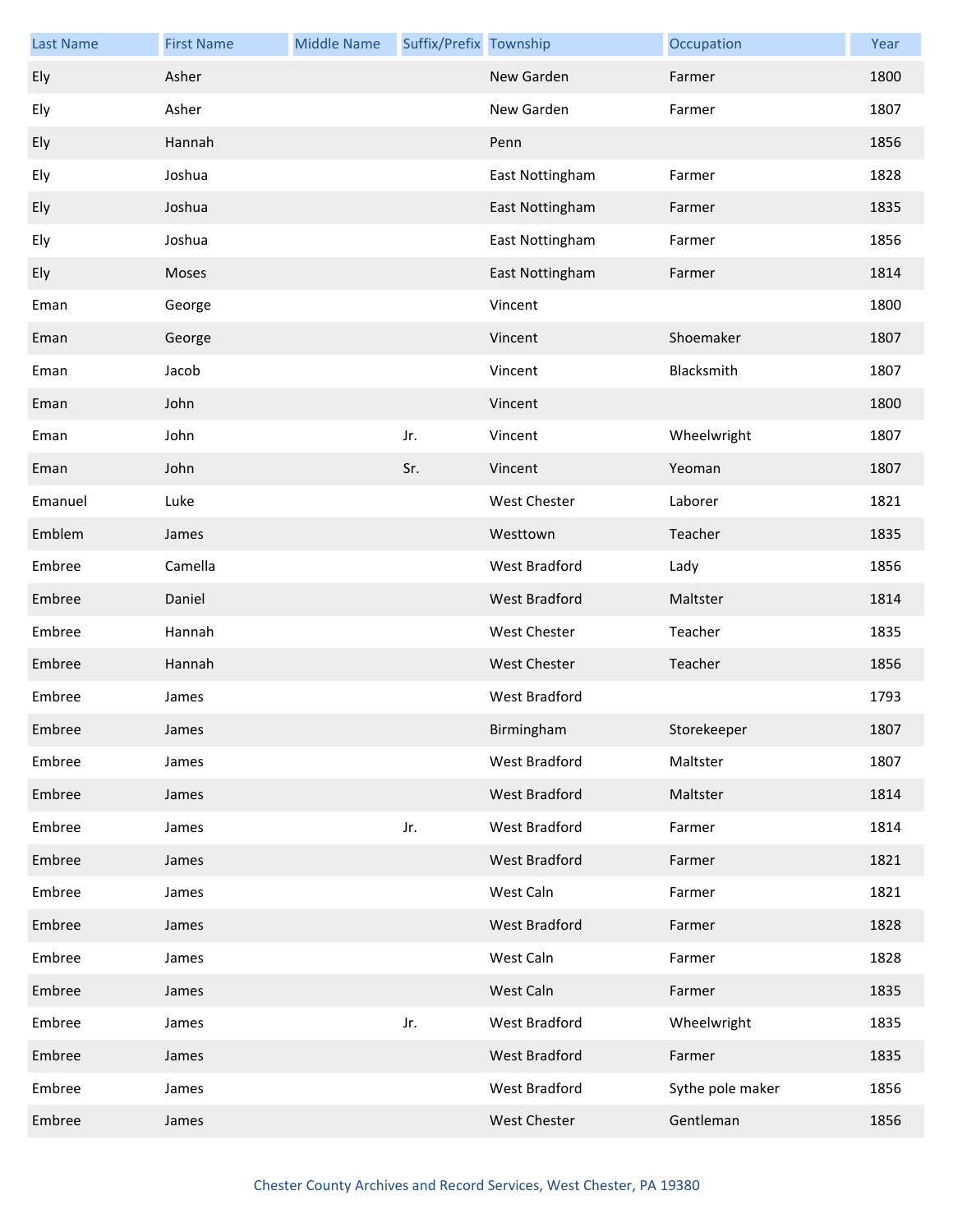| Last Name | First Name | Middle Name | Suffix/Prefix | Township | Occupation | Year |
| --- | --- | --- | --- | --- | --- | --- |
| Ely | Asher | | | New Garden | Farmer | 1800 |
| Ely | Asher | | | New Garden | Farmer | 1807 |
| Ely | Hannah | | | Penn | | 1856 |
| Ely | Joshua | | | East Nottingham | Farmer | 1828 |
| Ely | Joshua | | | East Nottingham | Farmer | 1835 |
| Ely | Joshua | | | East Nottingham | Farmer | 1856 |
| Ely | Moses | | | East Nottingham | Farmer | 1814 |
| Eman | George | | | Vincent | | 1800 |
| Eman | George | | | Vincent | Shoemaker | 1807 |
| Eman | Jacob | | | Vincent | Blacksmith | 1807 |
| Eman | John | | | Vincent | | 1800 |
| Eman | John | | Jr. | Vincent | Wheelwright | 1807 |
| Eman | John | | Sr. | Vincent | Yeoman | 1807 |
| Emanuel | Luke | | | West Chester | Laborer | 1821 |
| Emblem | James | | | Westtown | Teacher | 1835 |
| Embree | Camella | | | West Bradford | Lady | 1856 |
| Embree | Daniel | | | West Bradford | Maltster | 1814 |
| Embree | Hannah | | | West Chester | Teacher | 1835 |
| Embree | Hannah | | | West Chester | Teacher | 1856 |
| Embree | James | | | West Bradford | | 1793 |
| Embree | James | | | Birmingham | Storekeeper | 1807 |
| Embree | James | | | West Bradford | Maltster | 1807 |
| Embree | James | | | West Bradford | Maltster | 1814 |
| Embree | James | | Jr. | West Bradford | Farmer | 1814 |
| Embree | James | | | West Bradford | Farmer | 1821 |
| Embree | James | | | West Caln | Farmer | 1821 |
| Embree | James | | | West Bradford | Farmer | 1828 |
| Embree | James | | | West Caln | Farmer | 1828 |
| Embree | James | | | West Caln | Farmer | 1835 |
| Embree | James | | Jr. | West Bradford | Wheelwright | 1835 |
| Embree | James | | | West Bradford | Farmer | 1835 |
| Embree | James | | | West Bradford | Sythe pole maker | 1856 |
| Embree | James | | | West Chester | Gentleman | 1856 |

Chester County Archives and Record Services, West Chester, PA 19380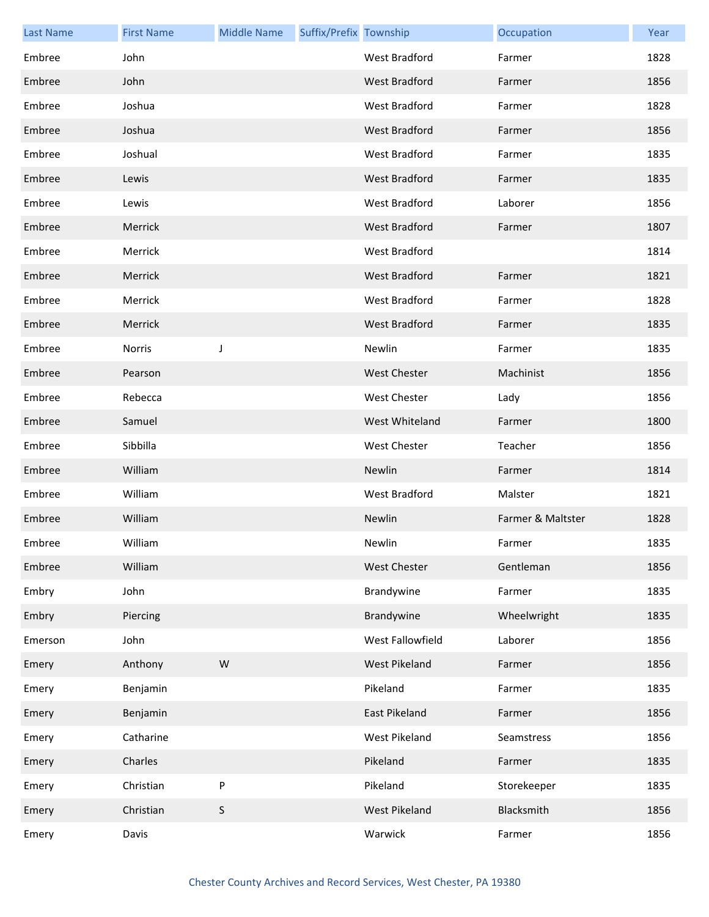| Last Name | First Name | Middle Name | Suffix/Prefix | Township | Occupation | Year |
|---|---|---|---|---|---|---|
| Embree | John | | | West Bradford | Farmer | 1828 |
| Embree | John | | | West Bradford | Farmer | 1856 |
| Embree | Joshua | | | West Bradford | Farmer | 1828 |
| Embree | Joshua | | | West Bradford | Farmer | 1856 |
| Embree | Joshual | | | West Bradford | Farmer | 1835 |
| Embree | Lewis | | | West Bradford | Farmer | 1835 |
| Embree | Lewis | | | West Bradford | Laborer | 1856 |
| Embree | Merrick | | | West Bradford | Farmer | 1807 |
| Embree | Merrick | | | West Bradford | | 1814 |
| Embree | Merrick | | | West Bradford | Farmer | 1821 |
| Embree | Merrick | | | West Bradford | Farmer | 1828 |
| Embree | Merrick | | | West Bradford | Farmer | 1835 |
| Embree | Norris | J | | Newlin | Farmer | 1835 |
| Embree | Pearson | | | West Chester | Machinist | 1856 |
| Embree | Rebecca | | | West Chester | Lady | 1856 |
| Embree | Samuel | | | West Whiteland | Farmer | 1800 |
| Embree | Sibbilla | | | West Chester | Teacher | 1856 |
| Embree | William | | | Newlin | Farmer | 1814 |
| Embree | William | | | West Bradford | Malster | 1821 |
| Embree | William | | | Newlin | Farmer & Maltster | 1828 |
| Embree | William | | | Newlin | Farmer | 1835 |
| Embree | William | | | West Chester | Gentleman | 1856 |
| Embry | John | | | Brandywine | Farmer | 1835 |
| Embry | Piercing | | | Brandywine | Wheelwright | 1835 |
| Emerson | John | | | West Fallowfield | Laborer | 1856 |
| Emery | Anthony | W | | West Pikeland | Farmer | 1856 |
| Emery | Benjamin | | | Pikeland | Farmer | 1835 |
| Emery | Benjamin | | | East Pikeland | Farmer | 1856 |
| Emery | Catharine | | | West Pikeland | Seamstress | 1856 |
| Emery | Charles | | | Pikeland | Farmer | 1835 |
| Emery | Christian | P | | Pikeland | Storekeeper | 1835 |
| Emery | Christian | S | | West Pikeland | Blacksmith | 1856 |
| Emery | Davis | | | Warwick | Farmer | 1856 |

Chester County Archives and Record Services, West Chester, PA 19380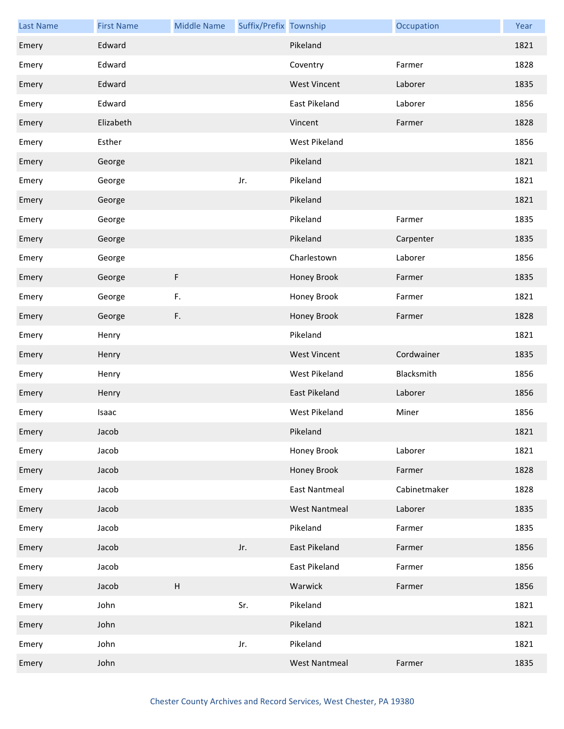| Last Name | First Name | Middle Name | Suffix/Prefix | Township | Occupation | Year |
|---|---|---|---|---|---|---|
| Emery | Edward | | | Pikeland | | 1821 |
| Emery | Edward | | | Coventry | Farmer | 1828 |
| Emery | Edward | | | West Vincent | Laborer | 1835 |
| Emery | Edward | | | East Pikeland | Laborer | 1856 |
| Emery | Elizabeth | | | Vincent | Farmer | 1828 |
| Emery | Esther | | | West Pikeland | | 1856 |
| Emery | George | | | Pikeland | | 1821 |
| Emery | George | | Jr. | Pikeland | | 1821 |
| Emery | George | | | Pikeland | | 1821 |
| Emery | George | | | Pikeland | Farmer | 1835 |
| Emery | George | | | Pikeland | Carpenter | 1835 |
| Emery | George | | | Charlestown | Laborer | 1856 |
| Emery | George | F | | Honey Brook | Farmer | 1835 |
| Emery | George | F. | | Honey Brook | Farmer | 1821 |
| Emery | George | F. | | Honey Brook | Farmer | 1828 |
| Emery | Henry | | | Pikeland | | 1821 |
| Emery | Henry | | | West Vincent | Cordwainer | 1835 |
| Emery | Henry | | | West Pikeland | Blacksmith | 1856 |
| Emery | Henry | | | East Pikeland | Laborer | 1856 |
| Emery | Isaac | | | West Pikeland | Miner | 1856 |
| Emery | Jacob | | | Pikeland | | 1821 |
| Emery | Jacob | | | Honey Brook | Laborer | 1821 |
| Emery | Jacob | | | Honey Brook | Farmer | 1828 |
| Emery | Jacob | | | East Nantmeal | Cabinetmaker | 1828 |
| Emery | Jacob | | | West Nantmeal | Laborer | 1835 |
| Emery | Jacob | | | Pikeland | Farmer | 1835 |
| Emery | Jacob | | Jr. | East Pikeland | Farmer | 1856 |
| Emery | Jacob | | | East Pikeland | Farmer | 1856 |
| Emery | Jacob | H | | Warwick | Farmer | 1856 |
| Emery | John | | Sr. | Pikeland | | 1821 |
| Emery | John | | | Pikeland | | 1821 |
| Emery | John | | Jr. | Pikeland | | 1821 |
| Emery | John | | | West Nantmeal | Farmer | 1835 |

Chester County Archives and Record Services, West Chester, PA 19380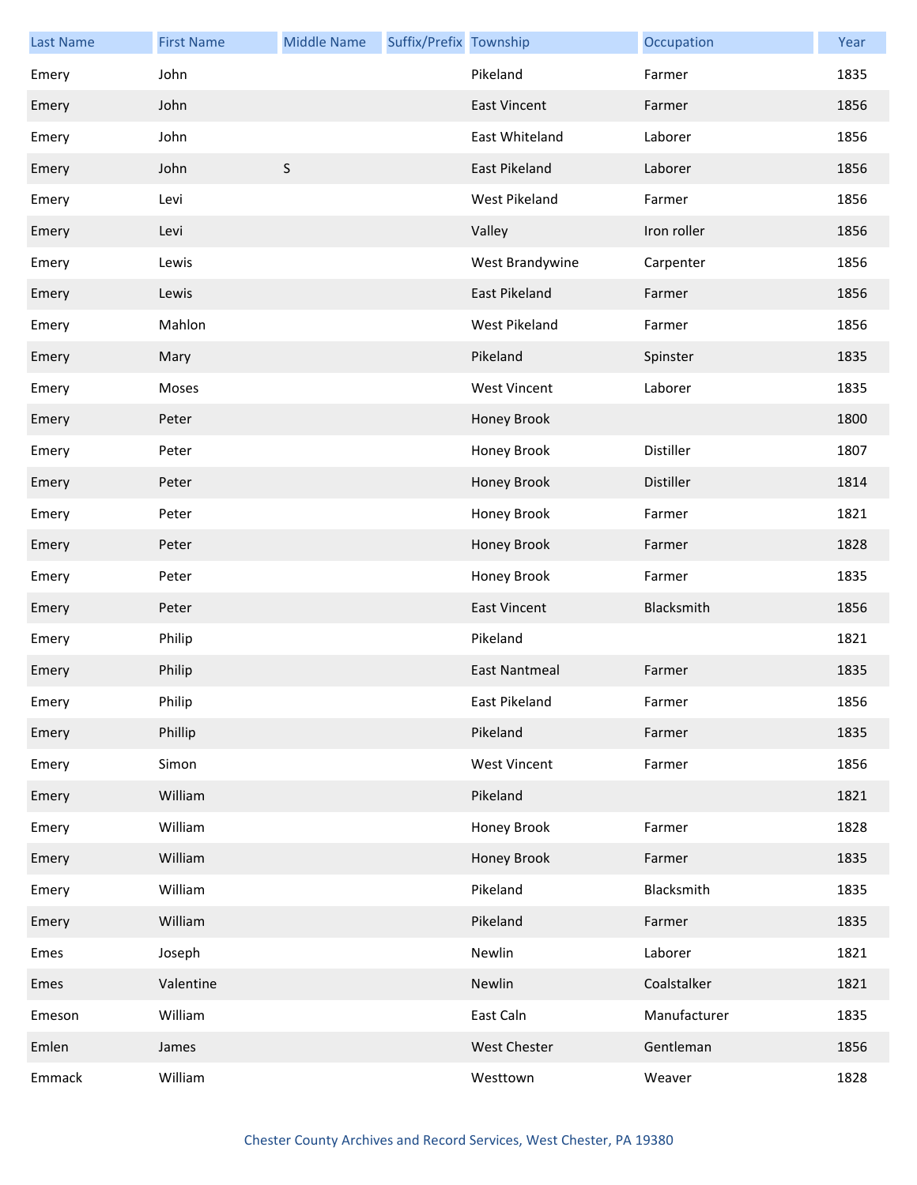| Last Name | First Name | Middle Name | Suffix/Prefix | Township | Occupation | Year |
|---|---|---|---|---|---|---|
| Emery | John | | | Pikeland | Farmer | 1835 |
| Emery | John | | | East Vincent | Farmer | 1856 |
| Emery | John | | | East Whiteland | Laborer | 1856 |
| Emery | John | S | | East Pikeland | Laborer | 1856 |
| Emery | Levi | | | West Pikeland | Farmer | 1856 |
| Emery | Levi | | | Valley | Iron roller | 1856 |
| Emery | Lewis | | | West Brandywine | Carpenter | 1856 |
| Emery | Lewis | | | East Pikeland | Farmer | 1856 |
| Emery | Mahlon | | | West Pikeland | Farmer | 1856 |
| Emery | Mary | | | Pikeland | Spinster | 1835 |
| Emery | Moses | | | West Vincent | Laborer | 1835 |
| Emery | Peter | | | Honey Brook | | 1800 |
| Emery | Peter | | | Honey Brook | Distiller | 1807 |
| Emery | Peter | | | Honey Brook | Distiller | 1814 |
| Emery | Peter | | | Honey Brook | Farmer | 1821 |
| Emery | Peter | | | Honey Brook | Farmer | 1828 |
| Emery | Peter | | | Honey Brook | Farmer | 1835 |
| Emery | Peter | | | East Vincent | Blacksmith | 1856 |
| Emery | Philip | | | Pikeland | | 1821 |
| Emery | Philip | | | East Nantmeal | Farmer | 1835 |
| Emery | Philip | | | East Pikeland | Farmer | 1856 |
| Emery | Phillip | | | Pikeland | Farmer | 1835 |
| Emery | Simon | | | West Vincent | Farmer | 1856 |
| Emery | William | | | Pikeland | | 1821 |
| Emery | William | | | Honey Brook | Farmer | 1828 |
| Emery | William | | | Honey Brook | Farmer | 1835 |
| Emery | William | | | Pikeland | Blacksmith | 1835 |
| Emery | William | | | Pikeland | Farmer | 1835 |
| Emes | Joseph | | | Newlin | Laborer | 1821 |
| Emes | Valentine | | | Newlin | Coalstalker | 1821 |
| Emeson | William | | | East Caln | Manufacturer | 1835 |
| Emlen | James | | | West Chester | Gentleman | 1856 |
| Emmack | William | | | Westtown | Weaver | 1828 |

Chester County Archives and Record Services, West Chester, PA 19380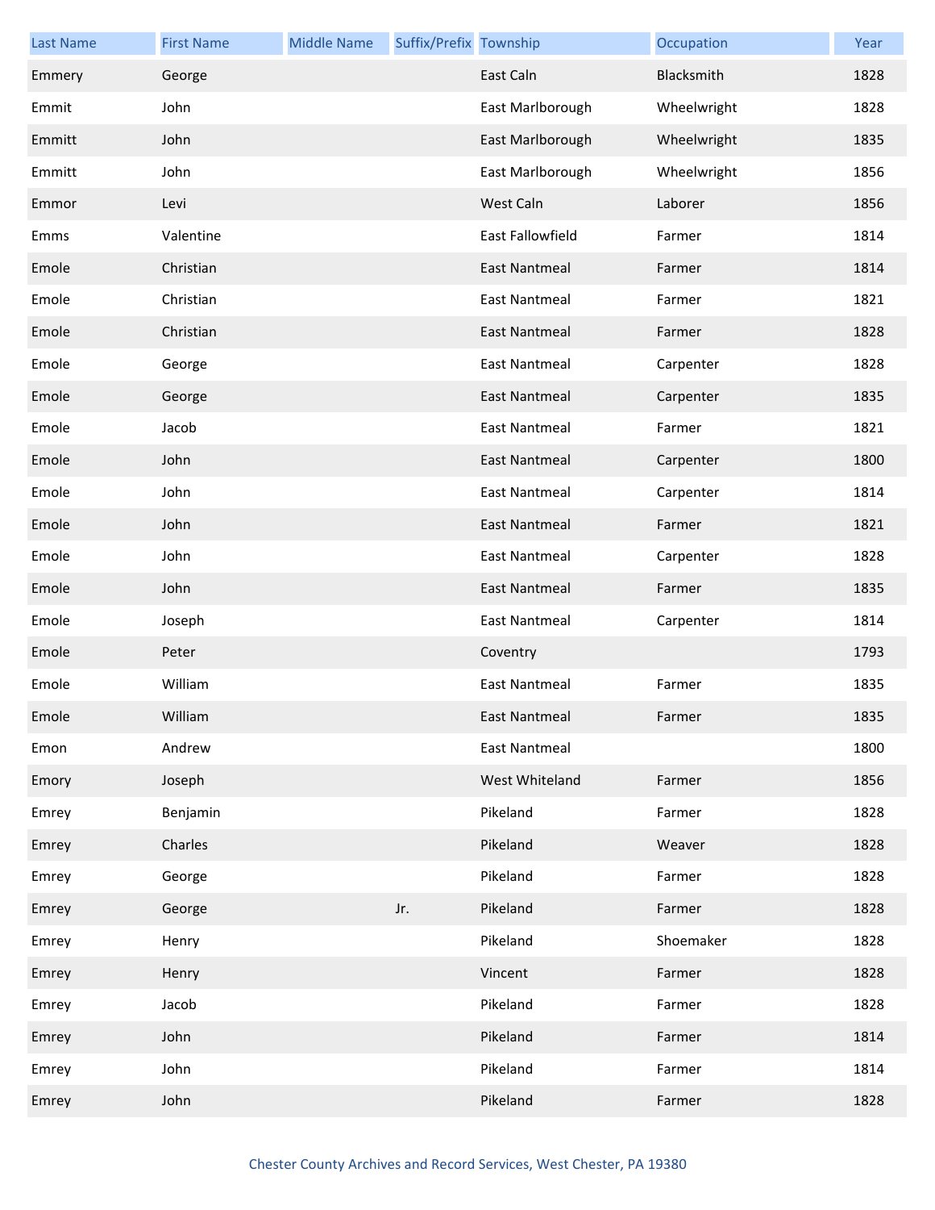| Last Name | First Name | Middle Name | Suffix/Prefix | Township | Occupation | Year |
|---|---|---|---|---|---|---|
| Emmery | George | | | East Caln | Blacksmith | 1828 |
| Emmit | John | | | East Marlborough | Wheelwright | 1828 |
| Emmitt | John | | | East Marlborough | Wheelwright | 1835 |
| Emmitt | John | | | East Marlborough | Wheelwright | 1856 |
| Emmor | Levi | | | West Caln | Laborer | 1856 |
| Emms | Valentine | | | East Fallowfield | Farmer | 1814 |
| Emole | Christian | | | East Nantmeal | Farmer | 1814 |
| Emole | Christian | | | East Nantmeal | Farmer | 1821 |
| Emole | Christian | | | East Nantmeal | Farmer | 1828 |
| Emole | George | | | East Nantmeal | Carpenter | 1828 |
| Emole | George | | | East Nantmeal | Carpenter | 1835 |
| Emole | Jacob | | | East Nantmeal | Farmer | 1821 |
| Emole | John | | | East Nantmeal | Carpenter | 1800 |
| Emole | John | | | East Nantmeal | Carpenter | 1814 |
| Emole | John | | | East Nantmeal | Farmer | 1821 |
| Emole | John | | | East Nantmeal | Carpenter | 1828 |
| Emole | John | | | East Nantmeal | Farmer | 1835 |
| Emole | Joseph | | | East Nantmeal | Carpenter | 1814 |
| Emole | Peter | | | Coventry | | 1793 |
| Emole | William | | | East Nantmeal | Farmer | 1835 |
| Emole | William | | | East Nantmeal | Farmer | 1835 |
| Emon | Andrew | | | East Nantmeal | | 1800 |
| Emory | Joseph | | | West Whiteland | Farmer | 1856 |
| Emrey | Benjamin | | | Pikeland | Farmer | 1828 |
| Emrey | Charles | | | Pikeland | Weaver | 1828 |
| Emrey | George | | | Pikeland | Farmer | 1828 |
| Emrey | George | | Jr. | Pikeland | Farmer | 1828 |
| Emrey | Henry | | | Pikeland | Shoemaker | 1828 |
| Emrey | Henry | | | Vincent | Farmer | 1828 |
| Emrey | Jacob | | | Pikeland | Farmer | 1828 |
| Emrey | John | | | Pikeland | Farmer | 1814 |
| Emrey | John | | | Pikeland | Farmer | 1814 |
| Emrey | John | | | Pikeland | Farmer | 1828 |

Chester County Archives and Record Services, West Chester, PA 19380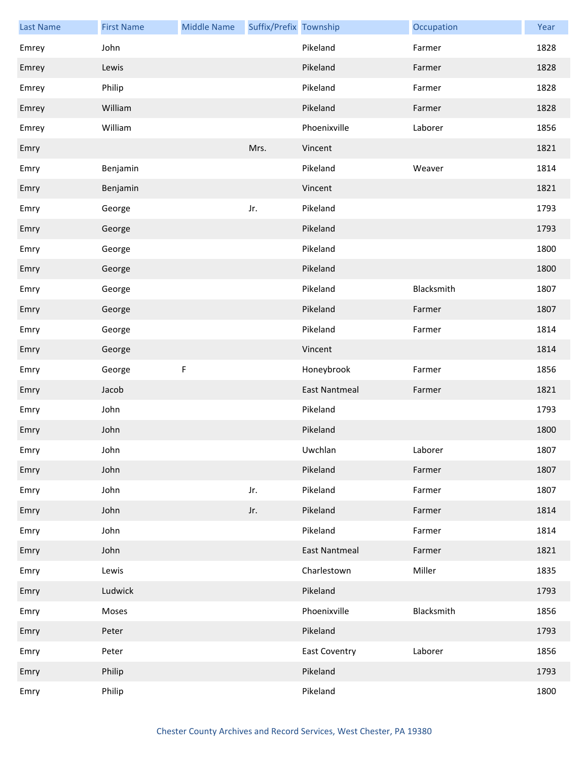| Last Name | First Name | Middle Name | Suffix/Prefix | Township | Occupation | Year |
|---|---|---|---|---|---|---|
| Emrey | John | | | Pikeland | Farmer | 1828 |
| Emrey | Lewis | | | Pikeland | Farmer | 1828 |
| Emrey | Philip | | | Pikeland | Farmer | 1828 |
| Emrey | William | | | Pikeland | Farmer | 1828 |
| Emrey | William | | | Phoenixville | Laborer | 1856 |
| Emry | | | Mrs. | Vincent | | 1821 |
| Emry | Benjamin | | | Pikeland | Weaver | 1814 |
| Emry | Benjamin | | | Vincent | | 1821 |
| Emry | George | | Jr. | Pikeland | | 1793 |
| Emry | George | | | Pikeland | | 1793 |
| Emry | George | | | Pikeland | | 1800 |
| Emry | George | | | Pikeland | | 1800 |
| Emry | George | | | Pikeland | Blacksmith | 1807 |
| Emry | George | | | Pikeland | Farmer | 1807 |
| Emry | George | | | Pikeland | Farmer | 1814 |
| Emry | George | | | Vincent | | 1814 |
| Emry | George | F | | Honeybrook | Farmer | 1856 |
| Emry | Jacob | | | East Nantmeal | Farmer | 1821 |
| Emry | John | | | Pikeland | | 1793 |
| Emry | John | | | Pikeland | | 1800 |
| Emry | John | | | Uwchlan | Laborer | 1807 |
| Emry | John | | | Pikeland | Farmer | 1807 |
| Emry | John | | Jr. | Pikeland | Farmer | 1807 |
| Emry | John | | Jr. | Pikeland | Farmer | 1814 |
| Emry | John | | | Pikeland | Farmer | 1814 |
| Emry | John | | | East Nantmeal | Farmer | 1821 |
| Emry | Lewis | | | Charlestown | Miller | 1835 |
| Emry | Ludwick | | | Pikeland | | 1793 |
| Emry | Moses | | | Phoenixville | Blacksmith | 1856 |
| Emry | Peter | | | Pikeland | | 1793 |
| Emry | Peter | | | East Coventry | Laborer | 1856 |
| Emry | Philip | | | Pikeland | | 1793 |
| Emry | Philip | | | Pikeland | | 1800 |

Chester County Archives and Record Services, West Chester, PA 19380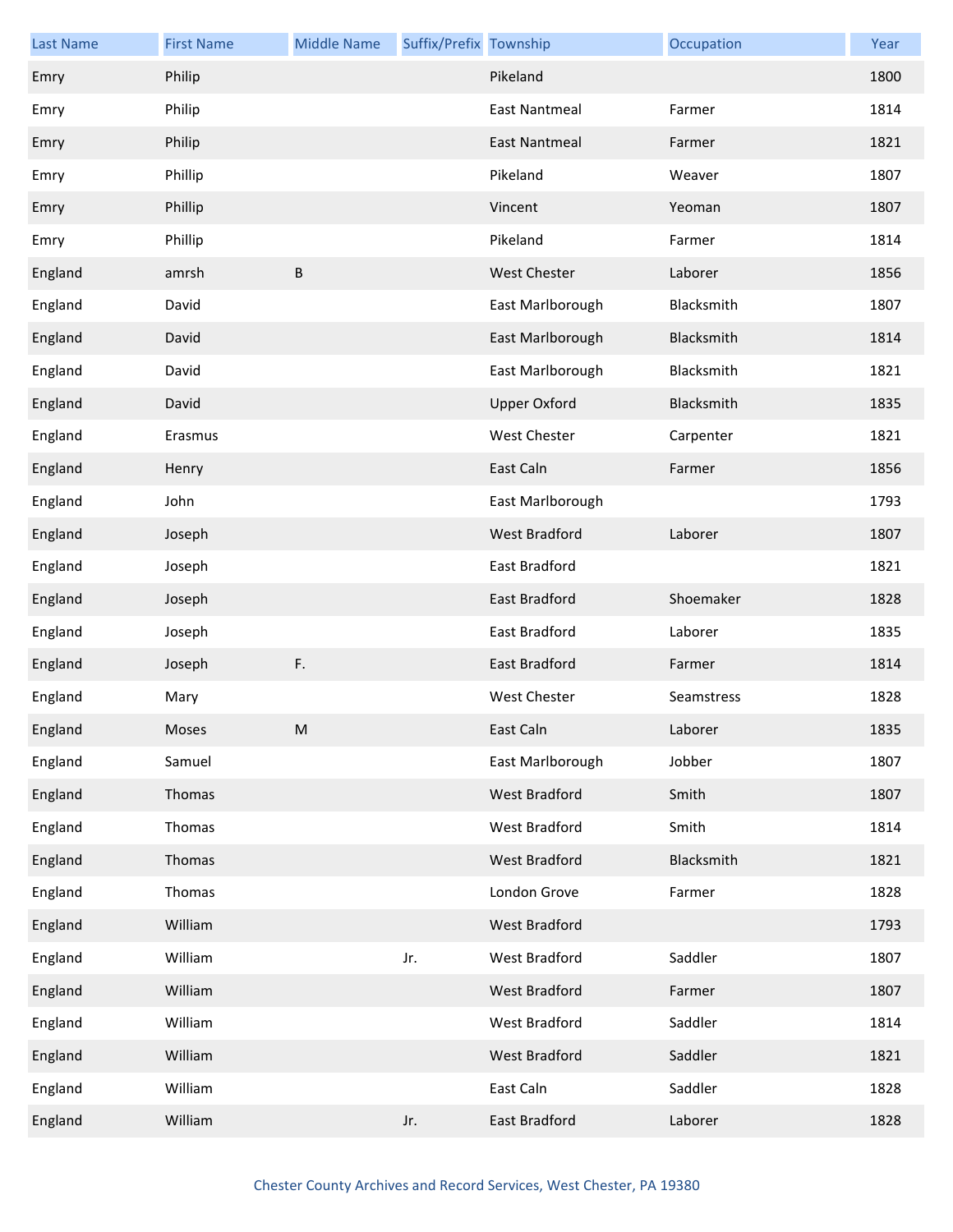| Last Name | First Name | Middle Name | Suffix/Prefix | Township | Occupation | Year |
|---|---|---|---|---|---|---|
| Emry | Philip | | | Pikeland | | 1800 |
| Emry | Philip | | | East Nantmeal | Farmer | 1814 |
| Emry | Philip | | | East Nantmeal | Farmer | 1821 |
| Emry | Phillip | | | Pikeland | Weaver | 1807 |
| Emry | Phillip | | | Vincent | Yeoman | 1807 |
| Emry | Phillip | | | Pikeland | Farmer | 1814 |
| England | amrsh | B | | West Chester | Laborer | 1856 |
| England | David | | | East Marlborough | Blacksmith | 1807 |
| England | David | | | East Marlborough | Blacksmith | 1814 |
| England | David | | | East Marlborough | Blacksmith | 1821 |
| England | David | | | Upper Oxford | Blacksmith | 1835 |
| England | Erasmus | | | West Chester | Carpenter | 1821 |
| England | Henry | | | East Caln | Farmer | 1856 |
| England | John | | | East Marlborough | | 1793 |
| England | Joseph | | | West Bradford | Laborer | 1807 |
| England | Joseph | | | East Bradford | | 1821 |
| England | Joseph | | | East Bradford | Shoemaker | 1828 |
| England | Joseph | | | East Bradford | Laborer | 1835 |
| England | Joseph | F. | | East Bradford | Farmer | 1814 |
| England | Mary | | | West Chester | Seamstress | 1828 |
| England | Moses | M | | East Caln | Laborer | 1835 |
| England | Samuel | | | East Marlborough | Jobber | 1807 |
| England | Thomas | | | West Bradford | Smith | 1807 |
| England | Thomas | | | West Bradford | Smith | 1814 |
| England | Thomas | | | West Bradford | Blacksmith | 1821 |
| England | Thomas | | | London Grove | Farmer | 1828 |
| England | William | | | West Bradford | | 1793 |
| England | William | | Jr. | West Bradford | Saddler | 1807 |
| England | William | | | West Bradford | Farmer | 1807 |
| England | William | | | West Bradford | Saddler | 1814 |
| England | William | | | West Bradford | Saddler | 1821 |
| England | William | | | East Caln | Saddler | 1828 |
| England | William | | Jr. | East Bradford | Laborer | 1828 |

Chester County Archives and Record Services, West Chester, PA 19380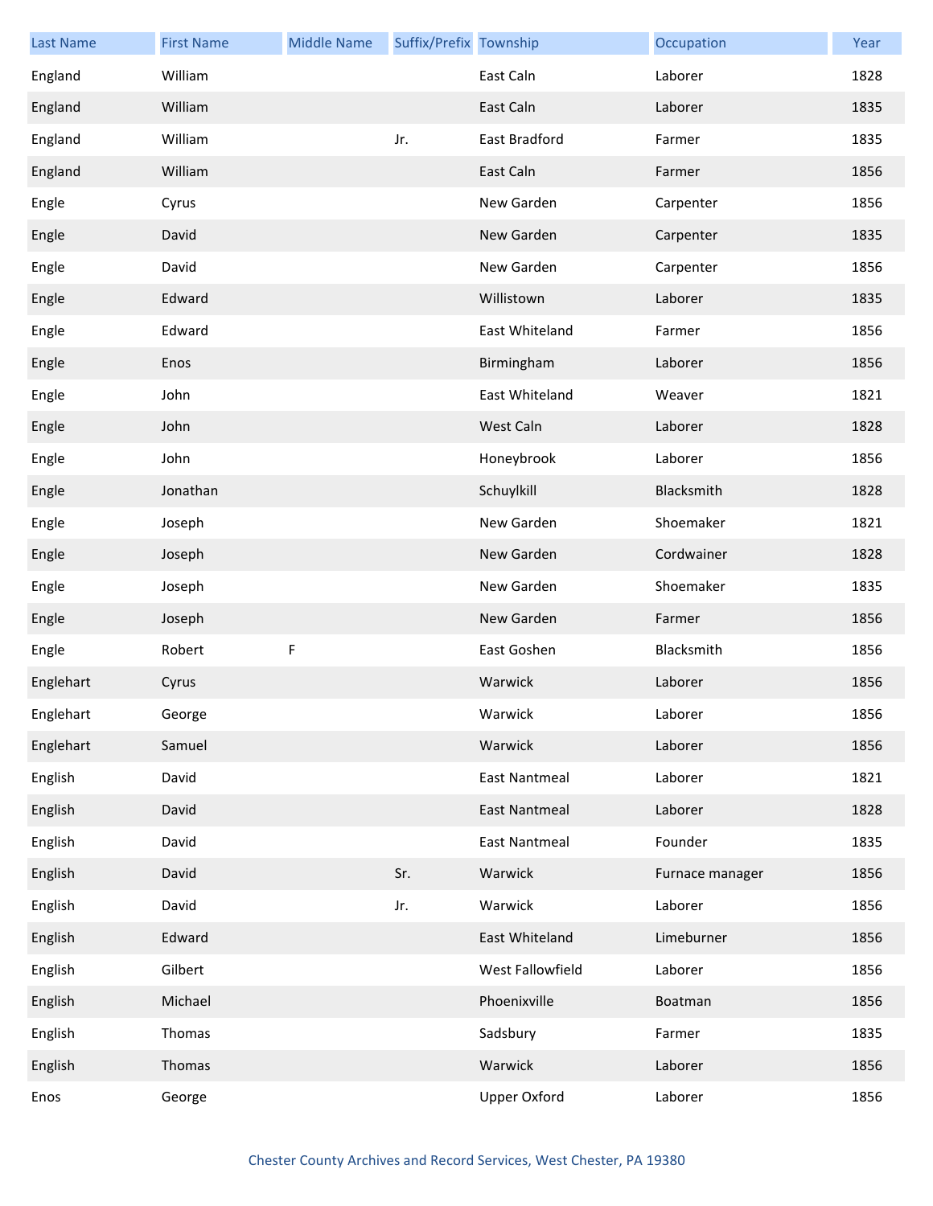| Last Name | First Name | Middle Name | Suffix/Prefix | Township | Occupation | Year |
|---|---|---|---|---|---|---|
| England | William | | | East Caln | Laborer | 1828 |
| England | William | | | East Caln | Laborer | 1835 |
| England | William | | Jr. | East Bradford | Farmer | 1835 |
| England | William | | | East Caln | Farmer | 1856 |
| Engle | Cyrus | | | New Garden | Carpenter | 1856 |
| Engle | David | | | New Garden | Carpenter | 1835 |
| Engle | David | | | New Garden | Carpenter | 1856 |
| Engle | Edward | | | Willistown | Laborer | 1835 |
| Engle | Edward | | | East Whiteland | Farmer | 1856 |
| Engle | Enos | | | Birmingham | Laborer | 1856 |
| Engle | John | | | East Whiteland | Weaver | 1821 |
| Engle | John | | | West Caln | Laborer | 1828 |
| Engle | John | | | Honeybrook | Laborer | 1856 |
| Engle | Jonathan | | | Schuylkill | Blacksmith | 1828 |
| Engle | Joseph | | | New Garden | Shoemaker | 1821 |
| Engle | Joseph | | | New Garden | Cordwainer | 1828 |
| Engle | Joseph | | | New Garden | Shoemaker | 1835 |
| Engle | Joseph | | | New Garden | Farmer | 1856 |
| Engle | Robert | F | | East Goshen | Blacksmith | 1856 |
| Englehart | Cyrus | | | Warwick | Laborer | 1856 |
| Englehart | George | | | Warwick | Laborer | 1856 |
| Englehart | Samuel | | | Warwick | Laborer | 1856 |
| English | David | | | East Nantmeal | Laborer | 1821 |
| English | David | | | East Nantmeal | Laborer | 1828 |
| English | David | | | East Nantmeal | Founder | 1835 |
| English | David | | Sr. | Warwick | Furnace manager | 1856 |
| English | David | | Jr. | Warwick | Laborer | 1856 |
| English | Edward | | | East Whiteland | Limeburner | 1856 |
| English | Gilbert | | | West Fallowfield | Laborer | 1856 |
| English | Michael | | | Phoenixville | Boatman | 1856 |
| English | Thomas | | | Sadsbury | Farmer | 1835 |
| English | Thomas | | | Warwick | Laborer | 1856 |
| Enos | George | | | Upper Oxford | Laborer | 1856 |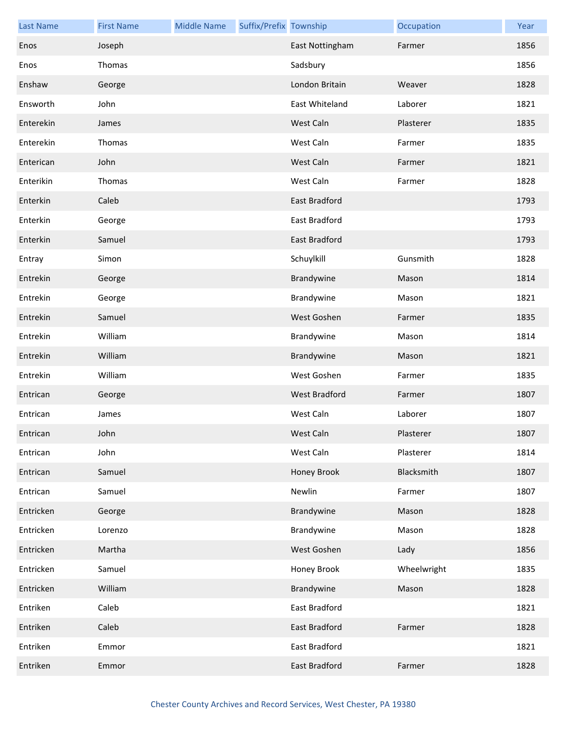| Last Name | First Name | Middle Name | Suffix/Prefix | Township | Occupation | Year |
| --- | --- | --- | --- | --- | --- | --- |
| Enos | Joseph | | | East Nottingham | Farmer | 1856 |
| Enos | Thomas | | | Sadsbury | | 1856 |
| Enshaw | George | | | London Britain | Weaver | 1828 |
| Ensworth | John | | | East Whiteland | Laborer | 1821 |
| Enterekin | James | | | West Caln | Plasterer | 1835 |
| Enterekin | Thomas | | | West Caln | Farmer | 1835 |
| Enterican | John | | | West Caln | Farmer | 1821 |
| Enterikin | Thomas | | | West Caln | Farmer | 1828 |
| Enterkin | Caleb | | | East Bradford | | 1793 |
| Enterkin | George | | | East Bradford | | 1793 |
| Enterkin | Samuel | | | East Bradford | | 1793 |
| Entray | Simon | | | Schuylkill | Gunsmith | 1828 |
| Entrekin | George | | | Brandywine | Mason | 1814 |
| Entrekin | George | | | Brandywine | Mason | 1821 |
| Entrekin | Samuel | | | West Goshen | Farmer | 1835 |
| Entrekin | William | | | Brandywine | Mason | 1814 |
| Entrekin | William | | | Brandywine | Mason | 1821 |
| Entrekin | William | | | West Goshen | Farmer | 1835 |
| Entrican | George | | | West Bradford | Farmer | 1807 |
| Entrican | James | | | West Caln | Laborer | 1807 |
| Entrican | John | | | West Caln | Plasterer | 1807 |
| Entrican | John | | | West Caln | Plasterer | 1814 |
| Entrican | Samuel | | | Honey Brook | Blacksmith | 1807 |
| Entrican | Samuel | | | Newlin | Farmer | 1807 |
| Entricken | George | | | Brandywine | Mason | 1828 |
| Entricken | Lorenzo | | | Brandywine | Mason | 1828 |
| Entricken | Martha | | | West Goshen | Lady | 1856 |
| Entricken | Samuel | | | Honey Brook | Wheelwright | 1835 |
| Entricken | William | | | Brandywine | Mason | 1828 |
| Entriken | Caleb | | | East Bradford | | 1821 |
| Entriken | Caleb | | | East Bradford | Farmer | 1828 |
| Entriken | Emmor | | | East Bradford | | 1821 |
| Entriken | Emmor | | | East Bradford | Farmer | 1828 |

Chester County Archives and Record Services, West Chester, PA 19380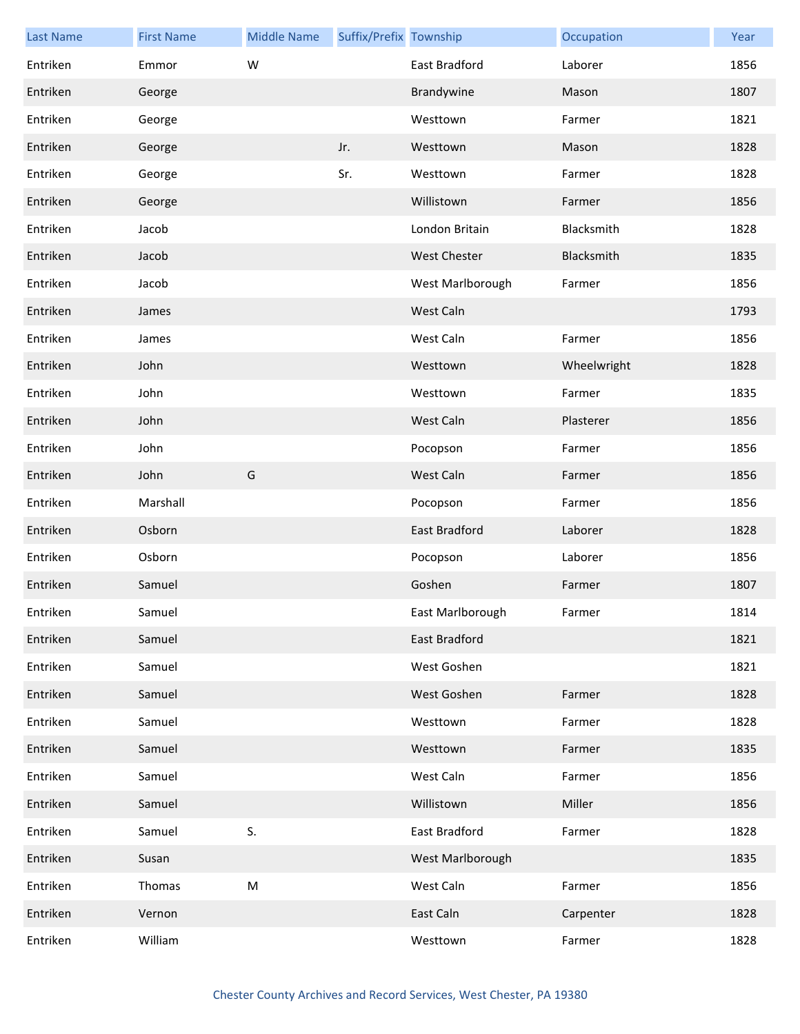| Last Name | First Name | Middle Name | Suffix/Prefix | Township | Occupation | Year |
|---|---|---|---|---|---|---|
| Entriken | Emmor | W | | East Bradford | Laborer | 1856 |
| Entriken | George | | | Brandywine | Mason | 1807 |
| Entriken | George | | | Westtown | Farmer | 1821 |
| Entriken | George | | Jr. | Westtown | Mason | 1828 |
| Entriken | George | | Sr. | Westtown | Farmer | 1828 |
| Entriken | George | | | Willistown | Farmer | 1856 |
| Entriken | Jacob | | | London Britain | Blacksmith | 1828 |
| Entriken | Jacob | | | West Chester | Blacksmith | 1835 |
| Entriken | Jacob | | | West Marlborough | Farmer | 1856 |
| Entriken | James | | | West Caln | | 1793 |
| Entriken | James | | | West Caln | Farmer | 1856 |
| Entriken | John | | | Westtown | Wheelwright | 1828 |
| Entriken | John | | | Westtown | Farmer | 1835 |
| Entriken | John | | | West Caln | Plasterer | 1856 |
| Entriken | John | | | Pocopson | Farmer | 1856 |
| Entriken | John | G | | West Caln | Farmer | 1856 |
| Entriken | Marshall | | | Pocopson | Farmer | 1856 |
| Entriken | Osborn | | | East Bradford | Laborer | 1828 |
| Entriken | Osborn | | | Pocopson | Laborer | 1856 |
| Entriken | Samuel | | | Goshen | Farmer | 1807 |
| Entriken | Samuel | | | East Marlborough | Farmer | 1814 |
| Entriken | Samuel | | | East Bradford | | 1821 |
| Entriken | Samuel | | | West Goshen | | 1821 |
| Entriken | Samuel | | | West Goshen | Farmer | 1828 |
| Entriken | Samuel | | | Westtown | Farmer | 1828 |
| Entriken | Samuel | | | Westtown | Farmer | 1835 |
| Entriken | Samuel | | | West Caln | Farmer | 1856 |
| Entriken | Samuel | | | Willistown | Miller | 1856 |
| Entriken | Samuel | S. | | East Bradford | Farmer | 1828 |
| Entriken | Susan | | | West Marlborough | | 1835 |
| Entriken | Thomas | M | | West Caln | Farmer | 1856 |
| Entriken | Vernon | | | East Caln | Carpenter | 1828 |
| Entriken | William | | | Westtown | Farmer | 1828 |

Chester County Archives and Record Services, West Chester, PA 19380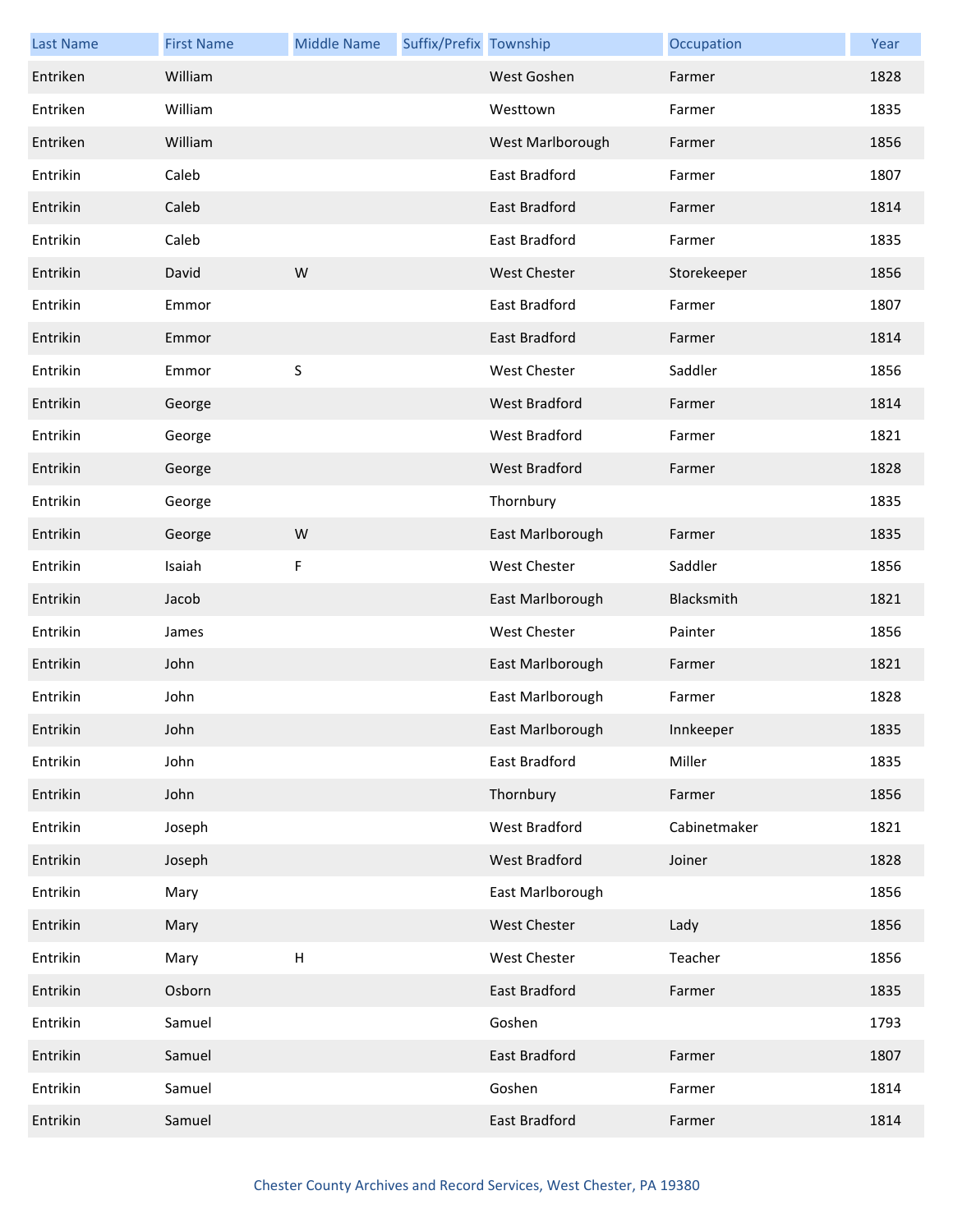| Last Name | First Name | Middle Name | Suffix/Prefix | Township | Occupation | Year |
|---|---|---|---|---|---|---|
| Entriken | William | | | West Goshen | Farmer | 1828 |
| Entriken | William | | | Westtown | Farmer | 1835 |
| Entriken | William | | | West Marlborough | Farmer | 1856 |
| Entrikin | Caleb | | | East Bradford | Farmer | 1807 |
| Entrikin | Caleb | | | East Bradford | Farmer | 1814 |
| Entrikin | Caleb | | | East Bradford | Farmer | 1835 |
| Entrikin | David | W | | West Chester | Storekeeper | 1856 |
| Entrikin | Emmor | | | East Bradford | Farmer | 1807 |
| Entrikin | Emmor | | | East Bradford | Farmer | 1814 |
| Entrikin | Emmor | S | | West Chester | Saddler | 1856 |
| Entrikin | George | | | West Bradford | Farmer | 1814 |
| Entrikin | George | | | West Bradford | Farmer | 1821 |
| Entrikin | George | | | West Bradford | Farmer | 1828 |
| Entrikin | George | | | Thornbury | | 1835 |
| Entrikin | George | W | | East Marlborough | Farmer | 1835 |
| Entrikin | Isaiah | F | | West Chester | Saddler | 1856 |
| Entrikin | Jacob | | | East Marlborough | Blacksmith | 1821 |
| Entrikin | James | | | West Chester | Painter | 1856 |
| Entrikin | John | | | East Marlborough | Farmer | 1821 |
| Entrikin | John | | | East Marlborough | Farmer | 1828 |
| Entrikin | John | | | East Marlborough | Innkeeper | 1835 |
| Entrikin | John | | | East Bradford | Miller | 1835 |
| Entrikin | John | | | Thornbury | Farmer | 1856 |
| Entrikin | Joseph | | | West Bradford | Cabinetmaker | 1821 |
| Entrikin | Joseph | | | West Bradford | Joiner | 1828 |
| Entrikin | Mary | | | East Marlborough | | 1856 |
| Entrikin | Mary | | | West Chester | Lady | 1856 |
| Entrikin | Mary | H | | West Chester | Teacher | 1856 |
| Entrikin | Osborn | | | East Bradford | Farmer | 1835 |
| Entrikin | Samuel | | | Goshen | | 1793 |
| Entrikin | Samuel | | | East Bradford | Farmer | 1807 |
| Entrikin | Samuel | | | Goshen | Farmer | 1814 |
| Entrikin | Samuel | | | East Bradford | Farmer | 1814 |

Chester County Archives and Record Services, West Chester, PA 19380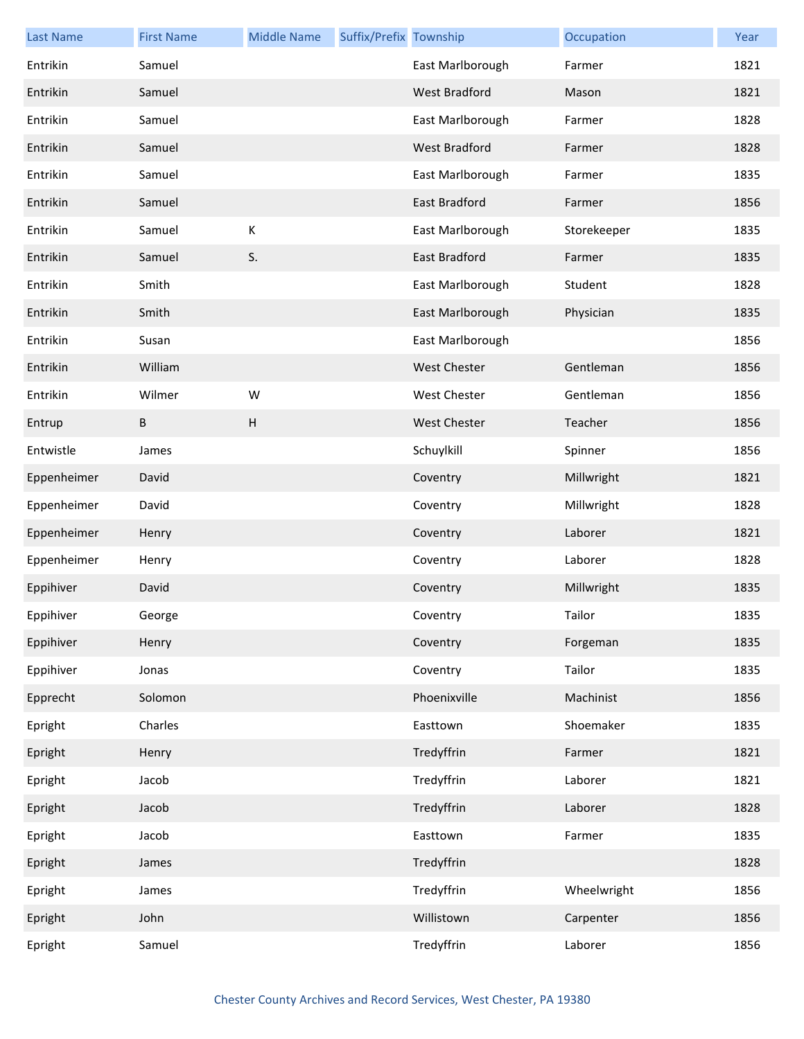| Last Name | First Name | Middle Name | Suffix/Prefix | Township | Occupation | Year |
| --- | --- | --- | --- | --- | --- | --- |
| Entrikin | Samuel | | | East Marlborough | Farmer | 1821 |
| Entrikin | Samuel | | | West Bradford | Mason | 1821 |
| Entrikin | Samuel | | | East Marlborough | Farmer | 1828 |
| Entrikin | Samuel | | | West Bradford | Farmer | 1828 |
| Entrikin | Samuel | | | East Marlborough | Farmer | 1835 |
| Entrikin | Samuel | | | East Bradford | Farmer | 1856 |
| Entrikin | Samuel | K | | East Marlborough | Storekeeper | 1835 |
| Entrikin | Samuel | S. | | East Bradford | Farmer | 1835 |
| Entrikin | Smith | | | East Marlborough | Student | 1828 |
| Entrikin | Smith | | | East Marlborough | Physician | 1835 |
| Entrikin | Susan | | | East Marlborough | | 1856 |
| Entrikin | William | | | West Chester | Gentleman | 1856 |
| Entrikin | Wilmer | W | | West Chester | Gentleman | 1856 |
| Entrup | B | H | | West Chester | Teacher | 1856 |
| Entwistle | James | | | Schuylkill | Spinner | 1856 |
| Eppenheimer | David | | | Coventry | Millwright | 1821 |
| Eppenheimer | David | | | Coventry | Millwright | 1828 |
| Eppenheimer | Henry | | | Coventry | Laborer | 1821 |
| Eppenheimer | Henry | | | Coventry | Laborer | 1828 |
| Eppihiver | David | | | Coventry | Millwright | 1835 |
| Eppihiver | George | | | Coventry | Tailor | 1835 |
| Eppihiver | Henry | | | Coventry | Forgeman | 1835 |
| Eppihiver | Jonas | | | Coventry | Tailor | 1835 |
| Epprecht | Solomon | | | Phoenixville | Machinist | 1856 |
| Epright | Charles | | | Easttown | Shoemaker | 1835 |
| Epright | Henry | | | Tredyffrin | Farmer | 1821 |
| Epright | Jacob | | | Tredyffrin | Laborer | 1821 |
| Epright | Jacob | | | Tredyffrin | Laborer | 1828 |
| Epright | Jacob | | | Easttown | Farmer | 1835 |
| Epright | James | | | Tredyffrin | | 1828 |
| Epright | James | | | Tredyffrin | Wheelwright | 1856 |
| Epright | John | | | Willistown | Carpenter | 1856 |
| Epright | Samuel | | | Tredyffrin | Laborer | 1856 |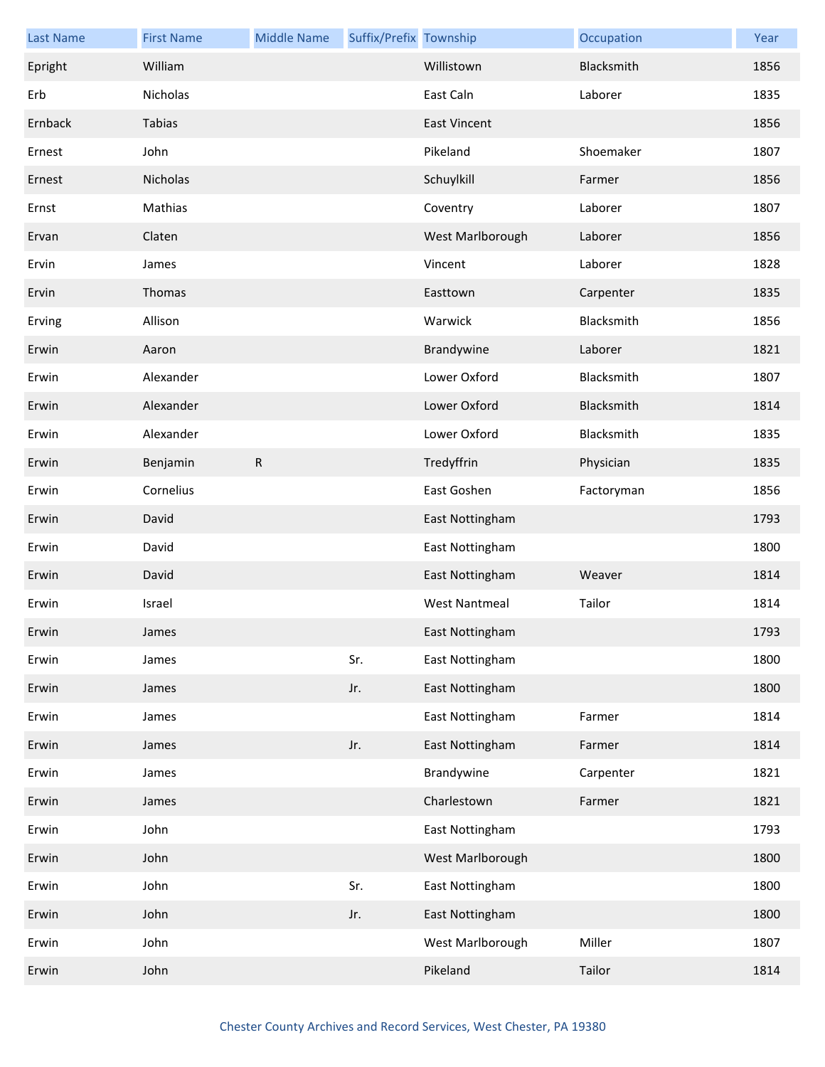| Last Name | First Name | Middle Name | Suffix/Prefix | Township | Occupation | Year |
|---|---|---|---|---|---|---|
| Epright | William | | | Willistown | Blacksmith | 1856 |
| Erb | Nicholas | | | East Caln | Laborer | 1835 |
| Ernback | Tabias | | | East Vincent | | 1856 |
| Ernest | John | | | Pikeland | Shoemaker | 1807 |
| Ernest | Nicholas | | | Schuylkill | Farmer | 1856 |
| Ernst | Mathias | | | Coventry | Laborer | 1807 |
| Ervan | Claten | | | West Marlborough | Laborer | 1856 |
| Ervin | James | | | Vincent | Laborer | 1828 |
| Ervin | Thomas | | | Easttown | Carpenter | 1835 |
| Erving | Allison | | | Warwick | Blacksmith | 1856 |
| Erwin | Aaron | | | Brandywine | Laborer | 1821 |
| Erwin | Alexander | | | Lower Oxford | Blacksmith | 1807 |
| Erwin | Alexander | | | Lower Oxford | Blacksmith | 1814 |
| Erwin | Alexander | | | Lower Oxford | Blacksmith | 1835 |
| Erwin | Benjamin | R | | Tredyffrin | Physician | 1835 |
| Erwin | Cornelius | | | East Goshen | Factoryman | 1856 |
| Erwin | David | | | East Nottingham | | 1793 |
| Erwin | David | | | East Nottingham | | 1800 |
| Erwin | David | | | East Nottingham | Weaver | 1814 |
| Erwin | Israel | | | West Nantmeal | Tailor | 1814 |
| Erwin | James | | | East Nottingham | | 1793 |
| Erwin | James | | Sr. | East Nottingham | | 1800 |
| Erwin | James | | Jr. | East Nottingham | | 1800 |
| Erwin | James | | | East Nottingham | Farmer | 1814 |
| Erwin | James | | Jr. | East Nottingham | Farmer | 1814 |
| Erwin | James | | | Brandywine | Carpenter | 1821 |
| Erwin | James | | | Charlestown | Farmer | 1821 |
| Erwin | John | | | East Nottingham | | 1793 |
| Erwin | John | | | West Marlborough | | 1800 |
| Erwin | John | | Sr. | East Nottingham | | 1800 |
| Erwin | John | | Jr. | East Nottingham | | 1800 |
| Erwin | John | | | West Marlborough | Miller | 1807 |
| Erwin | John | | | Pikeland | Tailor | 1814 |

Chester County Archives and Record Services, West Chester, PA 19380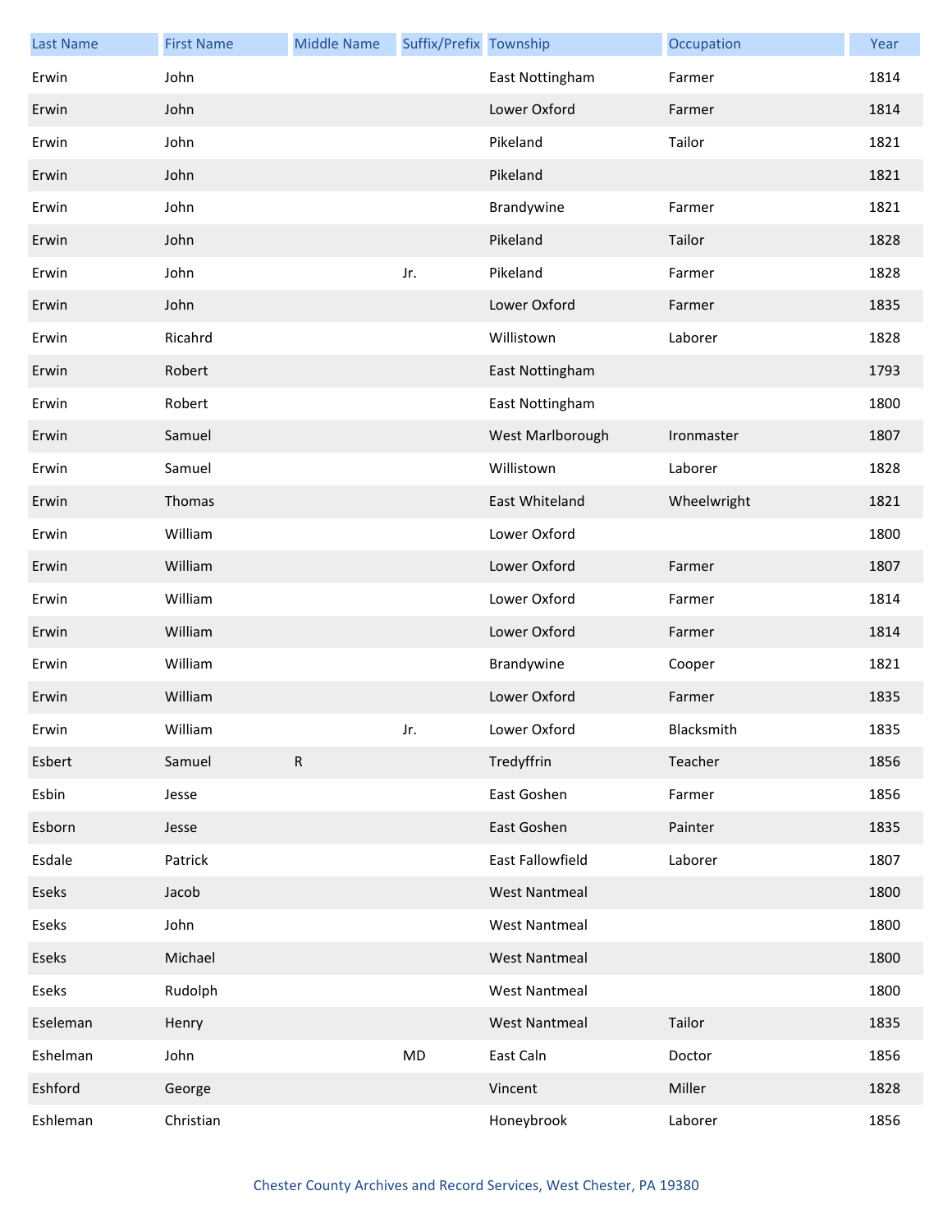| Last Name | First Name | Middle Name | Suffix/Prefix | Township | Occupation | Year |
| --- | --- | --- | --- | --- | --- | --- |
| Erwin | John | | | East Nottingham | Farmer | 1814 |
| Erwin | John | | | Lower Oxford | Farmer | 1814 |
| Erwin | John | | | Pikeland | Tailor | 1821 |
| Erwin | John | | | Pikeland | | 1821 |
| Erwin | John | | | Brandywine | Farmer | 1821 |
| Erwin | John | | | Pikeland | Tailor | 1828 |
| Erwin | John | | Jr. | Pikeland | Farmer | 1828 |
| Erwin | John | | | Lower Oxford | Farmer | 1835 |
| Erwin | Ricahrd | | | Willistown | Laborer | 1828 |
| Erwin | Robert | | | East Nottingham | | 1793 |
| Erwin | Robert | | | East Nottingham | | 1800 |
| Erwin | Samuel | | | West Marlborough | Ironmaster | 1807 |
| Erwin | Samuel | | | Willistown | Laborer | 1828 |
| Erwin | Thomas | | | East Whiteland | Wheelwright | 1821 |
| Erwin | William | | | Lower Oxford | | 1800 |
| Erwin | William | | | Lower Oxford | Farmer | 1807 |
| Erwin | William | | | Lower Oxford | Farmer | 1814 |
| Erwin | William | | | Lower Oxford | Farmer | 1814 |
| Erwin | William | | | Brandywine | Cooper | 1821 |
| Erwin | William | | | Lower Oxford | Farmer | 1835 |
| Erwin | William | | Jr. | Lower Oxford | Blacksmith | 1835 |
| Esbert | Samuel | R | | Tredyffrin | Teacher | 1856 |
| Esbin | Jesse | | | East Goshen | Farmer | 1856 |
| Esborn | Jesse | | | East Goshen | Painter | 1835 |
| Esdale | Patrick | | | East Fallowfield | Laborer | 1807 |
| Eseks | Jacob | | | West Nantmeal | | 1800 |
| Eseks | John | | | West Nantmeal | | 1800 |
| Eseks | Michael | | | West Nantmeal | | 1800 |
| Eseks | Rudolph | | | West Nantmeal | | 1800 |
| Eseleman | Henry | | | West Nantmeal | Tailor | 1835 |
| Eshelman | John | | MD | East Caln | Doctor | 1856 |
| Eshford | George | | | Vincent | Miller | 1828 |
| Eshleman | Christian | | | Honeybrook | Laborer | 1856 |

Chester County Archives and Record Services, West Chester, PA 19380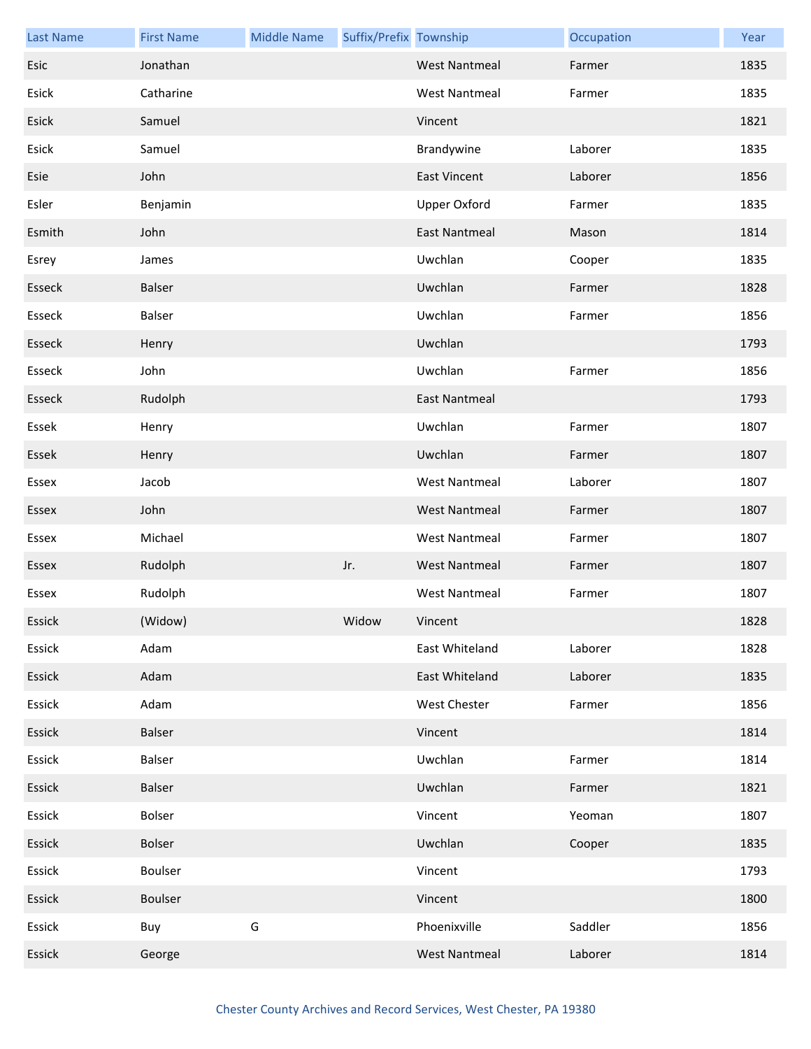| Last Name | First Name | Middle Name | Suffix/Prefix | Township | Occupation | Year |
|---|---|---|---|---|---|---|
| Esic | Jonathan | | | West Nantmeal | Farmer | 1835 |
| Esick | Catharine | | | West Nantmeal | Farmer | 1835 |
| Esick | Samuel | | | Vincent | | 1821 |
| Esick | Samuel | | | Brandywine | Laborer | 1835 |
| Esie | John | | | East Vincent | Laborer | 1856 |
| Esler | Benjamin | | | Upper Oxford | Farmer | 1835 |
| Esmith | John | | | East Nantmeal | Mason | 1814 |
| Esrey | James | | | Uwchlan | Cooper | 1835 |
| Esseck | Balser | | | Uwchlan | Farmer | 1828 |
| Esseck | Balser | | | Uwchlan | Farmer | 1856 |
| Esseck | Henry | | | Uwchlan | | 1793 |
| Esseck | John | | | Uwchlan | Farmer | 1856 |
| Esseck | Rudolph | | | East Nantmeal | | 1793 |
| Essek | Henry | | | Uwchlan | Farmer | 1807 |
| Essek | Henry | | | Uwchlan | Farmer | 1807 |
| Essex | Jacob | | | West Nantmeal | Laborer | 1807 |
| Essex | John | | | West Nantmeal | Farmer | 1807 |
| Essex | Michael | | | West Nantmeal | Farmer | 1807 |
| Essex | Rudolph | | Jr. | West Nantmeal | Farmer | 1807 |
| Essex | Rudolph | | | West Nantmeal | Farmer | 1807 |
| Essick | (Widow) | | Widow | Vincent | | 1828 |
| Essick | Adam | | | East Whiteland | Laborer | 1828 |
| Essick | Adam | | | East Whiteland | Laborer | 1835 |
| Essick | Adam | | | West Chester | Farmer | 1856 |
| Essick | Balser | | | Vincent | | 1814 |
| Essick | Balser | | | Uwchlan | Farmer | 1814 |
| Essick | Balser | | | Uwchlan | Farmer | 1821 |
| Essick | Bolser | | | Vincent | Yeoman | 1807 |
| Essick | Bolser | | | Uwchlan | Cooper | 1835 |
| Essick | Boulser | | | Vincent | | 1793 |
| Essick | Boulser | | | Vincent | | 1800 |
| Essick | Buy | G | | Phoenixville | Saddler | 1856 |
| Essick | George | | | West Nantmeal | Laborer | 1814 |

Chester County Archives and Record Services, West Chester, PA 19380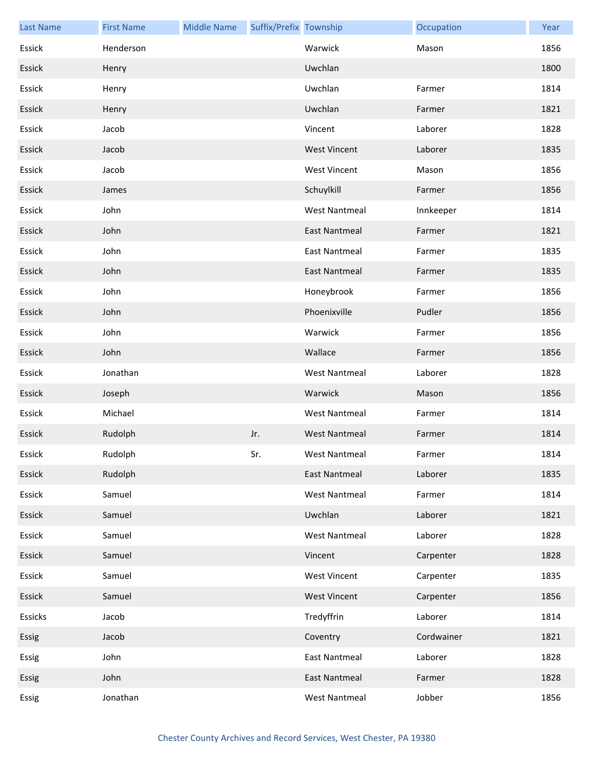| Last Name | First Name | Middle Name | Suffix/Prefix | Township | Occupation | Year |
|---|---|---|---|---|---|---|
| Essick | Henderson | | | Warwick | Mason | 1856 |
| Essick | Henry | | | Uwchlan | | 1800 |
| Essick | Henry | | | Uwchlan | Farmer | 1814 |
| Essick | Henry | | | Uwchlan | Farmer | 1821 |
| Essick | Jacob | | | Vincent | Laborer | 1828 |
| Essick | Jacob | | | West Vincent | Laborer | 1835 |
| Essick | Jacob | | | West Vincent | Mason | 1856 |
| Essick | James | | | Schuylkill | Farmer | 1856 |
| Essick | John | | | West Nantmeal | Innkeeper | 1814 |
| Essick | John | | | East Nantmeal | Farmer | 1821 |
| Essick | John | | | East Nantmeal | Farmer | 1835 |
| Essick | John | | | East Nantmeal | Farmer | 1835 |
| Essick | John | | | Honeybrook | Farmer | 1856 |
| Essick | John | | | Phoenixville | Pudler | 1856 |
| Essick | John | | | Warwick | Farmer | 1856 |
| Essick | John | | | Wallace | Farmer | 1856 |
| Essick | Jonathan | | | West Nantmeal | Laborer | 1828 |
| Essick | Joseph | | | Warwick | Mason | 1856 |
| Essick | Michael | | | West Nantmeal | Farmer | 1814 |
| Essick | Rudolph | | Jr. | West Nantmeal | Farmer | 1814 |
| Essick | Rudolph | | Sr. | West Nantmeal | Farmer | 1814 |
| Essick | Rudolph | | | East Nantmeal | Laborer | 1835 |
| Essick | Samuel | | | West Nantmeal | Farmer | 1814 |
| Essick | Samuel | | | Uwchlan | Laborer | 1821 |
| Essick | Samuel | | | West Nantmeal | Laborer | 1828 |
| Essick | Samuel | | | Vincent | Carpenter | 1828 |
| Essick | Samuel | | | West Vincent | Carpenter | 1835 |
| Essick | Samuel | | | West Vincent | Carpenter | 1856 |
| Essicks | Jacob | | | Tredyffrin | Laborer | 1814 |
| Essig | Jacob | | | Coventry | Cordwainer | 1821 |
| Essig | John | | | East Nantmeal | Laborer | 1828 |
| Essig | John | | | East Nantmeal | Farmer | 1828 |
| Essig | Jonathan | | | West Nantmeal | Jobber | 1856 |

Chester County Archives and Record Services, West Chester, PA 19380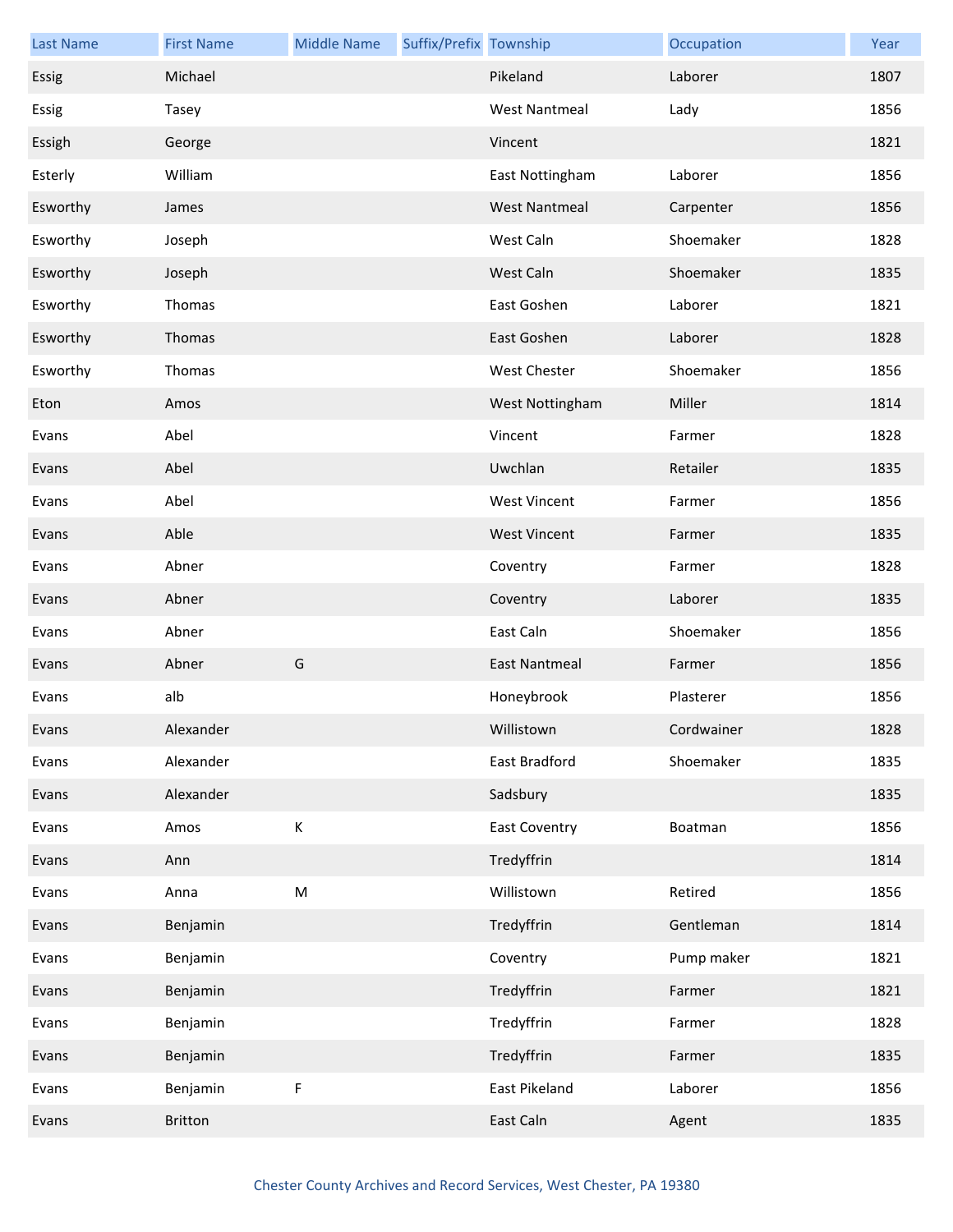| Last Name | First Name | Middle Name | Suffix/Prefix | Township | Occupation | Year |
|---|---|---|---|---|---|---|
| Essig | Michael | | | Pikeland | Laborer | 1807 |
| Essig | Tasey | | | West Nantmeal | Lady | 1856 |
| Essigh | George | | | Vincent | | 1821 |
| Esterly | William | | | East Nottingham | Laborer | 1856 |
| Esworthy | James | | | West Nantmeal | Carpenter | 1856 |
| Esworthy | Joseph | | | West Caln | Shoemaker | 1828 |
| Esworthy | Joseph | | | West Caln | Shoemaker | 1835 |
| Esworthy | Thomas | | | East Goshen | Laborer | 1821 |
| Esworthy | Thomas | | | East Goshen | Laborer | 1828 |
| Esworthy | Thomas | | | West Chester | Shoemaker | 1856 |
| Eton | Amos | | | West Nottingham | Miller | 1814 |
| Evans | Abel | | | Vincent | Farmer | 1828 |
| Evans | Abel | | | Uwchlan | Retailer | 1835 |
| Evans | Abel | | | West Vincent | Farmer | 1856 |
| Evans | Able | | | West Vincent | Farmer | 1835 |
| Evans | Abner | | | Coventry | Farmer | 1828 |
| Evans | Abner | | | Coventry | Laborer | 1835 |
| Evans | Abner | | | East Caln | Shoemaker | 1856 |
| Evans | Abner | G | | East Nantmeal | Farmer | 1856 |
| Evans | alb | | | Honeybrook | Plasterer | 1856 |
| Evans | Alexander | | | Willistown | Cordwainer | 1828 |
| Evans | Alexander | | | East Bradford | Shoemaker | 1835 |
| Evans | Alexander | | | Sadsbury | | 1835 |
| Evans | Amos | K | | East Coventry | Boatman | 1856 |
| Evans | Ann | | | Tredyffrin | | 1814 |
| Evans | Anna | M | | Willistown | Retired | 1856 |
| Evans | Benjamin | | | Tredyffrin | Gentleman | 1814 |
| Evans | Benjamin | | | Coventry | Pump maker | 1821 |
| Evans | Benjamin | | | Tredyffrin | Farmer | 1821 |
| Evans | Benjamin | | | Tredyffrin | Farmer | 1828 |
| Evans | Benjamin | | | Tredyffrin | Farmer | 1835 |
| Evans | Benjamin | F | | East Pikeland | Laborer | 1856 |
| Evans | Britton | | | East Caln | Agent | 1835 |

Chester County Archives and Record Services, West Chester, PA 19380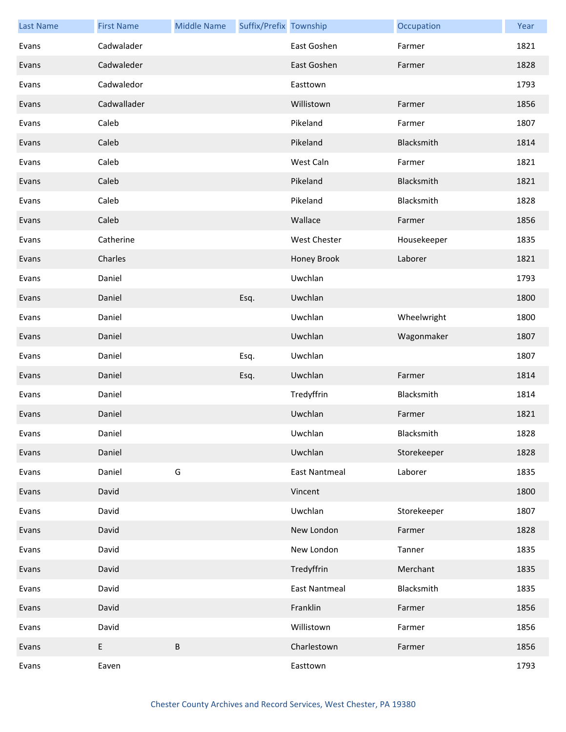| Last Name | First Name | Middle Name | Suffix/Prefix | Township | Occupation | Year |
|---|---|---|---|---|---|---|
| Evans | Cadwalader | | | East Goshen | Farmer | 1821 |
| Evans | Cadwaleder | | | East Goshen | Farmer | 1828 |
| Evans | Cadwaledor | | | Easttown | | 1793 |
| Evans | Cadwallader | | | Willistown | Farmer | 1856 |
| Evans | Caleb | | | Pikeland | Farmer | 1807 |
| Evans | Caleb | | | Pikeland | Blacksmith | 1814 |
| Evans | Caleb | | | West Caln | Farmer | 1821 |
| Evans | Caleb | | | Pikeland | Blacksmith | 1821 |
| Evans | Caleb | | | Pikeland | Blacksmith | 1828 |
| Evans | Caleb | | | Wallace | Farmer | 1856 |
| Evans | Catherine | | | West Chester | Housekeeper | 1835 |
| Evans | Charles | | | Honey Brook | Laborer | 1821 |
| Evans | Daniel | | | Uwchlan | | 1793 |
| Evans | Daniel | | Esq. | Uwchlan | | 1800 |
| Evans | Daniel | | | Uwchlan | Wheelwright | 1800 |
| Evans | Daniel | | | Uwchlan | Wagonmaker | 1807 |
| Evans | Daniel | | Esq. | Uwchlan | | 1807 |
| Evans | Daniel | | Esq. | Uwchlan | Farmer | 1814 |
| Evans | Daniel | | | Tredyffrin | Blacksmith | 1814 |
| Evans | Daniel | | | Uwchlan | Farmer | 1821 |
| Evans | Daniel | | | Uwchlan | Blacksmith | 1828 |
| Evans | Daniel | | | Uwchlan | Storekeeper | 1828 |
| Evans | Daniel | G | | East Nantmeal | Laborer | 1835 |
| Evans | David | | | Vincent | | 1800 |
| Evans | David | | | Uwchlan | Storekeeper | 1807 |
| Evans | David | | | New London | Farmer | 1828 |
| Evans | David | | | New London | Tanner | 1835 |
| Evans | David | | | Tredyffrin | Merchant | 1835 |
| Evans | David | | | East Nantmeal | Blacksmith | 1835 |
| Evans | David | | | Franklin | Farmer | 1856 |
| Evans | David | | | Willistown | Farmer | 1856 |
| Evans | E | B | | Charlestown | Farmer | 1856 |
| Evans | Eaven | | | Easttown | | 1793 |

Chester County Archives and Record Services, West Chester, PA 19380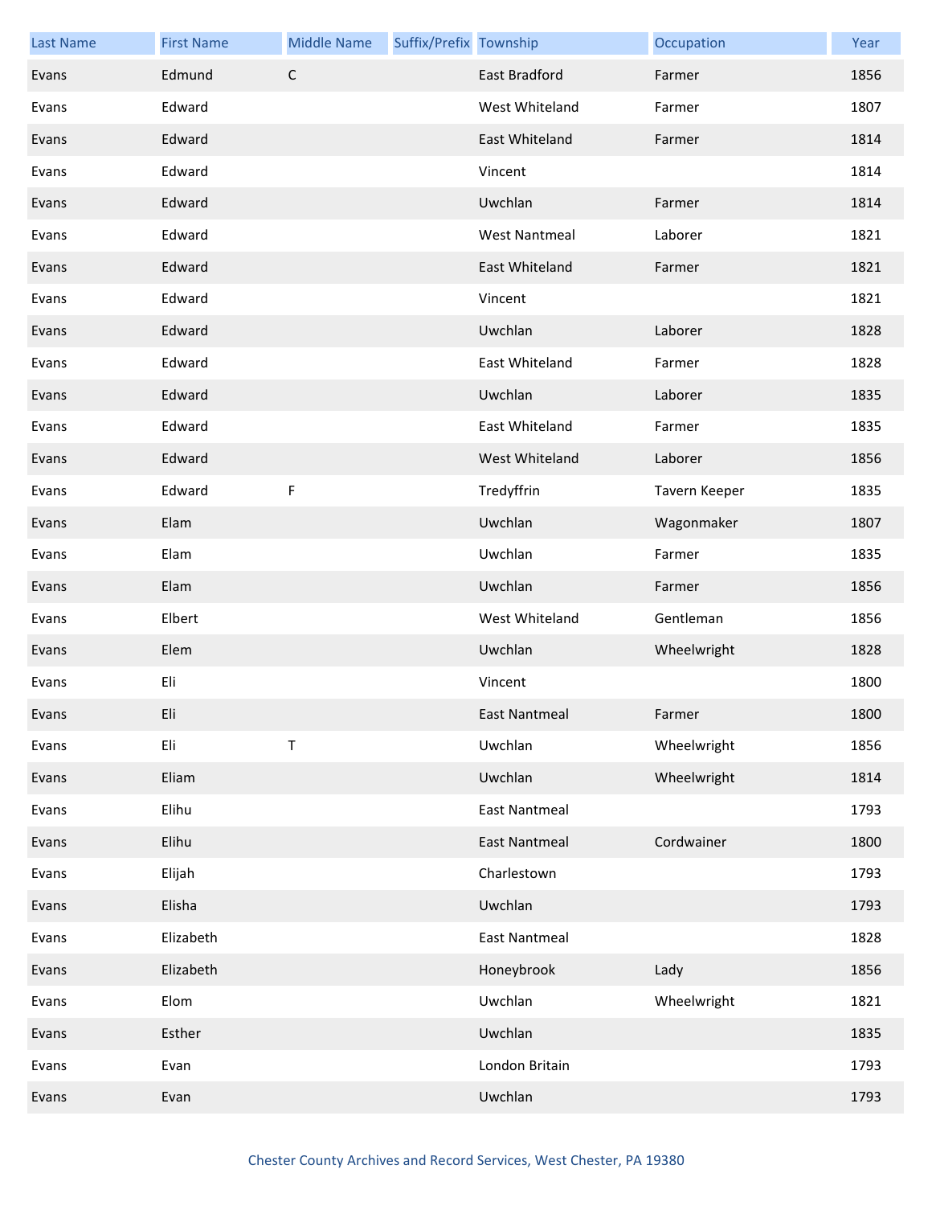| Last Name | First Name | Middle Name | Suffix/Prefix | Township | Occupation | Year |
|---|---|---|---|---|---|---|
| Evans | Edmund | C | | East Bradford | Farmer | 1856 |
| Evans | Edward | | | West Whiteland | Farmer | 1807 |
| Evans | Edward | | | East Whiteland | Farmer | 1814 |
| Evans | Edward | | | Vincent | | 1814 |
| Evans | Edward | | | Uwchlan | Farmer | 1814 |
| Evans | Edward | | | West Nantmeal | Laborer | 1821 |
| Evans | Edward | | | East Whiteland | Farmer | 1821 |
| Evans | Edward | | | Vincent | | 1821 |
| Evans | Edward | | | Uwchlan | Laborer | 1828 |
| Evans | Edward | | | East Whiteland | Farmer | 1828 |
| Evans | Edward | | | Uwchlan | Laborer | 1835 |
| Evans | Edward | | | East Whiteland | Farmer | 1835 |
| Evans | Edward | | | West Whiteland | Laborer | 1856 |
| Evans | Edward | F | | Tredyffrin | Tavern Keeper | 1835 |
| Evans | Elam | | | Uwchlan | Wagonmaker | 1807 |
| Evans | Elam | | | Uwchlan | Farmer | 1835 |
| Evans | Elam | | | Uwchlan | Farmer | 1856 |
| Evans | Elbert | | | West Whiteland | Gentleman | 1856 |
| Evans | Elem | | | Uwchlan | Wheelwright | 1828 |
| Evans | Eli | | | Vincent | | 1800 |
| Evans | Eli | | | East Nantmeal | Farmer | 1800 |
| Evans | Eli | T | | Uwchlan | Wheelwright | 1856 |
| Evans | Eliam | | | Uwchlan | Wheelwright | 1814 |
| Evans | Elihu | | | East Nantmeal | | 1793 |
| Evans | Elihu | | | East Nantmeal | Cordwainer | 1800 |
| Evans | Elijah | | | Charlestown | | 1793 |
| Evans | Elisha | | | Uwchlan | | 1793 |
| Evans | Elizabeth | | | East Nantmeal | | 1828 |
| Evans | Elizabeth | | | Honeybrook | Lady | 1856 |
| Evans | Elom | | | Uwchlan | Wheelwright | 1821 |
| Evans | Esther | | | Uwchlan | | 1835 |
| Evans | Evan | | | London Britain | | 1793 |
| Evans | Evan | | | Uwchlan | | 1793 |

Chester County Archives and Record Services, West Chester, PA 19380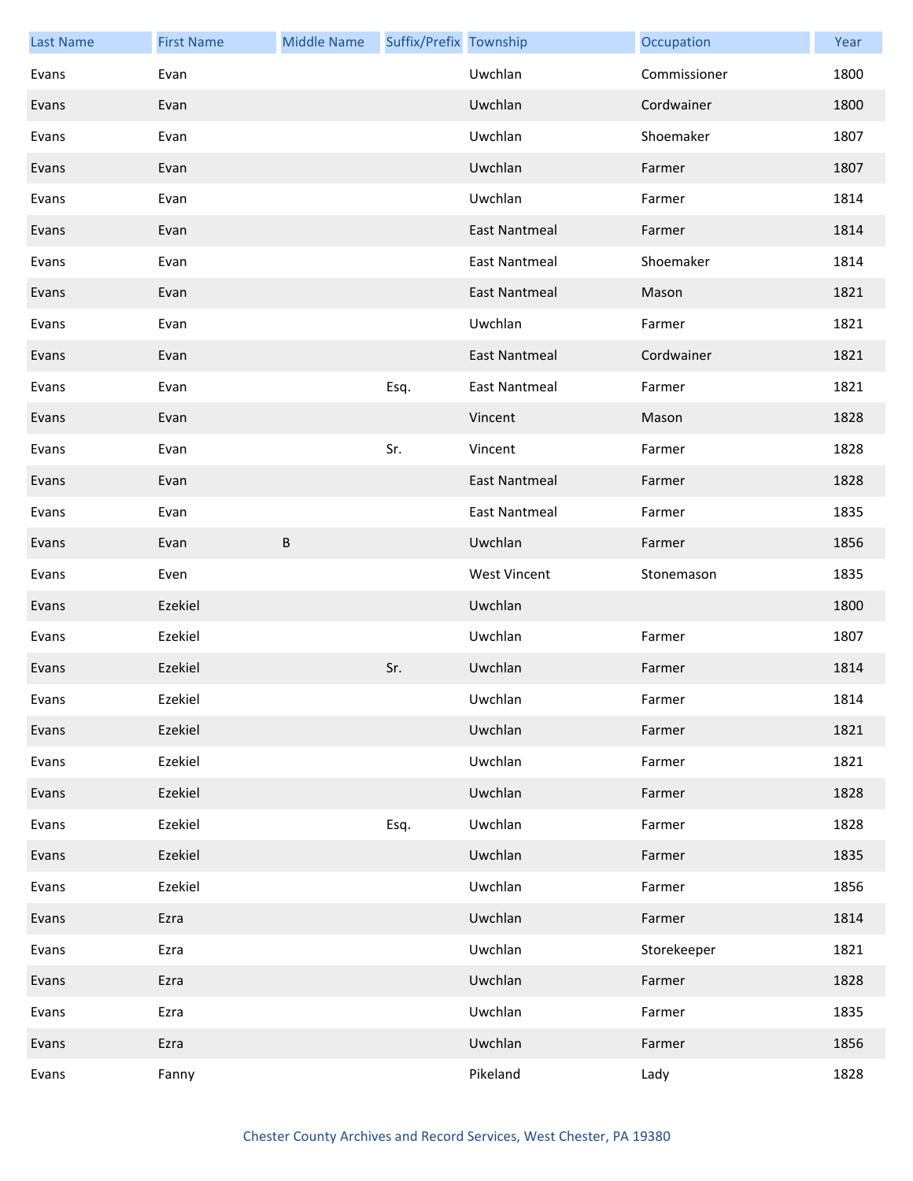| Last Name | First Name | Middle Name | Suffix/Prefix | Township | Occupation | Year |
|---|---|---|---|---|---|---|
| Evans | Evan | | | Uwchlan | Commissioner | 1800 |
| Evans | Evan | | | Uwchlan | Cordwainer | 1800 |
| Evans | Evan | | | Uwchlan | Shoemaker | 1807 |
| Evans | Evan | | | Uwchlan | Farmer | 1807 |
| Evans | Evan | | | Uwchlan | Farmer | 1814 |
| Evans | Evan | | | East Nantmeal | Farmer | 1814 |
| Evans | Evan | | | East Nantmeal | Shoemaker | 1814 |
| Evans | Evan | | | East Nantmeal | Mason | 1821 |
| Evans | Evan | | | Uwchlan | Farmer | 1821 |
| Evans | Evan | | | East Nantmeal | Cordwainer | 1821 |
| Evans | Evan | | Esq. | East Nantmeal | Farmer | 1821 |
| Evans | Evan | | | Vincent | Mason | 1828 |
| Evans | Evan | | Sr. | Vincent | Farmer | 1828 |
| Evans | Evan | | | East Nantmeal | Farmer | 1828 |
| Evans | Evan | | | East Nantmeal | Farmer | 1835 |
| Evans | Evan | B | | Uwchlan | Farmer | 1856 |
| Evans | Even | | | West Vincent | Stonemason | 1835 |
| Evans | Ezekiel | | | Uwchlan | | 1800 |
| Evans | Ezekiel | | | Uwchlan | Farmer | 1807 |
| Evans | Ezekiel | | Sr. | Uwchlan | Farmer | 1814 |
| Evans | Ezekiel | | | Uwchlan | Farmer | 1814 |
| Evans | Ezekiel | | | Uwchlan | Farmer | 1821 |
| Evans | Ezekiel | | | Uwchlan | Farmer | 1821 |
| Evans | Ezekiel | | | Uwchlan | Farmer | 1828 |
| Evans | Ezekiel | | Esq. | Uwchlan | Farmer | 1828 |
| Evans | Ezekiel | | | Uwchlan | Farmer | 1835 |
| Evans | Ezekiel | | | Uwchlan | Farmer | 1856 |
| Evans | Ezra | | | Uwchlan | Farmer | 1814 |
| Evans | Ezra | | | Uwchlan | Storekeeper | 1821 |
| Evans | Ezra | | | Uwchlan | Farmer | 1828 |
| Evans | Ezra | | | Uwchlan | Farmer | 1835 |
| Evans | Ezra | | | Uwchlan | Farmer | 1856 |
| Evans | Fanny | | | Pikeland | Lady | 1828 |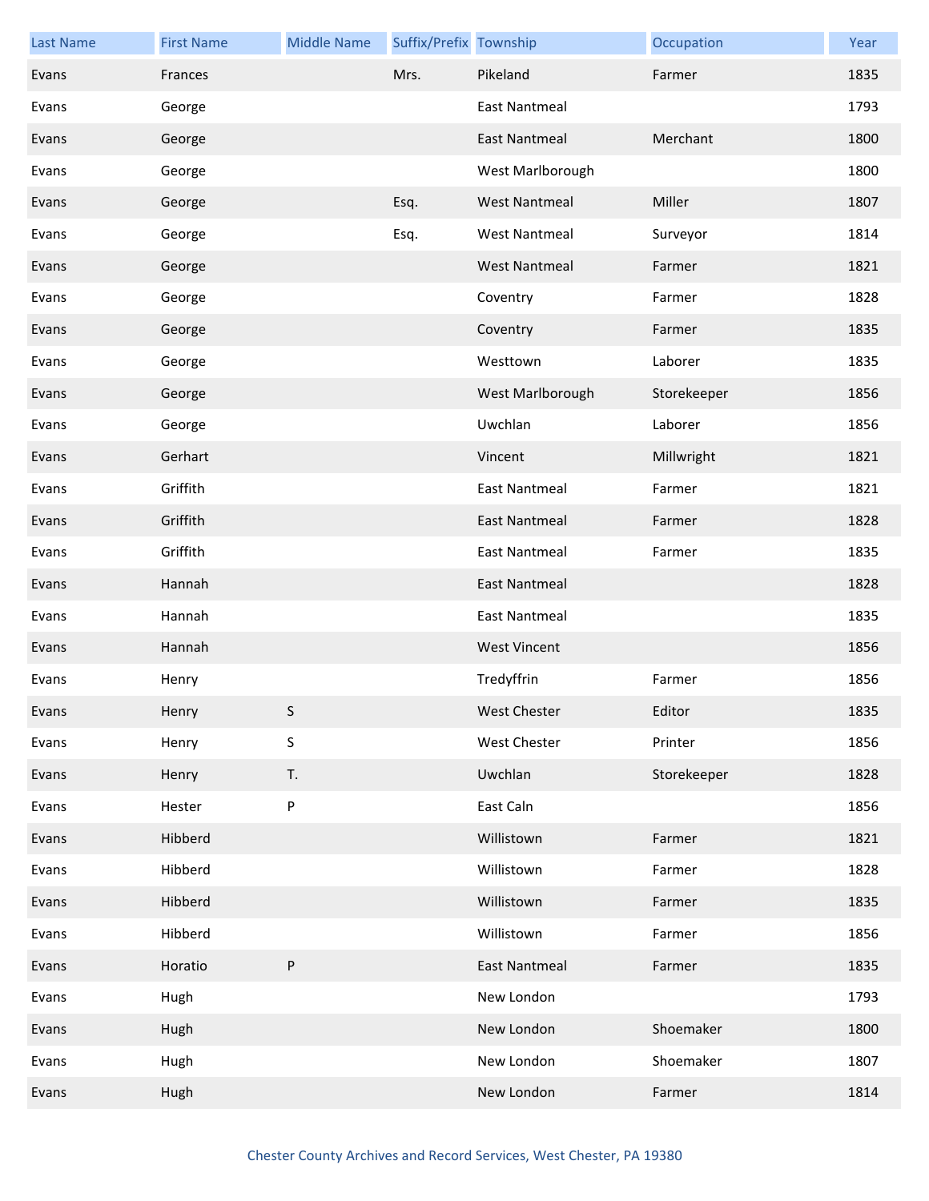| Last Name | First Name | Middle Name | Suffix/Prefix | Township | Occupation | Year |
|---|---|---|---|---|---|---|
| Evans | Frances | | Mrs. | Pikeland | Farmer | 1835 |
| Evans | George | | | East Nantmeal | | 1793 |
| Evans | George | | | East Nantmeal | Merchant | 1800 |
| Evans | George | | | West Marlborough | | 1800 |
| Evans | George | | Esq. | West Nantmeal | Miller | 1807 |
| Evans | George | | Esq. | West Nantmeal | Surveyor | 1814 |
| Evans | George | | | West Nantmeal | Farmer | 1821 |
| Evans | George | | | Coventry | Farmer | 1828 |
| Evans | George | | | Coventry | Farmer | 1835 |
| Evans | George | | | Westtown | Laborer | 1835 |
| Evans | George | | | West Marlborough | Storekeeper | 1856 |
| Evans | George | | | Uwchlan | Laborer | 1856 |
| Evans | Gerhart | | | Vincent | Millwright | 1821 |
| Evans | Griffith | | | East Nantmeal | Farmer | 1821 |
| Evans | Griffith | | | East Nantmeal | Farmer | 1828 |
| Evans | Griffith | | | East Nantmeal | Farmer | 1835 |
| Evans | Hannah | | | East Nantmeal | | 1828 |
| Evans | Hannah | | | East Nantmeal | | 1835 |
| Evans | Hannah | | | West Vincent | | 1856 |
| Evans | Henry | | | Tredyffrin | Farmer | 1856 |
| Evans | Henry | S | | West Chester | Editor | 1835 |
| Evans | Henry | S | | West Chester | Printer | 1856 |
| Evans | Henry | T. | | Uwchlan | Storekeeper | 1828 |
| Evans | Hester | P | | East Caln | | 1856 |
| Evans | Hibberd | | | Willistown | Farmer | 1821 |
| Evans | Hibberd | | | Willistown | Farmer | 1828 |
| Evans | Hibberd | | | Willistown | Farmer | 1835 |
| Evans | Hibberd | | | Willistown | Farmer | 1856 |
| Evans | Horatio | P | | East Nantmeal | Farmer | 1835 |
| Evans | Hugh | | | New London | | 1793 |
| Evans | Hugh | | | New London | Shoemaker | 1800 |
| Evans | Hugh | | | New London | Shoemaker | 1807 |
| Evans | Hugh | | | New London | Farmer | 1814 |

Chester County Archives and Record Services, West Chester, PA 19380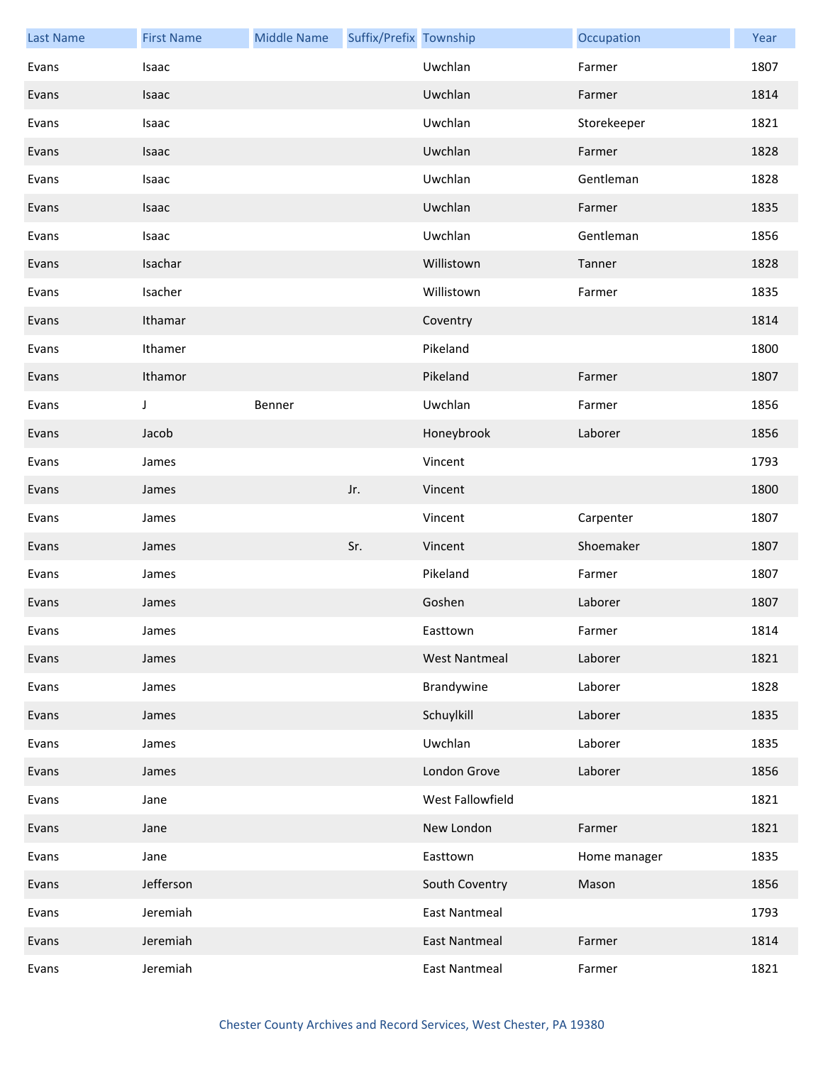| Last Name | First Name | Middle Name | Suffix/Prefix | Township | Occupation | Year |
|---|---|---|---|---|---|---|
| Evans | Isaac | | | Uwchlan | Farmer | 1807 |
| Evans | Isaac | | | Uwchlan | Farmer | 1814 |
| Evans | Isaac | | | Uwchlan | Storekeeper | 1821 |
| Evans | Isaac | | | Uwchlan | Farmer | 1828 |
| Evans | Isaac | | | Uwchlan | Gentleman | 1828 |
| Evans | Isaac | | | Uwchlan | Farmer | 1835 |
| Evans | Isaac | | | Uwchlan | Gentleman | 1856 |
| Evans | Isachar | | | Willistown | Tanner | 1828 |
| Evans | Isacher | | | Willistown | Farmer | 1835 |
| Evans | Ithamar | | | Coventry | | 1814 |
| Evans | Ithamer | | | Pikeland | | 1800 |
| Evans | Ithamor | | | Pikeland | Farmer | 1807 |
| Evans | J | Benner | | Uwchlan | Farmer | 1856 |
| Evans | Jacob | | | Honeybrook | Laborer | 1856 |
| Evans | James | | | Vincent | | 1793 |
| Evans | James | | Jr. | Vincent | | 1800 |
| Evans | James | | | Vincent | Carpenter | 1807 |
| Evans | James | | Sr. | Vincent | Shoemaker | 1807 |
| Evans | James | | | Pikeland | Farmer | 1807 |
| Evans | James | | | Goshen | Laborer | 1807 |
| Evans | James | | | Easttown | Farmer | 1814 |
| Evans | James | | | West Nantmeal | Laborer | 1821 |
| Evans | James | | | Brandywine | Laborer | 1828 |
| Evans | James | | | Schuylkill | Laborer | 1835 |
| Evans | James | | | Uwchlan | Laborer | 1835 |
| Evans | James | | | London Grove | Laborer | 1856 |
| Evans | Jane | | | West Fallowfield | | 1821 |
| Evans | Jane | | | New London | Farmer | 1821 |
| Evans | Jane | | | Easttown | Home manager | 1835 |
| Evans | Jefferson | | | South Coventry | Mason | 1856 |
| Evans | Jeremiah | | | East Nantmeal | | 1793 |
| Evans | Jeremiah | | | East Nantmeal | Farmer | 1814 |
| Evans | Jeremiah | | | East Nantmeal | Farmer | 1821 |

Chester County Archives and Record Services, West Chester, PA 19380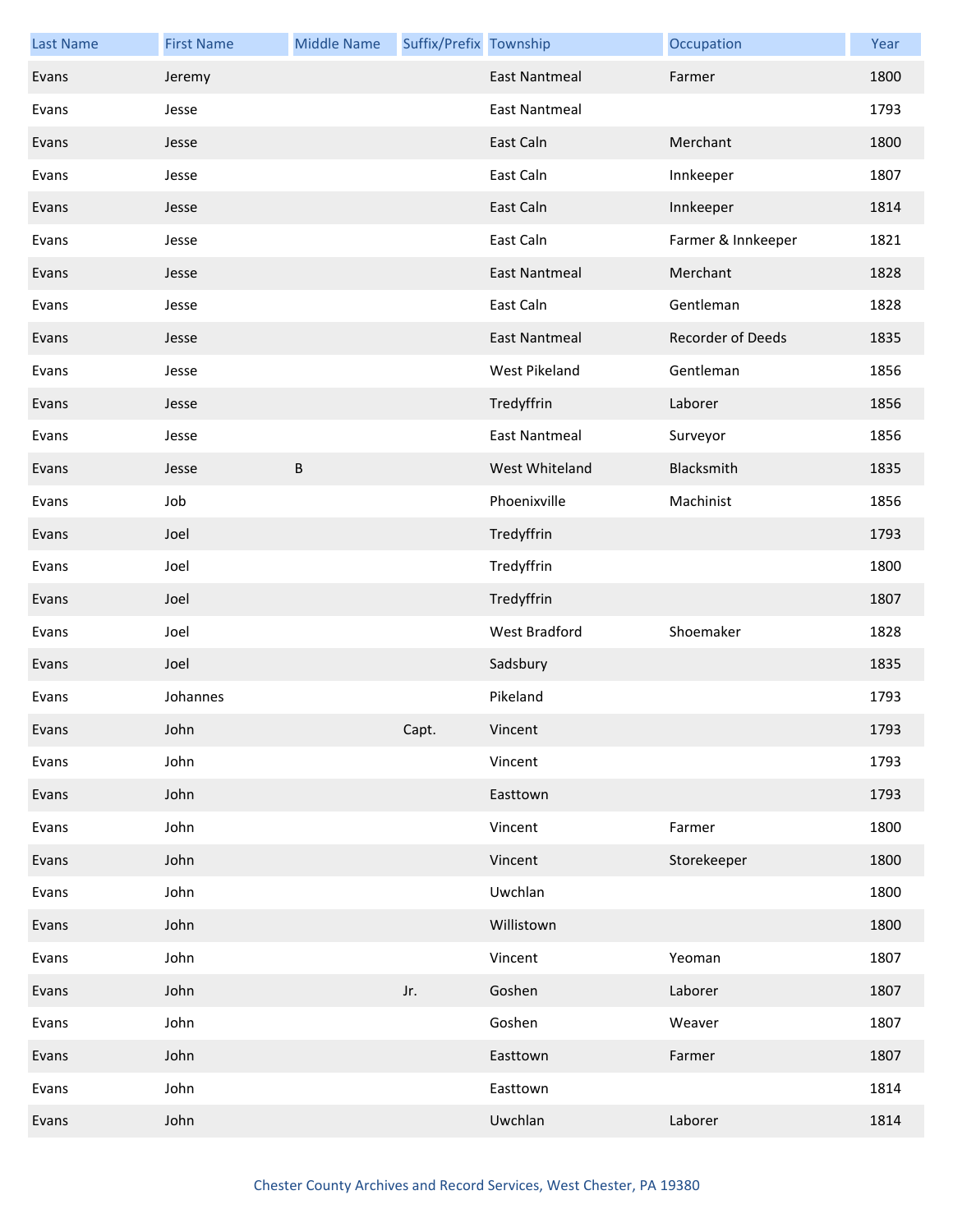| Last Name | First Name | Middle Name | Suffix/Prefix | Township | Occupation | Year |
|---|---|---|---|---|---|---|
| Evans | Jeremy | | | East Nantmeal | Farmer | 1800 |
| Evans | Jesse | | | East Nantmeal | | 1793 |
| Evans | Jesse | | | East Caln | Merchant | 1800 |
| Evans | Jesse | | | East Caln | Innkeeper | 1807 |
| Evans | Jesse | | | East Caln | Innkeeper | 1814 |
| Evans | Jesse | | | East Caln | Farmer & Innkeeper | 1821 |
| Evans | Jesse | | | East Nantmeal | Merchant | 1828 |
| Evans | Jesse | | | East Caln | Gentleman | 1828 |
| Evans | Jesse | | | East Nantmeal | Recorder of Deeds | 1835 |
| Evans | Jesse | | | West Pikeland | Gentleman | 1856 |
| Evans | Jesse | | | Tredyffrin | Laborer | 1856 |
| Evans | Jesse | | | East Nantmeal | Surveyor | 1856 |
| Evans | Jesse | B | | West Whiteland | Blacksmith | 1835 |
| Evans | Job | | | Phoenixville | Machinist | 1856 |
| Evans | Joel | | | Tredyffrin | | 1793 |
| Evans | Joel | | | Tredyffrin | | 1800 |
| Evans | Joel | | | Tredyffrin | | 1807 |
| Evans | Joel | | | West Bradford | Shoemaker | 1828 |
| Evans | Joel | | | Sadsbury | | 1835 |
| Evans | Johannes | | | Pikeland | | 1793 |
| Evans | John | | Capt. | Vincent | | 1793 |
| Evans | John | | | Vincent | | 1793 |
| Evans | John | | | Easttown | | 1793 |
| Evans | John | | | Vincent | Farmer | 1800 |
| Evans | John | | | Vincent | Storekeeper | 1800 |
| Evans | John | | | Uwchlan | | 1800 |
| Evans | John | | | Willistown | | 1800 |
| Evans | John | | | Vincent | Yeoman | 1807 |
| Evans | John | | Jr. | Goshen | Laborer | 1807 |
| Evans | John | | | Goshen | Weaver | 1807 |
| Evans | John | | | Easttown | Farmer | 1807 |
| Evans | John | | | Easttown | | 1814 |
| Evans | John | | | Uwchlan | Laborer | 1814 |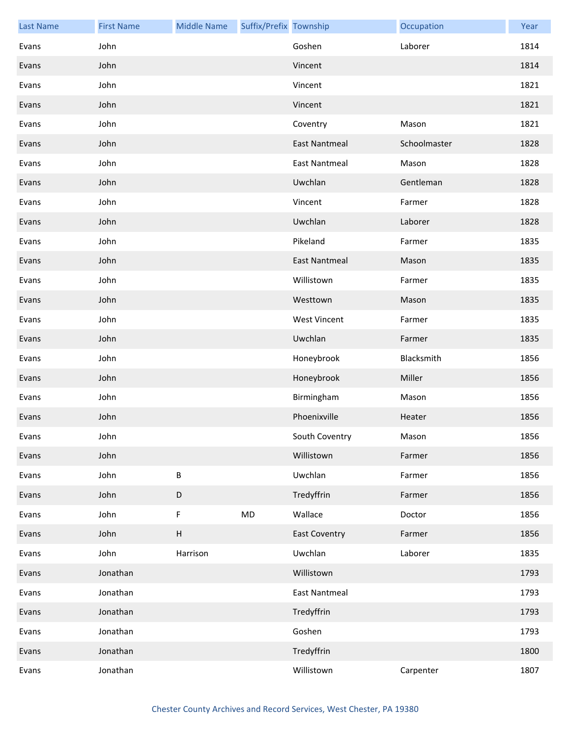| Last Name | First Name | Middle Name | Suffix/Prefix | Township | Occupation | Year |
| --- | --- | --- | --- | --- | --- | --- |
| Evans | John | | | Goshen | Laborer | 1814 |
| Evans | John | | | Vincent | | 1814 |
| Evans | John | | | Vincent | | 1821 |
| Evans | John | | | Vincent | | 1821 |
| Evans | John | | | Coventry | Mason | 1821 |
| Evans | John | | | East Nantmeal | Schoolmaster | 1828 |
| Evans | John | | | East Nantmeal | Mason | 1828 |
| Evans | John | | | Uwchlan | Gentleman | 1828 |
| Evans | John | | | Vincent | Farmer | 1828 |
| Evans | John | | | Uwchlan | Laborer | 1828 |
| Evans | John | | | Pikeland | Farmer | 1835 |
| Evans | John | | | East Nantmeal | Mason | 1835 |
| Evans | John | | | Willistown | Farmer | 1835 |
| Evans | John | | | Westtown | Mason | 1835 |
| Evans | John | | | West Vincent | Farmer | 1835 |
| Evans | John | | | Uwchlan | Farmer | 1835 |
| Evans | John | | | Honeybrook | Blacksmith | 1856 |
| Evans | John | | | Honeybrook | Miller | 1856 |
| Evans | John | | | Birmingham | Mason | 1856 |
| Evans | John | | | Phoenixville | Heater | 1856 |
| Evans | John | | | South Coventry | Mason | 1856 |
| Evans | John | | | Willistown | Farmer | 1856 |
| Evans | John | B | | Uwchlan | Farmer | 1856 |
| Evans | John | D | | Tredyffrin | Farmer | 1856 |
| Evans | John | F | MD | Wallace | Doctor | 1856 |
| Evans | John | H | | East Coventry | Farmer | 1856 |
| Evans | John | Harrison | | Uwchlan | Laborer | 1835 |
| Evans | Jonathan | | | Willistown | | 1793 |
| Evans | Jonathan | | | East Nantmeal | | 1793 |
| Evans | Jonathan | | | Tredyffrin | | 1793 |
| Evans | Jonathan | | | Goshen | | 1793 |
| Evans | Jonathan | | | Tredyffrin | | 1800 |
| Evans | Jonathan | | | Willistown | Carpenter | 1807 |

Chester County Archives and Record Services, West Chester, PA 19380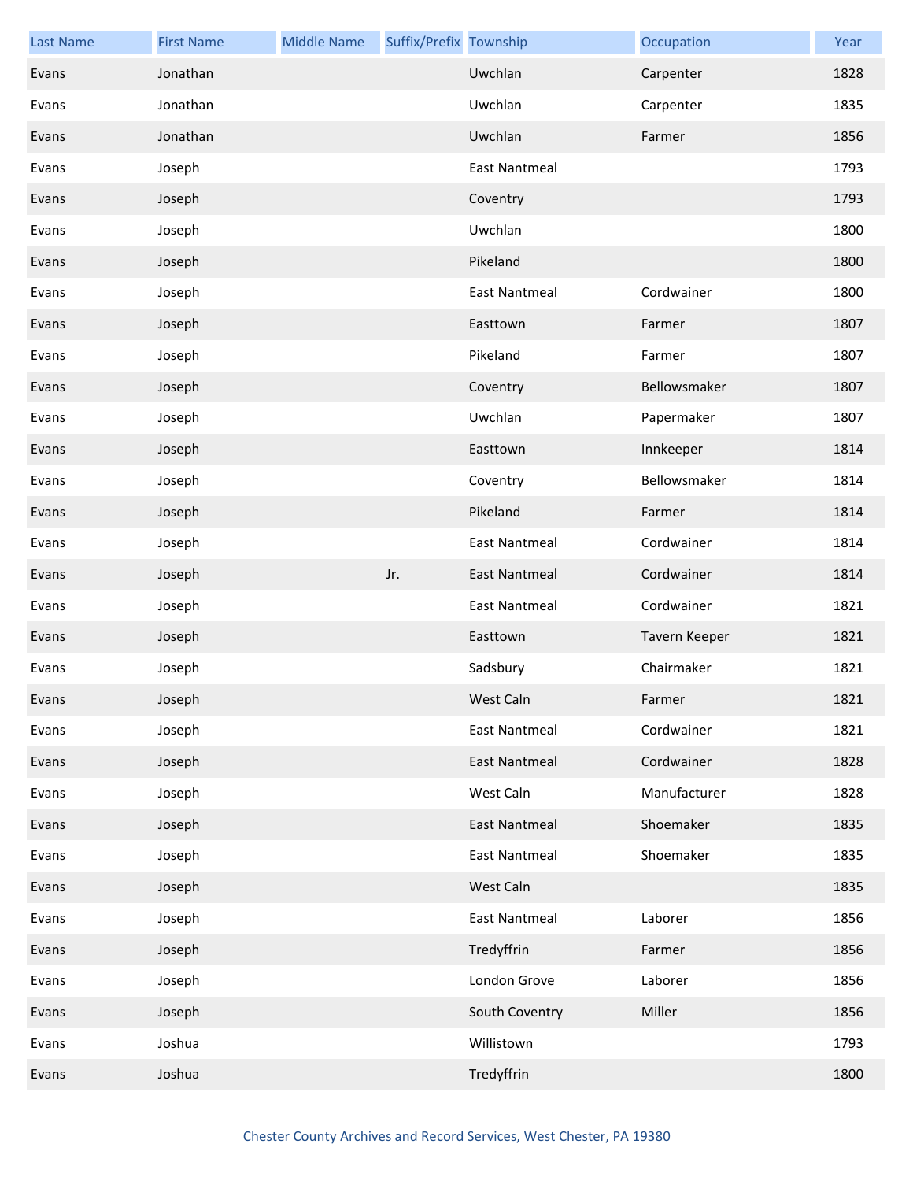| Last Name | First Name | Middle Name | Suffix/Prefix | Township | Occupation | Year |
|---|---|---|---|---|---|---|
| Evans | Jonathan | | | Uwchlan | Carpenter | 1828 |
| Evans | Jonathan | | | Uwchlan | Carpenter | 1835 |
| Evans | Jonathan | | | Uwchlan | Farmer | 1856 |
| Evans | Joseph | | | East Nantmeal | | 1793 |
| Evans | Joseph | | | Coventry | | 1793 |
| Evans | Joseph | | | Uwchlan | | 1800 |
| Evans | Joseph | | | Pikeland | | 1800 |
| Evans | Joseph | | | East Nantmeal | Cordwainer | 1800 |
| Evans | Joseph | | | Easttown | Farmer | 1807 |
| Evans | Joseph | | | Pikeland | Farmer | 1807 |
| Evans | Joseph | | | Coventry | Bellowsmaker | 1807 |
| Evans | Joseph | | | Uwchlan | Papermaker | 1807 |
| Evans | Joseph | | | Easttown | Innkeeper | 1814 |
| Evans | Joseph | | | Coventry | Bellowsmaker | 1814 |
| Evans | Joseph | | | Pikeland | Farmer | 1814 |
| Evans | Joseph | | | East Nantmeal | Cordwainer | 1814 |
| Evans | Joseph | | Jr. | East Nantmeal | Cordwainer | 1814 |
| Evans | Joseph | | | East Nantmeal | Cordwainer | 1821 |
| Evans | Joseph | | | Easttown | Tavern Keeper | 1821 |
| Evans | Joseph | | | Sadsbury | Chairmaker | 1821 |
| Evans | Joseph | | | West Caln | Farmer | 1821 |
| Evans | Joseph | | | East Nantmeal | Cordwainer | 1821 |
| Evans | Joseph | | | East Nantmeal | Cordwainer | 1828 |
| Evans | Joseph | | | West Caln | Manufacturer | 1828 |
| Evans | Joseph | | | East Nantmeal | Shoemaker | 1835 |
| Evans | Joseph | | | East Nantmeal | Shoemaker | 1835 |
| Evans | Joseph | | | West Caln | | 1835 |
| Evans | Joseph | | | East Nantmeal | Laborer | 1856 |
| Evans | Joseph | | | Tredyffrin | Farmer | 1856 |
| Evans | Joseph | | | London Grove | Laborer | 1856 |
| Evans | Joseph | | | South Coventry | Miller | 1856 |
| Evans | Joshua | | | Willistown | | 1793 |
| Evans | Joshua | | | Tredyffrin | | 1800 |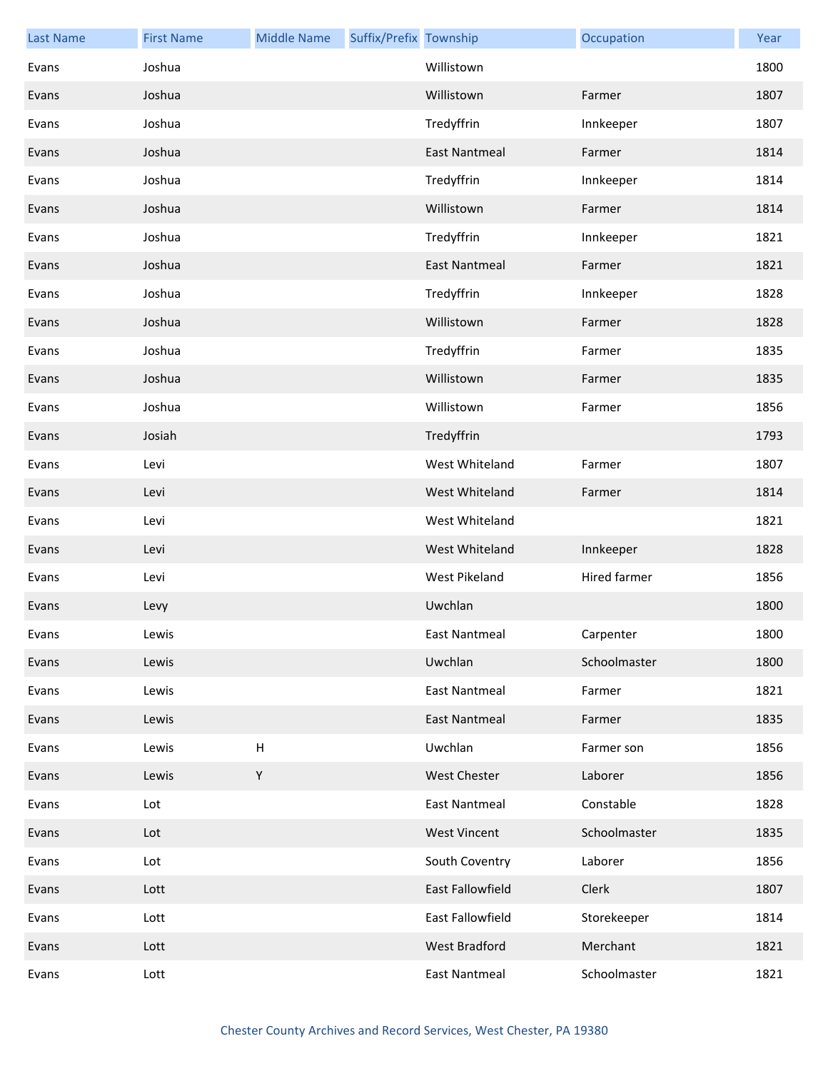| Last Name | First Name | Middle Name | Suffix/Prefix | Township | Occupation | Year |
|---|---|---|---|---|---|---|
| Evans | Joshua | | | Willistown | | 1800 |
| Evans | Joshua | | | Willistown | Farmer | 1807 |
| Evans | Joshua | | | Tredyffrin | Innkeeper | 1807 |
| Evans | Joshua | | | East Nantmeal | Farmer | 1814 |
| Evans | Joshua | | | Tredyffrin | Innkeeper | 1814 |
| Evans | Joshua | | | Willistown | Farmer | 1814 |
| Evans | Joshua | | | Tredyffrin | Innkeeper | 1821 |
| Evans | Joshua | | | East Nantmeal | Farmer | 1821 |
| Evans | Joshua | | | Tredyffrin | Innkeeper | 1828 |
| Evans | Joshua | | | Willistown | Farmer | 1828 |
| Evans | Joshua | | | Tredyffrin | Farmer | 1835 |
| Evans | Joshua | | | Willistown | Farmer | 1835 |
| Evans | Joshua | | | Willistown | Farmer | 1856 |
| Evans | Josiah | | | Tredyffrin | | 1793 |
| Evans | Levi | | | West Whiteland | Farmer | 1807 |
| Evans | Levi | | | West Whiteland | Farmer | 1814 |
| Evans | Levi | | | West Whiteland | | 1821 |
| Evans | Levi | | | West Whiteland | Innkeeper | 1828 |
| Evans | Levi | | | West Pikeland | Hired farmer | 1856 |
| Evans | Levy | | | Uwchlan | | 1800 |
| Evans | Lewis | | | East Nantmeal | Carpenter | 1800 |
| Evans | Lewis | | | Uwchlan | Schoolmaster | 1800 |
| Evans | Lewis | | | East Nantmeal | Farmer | 1821 |
| Evans | Lewis | | | East Nantmeal | Farmer | 1835 |
| Evans | Lewis | H | | Uwchlan | Farmer son | 1856 |
| Evans | Lewis | Y | | West Chester | Laborer | 1856 |
| Evans | Lot | | | East Nantmeal | Constable | 1828 |
| Evans | Lot | | | West Vincent | Schoolmaster | 1835 |
| Evans | Lot | | | South Coventry | Laborer | 1856 |
| Evans | Lott | | | East Fallowfield | Clerk | 1807 |
| Evans | Lott | | | East Fallowfield | Storekeeper | 1814 |
| Evans | Lott | | | West Bradford | Merchant | 1821 |
| Evans | Lott | | | East Nantmeal | Schoolmaster | 1821 |

Chester County Archives and Record Services, West Chester, PA 19380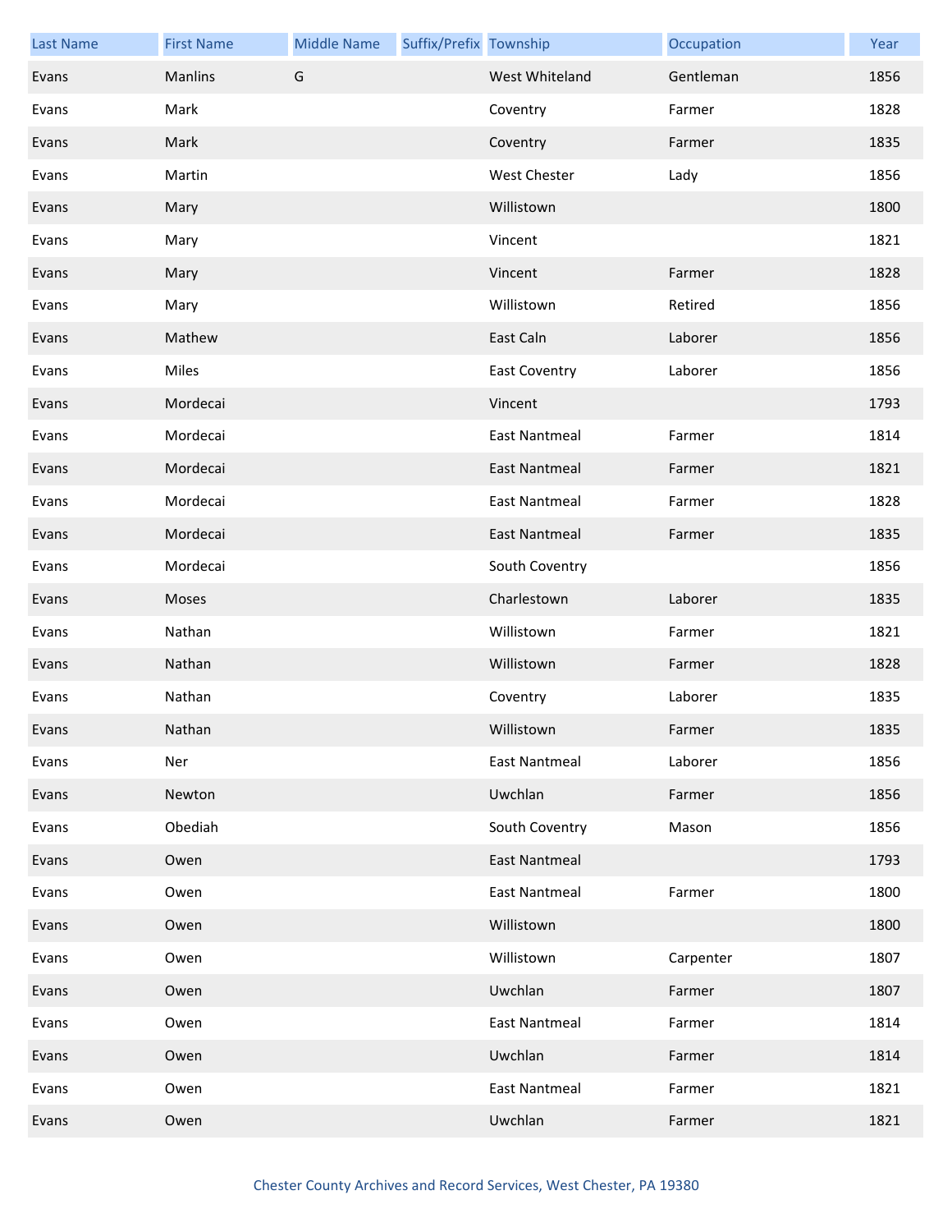| Last Name | First Name | Middle Name | Suffix/Prefix | Township | Occupation | Year |
|---|---|---|---|---|---|---|
| Evans | Manlins | G | | West Whiteland | Gentleman | 1856 |
| Evans | Mark | | | Coventry | Farmer | 1828 |
| Evans | Mark | | | Coventry | Farmer | 1835 |
| Evans | Martin | | | West Chester | Lady | 1856 |
| Evans | Mary | | | Willistown | | 1800 |
| Evans | Mary | | | Vincent | | 1821 |
| Evans | Mary | | | Vincent | Farmer | 1828 |
| Evans | Mary | | | Willistown | Retired | 1856 |
| Evans | Mathew | | | East Caln | Laborer | 1856 |
| Evans | Miles | | | East Coventry | Laborer | 1856 |
| Evans | Mordecai | | | Vincent | | 1793 |
| Evans | Mordecai | | | East Nantmeal | Farmer | 1814 |
| Evans | Mordecai | | | East Nantmeal | Farmer | 1821 |
| Evans | Mordecai | | | East Nantmeal | Farmer | 1828 |
| Evans | Mordecai | | | East Nantmeal | Farmer | 1835 |
| Evans | Mordecai | | | South Coventry | | 1856 |
| Evans | Moses | | | Charlestown | Laborer | 1835 |
| Evans | Nathan | | | Willistown | Farmer | 1821 |
| Evans | Nathan | | | Willistown | Farmer | 1828 |
| Evans | Nathan | | | Coventry | Laborer | 1835 |
| Evans | Nathan | | | Willistown | Farmer | 1835 |
| Evans | Ner | | | East Nantmeal | Laborer | 1856 |
| Evans | Newton | | | Uwchlan | Farmer | 1856 |
| Evans | Obediah | | | South Coventry | Mason | 1856 |
| Evans | Owen | | | East Nantmeal | | 1793 |
| Evans | Owen | | | East Nantmeal | Farmer | 1800 |
| Evans | Owen | | | Willistown | | 1800 |
| Evans | Owen | | | Willistown | Carpenter | 1807 |
| Evans | Owen | | | Uwchlan | Farmer | 1807 |
| Evans | Owen | | | East Nantmeal | Farmer | 1814 |
| Evans | Owen | | | Uwchlan | Farmer | 1814 |
| Evans | Owen | | | East Nantmeal | Farmer | 1821 |
| Evans | Owen | | | Uwchlan | Farmer | 1821 |

Chester County Archives and Record Services, West Chester, PA 19380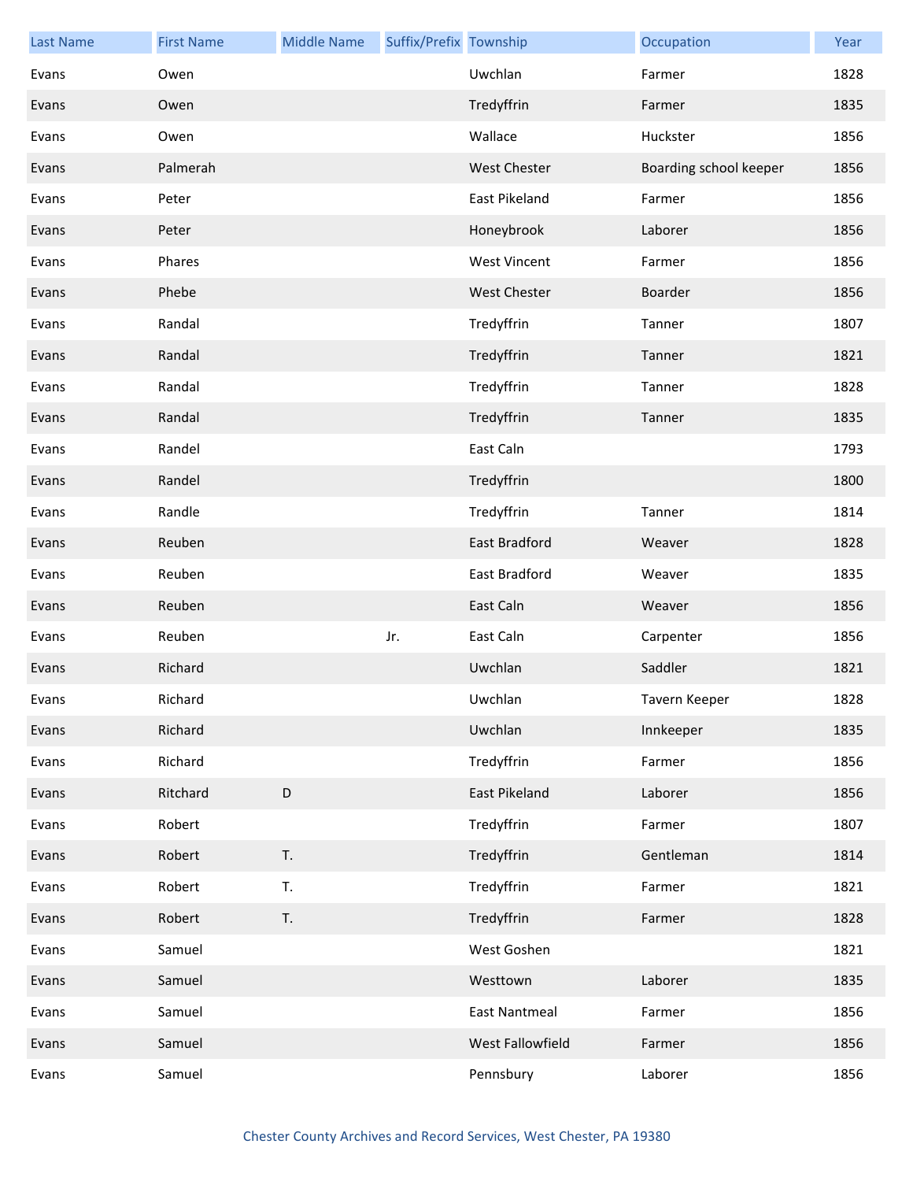| Last Name | First Name | Middle Name | Suffix/Prefix | Township | Occupation | Year |
|---|---|---|---|---|---|---|
| Evans | Owen | | | Uwchlan | Farmer | 1828 |
| Evans | Owen | | | Tredyffrin | Farmer | 1835 |
| Evans | Owen | | | Wallace | Huckster | 1856 |
| Evans | Palmerah | | | West Chester | Boarding school keeper | 1856 |
| Evans | Peter | | | East Pikeland | Farmer | 1856 |
| Evans | Peter | | | Honeybrook | Laborer | 1856 |
| Evans | Phares | | | West Vincent | Farmer | 1856 |
| Evans | Phebe | | | West Chester | Boarder | 1856 |
| Evans | Randal | | | Tredyffrin | Tanner | 1807 |
| Evans | Randal | | | Tredyffrin | Tanner | 1821 |
| Evans | Randal | | | Tredyffrin | Tanner | 1828 |
| Evans | Randal | | | Tredyffrin | Tanner | 1835 |
| Evans | Randel | | | East Caln | | 1793 |
| Evans | Randel | | | Tredyffrin | | 1800 |
| Evans | Randle | | | Tredyffrin | Tanner | 1814 |
| Evans | Reuben | | | East Bradford | Weaver | 1828 |
| Evans | Reuben | | | East Bradford | Weaver | 1835 |
| Evans | Reuben | | | East Caln | Weaver | 1856 |
| Evans | Reuben | | Jr. | East Caln | Carpenter | 1856 |
| Evans | Richard | | | Uwchlan | Saddler | 1821 |
| Evans | Richard | | | Uwchlan | Tavern Keeper | 1828 |
| Evans | Richard | | | Uwchlan | Innkeeper | 1835 |
| Evans | Richard | | | Tredyffrin | Farmer | 1856 |
| Evans | Ritchard | D | | East Pikeland | Laborer | 1856 |
| Evans | Robert | | | Tredyffrin | Farmer | 1807 |
| Evans | Robert | T. | | Tredyffrin | Gentleman | 1814 |
| Evans | Robert | T. | | Tredyffrin | Farmer | 1821 |
| Evans | Robert | T. | | Tredyffrin | Farmer | 1828 |
| Evans | Samuel | | | West Goshen | | 1821 |
| Evans | Samuel | | | Westtown | Laborer | 1835 |
| Evans | Samuel | | | East Nantmeal | Farmer | 1856 |
| Evans | Samuel | | | West Fallowfield | Farmer | 1856 |
| Evans | Samuel | | | Pennsbury | Laborer | 1856 |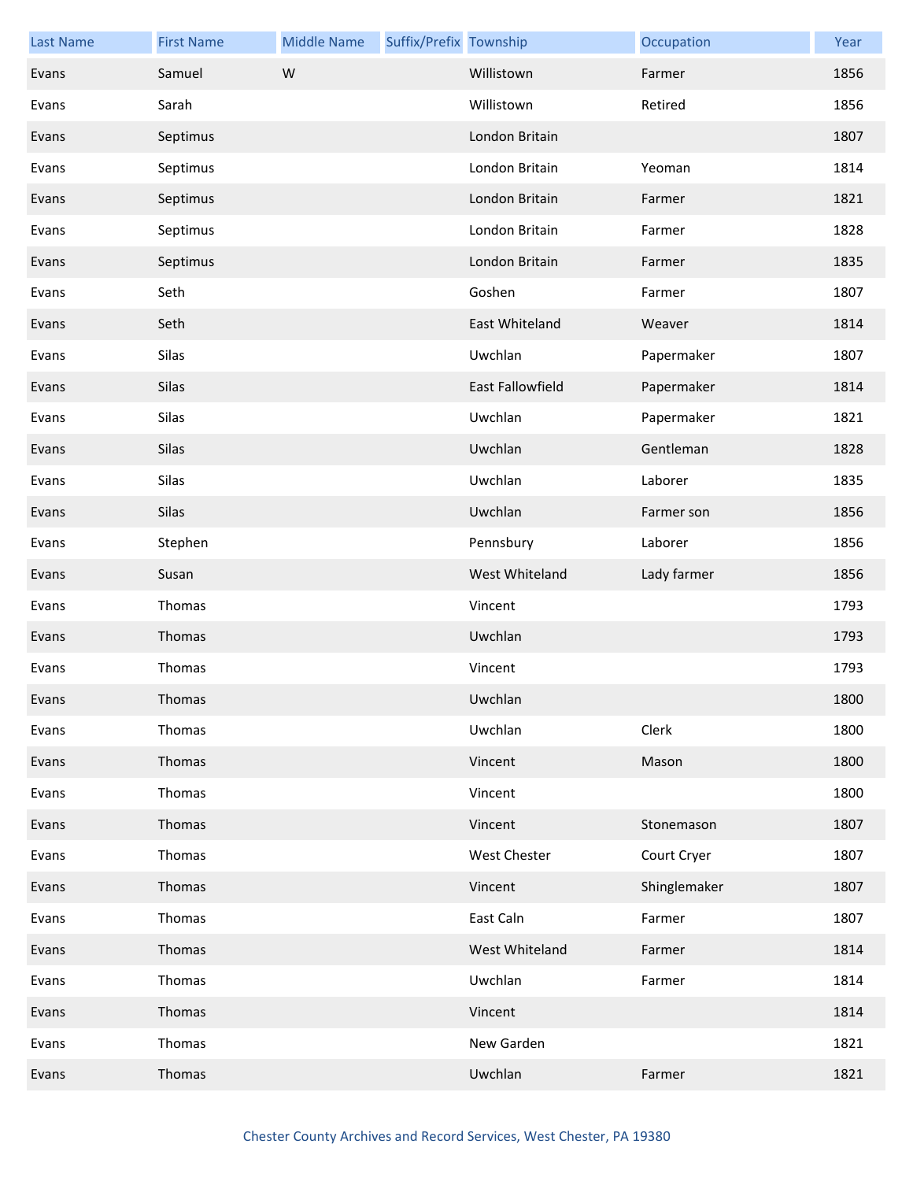| Last Name | First Name | Middle Name | Suffix/Prefix | Township | Occupation | Year |
|---|---|---|---|---|---|---|
| Evans | Samuel | W | | Willistown | Farmer | 1856 |
| Evans | Sarah | | | Willistown | Retired | 1856 |
| Evans | Septimus | | | London Britain | | 1807 |
| Evans | Septimus | | | London Britain | Yeoman | 1814 |
| Evans | Septimus | | | London Britain | Farmer | 1821 |
| Evans | Septimus | | | London Britain | Farmer | 1828 |
| Evans | Septimus | | | London Britain | Farmer | 1835 |
| Evans | Seth | | | Goshen | Farmer | 1807 |
| Evans | Seth | | | East Whiteland | Weaver | 1814 |
| Evans | Silas | | | Uwchlan | Papermaker | 1807 |
| Evans | Silas | | | East Fallowfield | Papermaker | 1814 |
| Evans | Silas | | | Uwchlan | Papermaker | 1821 |
| Evans | Silas | | | Uwchlan | Gentleman | 1828 |
| Evans | Silas | | | Uwchlan | Laborer | 1835 |
| Evans | Silas | | | Uwchlan | Farmer son | 1856 |
| Evans | Stephen | | | Pennsbury | Laborer | 1856 |
| Evans | Susan | | | West Whiteland | Lady farmer | 1856 |
| Evans | Thomas | | | Vincent | | 1793 |
| Evans | Thomas | | | Uwchlan | | 1793 |
| Evans | Thomas | | | Vincent | | 1793 |
| Evans | Thomas | | | Uwchlan | | 1800 |
| Evans | Thomas | | | Uwchlan | Clerk | 1800 |
| Evans | Thomas | | | Vincent | Mason | 1800 |
| Evans | Thomas | | | Vincent | | 1800 |
| Evans | Thomas | | | Vincent | Stonemason | 1807 |
| Evans | Thomas | | | West Chester | Court Cryer | 1807 |
| Evans | Thomas | | | Vincent | Shinglemaker | 1807 |
| Evans | Thomas | | | East Caln | Farmer | 1807 |
| Evans | Thomas | | | West Whiteland | Farmer | 1814 |
| Evans | Thomas | | | Uwchlan | Farmer | 1814 |
| Evans | Thomas | | | Vincent | | 1814 |
| Evans | Thomas | | | New Garden | | 1821 |
| Evans | Thomas | | | Uwchlan | Farmer | 1821 |

Chester County Archives and Record Services, West Chester, PA 19380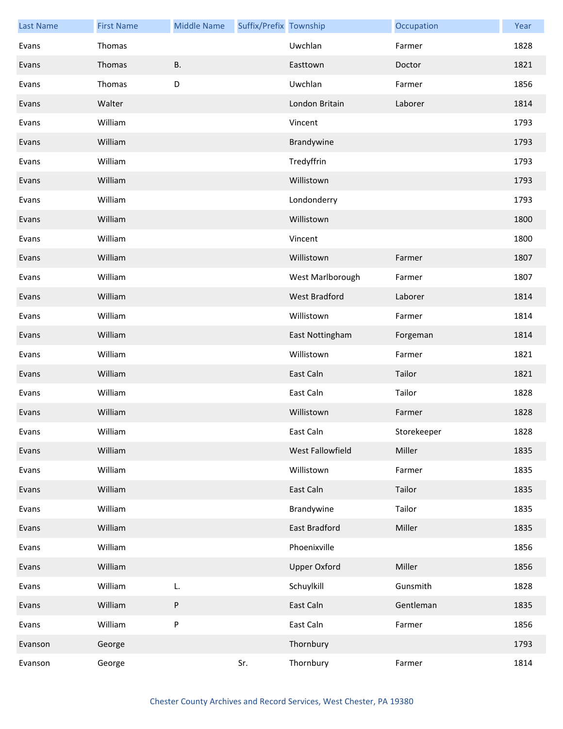| Last Name | First Name | Middle Name | Suffix/Prefix | Township | Occupation | Year |
|---|---|---|---|---|---|---|
| Evans | Thomas | | | Uwchlan | Farmer | 1828 |
| Evans | Thomas | B. | | Easttown | Doctor | 1821 |
| Evans | Thomas | D | | Uwchlan | Farmer | 1856 |
| Evans | Walter | | | London Britain | Laborer | 1814 |
| Evans | William | | | Vincent | | 1793 |
| Evans | William | | | Brandywine | | 1793 |
| Evans | William | | | Tredyffrin | | 1793 |
| Evans | William | | | Willistown | | 1793 |
| Evans | William | | | Londonderry | | 1793 |
| Evans | William | | | Willistown | | 1800 |
| Evans | William | | | Vincent | | 1800 |
| Evans | William | | | Willistown | Farmer | 1807 |
| Evans | William | | | West Marlborough | Farmer | 1807 |
| Evans | William | | | West Bradford | Laborer | 1814 |
| Evans | William | | | Willistown | Farmer | 1814 |
| Evans | William | | | East Nottingham | Forgeman | 1814 |
| Evans | William | | | Willistown | Farmer | 1821 |
| Evans | William | | | East Caln | Tailor | 1821 |
| Evans | William | | | East Caln | Tailor | 1828 |
| Evans | William | | | Willistown | Farmer | 1828 |
| Evans | William | | | East Caln | Storekeeper | 1828 |
| Evans | William | | | West Fallowfield | Miller | 1835 |
| Evans | William | | | Willistown | Farmer | 1835 |
| Evans | William | | | East Caln | Tailor | 1835 |
| Evans | William | | | Brandywine | Tailor | 1835 |
| Evans | William | | | East Bradford | Miller | 1835 |
| Evans | William | | | Phoenixville | | 1856 |
| Evans | William | | | Upper Oxford | Miller | 1856 |
| Evans | William | L. | | Schuylkill | Gunsmith | 1828 |
| Evans | William | P | | East Caln | Gentleman | 1835 |
| Evans | William | P | | East Caln | Farmer | 1856 |
| Evanson | George | | | Thornbury | | 1793 |
| Evanson | George | | Sr. | Thornbury | Farmer | 1814 |

Chester County Archives and Record Services, West Chester, PA 19380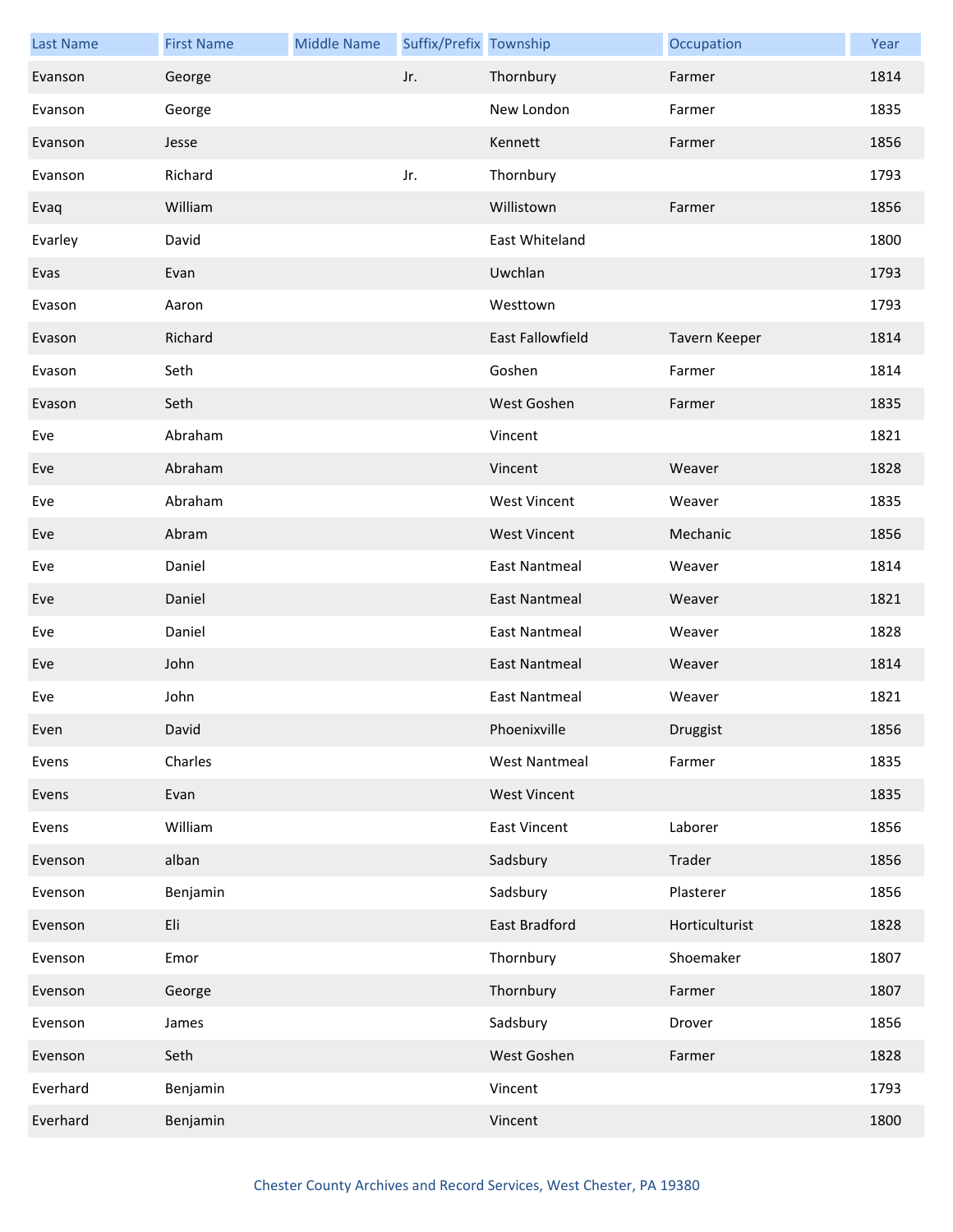| Last Name | First Name | Middle Name | Suffix/Prefix | Township | Occupation | Year |
|---|---|---|---|---|---|---|
| Evanson | George | | Jr. | Thornbury | Farmer | 1814 |
| Evanson | George | | | New London | Farmer | 1835 |
| Evanson | Jesse | | | Kennett | Farmer | 1856 |
| Evanson | Richard | | Jr. | Thornbury | | 1793 |
| Evaq | William | | | Willistown | Farmer | 1856 |
| Evarley | David | | | East Whiteland | | 1800 |
| Evas | Evan | | | Uwchlan | | 1793 |
| Evason | Aaron | | | Westtown | | 1793 |
| Evason | Richard | | | East Fallowfield | Tavern Keeper | 1814 |
| Evason | Seth | | | Goshen | Farmer | 1814 |
| Evason | Seth | | | West Goshen | Farmer | 1835 |
| Eve | Abraham | | | Vincent | | 1821 |
| Eve | Abraham | | | Vincent | Weaver | 1828 |
| Eve | Abraham | | | West Vincent | Weaver | 1835 |
| Eve | Abram | | | West Vincent | Mechanic | 1856 |
| Eve | Daniel | | | East Nantmeal | Weaver | 1814 |
| Eve | Daniel | | | East Nantmeal | Weaver | 1821 |
| Eve | Daniel | | | East Nantmeal | Weaver | 1828 |
| Eve | John | | | East Nantmeal | Weaver | 1814 |
| Eve | John | | | East Nantmeal | Weaver | 1821 |
| Even | David | | | Phoenixville | Druggist | 1856 |
| Evens | Charles | | | West Nantmeal | Farmer | 1835 |
| Evens | Evan | | | West Vincent | | 1835 |
| Evens | William | | | East Vincent | Laborer | 1856 |
| Evenson | alban | | | Sadsbury | Trader | 1856 |
| Evenson | Benjamin | | | Sadsbury | Plasterer | 1856 |
| Evenson | Eli | | | East Bradford | Horticulturist | 1828 |
| Evenson | Emor | | | Thornbury | Shoemaker | 1807 |
| Evenson | George | | | Thornbury | Farmer | 1807 |
| Evenson | James | | | Sadsbury | Drover | 1856 |
| Evenson | Seth | | | West Goshen | Farmer | 1828 |
| Everhard | Benjamin | | | Vincent | | 1793 |
| Everhard | Benjamin | | | Vincent | | 1800 |

Chester County Archives and Record Services, West Chester, PA 19380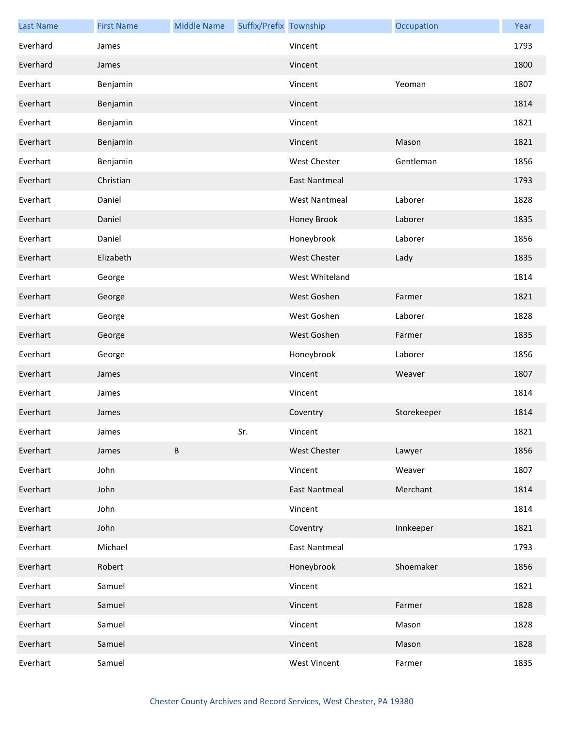| Last Name | First Name | Middle Name | Suffix/Prefix | Township | Occupation | Year |
| --- | --- | --- | --- | --- | --- | --- |
| Everhard | James | | | Vincent | | 1793 |
| Everhard | James | | | Vincent | | 1800 |
| Everhart | Benjamin | | | Vincent | Yeoman | 1807 |
| Everhart | Benjamin | | | Vincent | | 1814 |
| Everhart | Benjamin | | | Vincent | | 1821 |
| Everhart | Benjamin | | | Vincent | Mason | 1821 |
| Everhart | Benjamin | | | West Chester | Gentleman | 1856 |
| Everhart | Christian | | | East Nantmeal | | 1793 |
| Everhart | Daniel | | | West Nantmeal | Laborer | 1828 |
| Everhart | Daniel | | | Honey Brook | Laborer | 1835 |
| Everhart | Daniel | | | Honeybrook | Laborer | 1856 |
| Everhart | Elizabeth | | | West Chester | Lady | 1835 |
| Everhart | George | | | West Whiteland | | 1814 |
| Everhart | George | | | West Goshen | Farmer | 1821 |
| Everhart | George | | | West Goshen | Laborer | 1828 |
| Everhart | George | | | West Goshen | Farmer | 1835 |
| Everhart | George | | | Honeybrook | Laborer | 1856 |
| Everhart | James | | | Vincent | Weaver | 1807 |
| Everhart | James | | | Vincent | | 1814 |
| Everhart | James | | | Coventry | Storekeeper | 1814 |
| Everhart | James | | Sr. | Vincent | | 1821 |
| Everhart | James | B | | West Chester | Lawyer | 1856 |
| Everhart | John | | | Vincent | Weaver | 1807 |
| Everhart | John | | | East Nantmeal | Merchant | 1814 |
| Everhart | John | | | Vincent | | 1814 |
| Everhart | John | | | Coventry | Innkeeper | 1821 |
| Everhart | Michael | | | East Nantmeal | | 1793 |
| Everhart | Robert | | | Honeybrook | Shoemaker | 1856 |
| Everhart | Samuel | | | Vincent | | 1821 |
| Everhart | Samuel | | | Vincent | Farmer | 1828 |
| Everhart | Samuel | | | Vincent | Mason | 1828 |
| Everhart | Samuel | | | Vincent | Mason | 1828 |
| Everhart | Samuel | | | West Vincent | Farmer | 1835 |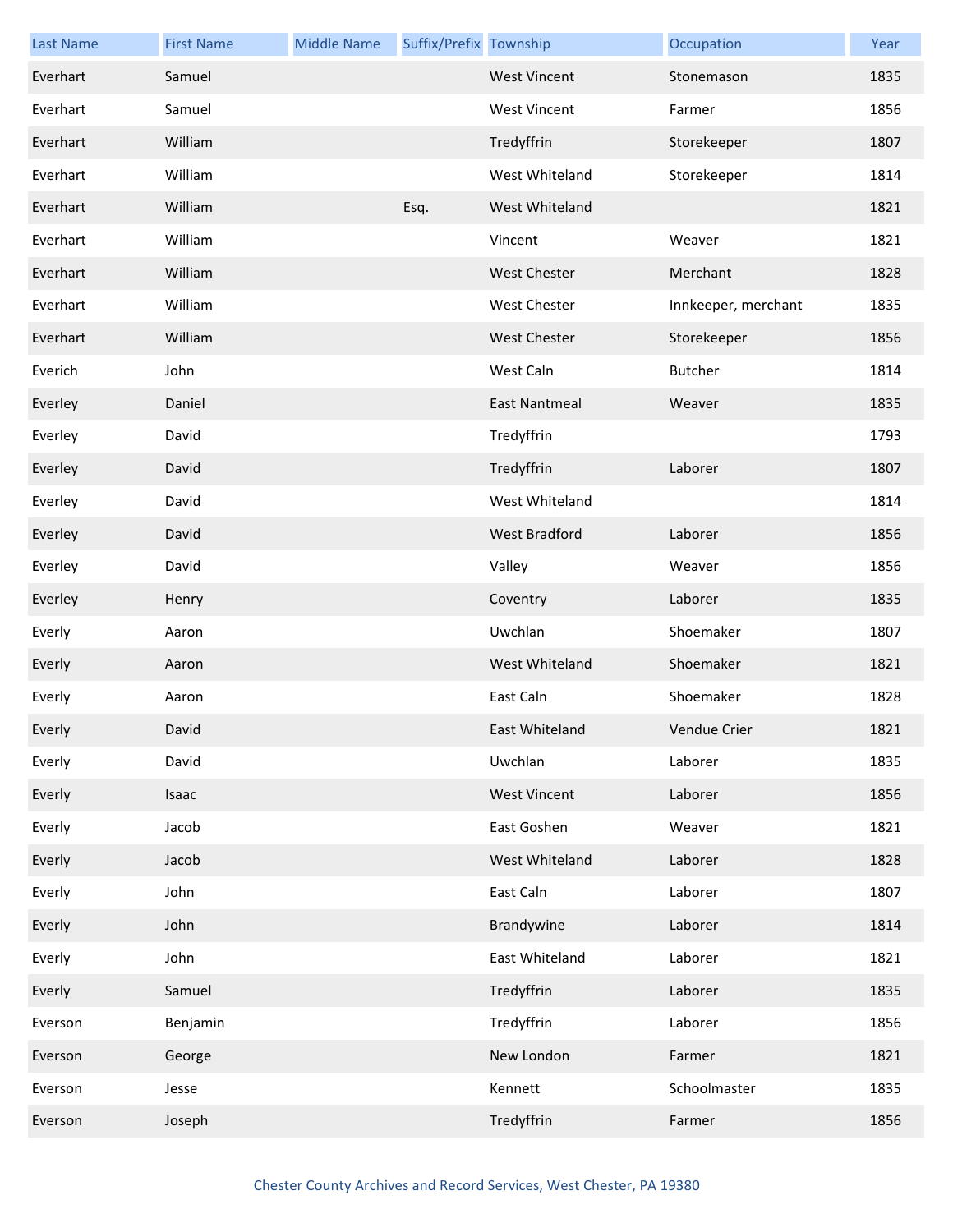| Last Name | First Name | Middle Name | Suffix/Prefix | Township | Occupation | Year |
|---|---|---|---|---|---|---|
| Everhart | Samuel | | | West Vincent | Stonemason | 1835 |
| Everhart | Samuel | | | West Vincent | Farmer | 1856 |
| Everhart | William | | | Tredyffrin | Storekeeper | 1807 |
| Everhart | William | | | West Whiteland | Storekeeper | 1814 |
| Everhart | William | | Esq. | West Whiteland | | 1821 |
| Everhart | William | | | Vincent | Weaver | 1821 |
| Everhart | William | | | West Chester | Merchant | 1828 |
| Everhart | William | | | West Chester | Innkeeper, merchant | 1835 |
| Everhart | William | | | West Chester | Storekeeper | 1856 |
| Everich | John | | | West Caln | Butcher | 1814 |
| Everley | Daniel | | | East Nantmeal | Weaver | 1835 |
| Everley | David | | | Tredyffrin | | 1793 |
| Everley | David | | | Tredyffrin | Laborer | 1807 |
| Everley | David | | | West Whiteland | | 1814 |
| Everley | David | | | West Bradford | Laborer | 1856 |
| Everley | David | | | Valley | Weaver | 1856 |
| Everley | Henry | | | Coventry | Laborer | 1835 |
| Everly | Aaron | | | Uwchlan | Shoemaker | 1807 |
| Everly | Aaron | | | West Whiteland | Shoemaker | 1821 |
| Everly | Aaron | | | East Caln | Shoemaker | 1828 |
| Everly | David | | | East Whiteland | Vendue Crier | 1821 |
| Everly | David | | | Uwchlan | Laborer | 1835 |
| Everly | Isaac | | | West Vincent | Laborer | 1856 |
| Everly | Jacob | | | East Goshen | Weaver | 1821 |
| Everly | Jacob | | | West Whiteland | Laborer | 1828 |
| Everly | John | | | East Caln | Laborer | 1807 |
| Everly | John | | | Brandywine | Laborer | 1814 |
| Everly | John | | | East Whiteland | Laborer | 1821 |
| Everly | Samuel | | | Tredyffrin | Laborer | 1835 |
| Everson | Benjamin | | | Tredyffrin | Laborer | 1856 |
| Everson | George | | | New London | Farmer | 1821 |
| Everson | Jesse | | | Kennett | Schoolmaster | 1835 |
| Everson | Joseph | | | Tredyffrin | Farmer | 1856 |

Chester County Archives and Record Services, West Chester, PA 19380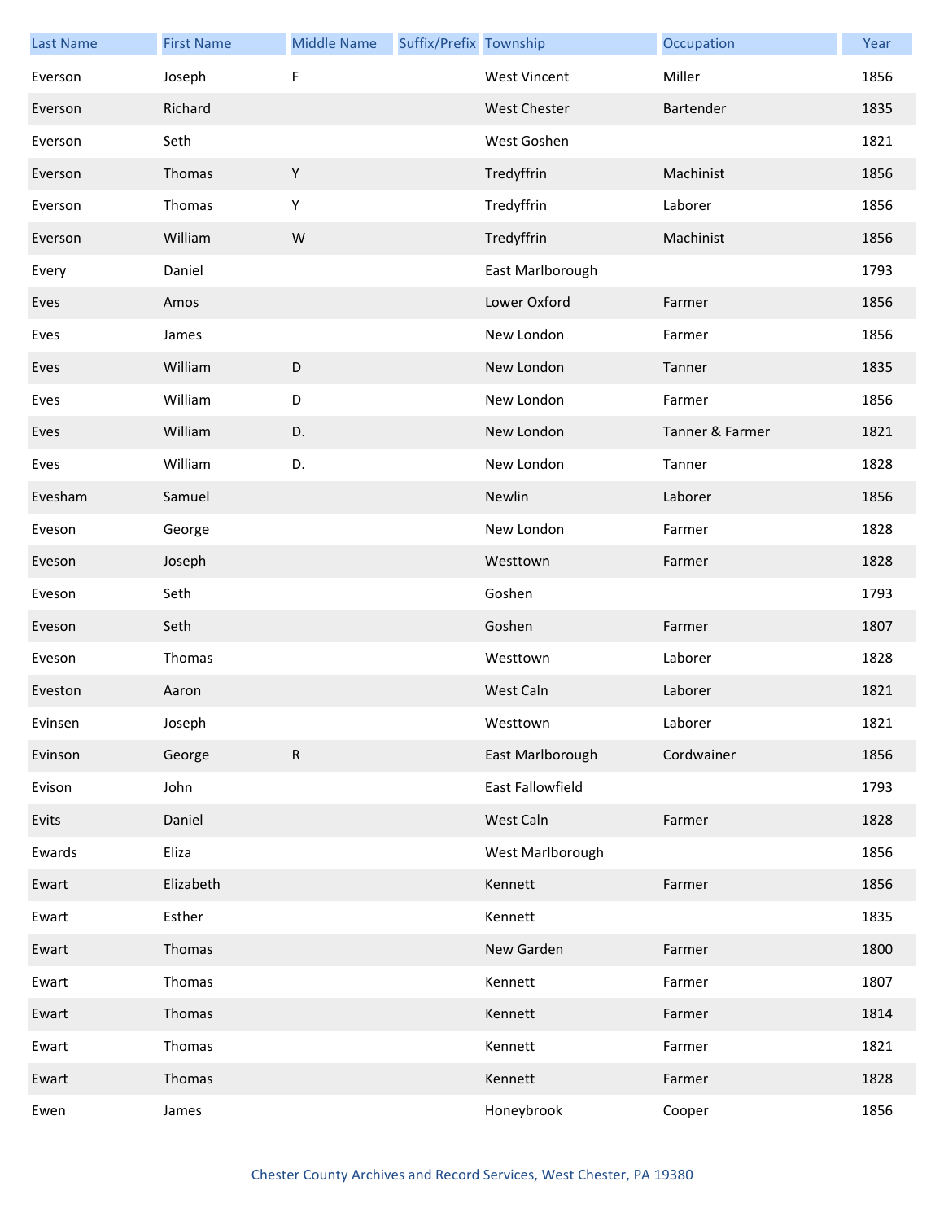| Last Name | First Name | Middle Name | Suffix/Prefix | Township | Occupation | Year |
|---|---|---|---|---|---|---|
| Everson | Joseph | F | | West Vincent | Miller | 1856 |
| Everson | Richard | | | West Chester | Bartender | 1835 |
| Everson | Seth | | | West Goshen | | 1821 |
| Everson | Thomas | Y | | Tredyffrin | Machinist | 1856 |
| Everson | Thomas | Y | | Tredyffrin | Laborer | 1856 |
| Everson | William | W | | Tredyffrin | Machinist | 1856 |
| Every | Daniel | | | East Marlborough | | 1793 |
| Eves | Amos | | | Lower Oxford | Farmer | 1856 |
| Eves | James | | | New London | Farmer | 1856 |
| Eves | William | D | | New London | Tanner | 1835 |
| Eves | William | D | | New London | Farmer | 1856 |
| Eves | William | D. | | New London | Tanner & Farmer | 1821 |
| Eves | William | D. | | New London | Tanner | 1828 |
| Evesham | Samuel | | | Newlin | Laborer | 1856 |
| Eveson | George | | | New London | Farmer | 1828 |
| Eveson | Joseph | | | Westtown | Farmer | 1828 |
| Eveson | Seth | | | Goshen | | 1793 |
| Eveson | Seth | | | Goshen | Farmer | 1807 |
| Eveson | Thomas | | | Westtown | Laborer | 1828 |
| Eveston | Aaron | | | West Caln | Laborer | 1821 |
| Evinsen | Joseph | | | Westtown | Laborer | 1821 |
| Evinson | George | R | | East Marlborough | Cordwainer | 1856 |
| Evison | John | | | East Fallowfield | | 1793 |
| Evits | Daniel | | | West Caln | Farmer | 1828 |
| Ewards | Eliza | | | West Marlborough | | 1856 |
| Ewart | Elizabeth | | | Kennett | Farmer | 1856 |
| Ewart | Esther | | | Kennett | | 1835 |
| Ewart | Thomas | | | New Garden | Farmer | 1800 |
| Ewart | Thomas | | | Kennett | Farmer | 1807 |
| Ewart | Thomas | | | Kennett | Farmer | 1814 |
| Ewart | Thomas | | | Kennett | Farmer | 1821 |
| Ewart | Thomas | | | Kennett | Farmer | 1828 |
| Ewen | James | | | Honeybrook | Cooper | 1856 |

Chester County Archives and Record Services, West Chester, PA 19380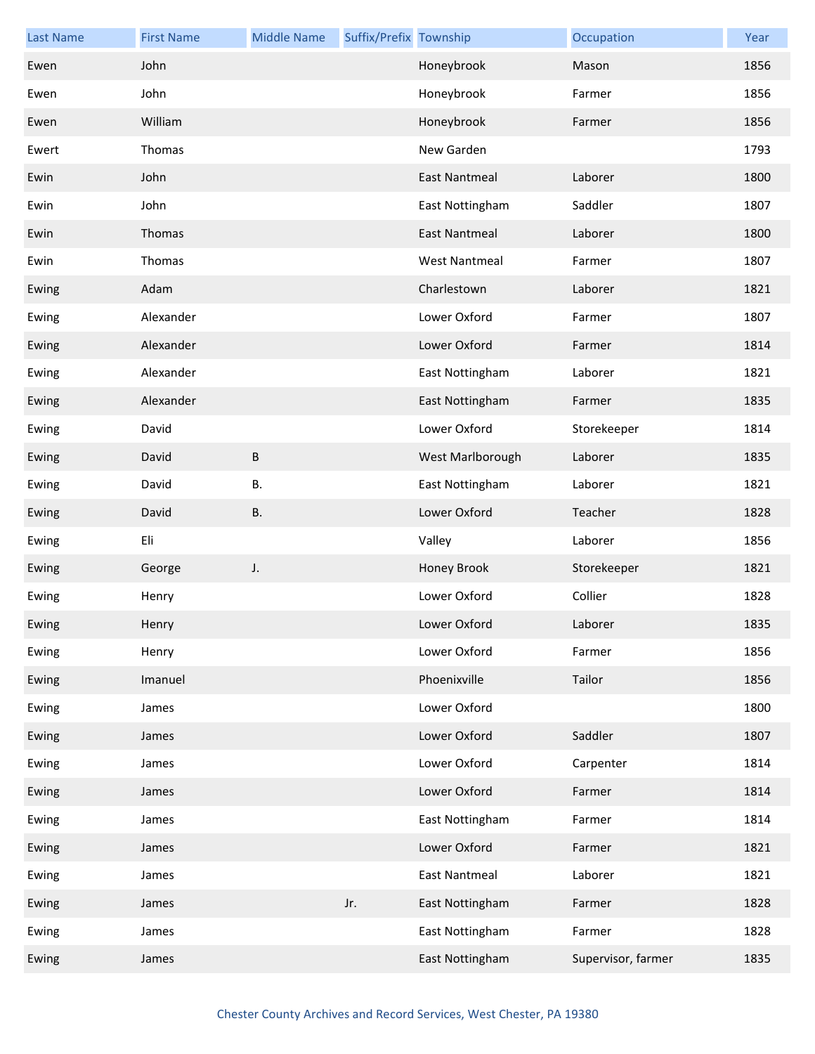| Last Name | First Name | Middle Name | Suffix/Prefix | Township | Occupation | Year |
|---|---|---|---|---|---|---|
| Ewen | John | | | Honeybrook | Mason | 1856 |
| Ewen | John | | | Honeybrook | Farmer | 1856 |
| Ewen | William | | | Honeybrook | Farmer | 1856 |
| Ewert | Thomas | | | New Garden | | 1793 |
| Ewin | John | | | East Nantmeal | Laborer | 1800 |
| Ewin | John | | | East Nottingham | Saddler | 1807 |
| Ewin | Thomas | | | East Nantmeal | Laborer | 1800 |
| Ewin | Thomas | | | West Nantmeal | Farmer | 1807 |
| Ewing | Adam | | | Charlestown | Laborer | 1821 |
| Ewing | Alexander | | | Lower Oxford | Farmer | 1807 |
| Ewing | Alexander | | | Lower Oxford | Farmer | 1814 |
| Ewing | Alexander | | | East Nottingham | Laborer | 1821 |
| Ewing | Alexander | | | East Nottingham | Farmer | 1835 |
| Ewing | David | | | Lower Oxford | Storekeeper | 1814 |
| Ewing | David | B | | West Marlborough | Laborer | 1835 |
| Ewing | David | B. | | East Nottingham | Laborer | 1821 |
| Ewing | David | B. | | Lower Oxford | Teacher | 1828 |
| Ewing | Eli | | | Valley | Laborer | 1856 |
| Ewing | George | J. | | Honey Brook | Storekeeper | 1821 |
| Ewing | Henry | | | Lower Oxford | Collier | 1828 |
| Ewing | Henry | | | Lower Oxford | Laborer | 1835 |
| Ewing | Henry | | | Lower Oxford | Farmer | 1856 |
| Ewing | Imanuel | | | Phoenixville | Tailor | 1856 |
| Ewing | James | | | Lower Oxford | | 1800 |
| Ewing | James | | | Lower Oxford | Saddler | 1807 |
| Ewing | James | | | Lower Oxford | Carpenter | 1814 |
| Ewing | James | | | Lower Oxford | Farmer | 1814 |
| Ewing | James | | | East Nottingham | Farmer | 1814 |
| Ewing | James | | | Lower Oxford | Farmer | 1821 |
| Ewing | James | | | East Nantmeal | Laborer | 1821 |
| Ewing | James | | Jr. | East Nottingham | Farmer | 1828 |
| Ewing | James | | | East Nottingham | Farmer | 1828 |
| Ewing | James | | | East Nottingham | Supervisor, farmer | 1835 |

Chester County Archives and Record Services, West Chester, PA 19380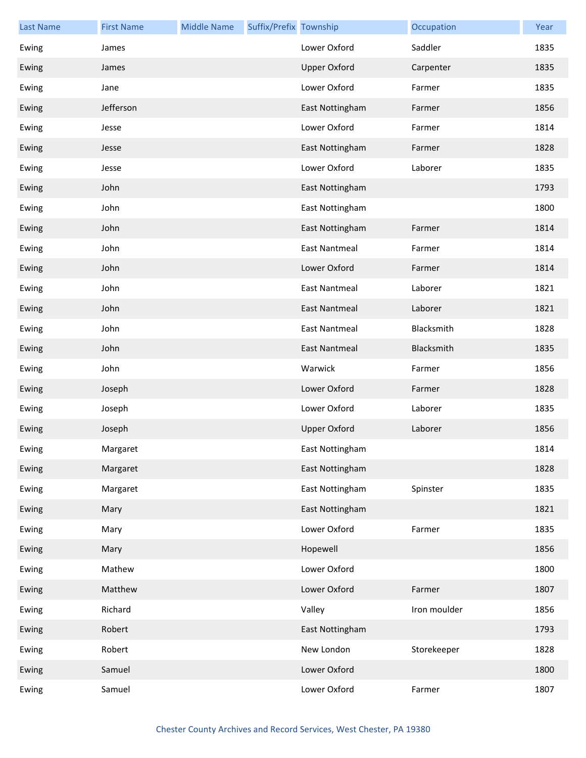| Last Name | First Name | Middle Name | Suffix/Prefix | Township | Occupation | Year |
|---|---|---|---|---|---|---|
| Ewing | James | | | Lower Oxford | Saddler | 1835 |
| Ewing | James | | | Upper Oxford | Carpenter | 1835 |
| Ewing | Jane | | | Lower Oxford | Farmer | 1835 |
| Ewing | Jefferson | | | East Nottingham | Farmer | 1856 |
| Ewing | Jesse | | | Lower Oxford | Farmer | 1814 |
| Ewing | Jesse | | | East Nottingham | Farmer | 1828 |
| Ewing | Jesse | | | Lower Oxford | Laborer | 1835 |
| Ewing | John | | | East Nottingham | | 1793 |
| Ewing | John | | | East Nottingham | | 1800 |
| Ewing | John | | | East Nottingham | Farmer | 1814 |
| Ewing | John | | | East Nantmeal | Farmer | 1814 |
| Ewing | John | | | Lower Oxford | Farmer | 1814 |
| Ewing | John | | | East Nantmeal | Laborer | 1821 |
| Ewing | John | | | East Nantmeal | Laborer | 1821 |
| Ewing | John | | | East Nantmeal | Blacksmith | 1828 |
| Ewing | John | | | East Nantmeal | Blacksmith | 1835 |
| Ewing | John | | | Warwick | Farmer | 1856 |
| Ewing | Joseph | | | Lower Oxford | Farmer | 1828 |
| Ewing | Joseph | | | Lower Oxford | Laborer | 1835 |
| Ewing | Joseph | | | Upper Oxford | Laborer | 1856 |
| Ewing | Margaret | | | East Nottingham | | 1814 |
| Ewing | Margaret | | | East Nottingham | | 1828 |
| Ewing | Margaret | | | East Nottingham | Spinster | 1835 |
| Ewing | Mary | | | East Nottingham | | 1821 |
| Ewing | Mary | | | Lower Oxford | Farmer | 1835 |
| Ewing | Mary | | | Hopewell | | 1856 |
| Ewing | Mathew | | | Lower Oxford | | 1800 |
| Ewing | Matthew | | | Lower Oxford | Farmer | 1807 |
| Ewing | Richard | | | Valley | Iron moulder | 1856 |
| Ewing | Robert | | | East Nottingham | | 1793 |
| Ewing | Robert | | | New London | Storekeeper | 1828 |
| Ewing | Samuel | | | Lower Oxford | | 1800 |
| Ewing | Samuel | | | Lower Oxford | Farmer | 1807 |

Chester County Archives and Record Services, West Chester, PA 19380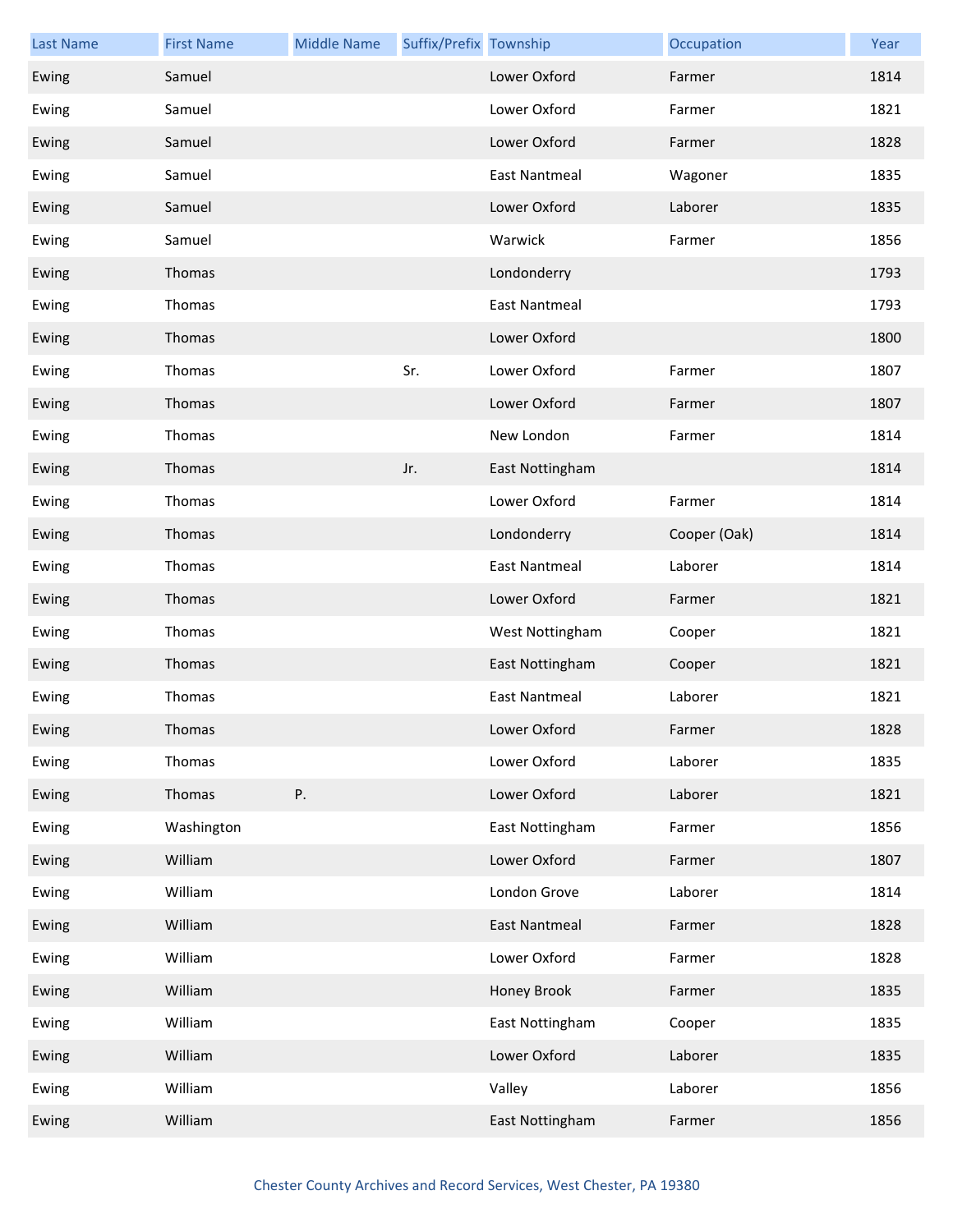| Last Name | First Name | Middle Name | Suffix/Prefix | Township | Occupation | Year |
|---|---|---|---|---|---|---|
| Ewing | Samuel | | | Lower Oxford | Farmer | 1814 |
| Ewing | Samuel | | | Lower Oxford | Farmer | 1821 |
| Ewing | Samuel | | | Lower Oxford | Farmer | 1828 |
| Ewing | Samuel | | | East Nantmeal | Wagoner | 1835 |
| Ewing | Samuel | | | Lower Oxford | Laborer | 1835 |
| Ewing | Samuel | | | Warwick | Farmer | 1856 |
| Ewing | Thomas | | | Londonderry | | 1793 |
| Ewing | Thomas | | | East Nantmeal | | 1793 |
| Ewing | Thomas | | | Lower Oxford | | 1800 |
| Ewing | Thomas | | Sr. | Lower Oxford | Farmer | 1807 |
| Ewing | Thomas | | | Lower Oxford | Farmer | 1807 |
| Ewing | Thomas | | | New London | Farmer | 1814 |
| Ewing | Thomas | | Jr. | East Nottingham | | 1814 |
| Ewing | Thomas | | | Lower Oxford | Farmer | 1814 |
| Ewing | Thomas | | | Londonderry | Cooper (Oak) | 1814 |
| Ewing | Thomas | | | East Nantmeal | Laborer | 1814 |
| Ewing | Thomas | | | Lower Oxford | Farmer | 1821 |
| Ewing | Thomas | | | West Nottingham | Cooper | 1821 |
| Ewing | Thomas | | | East Nottingham | Cooper | 1821 |
| Ewing | Thomas | | | East Nantmeal | Laborer | 1821 |
| Ewing | Thomas | | | Lower Oxford | Farmer | 1828 |
| Ewing | Thomas | | | Lower Oxford | Laborer | 1835 |
| Ewing | Thomas | P. | | Lower Oxford | Laborer | 1821 |
| Ewing | Washington | | | East Nottingham | Farmer | 1856 |
| Ewing | William | | | Lower Oxford | Farmer | 1807 |
| Ewing | William | | | London Grove | Laborer | 1814 |
| Ewing | William | | | East Nantmeal | Farmer | 1828 |
| Ewing | William | | | Lower Oxford | Farmer | 1828 |
| Ewing | William | | | Honey Brook | Farmer | 1835 |
| Ewing | William | | | East Nottingham | Cooper | 1835 |
| Ewing | William | | | Lower Oxford | Laborer | 1835 |
| Ewing | William | | | Valley | Laborer | 1856 |
| Ewing | William | | | East Nottingham | Farmer | 1856 |

Chester County Archives and Record Services, West Chester, PA 19380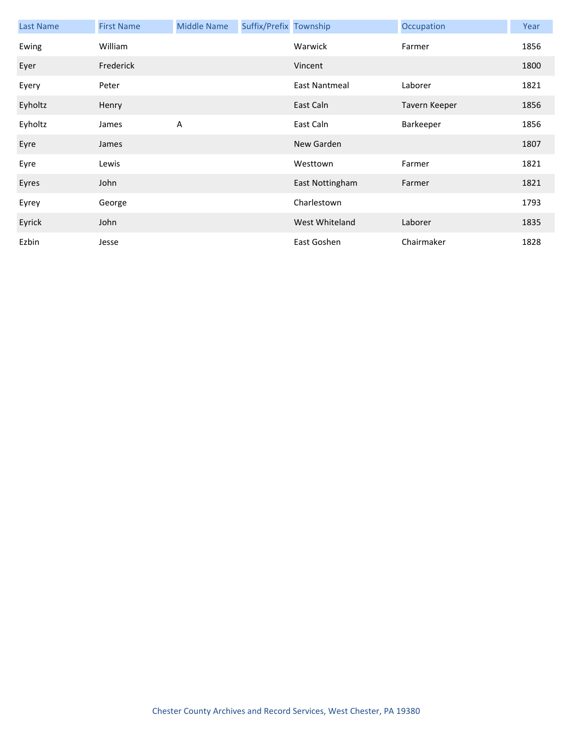| Last Name | First Name | Middle Name | Suffix/Prefix | Township | Occupation | Year |
|---|---|---|---|---|---|---|
| Ewing | William | | | Warwick | Farmer | 1856 |
| Eyer | Frederick | | | Vincent | | 1800 |
| Eyery | Peter | | | East Nantmeal | Laborer | 1821 |
| Eyholtz | Henry | | | East Caln | Tavern Keeper | 1856 |
| Eyholtz | James | A | | East Caln | Barkeeper | 1856 |
| Eyre | James | | | New Garden | | 1807 |
| Eyre | Lewis | | | Westtown | Farmer | 1821 |
| Eyres | John | | | East Nottingham | Farmer | 1821 |
| Eyrey | George | | | Charlestown | | 1793 |
| Eyrick | John | | | West Whiteland | Laborer | 1835 |
| Ezbin | Jesse | | | East Goshen | Chairmaker | 1828 |